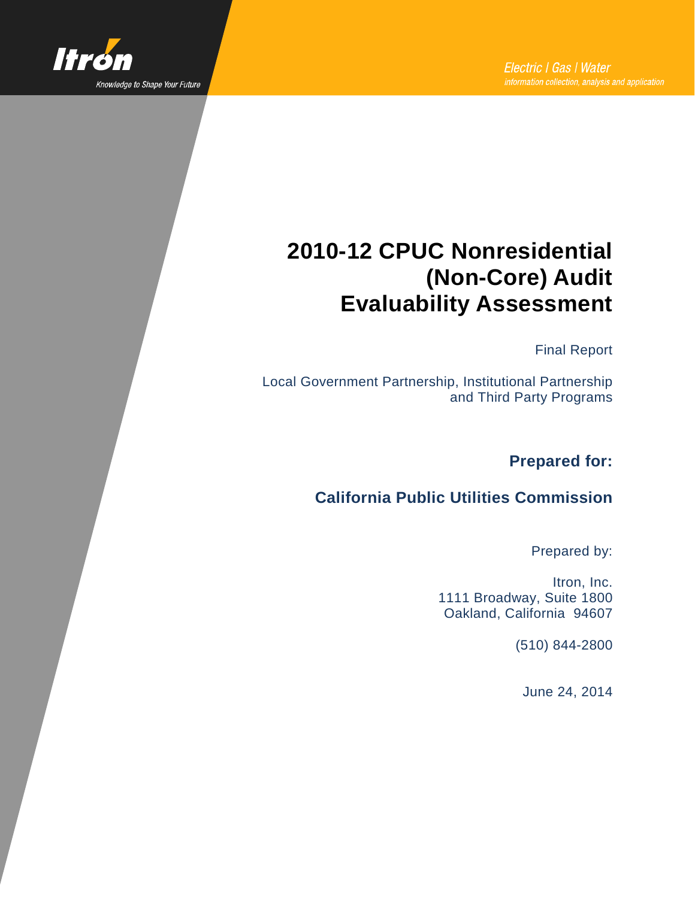Itron

Knowledge to Shape Your Future

Electric | Gas | Water

information collection, analysis and application

# 2010-12 CPUC Nonresidential (Non-Core) Audit Evaluability Assessment

Final Report

Local Government Partnership, Institutional Partnership and Third Party Programs

**Prepared for:**

**California Public Utilities Commission**

Prepared by:

Itron, Inc.
1111 Broadway, Suite 1800
Oakland, California 94607

(510) 844-2800

June 24, 2014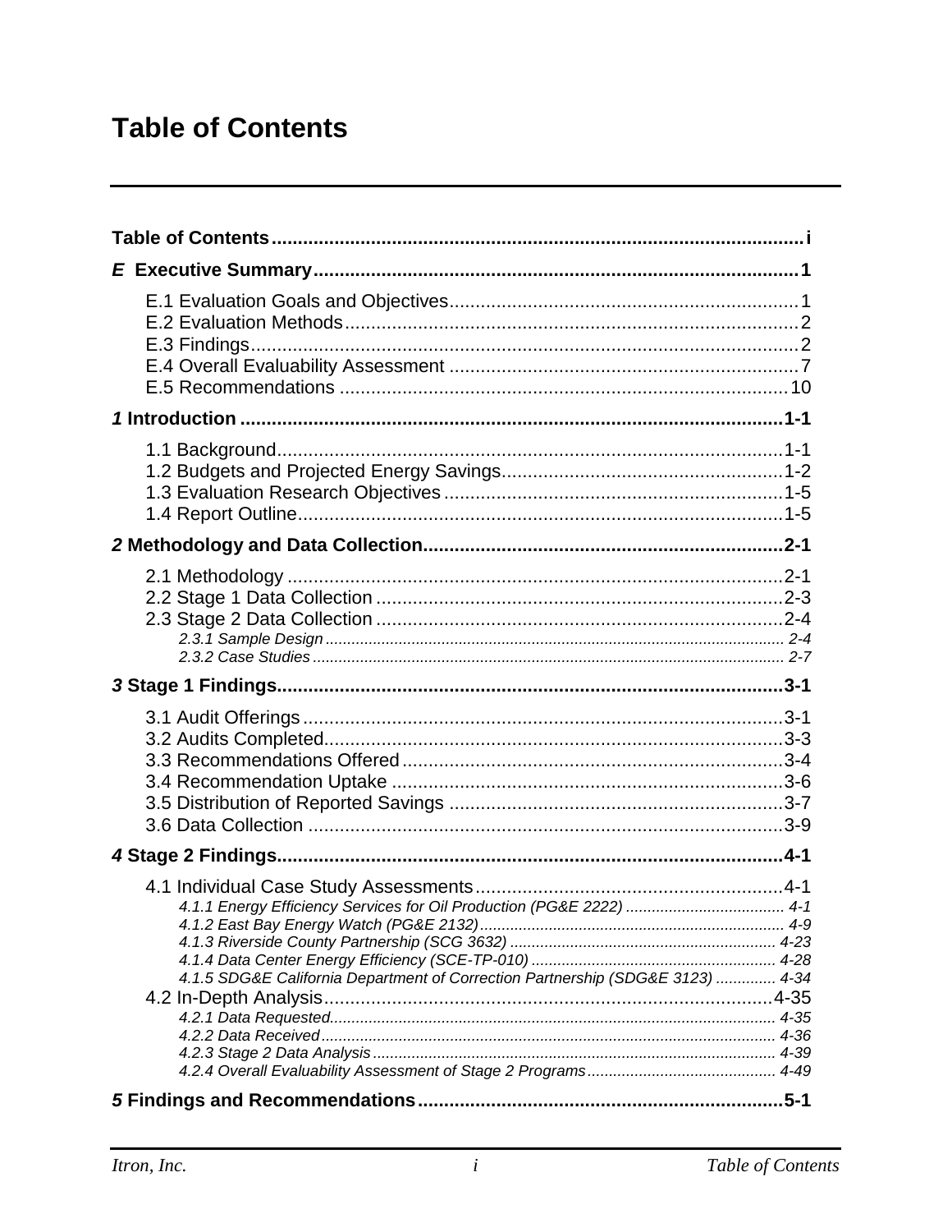# Table of Contents

**Table of Contents** ..................................................................................................... **i**

***E*** **Executive Summary** ............................................................................................ **1**

E.1 Evaluation Goals and Objectives .................................................................. 1
E.2 Evaluation Methods ...................................................................................... 2
E.3 Findings ........................................................................................................ 2
E.4 Overall Evaluability Assessment .................................................................. 7
E.5 Recommendations ...................................................................................... 10

***1*** **Introduction** ....................................................................................................... **1-1**

1.1 Background ................................................................................................. 1-1
1.2 Budgets and Projected Energy Savings ..................................................... 1-2
1.3 Evaluation Research Objectives ................................................................. 1-5
1.4 Report Outline ............................................................................................. 1-5

***2*** **Methodology and Data Collection** .................................................................... **2-1**

2.1 Methodology ............................................................................................... 2-1
2.2 Stage 1 Data Collection .............................................................................. 2-3
2.3 Stage 2 Data Collection .............................................................................. 2-4
*2.3.1 Sample Design* ........................................................................................... *2-4*
*2.3.2 Case Studies* ............................................................................................. *2-7*

***3*** **Stage 1 Findings** ................................................................................................ **3-1**

3.1 Audit Offerings ............................................................................................ 3-1
3.2 Audits Completed ........................................................................................ 3-3
3.3 Recommendations Offered ......................................................................... 3-4
3.4 Recommendation Uptake ........................................................................... 3-6
3.5 Distribution of Reported Savings ................................................................ 3-7
3.6 Data Collection ............................................................................................ 3-9

***4*** **Stage 2 Findings** ................................................................................................ **4-1**

4.1 Individual Case Study Assessments ........................................................... 4-1
*4.1.1 Energy Efficiency Services for Oil Production (PG&E 2222)* ...................... *4-1*
*4.1.2 East Bay Energy Watch (PG&E 2132)* ....................................................... *4-9*
*4.1.3 Riverside County Partnership (SCG 3632)* ............................................... *4-23*
*4.1.4 Data Center Energy Efficiency (SCE-TP-010)* .......................................... *4-28*
*4.1.5 SDG&E California Department of Correction Partnership (SDG&E 3123)* .............. *4-34*
4.2 In-Depth Analysis ....................................................................................... 4-35
*4.2.1 Data Requested* ........................................................................................ *4-35*
*4.2.2 Data Received* .......................................................................................... *4-36*
*4.2.3 Stage 2 Data Analysis* .............................................................................. *4-39*
*4.2.4 Overall Evaluability Assessment of Stage 2 Programs* ............................. *4-49*

***5*** **Findings and Recommendations** ...................................................................... **5-1**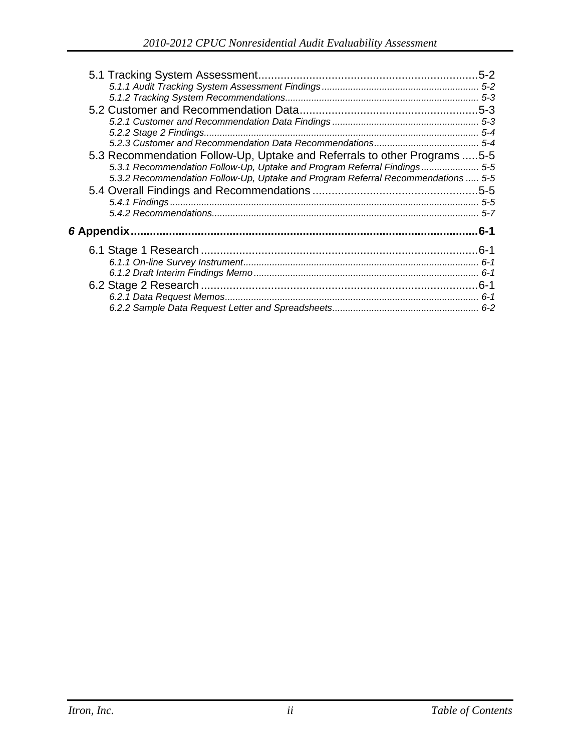5.1 Tracking System Assessment ..................................................................... 5-2

*5.1.1 Audit Tracking System Assessment Findings ........................................................... 5-2*

*5.1.2 Tracking System Recommendations ......................................................................... 5-3*

5.2 Customer and Recommendation Data ........................................................ 5-3

*5.2.1 Customer and Recommendation Data Findings ........................................................ 5-3*

*5.2.2 Stage 2 Findings ......................................................................................................... 5-4*

*5.2.3 Customer and Recommendation Data Recommendations ........................................ 5-4*

5.3 Recommendation Follow-Up, Uptake and Referrals to other Programs ..... 5-5

*5.3.1 Recommendation Follow-Up, Uptake and Program Referral Findings ...................... 5-5*

*5.3.2 Recommendation Follow-Up, Uptake and Program Referral Recommendations ..... 5-5*

5.4 Overall Findings and Recommendations .................................................... 5-5

*5.4.1 Findings ..................................................................................................................... 5-5*

*5.4.2 Recommendations ...................................................................................................... 5-7*

***6* Appendix ............................................................................................................. 6-1**

6.1 Stage 1 Research ........................................................................................ 6-1

*6.1.1 On-line Survey Instrument .......................................................................................... 6-1*

*6.1.2 Draft Interim Findings Memo ...................................................................................... 6-1*

6.2 Stage 2 Research ........................................................................................ 6-1

*6.2.1 Data Request Memos .................................................................................................. 6-1*

*6.2.2 Sample Data Request Letter and Spreadsheets ......................................................... 6-2*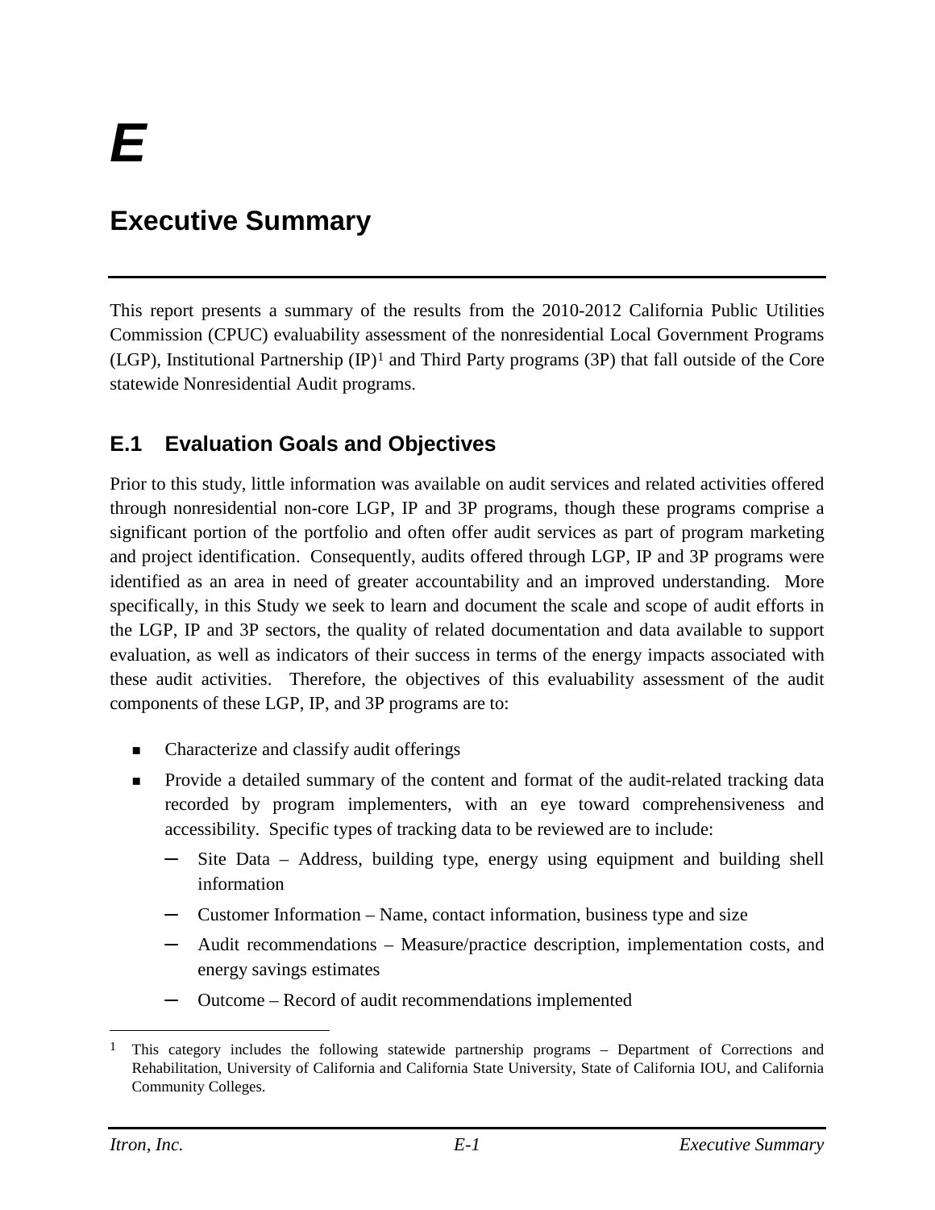# E

# Executive Summary

This report presents a summary of the results from the 2010-2012 California Public Utilities Commission (CPUC) evaluability assessment of the nonresidential Local Government Programs (LGP), Institutional Partnership (IP)[1] and Third Party programs (3P) that fall outside of the Core statewide Nonresidential Audit programs.

## E.1 Evaluation Goals and Objectives

Prior to this study, little information was available on audit services and related activities offered through nonresidential non-core LGP, IP and 3P programs, though these programs comprise a significant portion of the portfolio and often offer audit services as part of program marketing and project identification. Consequently, audits offered through LGP, IP and 3P programs were identified as an area in need of greater accountability and an improved understanding. More specifically, in this Study we seek to learn and document the scale and scope of audit efforts in the LGP, IP and 3P sectors, the quality of related documentation and data available to support evaluation, as well as indicators of their success in terms of the energy impacts associated with these audit activities. Therefore, the objectives of this evaluability assessment of the audit components of these LGP, IP, and 3P programs are to:

- Characterize and classify audit offerings
- Provide a detailed summary of the content and format of the audit-related tracking data recorded by program implementers, with an eye toward comprehensiveness and accessibility. Specific types of tracking data to be reviewed are to include:
  - Site Data – Address, building type, energy using equipment and building shell information
  - Customer Information – Name, contact information, business type and size
  - Audit recommendations – Measure/practice description, implementation costs, and energy savings estimates
  - Outcome – Record of audit recommendations implemented

[1] This category includes the following statewide partnership programs – Department of Corrections and Rehabilitation, University of California and California State University, State of California IOU, and California Community Colleges.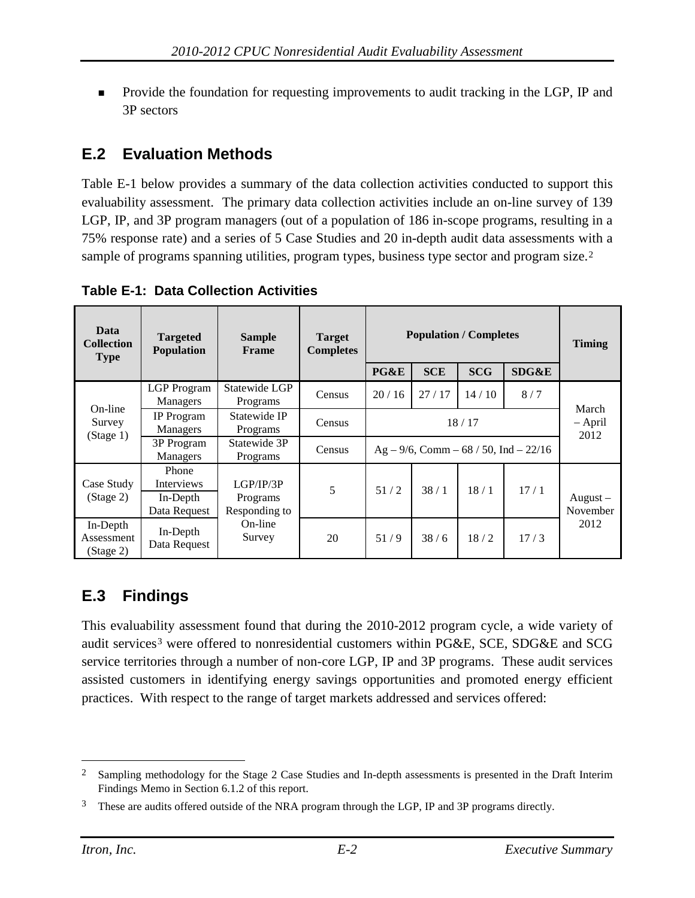- Provide the foundation for requesting improvements to audit tracking in the LGP, IP and 3P sectors

## E.2 Evaluation Methods

Table E-1 below provides a summary of the data collection activities conducted to support this evaluability assessment. The primary data collection activities include an on-line survey of 139 LGP, IP, and 3P program managers (out of a population of 186 in-scope programs, resulting in a 75% response rate) and a series of 5 Case Studies and 20 in-depth audit data assessments with a sample of programs spanning utilities, program types, business type sector and program size.[2]

**Table E-1: Data Collection Activities**

| Data Collection Type | Targeted Population | Sample Frame | Target Completes | Population / Completes | | | | Timing |
|---|---|---|---|---|---|---|---|---|
| | | | | PG&E | SCE | SCG | SDG&E | |
| On-line Survey (Stage 1) | LGP Program Managers | Statewide LGP Programs | Census | 20 / 16 | 27 / 17 | 14 / 10 | 8 / 7 | March – April 2012 |
| | IP Program Managers | Statewide IP Programs | Census | 18 / 17 | | | | |
| | 3P Program Managers | Statewide 3P Programs | Census | Ag – 9/6, Comm – 68 / 50, Ind – 22/16 | | | | |
| Case Study (Stage 2) | Phone Interviews<br>In-Depth Data Request | LGP/IP/3P Programs Responding to On-line Survey | 5 | 51 / 2 | 38 / 1 | 18 / 1 | 17 / 1 | August – November 2012 |
| In-Depth Assessment (Stage 2) | In-Depth Data Request | | 20 | 51 / 9 | 38 / 6 | 18 / 2 | 17 / 3 | |

## E.3 Findings

This evaluability assessment found that during the 2010-2012 program cycle, a wide variety of audit services[3] were offered to nonresidential customers within PG&E, SCE, SDG&E and SCG service territories through a number of non-core LGP, IP and 3P programs. These audit services assisted customers in identifying energy savings opportunities and promoted energy efficient practices. With respect to the range of target markets addressed and services offered:

---

[2] Sampling methodology for the Stage 2 Case Studies and In-depth assessments is presented in the Draft Interim Findings Memo in Section 6.1.2 of this report.

[3] These are audits offered outside of the NRA program through the LGP, IP and 3P programs directly.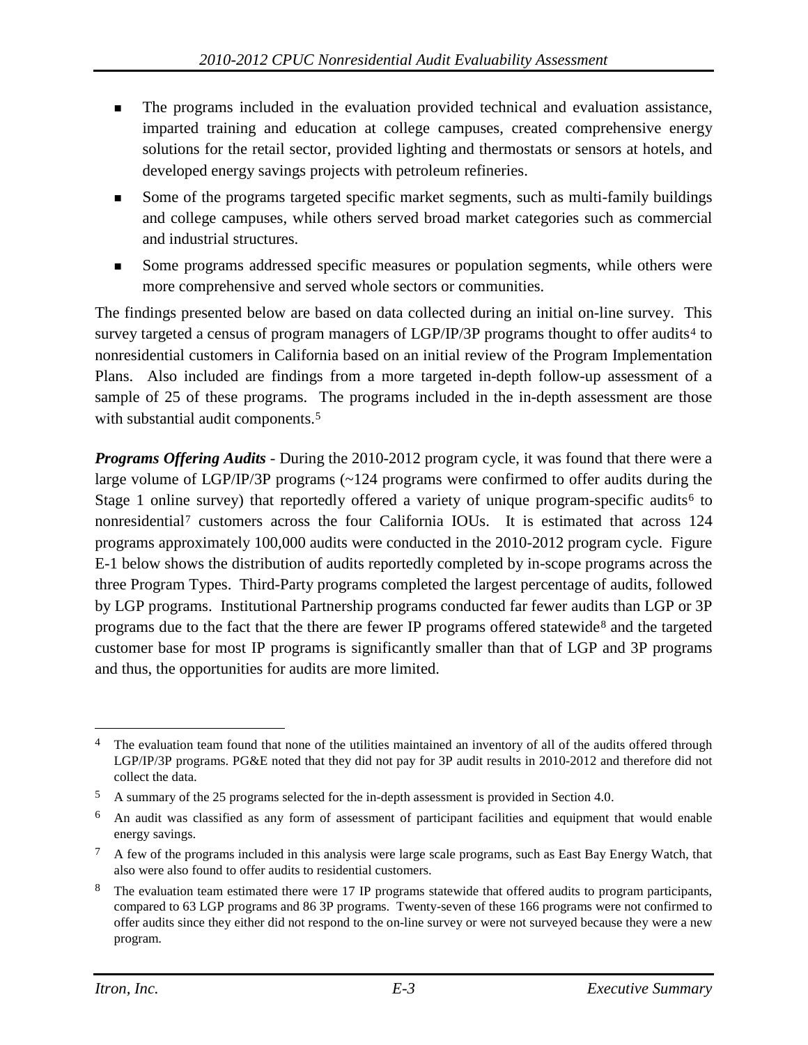- The programs included in the evaluation provided technical and evaluation assistance, imparted training and education at college campuses, created comprehensive energy solutions for the retail sector, provided lighting and thermostats or sensors at hotels, and developed energy savings projects with petroleum refineries.
- Some of the programs targeted specific market segments, such as multi-family buildings and college campuses, while others served broad market categories such as commercial and industrial structures.
- Some programs addressed specific measures or population segments, while others were more comprehensive and served whole sectors or communities.

The findings presented below are based on data collected during an initial on-line survey. This survey targeted a census of program managers of LGP/IP/3P programs thought to offer audits[4] to nonresidential customers in California based on an initial review of the Program Implementation Plans. Also included are findings from a more targeted in-depth follow-up assessment of a sample of 25 of these programs. The programs included in the in-depth assessment are those with substantial audit components.[5]

***Programs Offering Audits*** - During the 2010-2012 program cycle, it was found that there were a large volume of LGP/IP/3P programs (~124 programs were confirmed to offer audits during the Stage 1 online survey) that reportedly offered a variety of unique program-specific audits[6] to nonresidential[7] customers across the four California IOUs. It is estimated that across 124 programs approximately 100,000 audits were conducted in the 2010-2012 program cycle. Figure E-1 below shows the distribution of audits reportedly completed by in-scope programs across the three Program Types. Third-Party programs completed the largest percentage of audits, followed by LGP programs. Institutional Partnership programs conducted far fewer audits than LGP or 3P programs due to the fact that the there are fewer IP programs offered statewide[8] and the targeted customer base for most IP programs is significantly smaller than that of LGP and 3P programs and thus, the opportunities for audits are more limited.

---

[4] The evaluation team found that none of the utilities maintained an inventory of all of the audits offered through LGP/IP/3P programs. PG&E noted that they did not pay for 3P audit results in 2010-2012 and therefore did not collect the data.

[5] A summary of the 25 programs selected for the in-depth assessment is provided in Section 4.0.

[6] An audit was classified as any form of assessment of participant facilities and equipment that would enable energy savings.

[7] A few of the programs included in this analysis were large scale programs, such as East Bay Energy Watch, that also were also found to offer audits to residential customers.

[8] The evaluation team estimated there were 17 IP programs statewide that offered audits to program participants, compared to 63 LGP programs and 86 3P programs. Twenty-seven of these 166 programs were not confirmed to offer audits since they either did not respond to the on-line survey or were not surveyed because they were a new program.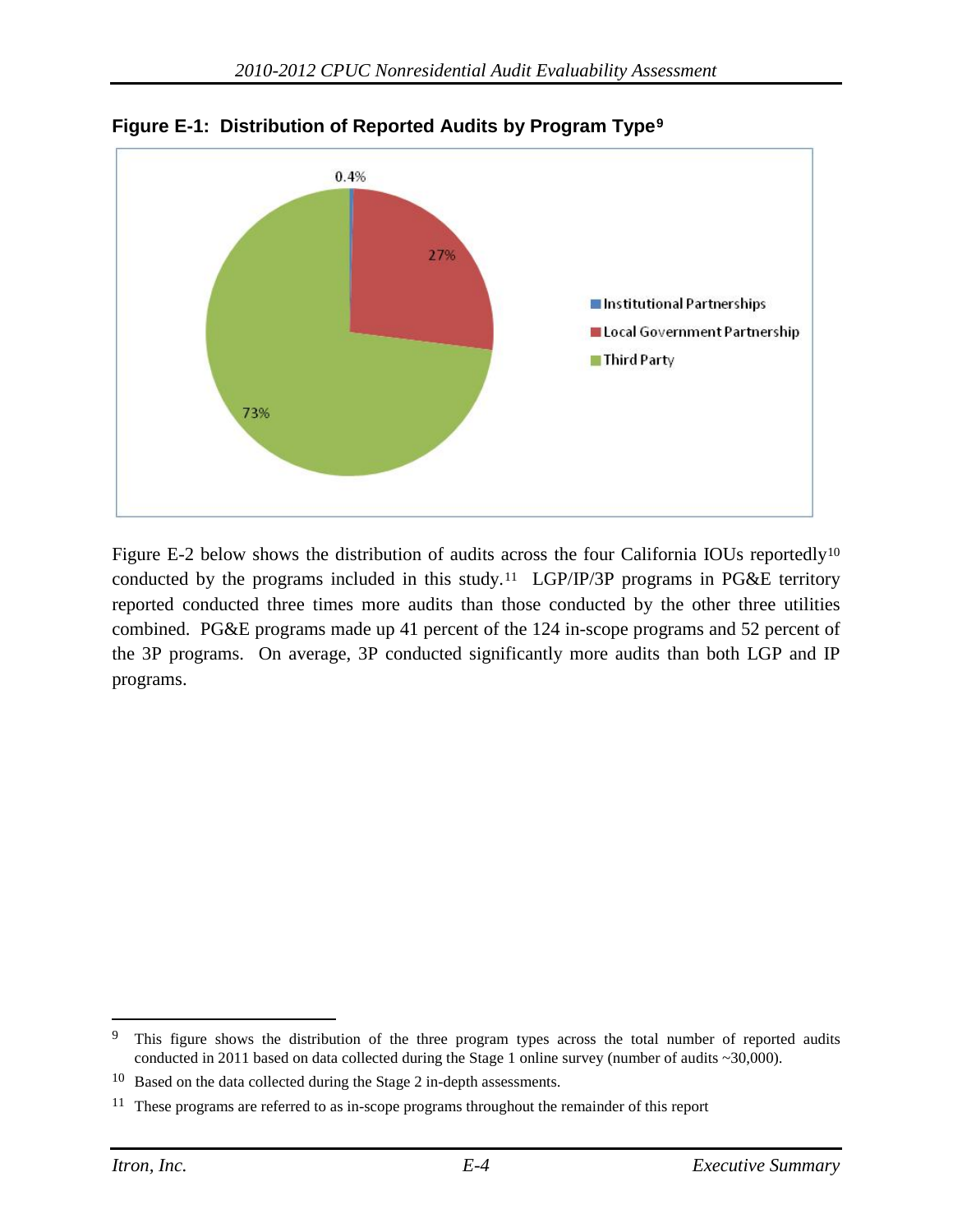**Figure E-1: Distribution of Reported Audits by Program Type**[9]

0.4%

27%

73%

- Institutional Partnerships
- Local Government Partnership
- Third Party

Figure E-2 below shows the distribution of audits across the four California IOUs reportedly[10] conducted by the programs included in this study.[11] LGP/IP/3P programs in PG&E territory reported conducted three times more audits than those conducted by the other three utilities combined. PG&E programs made up 41 percent of the 124 in-scope programs and 52 percent of the 3P programs. On average, 3P conducted significantly more audits than both LGP and IP programs.

---

[9] This figure shows the distribution of the three program types across the total number of reported audits conducted in 2011 based on data collected during the Stage 1 online survey (number of audits ~30,000).

[10] Based on the data collected during the Stage 2 in-depth assessments.

[11] These programs are referred to as in-scope programs throughout the remainder of this report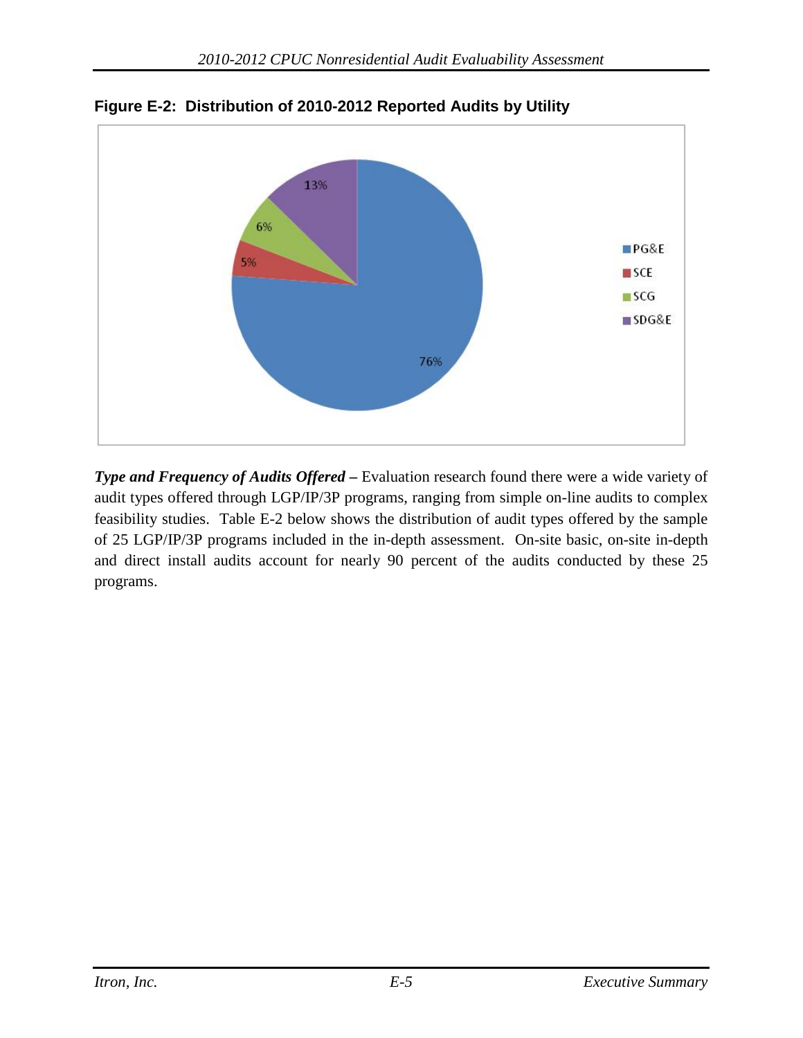**Figure E-2: Distribution of 2010-2012 Reported Audits by Utility**

***Type and Frequency of Audits Offered –*** Evaluation research found there were a wide variety of audit types offered through LGP/IP/3P programs, ranging from simple on-line audits to complex feasibility studies. Table E-2 below shows the distribution of audit types offered by the sample of 25 LGP/IP/3P programs included in the in-depth assessment. On-site basic, on-site in-depth and direct install audits account for nearly 90 percent of the audits conducted by these 25 programs.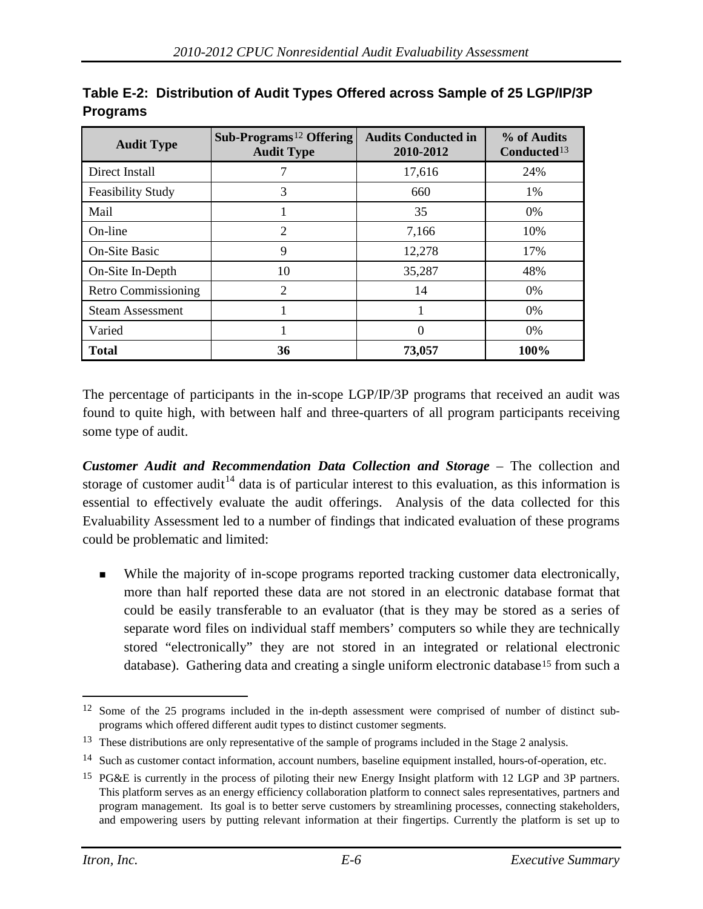**Table E-2: Distribution of Audit Types Offered across Sample of 25 LGP/IP/3P Programs**

| Audit Type | Sub-Programs[12] Offering Audit Type | Audits Conducted in 2010-2012 | % of Audits Conducted[13] |
|---|---|---|---|
| Direct Install | 7 | 17,616 | 24% |
| Feasibility Study | 3 | 660 | 1% |
| Mail | 1 | 35 | 0% |
| On-line | 2 | 7,166 | 10% |
| On-Site Basic | 9 | 12,278 | 17% |
| On-Site In-Depth | 10 | 35,287 | 48% |
| Retro Commissioning | 2 | 14 | 0% |
| Steam Assessment | 1 | 1 | 0% |
| Varied | 1 | 0 | 0% |
| **Total** | **36** | **73,057** | **100%** |

The percentage of participants in the in-scope LGP/IP/3P programs that received an audit was found to quite high, with between half and three-quarters of all program participants receiving some type of audit.

***Customer Audit and Recommendation Data Collection and Storage*** – The collection and storage of customer audit[14] data is of particular interest to this evaluation, as this information is essential to effectively evaluate the audit offerings. Analysis of the data collected for this Evaluability Assessment led to a number of findings that indicated evaluation of these programs could be problematic and limited:

- While the majority of in-scope programs reported tracking customer data electronically, more than half reported these data are not stored in an electronic database format that could be easily transferable to an evaluator (that is they may be stored as a series of separate word files on individual staff members' computers so while they are technically stored "electronically" they are not stored in an integrated or relational electronic database). Gathering data and creating a single uniform electronic database[15] from such a

---

[12] Some of the 25 programs included in the in-depth assessment were comprised of number of distinct sub-programs which offered different audit types to distinct customer segments.

[13] These distributions are only representative of the sample of programs included in the Stage 2 analysis.

[14] Such as customer contact information, account numbers, baseline equipment installed, hours-of-operation, etc.

[15] PG&E is currently in the process of piloting their new Energy Insight platform with 12 LGP and 3P partners. This platform serves as an energy efficiency collaboration platform to connect sales representatives, partners and program management. Its goal is to better serve customers by streamlining processes, connecting stakeholders, and empowering users by putting relevant information at their fingertips. Currently the platform is set up to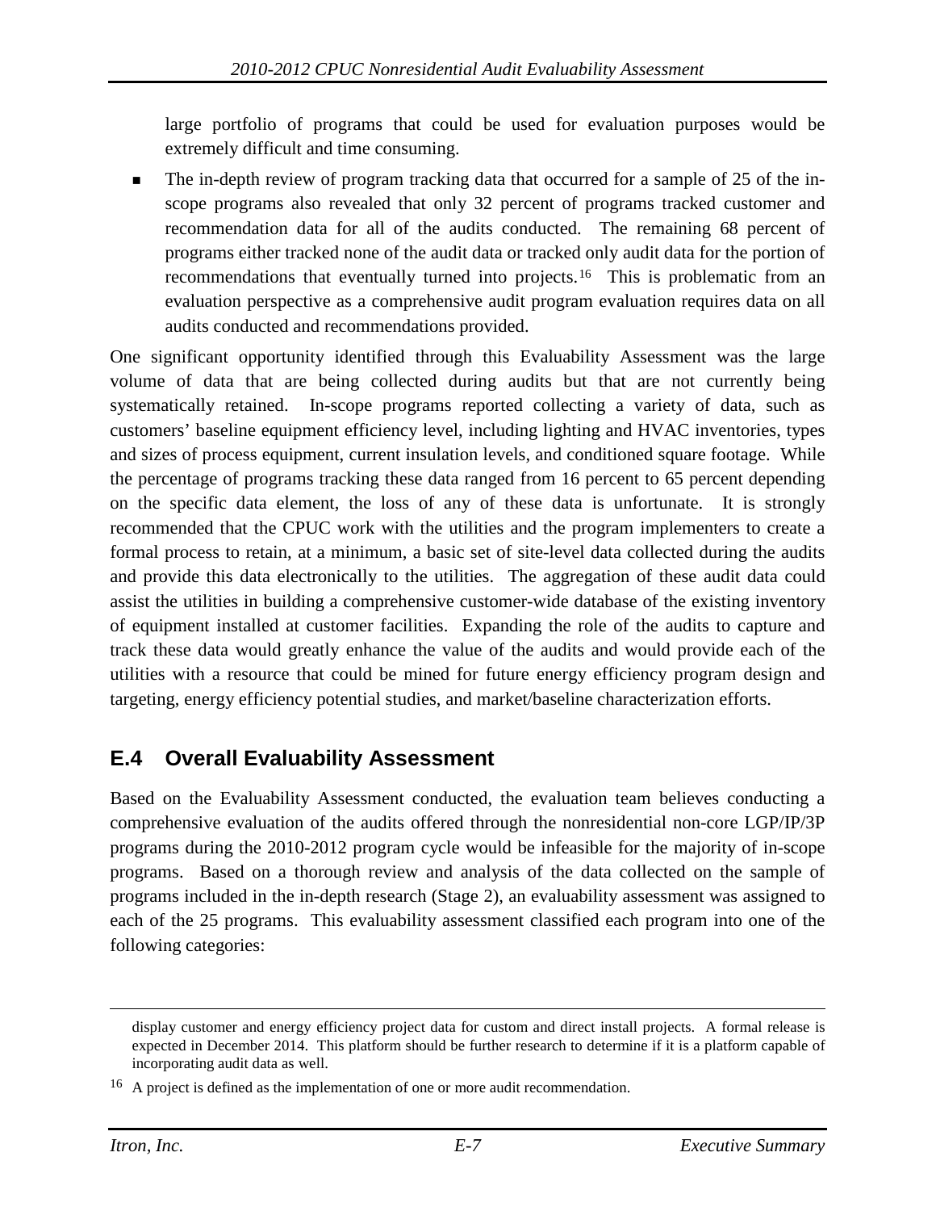large portfolio of programs that could be used for evaluation purposes would be extremely difficult and time consuming.

- The in-depth review of program tracking data that occurred for a sample of 25 of the in-scope programs also revealed that only 32 percent of programs tracked customer and recommendation data for all of the audits conducted. The remaining 68 percent of programs either tracked none of the audit data or tracked only audit data for the portion of recommendations that eventually turned into projects.[16] This is problematic from an evaluation perspective as a comprehensive audit program evaluation requires data on all audits conducted and recommendations provided.

One significant opportunity identified through this Evaluability Assessment was the large volume of data that are being collected during audits but that are not currently being systematically retained. In-scope programs reported collecting a variety of data, such as customers' baseline equipment efficiency level, including lighting and HVAC inventories, types and sizes of process equipment, current insulation levels, and conditioned square footage. While the percentage of programs tracking these data ranged from 16 percent to 65 percent depending on the specific data element, the loss of any of these data is unfortunate. It is strongly recommended that the CPUC work with the utilities and the program implementers to create a formal process to retain, at a minimum, a basic set of site-level data collected during the audits and provide this data electronically to the utilities. The aggregation of these audit data could assist the utilities in building a comprehensive customer-wide database of the existing inventory of equipment installed at customer facilities. Expanding the role of the audits to capture and track these data would greatly enhance the value of the audits and would provide each of the utilities with a resource that could be mined for future energy efficiency program design and targeting, energy efficiency potential studies, and market/baseline characterization efforts.

## E.4 Overall Evaluability Assessment

Based on the Evaluability Assessment conducted, the evaluation team believes conducting a comprehensive evaluation of the audits offered through the nonresidential non-core LGP/IP/3P programs during the 2010-2012 program cycle would be infeasible for the majority of in-scope programs. Based on a thorough review and analysis of the data collected on the sample of programs included in the in-depth research (Stage 2), an evaluability assessment was assigned to each of the 25 programs. This evaluability assessment classified each program into one of the following categories:

---

display customer and energy efficiency project data for custom and direct install projects. A formal release is expected in December 2014. This platform should be further research to determine if it is a platform capable of incorporating audit data as well.

[16] A project is defined as the implementation of one or more audit recommendation.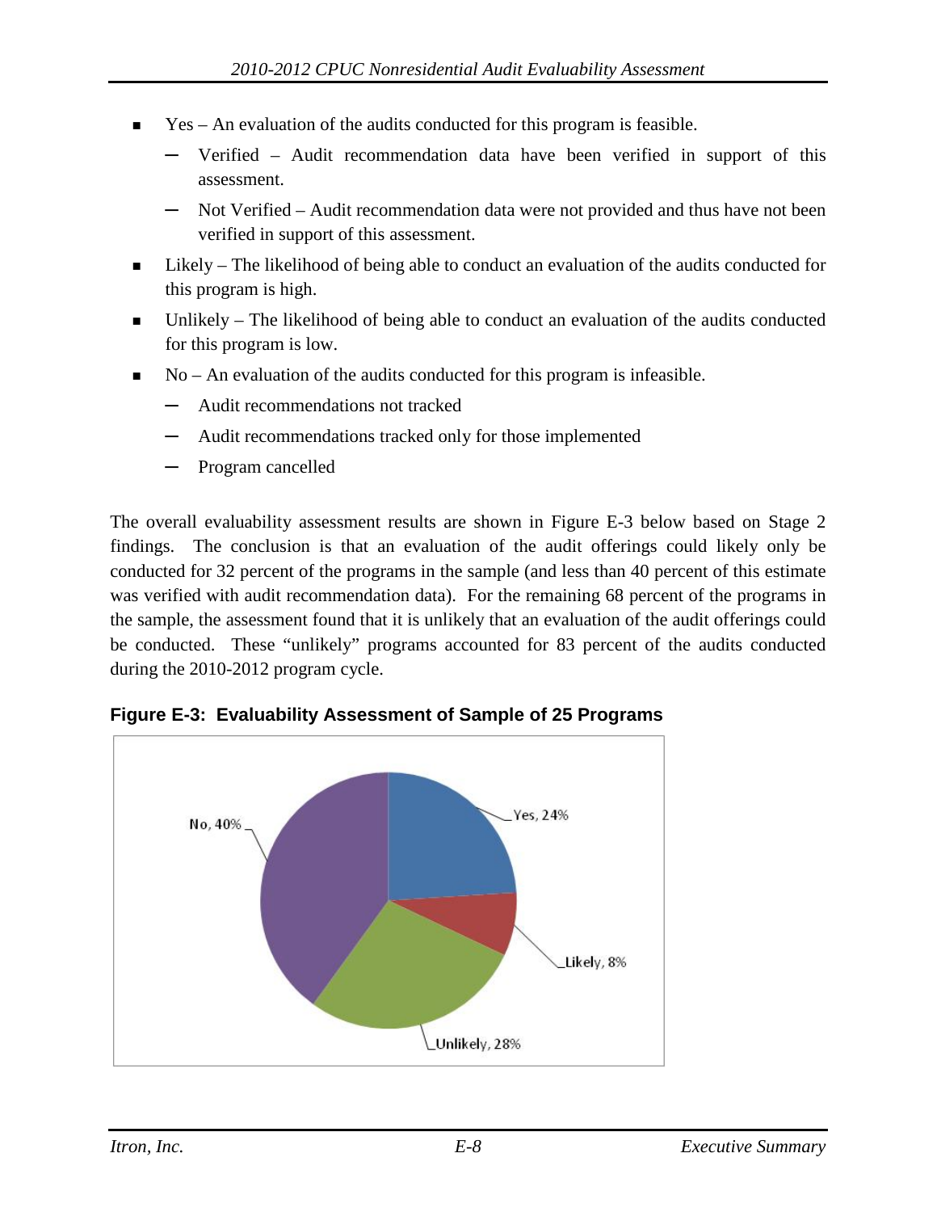- Yes – An evaluation of the audits conducted for this program is feasible.
  - Verified – Audit recommendation data have been verified in support of this assessment.
  - Not Verified – Audit recommendation data were not provided and thus have not been verified in support of this assessment.
- Likely – The likelihood of being able to conduct an evaluation of the audits conducted for this program is high.
- Unlikely – The likelihood of being able to conduct an evaluation of the audits conducted for this program is low.
- No – An evaluation of the audits conducted for this program is infeasible.
  - Audit recommendations not tracked
  - Audit recommendations tracked only for those implemented
  - Program cancelled

The overall evaluability assessment results are shown in Figure E-3 below based on Stage 2 findings. The conclusion is that an evaluation of the audit offerings could likely only be conducted for 32 percent of the programs in the sample (and less than 40 percent of this estimate was verified with audit recommendation data). For the remaining 68 percent of the programs in the sample, the assessment found that it is unlikely that an evaluation of the audit offerings could be conducted. These "unlikely" programs accounted for 83 percent of the audits conducted during the 2010-2012 program cycle.

**Figure E-3: Evaluability Assessment of Sample of 25 Programs**

| Category | Percent |
|---|---|
| Yes | 24% |
| Likely | 8% |
| Unlikely | 28% |
| No | 40% |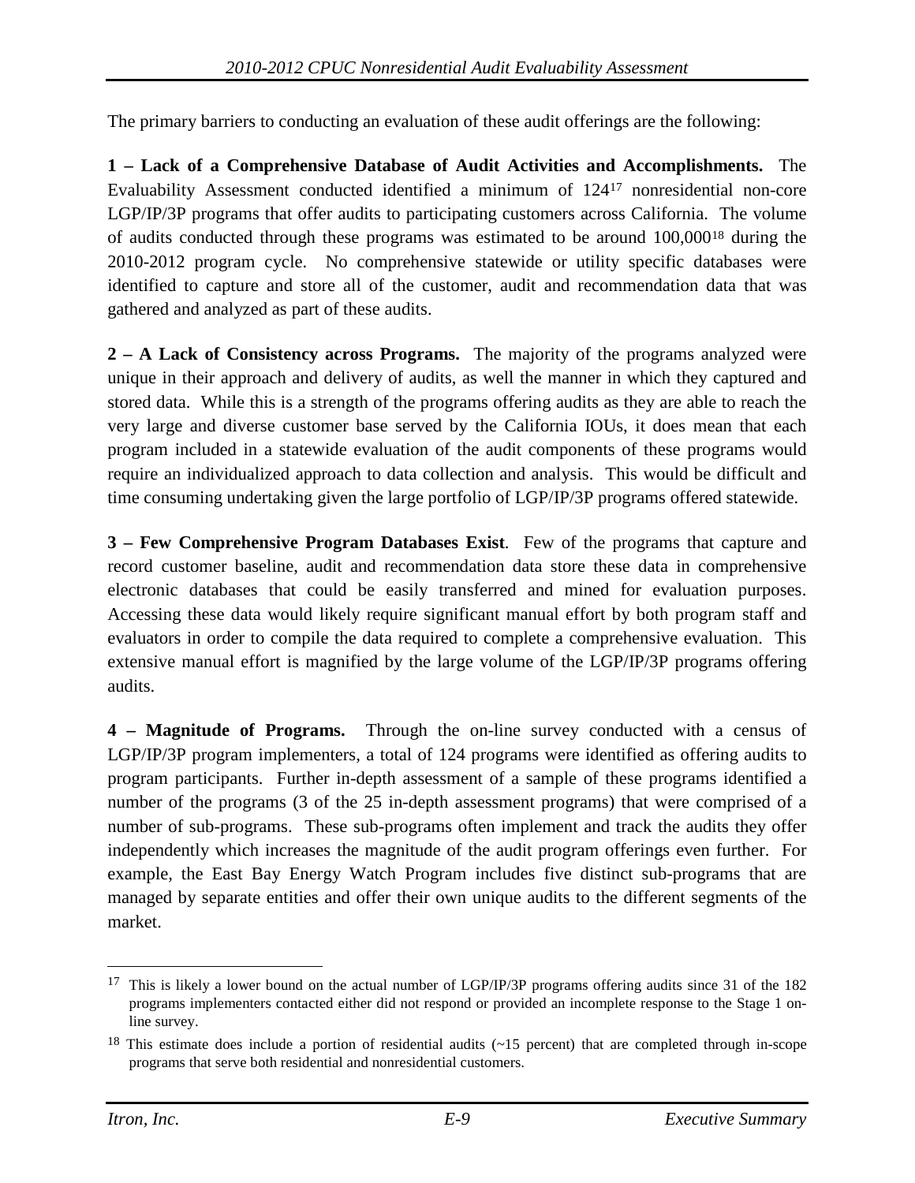The primary barriers to conducting an evaluation of these audit offerings are the following:

**1 – Lack of a Comprehensive Database of Audit Activities and Accomplishments.** The Evaluability Assessment conducted identified a minimum of 124[17] nonresidential non-core LGP/IP/3P programs that offer audits to participating customers across California. The volume of audits conducted through these programs was estimated to be around 100,000[18] during the 2010-2012 program cycle. No comprehensive statewide or utility specific databases were identified to capture and store all of the customer, audit and recommendation data that was gathered and analyzed as part of these audits.

**2 – A Lack of Consistency across Programs.** The majority of the programs analyzed were unique in their approach and delivery of audits, as well the manner in which they captured and stored data. While this is a strength of the programs offering audits as they are able to reach the very large and diverse customer base served by the California IOUs, it does mean that each program included in a statewide evaluation of the audit components of these programs would require an individualized approach to data collection and analysis. This would be difficult and time consuming undertaking given the large portfolio of LGP/IP/3P programs offered statewide.

**3 – Few Comprehensive Program Databases Exist**. Few of the programs that capture and record customer baseline, audit and recommendation data store these data in comprehensive electronic databases that could be easily transferred and mined for evaluation purposes. Accessing these data would likely require significant manual effort by both program staff and evaluators in order to compile the data required to complete a comprehensive evaluation. This extensive manual effort is magnified by the large volume of the LGP/IP/3P programs offering audits.

**4 – Magnitude of Programs.** Through the on-line survey conducted with a census of LGP/IP/3P program implementers, a total of 124 programs were identified as offering audits to program participants. Further in-depth assessment of a sample of these programs identified a number of the programs (3 of the 25 in-depth assessment programs) that were comprised of a number of sub-programs. These sub-programs often implement and track the audits they offer independently which increases the magnitude of the audit program offerings even further. For example, the East Bay Energy Watch Program includes five distinct sub-programs that are managed by separate entities and offer their own unique audits to the different segments of the market.

---

[17] This is likely a lower bound on the actual number of LGP/IP/3P programs offering audits since 31 of the 182 programs implementers contacted either did not respond or provided an incomplete response to the Stage 1 on-line survey.

[18] This estimate does include a portion of residential audits (~15 percent) that are completed through in-scope programs that serve both residential and nonresidential customers.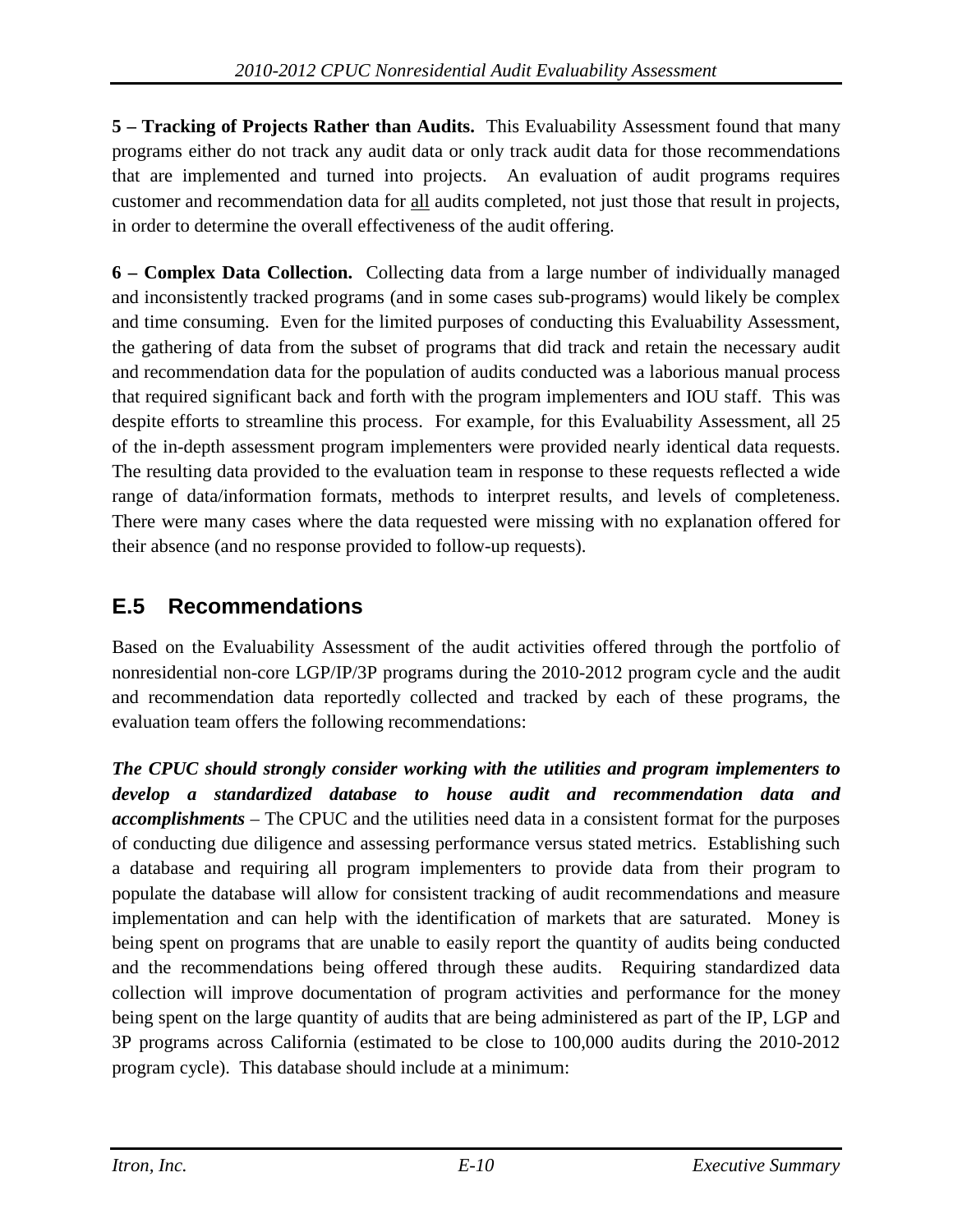**5 – Tracking of Projects Rather than Audits.** This Evaluability Assessment found that many programs either do not track any audit data or only track audit data for those recommendations that are implemented and turned into projects. An evaluation of audit programs requires customer and recommendation data for all audits completed, not just those that result in projects, in order to determine the overall effectiveness of the audit offering.

**6 – Complex Data Collection.** Collecting data from a large number of individually managed and inconsistently tracked programs (and in some cases sub-programs) would likely be complex and time consuming. Even for the limited purposes of conducting this Evaluability Assessment, the gathering of data from the subset of programs that did track and retain the necessary audit and recommendation data for the population of audits conducted was a laborious manual process that required significant back and forth with the program implementers and IOU staff. This was despite efforts to streamline this process. For example, for this Evaluability Assessment, all 25 of the in-depth assessment program implementers were provided nearly identical data requests. The resulting data provided to the evaluation team in response to these requests reflected a wide range of data/information formats, methods to interpret results, and levels of completeness. There were many cases where the data requested were missing with no explanation offered for their absence (and no response provided to follow-up requests).

## E.5 Recommendations

Based on the Evaluability Assessment of the audit activities offered through the portfolio of nonresidential non-core LGP/IP/3P programs during the 2010-2012 program cycle and the audit and recommendation data reportedly collected and tracked by each of these programs, the evaluation team offers the following recommendations:

***The CPUC should strongly consider working with the utilities and program implementers to develop a standardized database to house audit and recommendation data and accomplishments*** – The CPUC and the utilities need data in a consistent format for the purposes of conducting due diligence and assessing performance versus stated metrics. Establishing such a database and requiring all program implementers to provide data from their program to populate the database will allow for consistent tracking of audit recommendations and measure implementation and can help with the identification of markets that are saturated. Money is being spent on programs that are unable to easily report the quantity of audits being conducted and the recommendations being offered through these audits. Requiring standardized data collection will improve documentation of program activities and performance for the money being spent on the large quantity of audits that are being administered as part of the IP, LGP and 3P programs across California (estimated to be close to 100,000 audits during the 2010-2012 program cycle). This database should include at a minimum: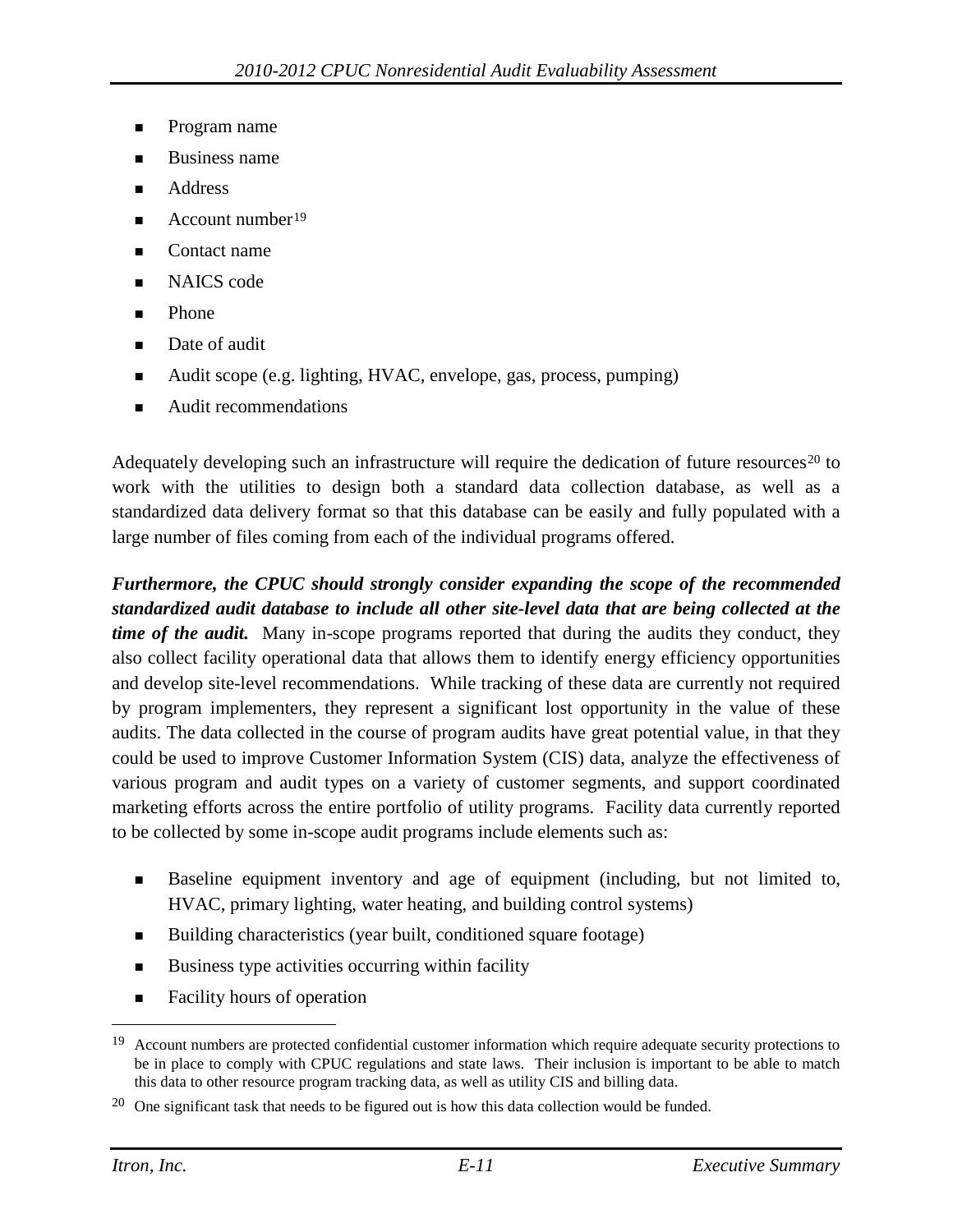- Program name
- Business name
- Address
- Account number[19]
- Contact name
- NAICS code
- Phone
- Date of audit
- Audit scope (e.g. lighting, HVAC, envelope, gas, process, pumping)
- Audit recommendations

Adequately developing such an infrastructure will require the dedication of future resources[20] to work with the utilities to design both a standard data collection database, as well as a standardized data delivery format so that this database can be easily and fully populated with a large number of files coming from each of the individual programs offered.

***Furthermore, the CPUC should strongly consider expanding the scope of the recommended standardized audit database to include all other site-level data that are being collected at the time of the audit.*** Many in-scope programs reported that during the audits they conduct, they also collect facility operational data that allows them to identify energy efficiency opportunities and develop site-level recommendations. While tracking of these data are currently not required by program implementers, they represent a significant lost opportunity in the value of these audits. The data collected in the course of program audits have great potential value, in that they could be used to improve Customer Information System (CIS) data, analyze the effectiveness of various program and audit types on a variety of customer segments, and support coordinated marketing efforts across the entire portfolio of utility programs. Facility data currently reported to be collected by some in-scope audit programs include elements such as:

- Baseline equipment inventory and age of equipment (including, but not limited to, HVAC, primary lighting, water heating, and building control systems)
- Building characteristics (year built, conditioned square footage)
- Business type activities occurring within facility
- Facility hours of operation

---

[19] Account numbers are protected confidential customer information which require adequate security protections to be in place to comply with CPUC regulations and state laws. Their inclusion is important to be able to match this data to other resource program tracking data, as well as utility CIS and billing data.

[20] One significant task that needs to be figured out is how this data collection would be funded.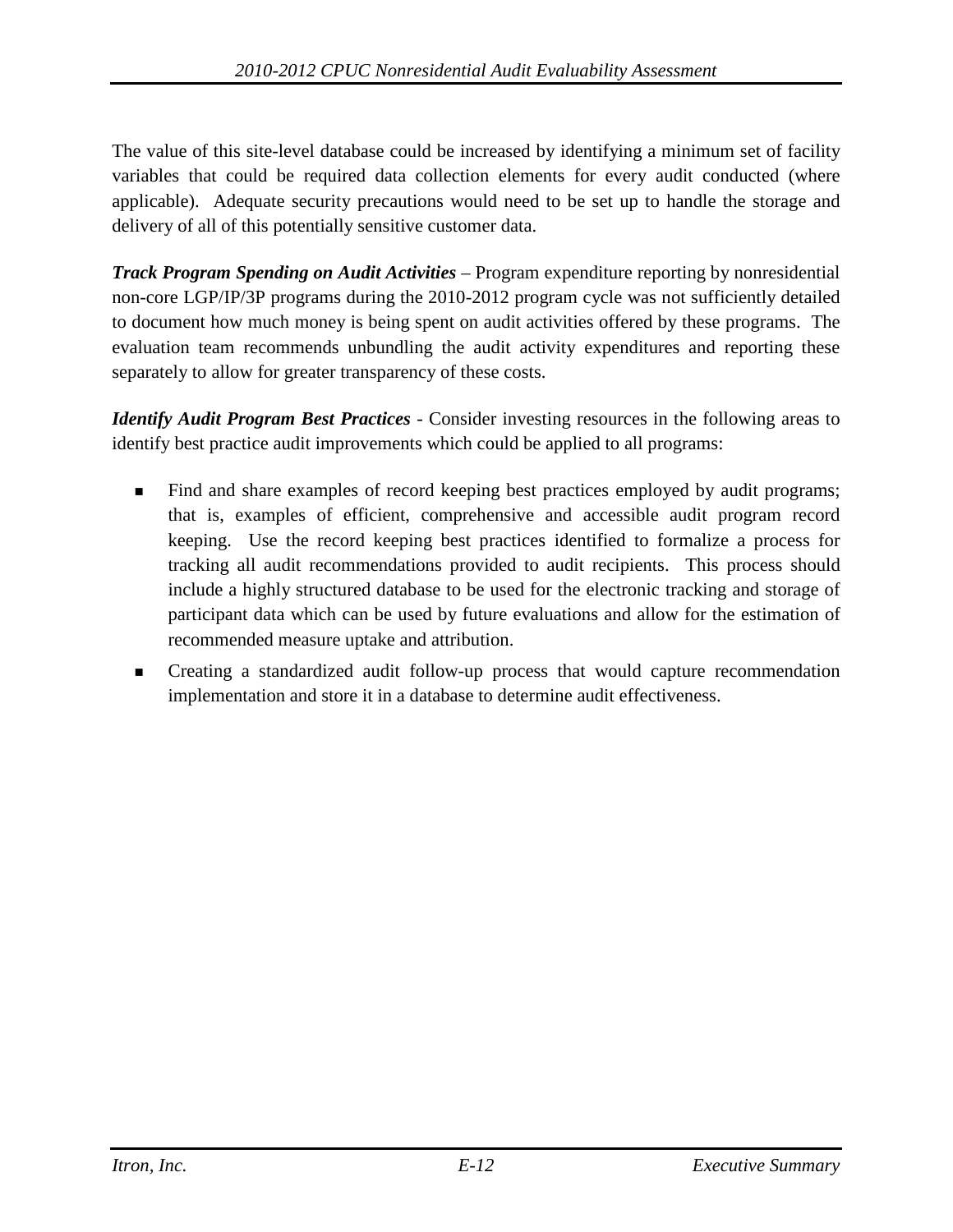The value of this site-level database could be increased by identifying a minimum set of facility variables that could be required data collection elements for every audit conducted (where applicable). Adequate security precautions would need to be set up to handle the storage and delivery of all of this potentially sensitive customer data.

***Track Program Spending on Audit Activities*** – Program expenditure reporting by nonresidential non-core LGP/IP/3P programs during the 2010-2012 program cycle was not sufficiently detailed to document how much money is being spent on audit activities offered by these programs. The evaluation team recommends unbundling the audit activity expenditures and reporting these separately to allow for greater transparency of these costs.

***Identify Audit Program Best Practices*** - Consider investing resources in the following areas to identify best practice audit improvements which could be applied to all programs:

- Find and share examples of record keeping best practices employed by audit programs; that is, examples of efficient, comprehensive and accessible audit program record keeping. Use the record keeping best practices identified to formalize a process for tracking all audit recommendations provided to audit recipients. This process should include a highly structured database to be used for the electronic tracking and storage of participant data which can be used by future evaluations and allow for the estimation of recommended measure uptake and attribution.
- Creating a standardized audit follow-up process that would capture recommendation implementation and store it in a database to determine audit effectiveness.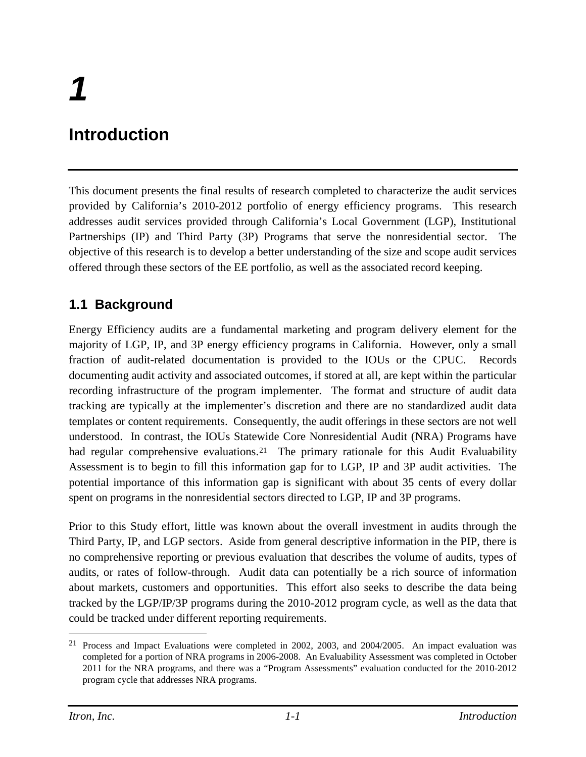# 1

# Introduction

This document presents the final results of research completed to characterize the audit services provided by California's 2010-2012 portfolio of energy efficiency programs. This research addresses audit services provided through California's Local Government (LGP), Institutional Partnerships (IP) and Third Party (3P) Programs that serve the nonresidential sector. The objective of this research is to develop a better understanding of the size and scope audit services offered through these sectors of the EE portfolio, as well as the associated record keeping.

## 1.1 Background

Energy Efficiency audits are a fundamental marketing and program delivery element for the majority of LGP, IP, and 3P energy efficiency programs in California. However, only a small fraction of audit-related documentation is provided to the IOUs or the CPUC. Records documenting audit activity and associated outcomes, if stored at all, are kept within the particular recording infrastructure of the program implementer. The format and structure of audit data tracking are typically at the implementer's discretion and there are no standardized audit data templates or content requirements. Consequently, the audit offerings in these sectors are not well understood. In contrast, the IOUs Statewide Core Nonresidential Audit (NRA) Programs have had regular comprehensive evaluations.[21] The primary rationale for this Audit Evaluability Assessment is to begin to fill this information gap for to LGP, IP and 3P audit activities. The potential importance of this information gap is significant with about 35 cents of every dollar spent on programs in the nonresidential sectors directed to LGP, IP and 3P programs.

Prior to this Study effort, little was known about the overall investment in audits through the Third Party, IP, and LGP sectors. Aside from general descriptive information in the PIP, there is no comprehensive reporting or previous evaluation that describes the volume of audits, types of audits, or rates of follow-through. Audit data can potentially be a rich source of information about markets, customers and opportunities. This effort also seeks to describe the data being tracked by the LGP/IP/3P programs during the 2010-2012 program cycle, as well as the data that could be tracked under different reporting requirements.

[21] Process and Impact Evaluations were completed in 2002, 2003, and 2004/2005. An impact evaluation was completed for a portion of NRA programs in 2006-2008. An Evaluability Assessment was completed in October 2011 for the NRA programs, and there was a "Program Assessments" evaluation conducted for the 2010-2012 program cycle that addresses NRA programs.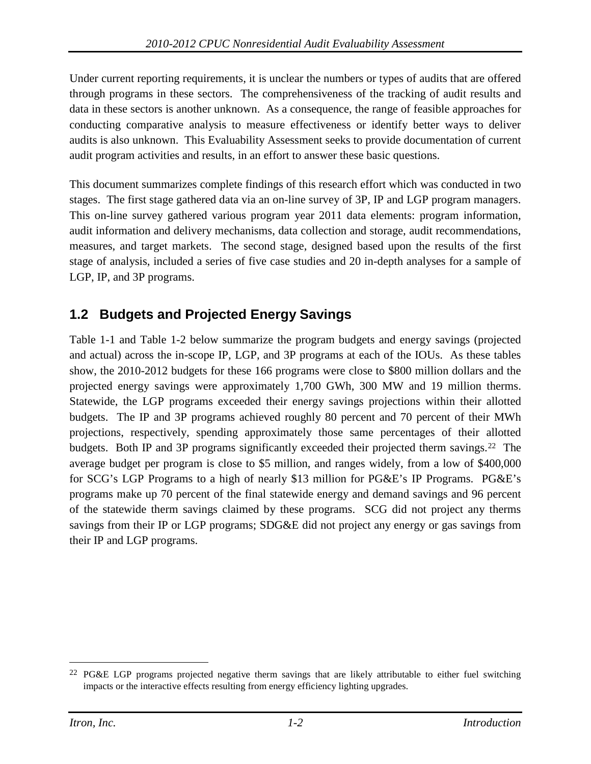Under current reporting requirements, it is unclear the numbers or types of audits that are offered through programs in these sectors. The comprehensiveness of the tracking of audit results and data in these sectors is another unknown. As a consequence, the range of feasible approaches for conducting comparative analysis to measure effectiveness or identify better ways to deliver audits is also unknown. This Evaluability Assessment seeks to provide documentation of current audit program activities and results, in an effort to answer these basic questions.

This document summarizes complete findings of this research effort which was conducted in two stages. The first stage gathered data via an on-line survey of 3P, IP and LGP program managers. This on-line survey gathered various program year 2011 data elements: program information, audit information and delivery mechanisms, data collection and storage, audit recommendations, measures, and target markets. The second stage, designed based upon the results of the first stage of analysis, included a series of five case studies and 20 in-depth analyses for a sample of LGP, IP, and 3P programs.

## 1.2 Budgets and Projected Energy Savings

Table 1-1 and Table 1-2 below summarize the program budgets and energy savings (projected and actual) across the in-scope IP, LGP, and 3P programs at each of the IOUs. As these tables show, the 2010-2012 budgets for these 166 programs were close to $800 million dollars and the projected energy savings were approximately 1,700 GWh, 300 MW and 19 million therms. Statewide, the LGP programs exceeded their energy savings projections within their allotted budgets. The IP and 3P programs achieved roughly 80 percent and 70 percent of their MWh projections, respectively, spending approximately those same percentages of their allotted budgets. Both IP and 3P programs significantly exceeded their projected therm savings.[22] The average budget per program is close to $5 million, and ranges widely, from a low of $400,000 for SCG's LGP Programs to a high of nearly $13 million for PG&E's IP Programs. PG&E's programs make up 70 percent of the final statewide energy and demand savings and 96 percent of the statewide therm savings claimed by these programs. SCG did not project any therms savings from their IP or LGP programs; SDG&E did not project any energy or gas savings from their IP and LGP programs.

---

[22] PG&E LGP programs projected negative therm savings that are likely attributable to either fuel switching impacts or the interactive effects resulting from energy efficiency lighting upgrades.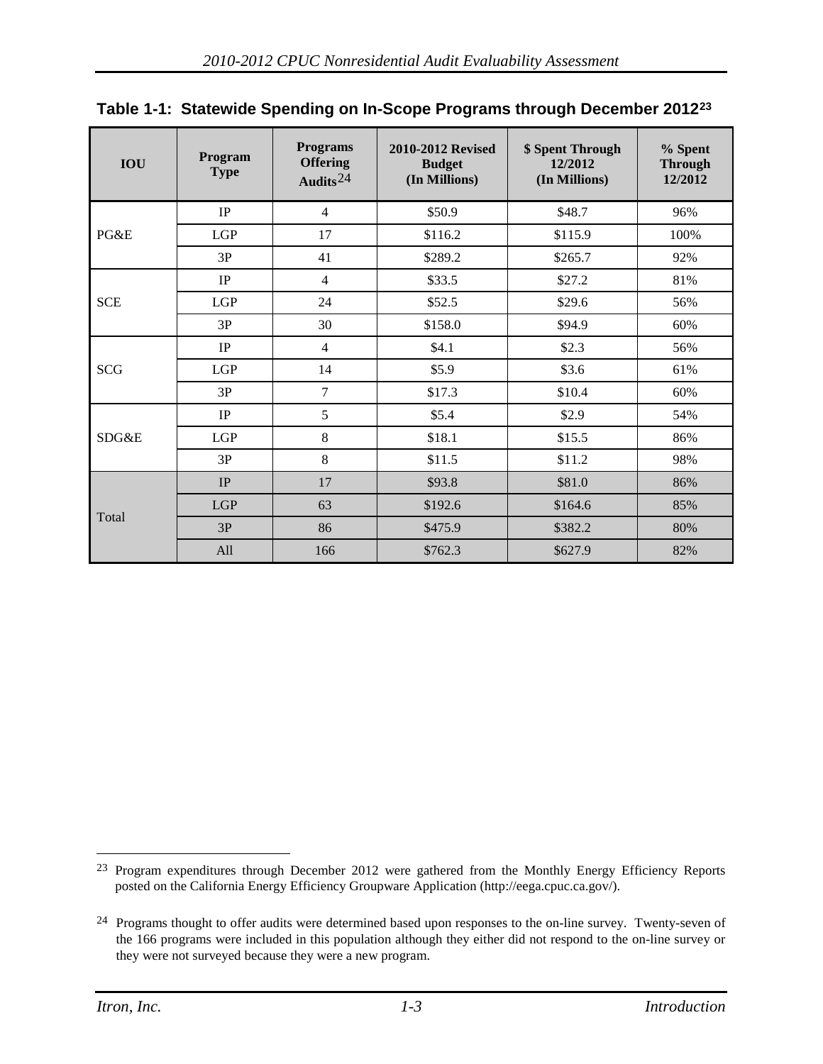**Table 1-1: Statewide Spending on In-Scope Programs through December 2012[23]**

| IOU | Program Type | Programs Offering Audits[24] | 2010-2012 Revised Budget (In Millions) | $ Spent Through 12/2012 (In Millions) | % Spent Through 12/2012 |
|---|---|---|---|---|---|
| PG&E | IP | 4 | $50.9 | $48.7 | 96% |
| | LGP | 17 | $116.2 | $115.9 | 100% |
| | 3P | 41 | $289.2 | $265.7 | 92% |
| SCE | IP | 4 | $33.5 | $27.2 | 81% |
| | LGP | 24 | $52.5 | $29.6 | 56% |
| | 3P | 30 | $158.0 | $94.9 | 60% |
| SCG | IP | 4 | $4.1 | $2.3 | 56% |
| | LGP | 14 | $5.9 | $3.6 | 61% |
| | 3P | 7 | $17.3 | $10.4 | 60% |
| SDG&E | IP | 5 | $5.4 | $2.9 | 54% |
| | LGP | 8 | $18.1 | $15.5 | 86% |
| | 3P | 8 | $11.5 | $11.2 | 98% |
| Total | IP | 17 | $93.8 | $81.0 | 86% |
| | LGP | 63 | $192.6 | $164.6 | 85% |
| | 3P | 86 | $475.9 | $382.2 | 80% |
| | All | 166 | $762.3 | $627.9 | 82% |

[23] Program expenditures through December 2012 were gathered from the Monthly Energy Efficiency Reports posted on the California Energy Efficiency Groupware Application (http://eega.cpuc.ca.gov/).

[24] Programs thought to offer audits were determined based upon responses to the on-line survey. Twenty-seven of the 166 programs were included in this population although they either did not respond to the on-line survey or they were not surveyed because they were a new program.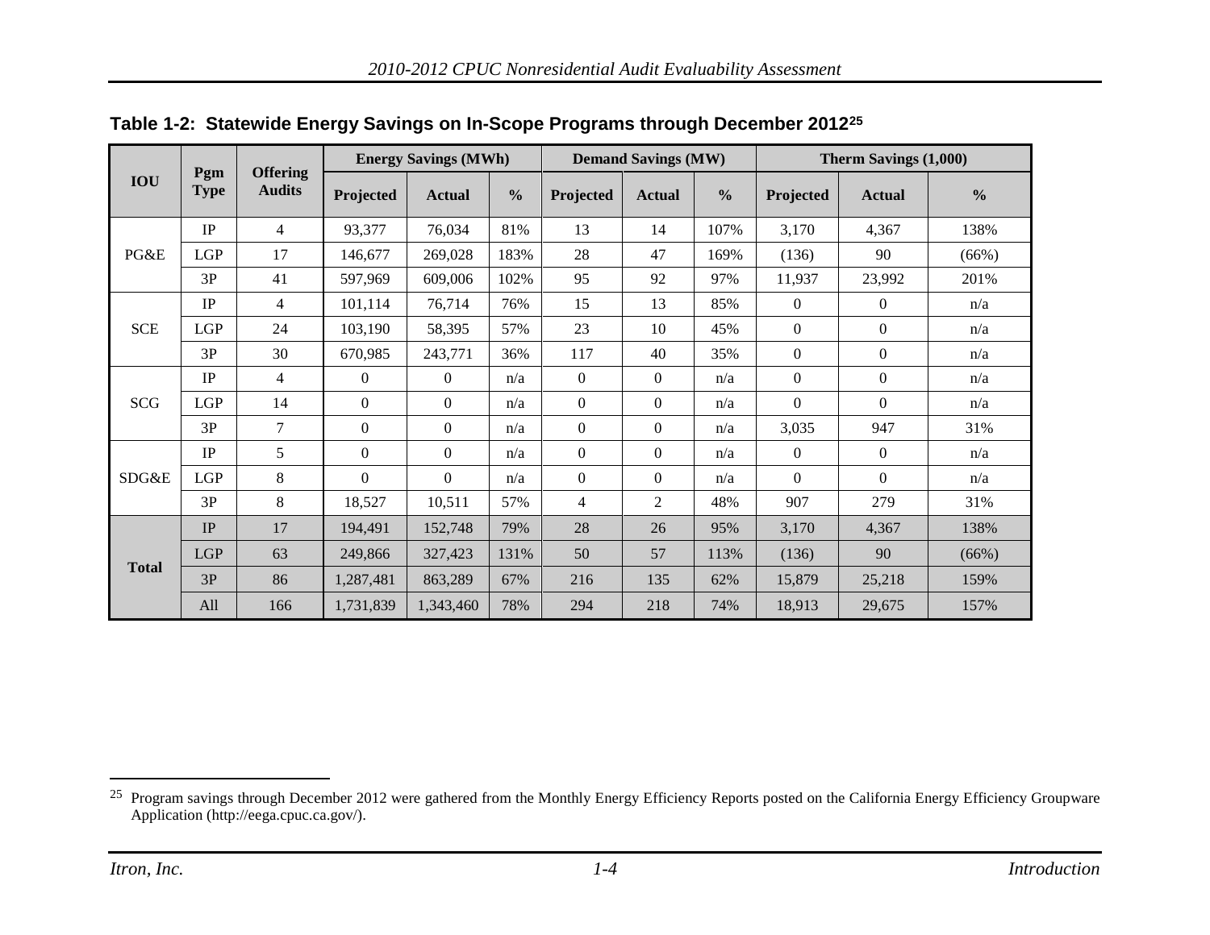**Table 1-2: Statewide Energy Savings on In-Scope Programs through December 2012[25]**

| IOU | Pgm Type | Offering Audits | Energy Savings (MWh) | | | Demand Savings (MW) | | | Therm Savings (1,000) | | |
|---|---|---|---|---|---|---|---|---|---|---|---|
| | | | Projected | Actual | % | Projected | Actual | % | Projected | Actual | % |
| PG&E | IP | 4 | 93,377 | 76,034 | 81% | 13 | 14 | 107% | 3,170 | 4,367 | 138% |
| | LGP | 17 | 146,677 | 269,028 | 183% | 28 | 47 | 169% | (136) | 90 | (66%) |
| | 3P | 41 | 597,969 | 609,006 | 102% | 95 | 92 | 97% | 11,937 | 23,992 | 201% |
| SCE | IP | 4 | 101,114 | 76,714 | 76% | 15 | 13 | 85% | 0 | 0 | n/a |
| | LGP | 24 | 103,190 | 58,395 | 57% | 23 | 10 | 45% | 0 | 0 | n/a |
| | 3P | 30 | 670,985 | 243,771 | 36% | 117 | 40 | 35% | 0 | 0 | n/a |
| SCG | IP | 4 | 0 | 0 | n/a | 0 | 0 | n/a | 0 | 0 | n/a |
| | LGP | 14 | 0 | 0 | n/a | 0 | 0 | n/a | 0 | 0 | n/a |
| | 3P | 7 | 0 | 0 | n/a | 0 | 0 | n/a | 3,035 | 947 | 31% |
| SDG&E | IP | 5 | 0 | 0 | n/a | 0 | 0 | n/a | 0 | 0 | n/a |
| | LGP | 8 | 0 | 0 | n/a | 0 | 0 | n/a | 0 | 0 | n/a |
| | 3P | 8 | 18,527 | 10,511 | 57% | 4 | 2 | 48% | 907 | 279 | 31% |
| **Total** | IP | 17 | 194,491 | 152,748 | 79% | 28 | 26 | 95% | 3,170 | 4,367 | 138% |
| | LGP | 63 | 249,866 | 327,423 | 131% | 50 | 57 | 113% | (136) | 90 | (66%) |
| | 3P | 86 | 1,287,481 | 863,289 | 67% | 216 | 135 | 62% | 15,879 | 25,218 | 159% |
| | All | 166 | 1,731,839 | 1,343,460 | 78% | 294 | 218 | 74% | 18,913 | 29,675 | 157% |

[25] Program savings through December 2012 were gathered from the Monthly Energy Efficiency Reports posted on the California Energy Efficiency Groupware Application (http://eega.cpuc.ca.gov/).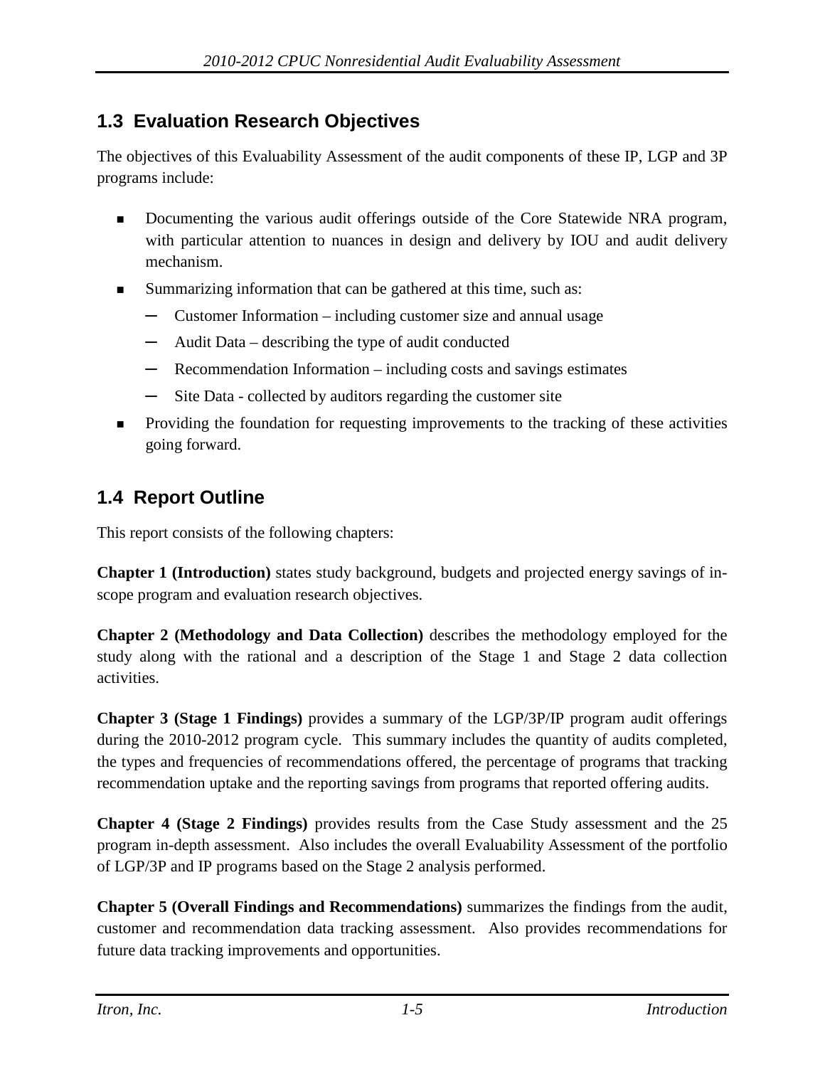## 1.3 Evaluation Research Objectives

The objectives of this Evaluability Assessment of the audit components of these IP, LGP and 3P programs include:

- Documenting the various audit offerings outside of the Core Statewide NRA program, with particular attention to nuances in design and delivery by IOU and audit delivery mechanism.
- Summarizing information that can be gathered at this time, such as:
  - Customer Information – including customer size and annual usage
  - Audit Data – describing the type of audit conducted
  - Recommendation Information – including costs and savings estimates
  - Site Data - collected by auditors regarding the customer site
- Providing the foundation for requesting improvements to the tracking of these activities going forward.

## 1.4 Report Outline

This report consists of the following chapters:

**Chapter 1 (Introduction)** states study background, budgets and projected energy savings of in-scope program and evaluation research objectives.

**Chapter 2 (Methodology and Data Collection)** describes the methodology employed for the study along with the rational and a description of the Stage 1 and Stage 2 data collection activities.

**Chapter 3 (Stage 1 Findings)** provides a summary of the LGP/3P/IP program audit offerings during the 2010-2012 program cycle. This summary includes the quantity of audits completed, the types and frequencies of recommendations offered, the percentage of programs that tracking recommendation uptake and the reporting savings from programs that reported offering audits.

**Chapter 4 (Stage 2 Findings)** provides results from the Case Study assessment and the 25 program in-depth assessment. Also includes the overall Evaluability Assessment of the portfolio of LGP/3P and IP programs based on the Stage 2 analysis performed.

**Chapter 5 (Overall Findings and Recommendations)** summarizes the findings from the audit, customer and recommendation data tracking assessment. Also provides recommendations for future data tracking improvements and opportunities.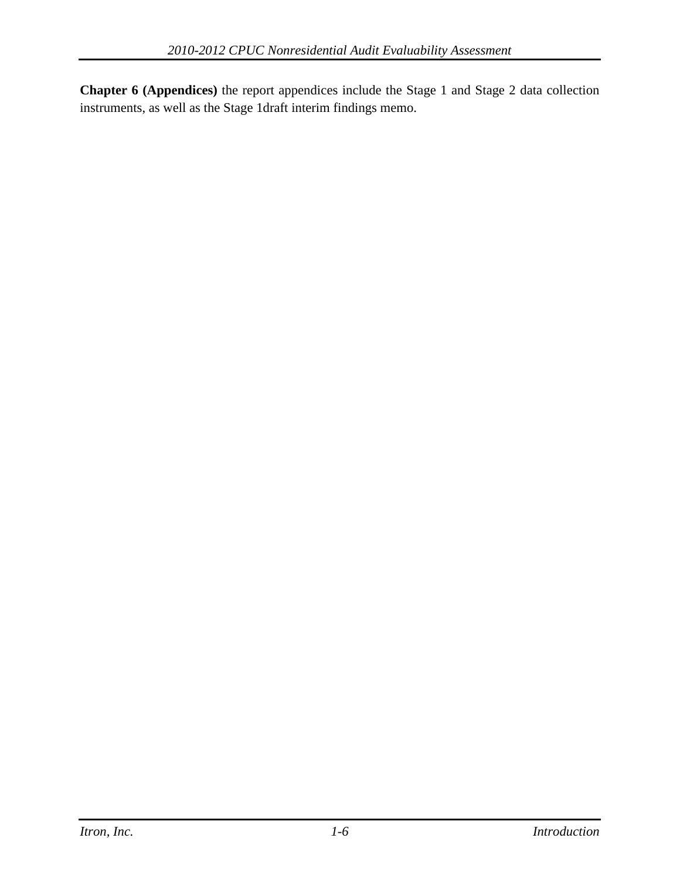**Chapter 6 (Appendices)** the report appendices include the Stage 1 and Stage 2 data collection instruments, as well as the Stage 1draft interim findings memo.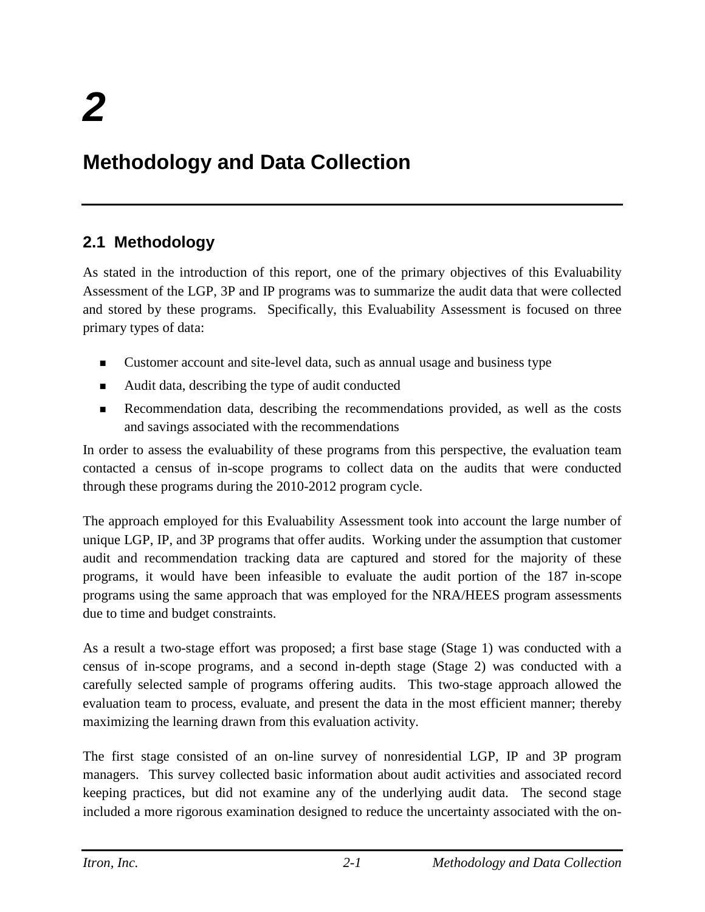# 2

# Methodology and Data Collection

## 2.1 Methodology

As stated in the introduction of this report, one of the primary objectives of this Evaluability Assessment of the LGP, 3P and IP programs was to summarize the audit data that were collected and stored by these programs. Specifically, this Evaluability Assessment is focused on three primary types of data:

- Customer account and site-level data, such as annual usage and business type
- Audit data, describing the type of audit conducted
- Recommendation data, describing the recommendations provided, as well as the costs and savings associated with the recommendations

In order to assess the evaluability of these programs from this perspective, the evaluation team contacted a census of in-scope programs to collect data on the audits that were conducted through these programs during the 2010-2012 program cycle.

The approach employed for this Evaluability Assessment took into account the large number of unique LGP, IP, and 3P programs that offer audits. Working under the assumption that customer audit and recommendation tracking data are captured and stored for the majority of these programs, it would have been infeasible to evaluate the audit portion of the 187 in-scope programs using the same approach that was employed for the NRA/HEES program assessments due to time and budget constraints.

As a result a two-stage effort was proposed; a first base stage (Stage 1) was conducted with a census of in-scope programs, and a second in-depth stage (Stage 2) was conducted with a carefully selected sample of programs offering audits. This two-stage approach allowed the evaluation team to process, evaluate, and present the data in the most efficient manner; thereby maximizing the learning drawn from this evaluation activity.

The first stage consisted of an on-line survey of nonresidential LGP, IP and 3P program managers. This survey collected basic information about audit activities and associated record keeping practices, but did not examine any of the underlying audit data. The second stage included a more rigorous examination designed to reduce the uncertainty associated with the on-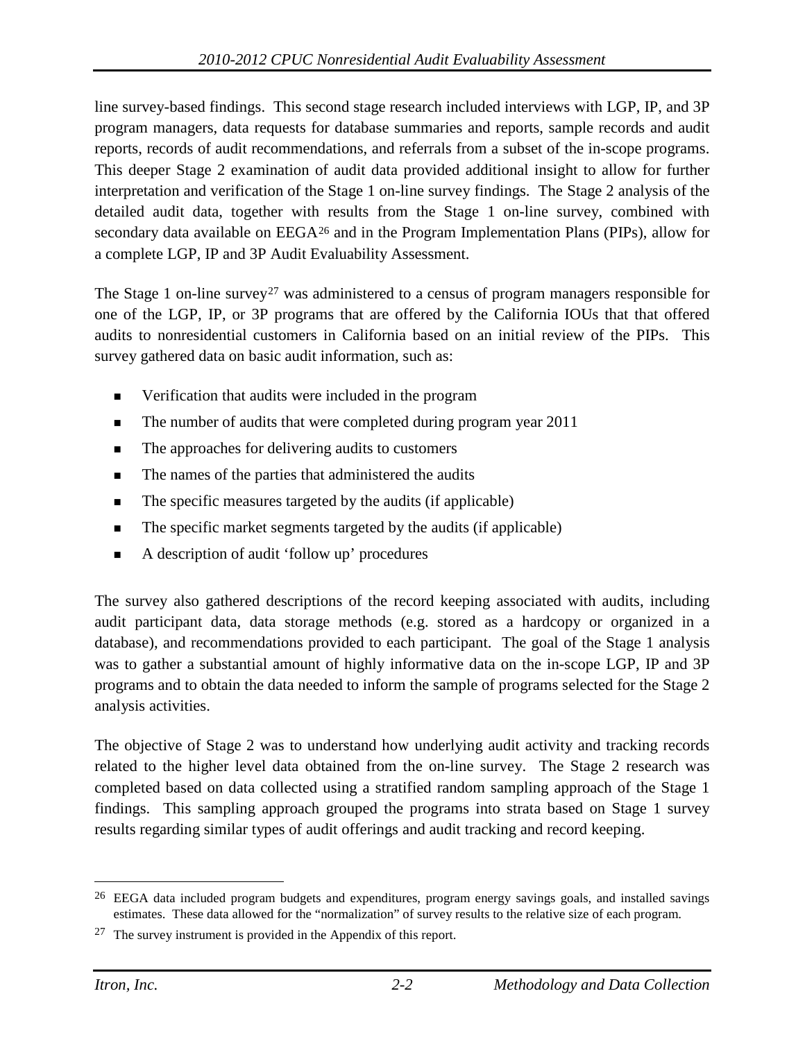line survey-based findings. This second stage research included interviews with LGP, IP, and 3P program managers, data requests for database summaries and reports, sample records and audit reports, records of audit recommendations, and referrals from a subset of the in-scope programs. This deeper Stage 2 examination of audit data provided additional insight to allow for further interpretation and verification of the Stage 1 on-line survey findings. The Stage 2 analysis of the detailed audit data, together with results from the Stage 1 on-line survey, combined with secondary data available on EEGA[26] and in the Program Implementation Plans (PIPs), allow for a complete LGP, IP and 3P Audit Evaluability Assessment.

The Stage 1 on-line survey[27] was administered to a census of program managers responsible for one of the LGP, IP, or 3P programs that are offered by the California IOUs that that offered audits to nonresidential customers in California based on an initial review of the PIPs. This survey gathered data on basic audit information, such as:

- Verification that audits were included in the program
- The number of audits that were completed during program year 2011
- The approaches for delivering audits to customers
- The names of the parties that administered the audits
- The specific measures targeted by the audits (if applicable)
- The specific market segments targeted by the audits (if applicable)
- A description of audit 'follow up' procedures

The survey also gathered descriptions of the record keeping associated with audits, including audit participant data, data storage methods (e.g. stored as a hardcopy or organized in a database), and recommendations provided to each participant. The goal of the Stage 1 analysis was to gather a substantial amount of highly informative data on the in-scope LGP, IP and 3P programs and to obtain the data needed to inform the sample of programs selected for the Stage 2 analysis activities.

The objective of Stage 2 was to understand how underlying audit activity and tracking records related to the higher level data obtained from the on-line survey. The Stage 2 research was completed based on data collected using a stratified random sampling approach of the Stage 1 findings. This sampling approach grouped the programs into strata based on Stage 1 survey results regarding similar types of audit offerings and audit tracking and record keeping.

---

[26] EEGA data included program budgets and expenditures, program energy savings goals, and installed savings estimates. These data allowed for the "normalization" of survey results to the relative size of each program.

[27] The survey instrument is provided in the Appendix of this report.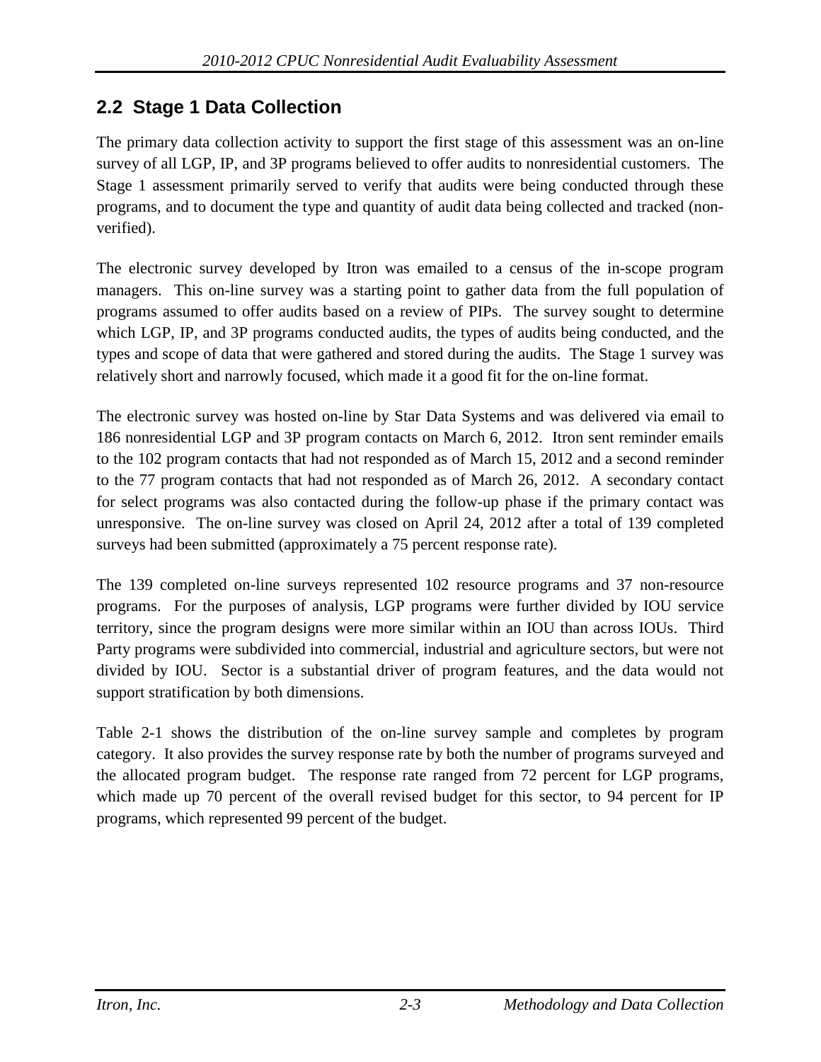## 2.2 Stage 1 Data Collection

The primary data collection activity to support the first stage of this assessment was an on-line survey of all LGP, IP, and 3P programs believed to offer audits to nonresidential customers. The Stage 1 assessment primarily served to verify that audits were being conducted through these programs, and to document the type and quantity of audit data being collected and tracked (non-verified).

The electronic survey developed by Itron was emailed to a census of the in-scope program managers. This on-line survey was a starting point to gather data from the full population of programs assumed to offer audits based on a review of PIPs. The survey sought to determine which LGP, IP, and 3P programs conducted audits, the types of audits being conducted, and the types and scope of data that were gathered and stored during the audits. The Stage 1 survey was relatively short and narrowly focused, which made it a good fit for the on-line format.

The electronic survey was hosted on-line by Star Data Systems and was delivered via email to 186 nonresidential LGP and 3P program contacts on March 6, 2012. Itron sent reminder emails to the 102 program contacts that had not responded as of March 15, 2012 and a second reminder to the 77 program contacts that had not responded as of March 26, 2012. A secondary contact for select programs was also contacted during the follow-up phase if the primary contact was unresponsive. The on-line survey was closed on April 24, 2012 after a total of 139 completed surveys had been submitted (approximately a 75 percent response rate).

The 139 completed on-line surveys represented 102 resource programs and 37 non-resource programs. For the purposes of analysis, LGP programs were further divided by IOU service territory, since the program designs were more similar within an IOU than across IOUs. Third Party programs were subdivided into commercial, industrial and agriculture sectors, but were not divided by IOU. Sector is a substantial driver of program features, and the data would not support stratification by both dimensions.

Table 2-1 shows the distribution of the on-line survey sample and completes by program category. It also provides the survey response rate by both the number of programs surveyed and the allocated program budget. The response rate ranged from 72 percent for LGP programs, which made up 70 percent of the overall revised budget for this sector, to 94 percent for IP programs, which represented 99 percent of the budget.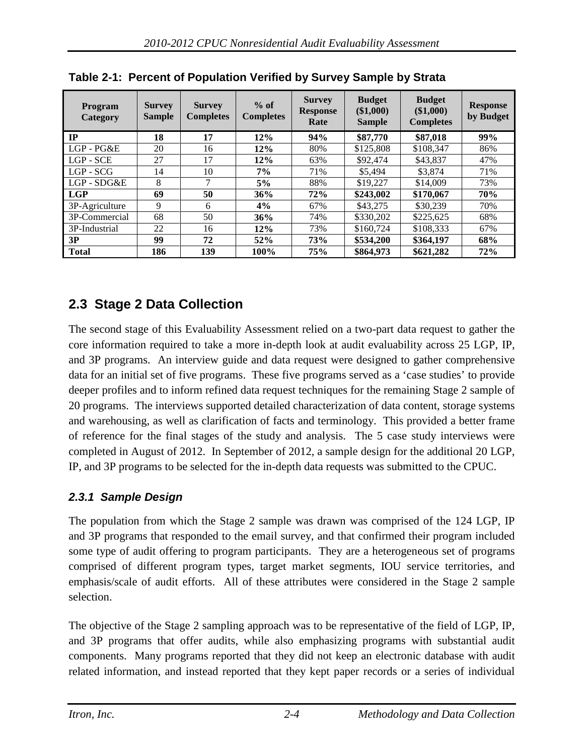**Table 2-1: Percent of Population Verified by Survey Sample by Strata**

| Program Category | Survey Sample | Survey Completes | % of Completes | Survey Response Rate | Budget ($1,000) Sample | Budget ($1,000) Completes | Response by Budget |
|---|---|---|---|---|---|---|---|
| **IP** | **18** | **17** | **12%** | **94%** | **$87,770** | **$87,018** | **99%** |
| LGP - PG&E | 20 | 16 | **12%** | 80% | $125,808 | $108,347 | 86% |
| LGP - SCE | 27 | 17 | **12%** | 63% | $92,474 | $43,837 | 47% |
| LGP - SCG | 14 | 10 | **7%** | 71% | $5,494 | $3,874 | 71% |
| LGP - SDG&E | 8 | 7 | **5%** | 88% | $19,227 | $14,009 | 73% |
| **LGP** | **69** | **50** | **36%** | **72%** | **$243,002** | **$170,067** | **70%** |
| 3P-Agriculture | 9 | 6 | **4%** | 67% | $43,275 | $30,239 | 70% |
| 3P-Commercial | 68 | 50 | **36%** | 74% | $330,202 | $225,625 | 68% |
| 3P-Industrial | 22 | 16 | **12%** | 73% | $160,724 | $108,333 | 67% |
| **3P** | **99** | **72** | **52%** | **73%** | **$534,200** | **$364,197** | **68%** |
| **Total** | **186** | **139** | **100%** | **75%** | **$864,973** | **$621,282** | **72%** |

## 2.3 Stage 2 Data Collection

The second stage of this Evaluability Assessment relied on a two-part data request to gather the core information required to take a more in-depth look at audit evaluability across 25 LGP, IP, and 3P programs. An interview guide and data request were designed to gather comprehensive data for an initial set of five programs. These five programs served as a 'case studies' to provide deeper profiles and to inform refined data request techniques for the remaining Stage 2 sample of 20 programs. The interviews supported detailed characterization of data content, storage systems and warehousing, as well as clarification of facts and terminology. This provided a better frame of reference for the final stages of the study and analysis. The 5 case study interviews were completed in August of 2012. In September of 2012, a sample design for the additional 20 LGP, IP, and 3P programs to be selected for the in-depth data requests was submitted to the CPUC.

### *2.3.1 Sample Design*

The population from which the Stage 2 sample was drawn was comprised of the 124 LGP, IP and 3P programs that responded to the email survey, and that confirmed their program included some type of audit offering to program participants. They are a heterogeneous set of programs comprised of different program types, target market segments, IOU service territories, and emphasis/scale of audit efforts. All of these attributes were considered in the Stage 2 sample selection.

The objective of the Stage 2 sampling approach was to be representative of the field of LGP, IP, and 3P programs that offer audits, while also emphasizing programs with substantial audit components. Many programs reported that they did not keep an electronic database with audit related information, and instead reported that they kept paper records or a series of individual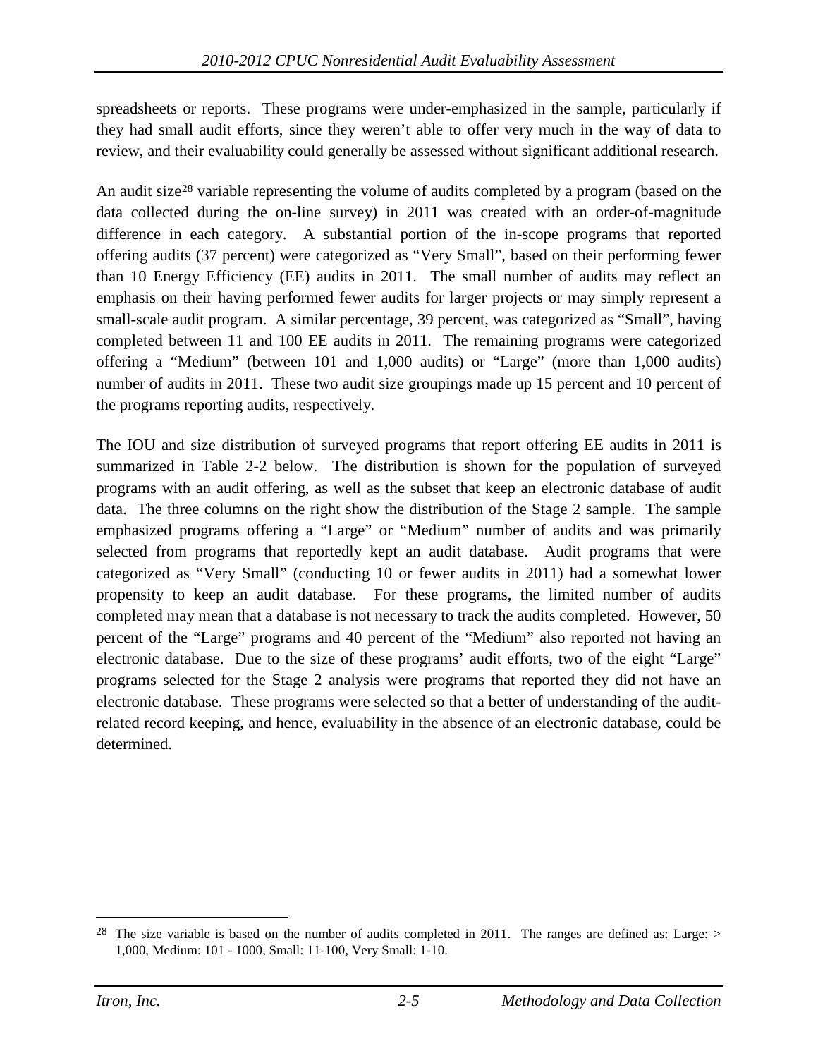spreadsheets or reports. These programs were under-emphasized in the sample, particularly if they had small audit efforts, since they weren't able to offer very much in the way of data to review, and their evaluability could generally be assessed without significant additional research.

An audit size[28] variable representing the volume of audits completed by a program (based on the data collected during the on-line survey) in 2011 was created with an order-of-magnitude difference in each category. A substantial portion of the in-scope programs that reported offering audits (37 percent) were categorized as "Very Small", based on their performing fewer than 10 Energy Efficiency (EE) audits in 2011. The small number of audits may reflect an emphasis on their having performed fewer audits for larger projects or may simply represent a small-scale audit program. A similar percentage, 39 percent, was categorized as "Small", having completed between 11 and 100 EE audits in 2011. The remaining programs were categorized offering a "Medium" (between 101 and 1,000 audits) or "Large" (more than 1,000 audits) number of audits in 2011. These two audit size groupings made up 15 percent and 10 percent of the programs reporting audits, respectively.

The IOU and size distribution of surveyed programs that report offering EE audits in 2011 is summarized in Table 2-2 below. The distribution is shown for the population of surveyed programs with an audit offering, as well as the subset that keep an electronic database of audit data. The three columns on the right show the distribution of the Stage 2 sample. The sample emphasized programs offering a "Large" or "Medium" number of audits and was primarily selected from programs that reportedly kept an audit database. Audit programs that were categorized as "Very Small" (conducting 10 or fewer audits in 2011) had a somewhat lower propensity to keep an audit database. For these programs, the limited number of audits completed may mean that a database is not necessary to track the audits completed. However, 50 percent of the "Large" programs and 40 percent of the "Medium" also reported not having an electronic database. Due to the size of these programs' audit efforts, two of the eight "Large" programs selected for the Stage 2 analysis were programs that reported they did not have an electronic database. These programs were selected so that a better of understanding of the audit-related record keeping, and hence, evaluability in the absence of an electronic database, could be determined.

[28] The size variable is based on the number of audits completed in 2011. The ranges are defined as: Large: > 1,000, Medium: 101 - 1000, Small: 11-100, Very Small: 1-10.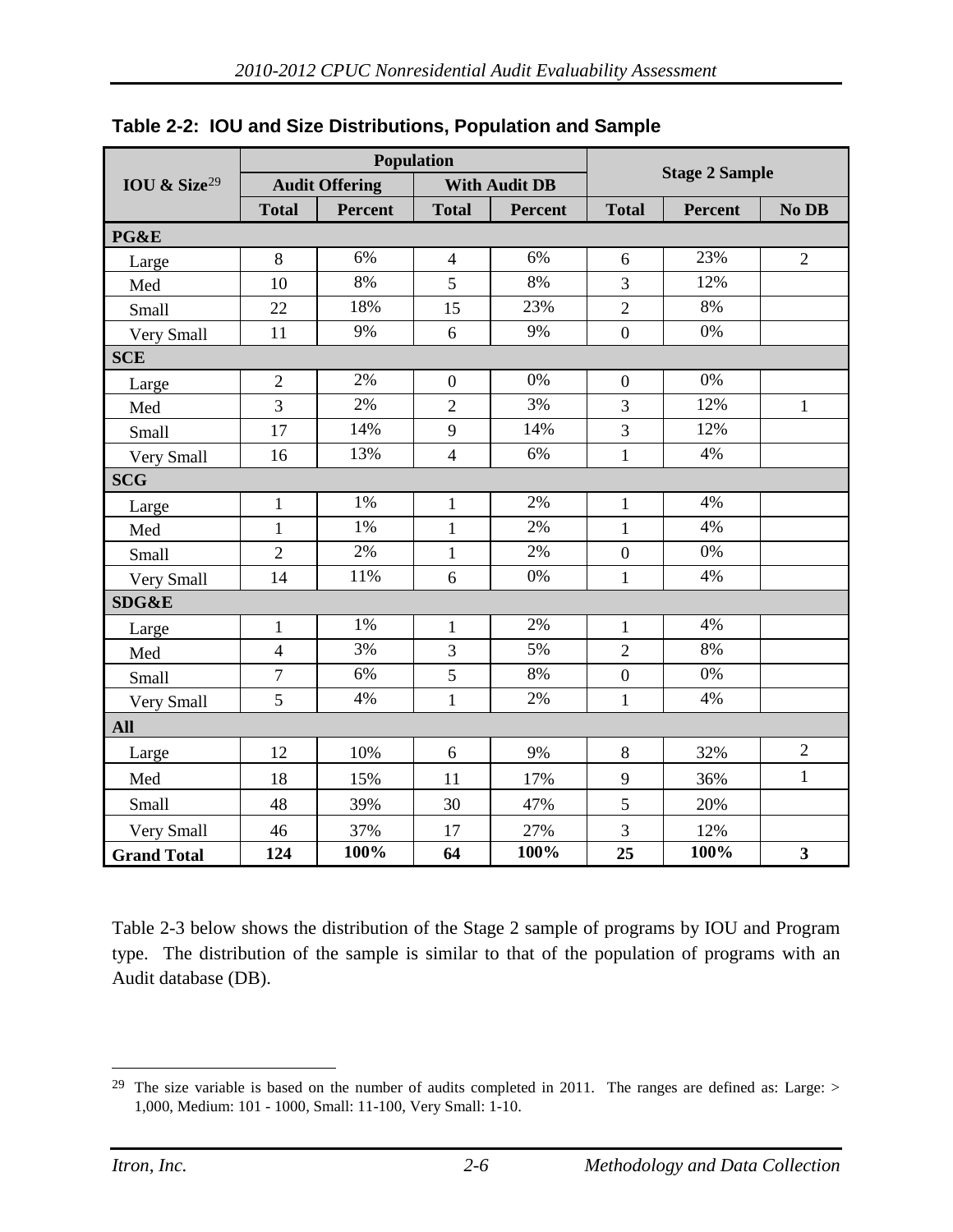**Table 2-2: IOU and Size Distributions, Population and Sample**

| IOU & Size[29] | Population | | | | Stage 2 Sample | | |
|---|---|---|---|---|---|---|---|
| | Audit Offering | | With Audit DB | | | | |
| | Total | Percent | Total | Percent | Total | Percent | No DB |
| **PG&E** | | | | | | | |
| Large | 8 | 6% | 4 | 6% | 6 | 23% | 2 |
| Med | 10 | 8% | 5 | 8% | 3 | 12% | |
| Small | 22 | 18% | 15 | 23% | 2 | 8% | |
| Very Small | 11 | 9% | 6 | 9% | 0 | 0% | |
| **SCE** | | | | | | | |
| Large | 2 | 2% | 0 | 0% | 0 | 0% | |
| Med | 3 | 2% | 2 | 3% | 3 | 12% | 1 |
| Small | 17 | 14% | 9 | 14% | 3 | 12% | |
| Very Small | 16 | 13% | 4 | 6% | 1 | 4% | |
| **SCG** | | | | | | | |
| Large | 1 | 1% | 1 | 2% | 1 | 4% | |
| Med | 1 | 1% | 1 | 2% | 1 | 4% | |
| Small | 2 | 2% | 1 | 2% | 0 | 0% | |
| Very Small | 14 | 11% | 6 | 0% | 1 | 4% | |
| **SDG&E** | | | | | | | |
| Large | 1 | 1% | 1 | 2% | 1 | 4% | |
| Med | 4 | 3% | 3 | 5% | 2 | 8% | |
| Small | 7 | 6% | 5 | 8% | 0 | 0% | |
| Very Small | 5 | 4% | 1 | 2% | 1 | 4% | |
| **All** | | | | | | | |
| Large | 12 | 10% | 6 | 9% | 8 | 32% | 2 |
| Med | 18 | 15% | 11 | 17% | 9 | 36% | 1 |
| Small | 48 | 39% | 30 | 47% | 5 | 20% | |
| Very Small | 46 | 37% | 17 | 27% | 3 | 12% | |
| **Grand Total** | **124** | **100%** | **64** | **100%** | **25** | **100%** | **3** |

Table 2-3 below shows the distribution of the Stage 2 sample of programs by IOU and Program type. The distribution of the sample is similar to that of the population of programs with an Audit database (DB).

[29] The size variable is based on the number of audits completed in 2011. The ranges are defined as: Large: > 1,000, Medium: 101 - 1000, Small: 11-100, Very Small: 1-10.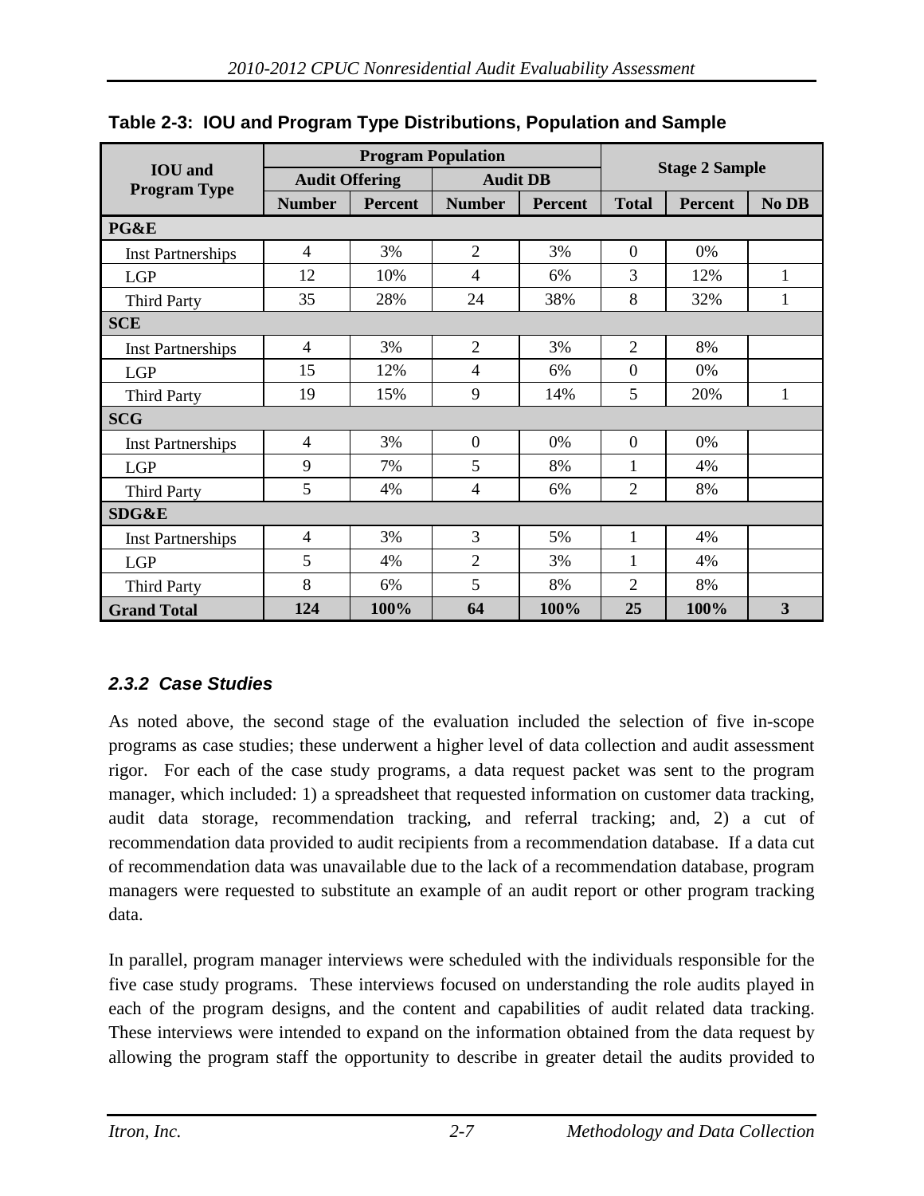**Table 2-3: IOU and Program Type Distributions, Population and Sample**

| IOU and Program Type | Program Population | | | | Stage 2 Sample | | |
|---|---|---|---|---|---|---|---|
| | Audit Offering | | Audit DB | | | | |
| | Number | Percent | Number | Percent | Total | Percent | No DB |
| **PG&E** | | | | | | | |
| Inst Partnerships | 4 | 3% | 2 | 3% | 0 | 0% | |
| LGP | 12 | 10% | 4 | 6% | 3 | 12% | 1 |
| Third Party | 35 | 28% | 24 | 38% | 8 | 32% | 1 |
| **SCE** | | | | | | | |
| Inst Partnerships | 4 | 3% | 2 | 3% | 2 | 8% | |
| LGP | 15 | 12% | 4 | 6% | 0 | 0% | |
| Third Party | 19 | 15% | 9 | 14% | 5 | 20% | 1 |
| **SCG** | | | | | | | |
| Inst Partnerships | 4 | 3% | 0 | 0% | 0 | 0% | |
| LGP | 9 | 7% | 5 | 8% | 1 | 4% | |
| Third Party | 5 | 4% | 4 | 6% | 2 | 8% | |
| **SDG&E** | | | | | | | |
| Inst Partnerships | 4 | 3% | 3 | 5% | 1 | 4% | |
| LGP | 5 | 4% | 2 | 3% | 1 | 4% | |
| Third Party | 8 | 6% | 5 | 8% | 2 | 8% | |
| **Grand Total** | **124** | **100%** | **64** | **100%** | **25** | **100%** | **3** |

### *2.3.2 Case Studies*

As noted above, the second stage of the evaluation included the selection of five in-scope programs as case studies; these underwent a higher level of data collection and audit assessment rigor. For each of the case study programs, a data request packet was sent to the program manager, which included: 1) a spreadsheet that requested information on customer data tracking, audit data storage, recommendation tracking, and referral tracking; and, 2) a cut of recommendation data provided to audit recipients from a recommendation database. If a data cut of recommendation data was unavailable due to the lack of a recommendation database, program managers were requested to substitute an example of an audit report or other program tracking data.

In parallel, program manager interviews were scheduled with the individuals responsible for the five case study programs. These interviews focused on understanding the role audits played in each of the program designs, and the content and capabilities of audit related data tracking. These interviews were intended to expand on the information obtained from the data request by allowing the program staff the opportunity to describe in greater detail the audits provided to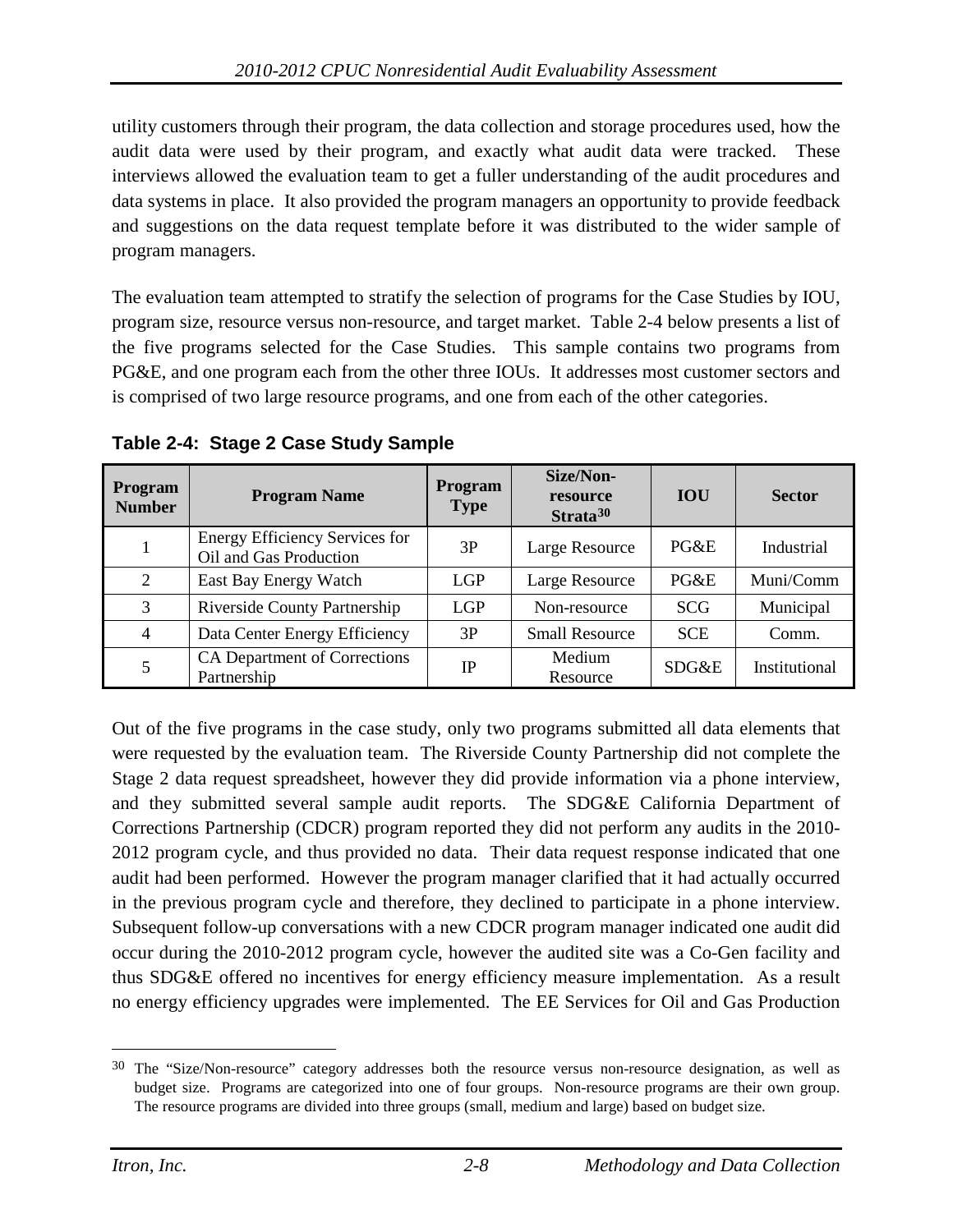utility customers through their program, the data collection and storage procedures used, how the audit data were used by their program, and exactly what audit data were tracked. These interviews allowed the evaluation team to get a fuller understanding of the audit procedures and data systems in place. It also provided the program managers an opportunity to provide feedback and suggestions on the data request template before it was distributed to the wider sample of program managers.

The evaluation team attempted to stratify the selection of programs for the Case Studies by IOU, program size, resource versus non-resource, and target market. Table 2-4 below presents a list of the five programs selected for the Case Studies. This sample contains two programs from PG&E, and one program each from the other three IOUs. It addresses most customer sectors and is comprised of two large resource programs, and one from each of the other categories.

**Table 2-4: Stage 2 Case Study Sample**

| Program Number | Program Name | Program Type | Size/Non-resource Strata[30] | IOU | Sector |
|---|---|---|---|---|---|
| 1 | Energy Efficiency Services for Oil and Gas Production | 3P | Large Resource | PG&E | Industrial |
| 2 | East Bay Energy Watch | LGP | Large Resource | PG&E | Muni/Comm |
| 3 | Riverside County Partnership | LGP | Non-resource | SCG | Municipal |
| 4 | Data Center Energy Efficiency | 3P | Small Resource | SCE | Comm. |
| 5 | CA Department of Corrections Partnership | IP | Medium Resource | SDG&E | Institutional |

Out of the five programs in the case study, only two programs submitted all data elements that were requested by the evaluation team. The Riverside County Partnership did not complete the Stage 2 data request spreadsheet, however they did provide information via a phone interview, and they submitted several sample audit reports. The SDG&E California Department of Corrections Partnership (CDCR) program reported they did not perform any audits in the 2010-2012 program cycle, and thus provided no data. Their data request response indicated that one audit had been performed. However the program manager clarified that it had actually occurred in the previous program cycle and therefore, they declined to participate in a phone interview. Subsequent follow-up conversations with a new CDCR program manager indicated one audit did occur during the 2010-2012 program cycle, however the audited site was a Co-Gen facility and thus SDG&E offered no incentives for energy efficiency measure implementation. As a result no energy efficiency upgrades were implemented. The EE Services for Oil and Gas Production

[30] The "Size/Non-resource" category addresses both the resource versus non-resource designation, as well as budget size. Programs are categorized into one of four groups. Non-resource programs are their own group. The resource programs are divided into three groups (small, medium and large) based on budget size.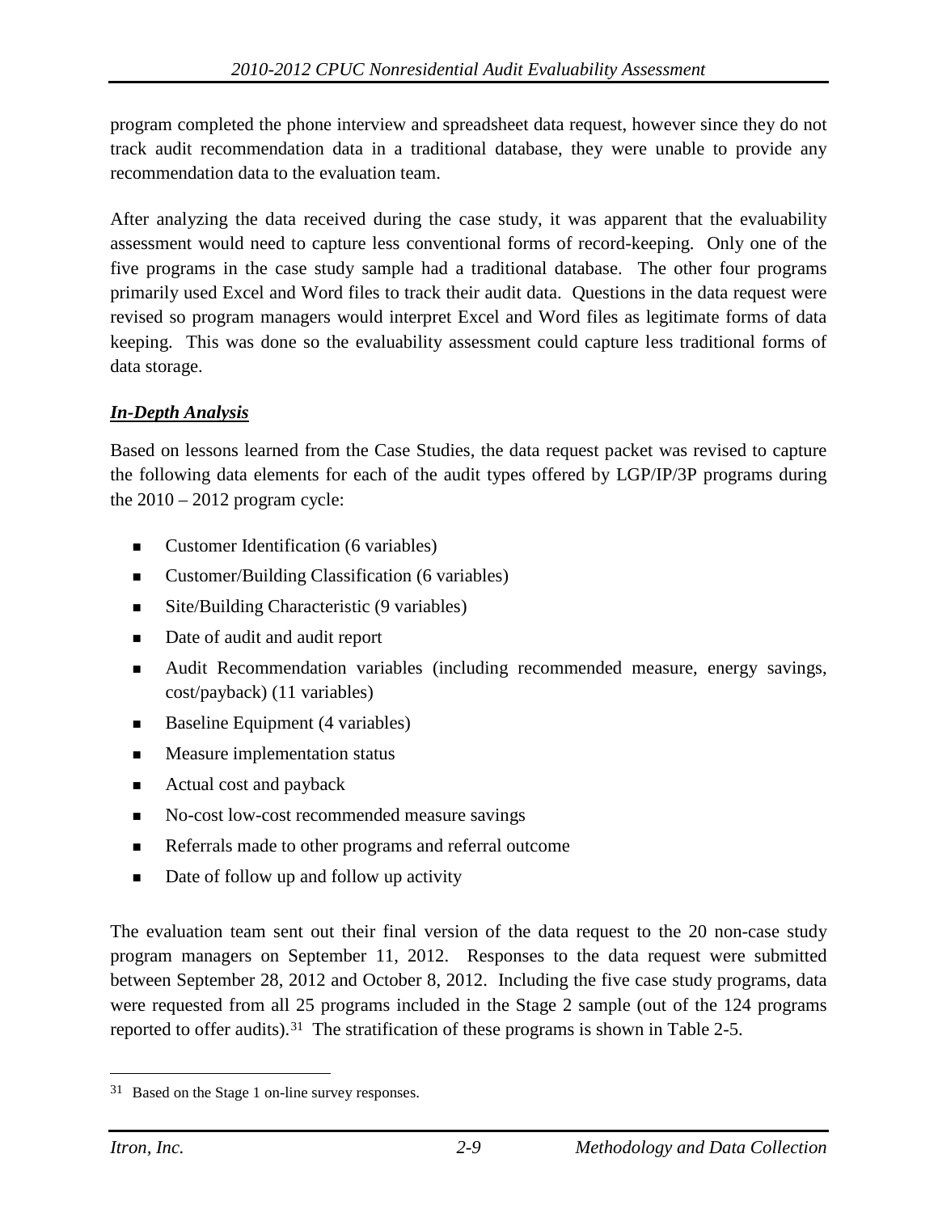program completed the phone interview and spreadsheet data request, however since they do not track audit recommendation data in a traditional database, they were unable to provide any recommendation data to the evaluation team.

After analyzing the data received during the case study, it was apparent that the evaluability assessment would need to capture less conventional forms of record-keeping. Only one of the five programs in the case study sample had a traditional database. The other four programs primarily used Excel and Word files to track their audit data. Questions in the data request were revised so program managers would interpret Excel and Word files as legitimate forms of data keeping. This was done so the evaluability assessment could capture less traditional forms of data storage.

***In-Depth Analysis***

Based on lessons learned from the Case Studies, the data request packet was revised to capture the following data elements for each of the audit types offered by LGP/IP/3P programs during the 2010 – 2012 program cycle:

- Customer Identification (6 variables)
- Customer/Building Classification (6 variables)
- Site/Building Characteristic (9 variables)
- Date of audit and audit report
- Audit Recommendation variables (including recommended measure, energy savings, cost/payback) (11 variables)
- Baseline Equipment (4 variables)
- Measure implementation status
- Actual cost and payback
- No-cost low-cost recommended measure savings
- Referrals made to other programs and referral outcome
- Date of follow up and follow up activity

The evaluation team sent out their final version of the data request to the 20 non-case study program managers on September 11, 2012. Responses to the data request were submitted between September 28, 2012 and October 8, 2012. Including the five case study programs, data were requested from all 25 programs included in the Stage 2 sample (out of the 124 programs reported to offer audits).[31] The stratification of these programs is shown in Table 2-5.

[31] Based on the Stage 1 on-line survey responses.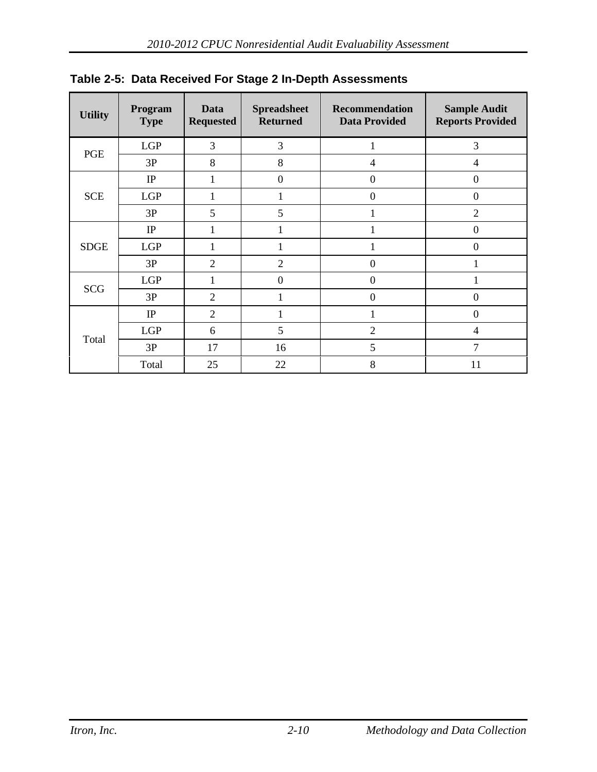**Table 2-5: Data Received For Stage 2 In-Depth Assessments**

| Utility | Program Type | Data Requested | Spreadsheet Returned | Recommendation Data Provided | Sample Audit Reports Provided |
|---|---|---|---|---|---|
| PGE | LGP | 3 | 3 | 1 | 3 |
| | 3P | 8 | 8 | 4 | 4 |
| SCE | IP | 1 | 0 | 0 | 0 |
| | LGP | 1 | 1 | 0 | 0 |
| | 3P | 5 | 5 | 1 | 2 |
| SDGE | IP | 1 | 1 | 1 | 0 |
| | LGP | 1 | 1 | 1 | 0 |
| | 3P | 2 | 2 | 0 | 1 |
| SCG | LGP | 1 | 0 | 0 | 1 |
| | 3P | 2 | 1 | 0 | 0 |
| Total | IP | 2 | 1 | 1 | 0 |
| | LGP | 6 | 5 | 2 | 4 |
| | 3P | 17 | 16 | 5 | 7 |
| | Total | 25 | 22 | 8 | 11 |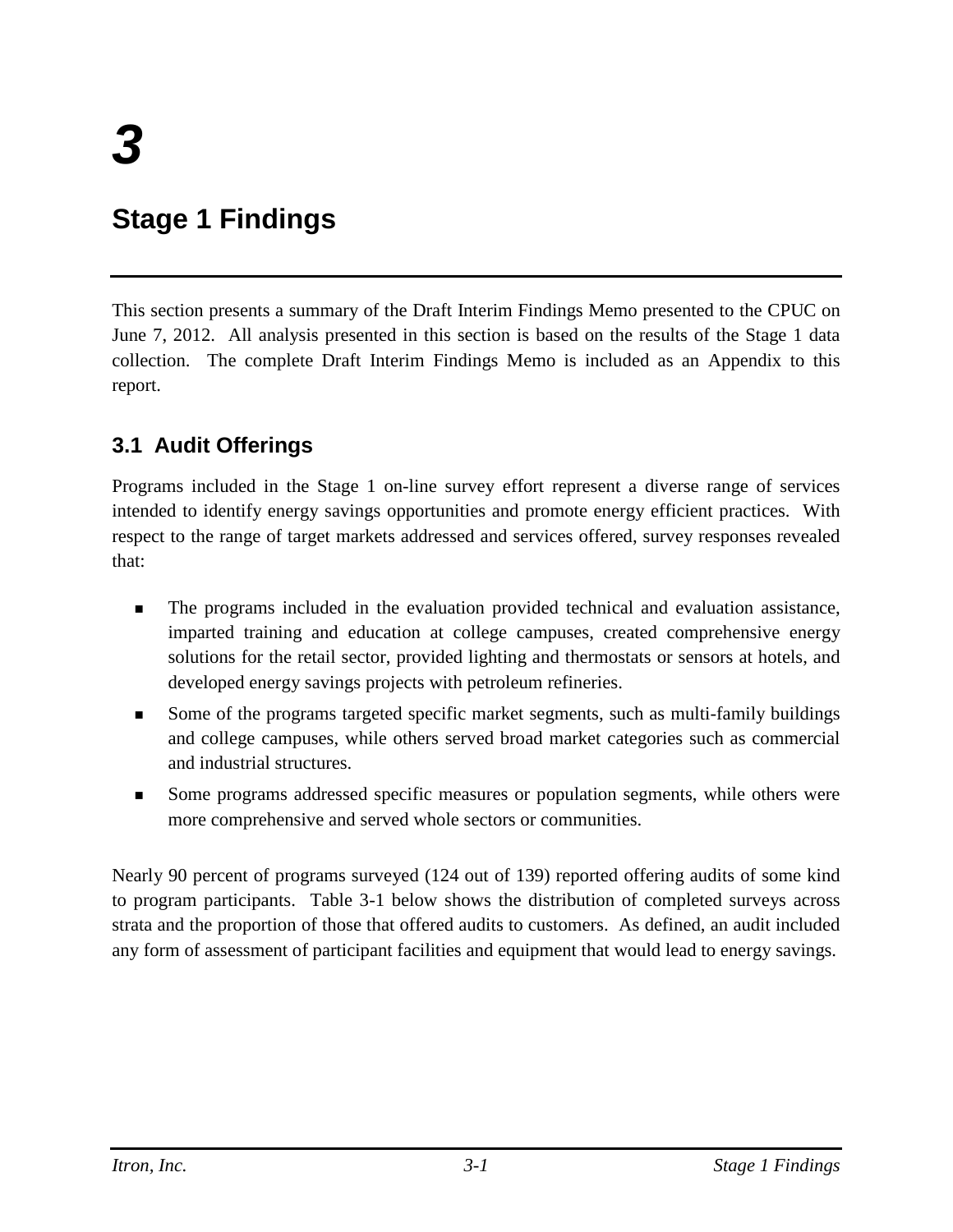# 3

# Stage 1 Findings

This section presents a summary of the Draft Interim Findings Memo presented to the CPUC on June 7, 2012. All analysis presented in this section is based on the results of the Stage 1 data collection. The complete Draft Interim Findings Memo is included as an Appendix to this report.

## 3.1 Audit Offerings

Programs included in the Stage 1 on-line survey effort represent a diverse range of services intended to identify energy savings opportunities and promote energy efficient practices. With respect to the range of target markets addressed and services offered, survey responses revealed that:

- The programs included in the evaluation provided technical and evaluation assistance, imparted training and education at college campuses, created comprehensive energy solutions for the retail sector, provided lighting and thermostats or sensors at hotels, and developed energy savings projects with petroleum refineries.
- Some of the programs targeted specific market segments, such as multi-family buildings and college campuses, while others served broad market categories such as commercial and industrial structures.
- Some programs addressed specific measures or population segments, while others were more comprehensive and served whole sectors or communities.

Nearly 90 percent of programs surveyed (124 out of 139) reported offering audits of some kind to program participants. Table 3-1 below shows the distribution of completed surveys across strata and the proportion of those that offered audits to customers. As defined, an audit included any form of assessment of participant facilities and equipment that would lead to energy savings.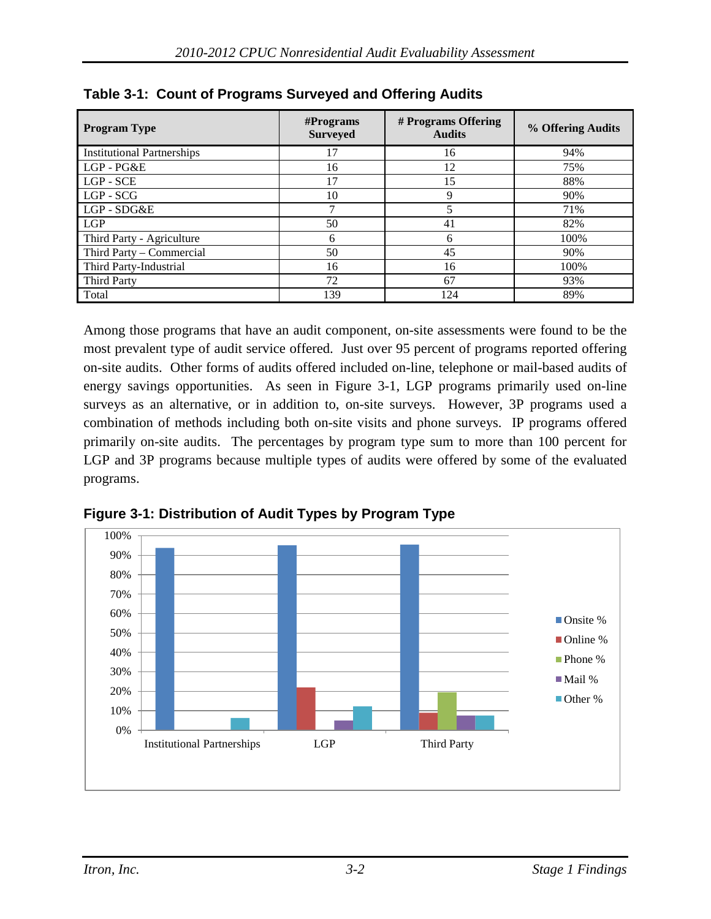**Table 3-1: Count of Programs Surveyed and Offering Audits**

| Program Type | #Programs Surveyed | # Programs Offering Audits | % Offering Audits |
|---|---|---|---|
| Institutional Partnerships | 17 | 16 | 94% |
| LGP - PG&E | 16 | 12 | 75% |
| LGP - SCE | 17 | 15 | 88% |
| LGP - SCG | 10 | 9 | 90% |
| LGP - SDG&E | 7 | 5 | 71% |
| LGP | 50 | 41 | 82% |
| Third Party - Agriculture | 6 | 6 | 100% |
| Third Party – Commercial | 50 | 45 | 90% |
| Third Party-Industrial | 16 | 16 | 100% |
| Third Party | 72 | 67 | 93% |
| Total | 139 | 124 | 89% |

Among those programs that have an audit component, on-site assessments were found to be the most prevalent type of audit service offered. Just over 95 percent of programs reported offering on-site audits. Other forms of audits offered included on-line, telephone or mail-based audits of energy savings opportunities. As seen in Figure 3-1, LGP programs primarily used on-line surveys as an alternative, or in addition to, on-site surveys. However, 3P programs used a combination of methods including both on-site visits and phone surveys. IP programs offered primarily on-site audits. The percentages by program type sum to more than 100 percent for LGP and 3P programs because multiple types of audits were offered by some of the evaluated programs.

**Figure 3-1: Distribution of Audit Types by Program Type**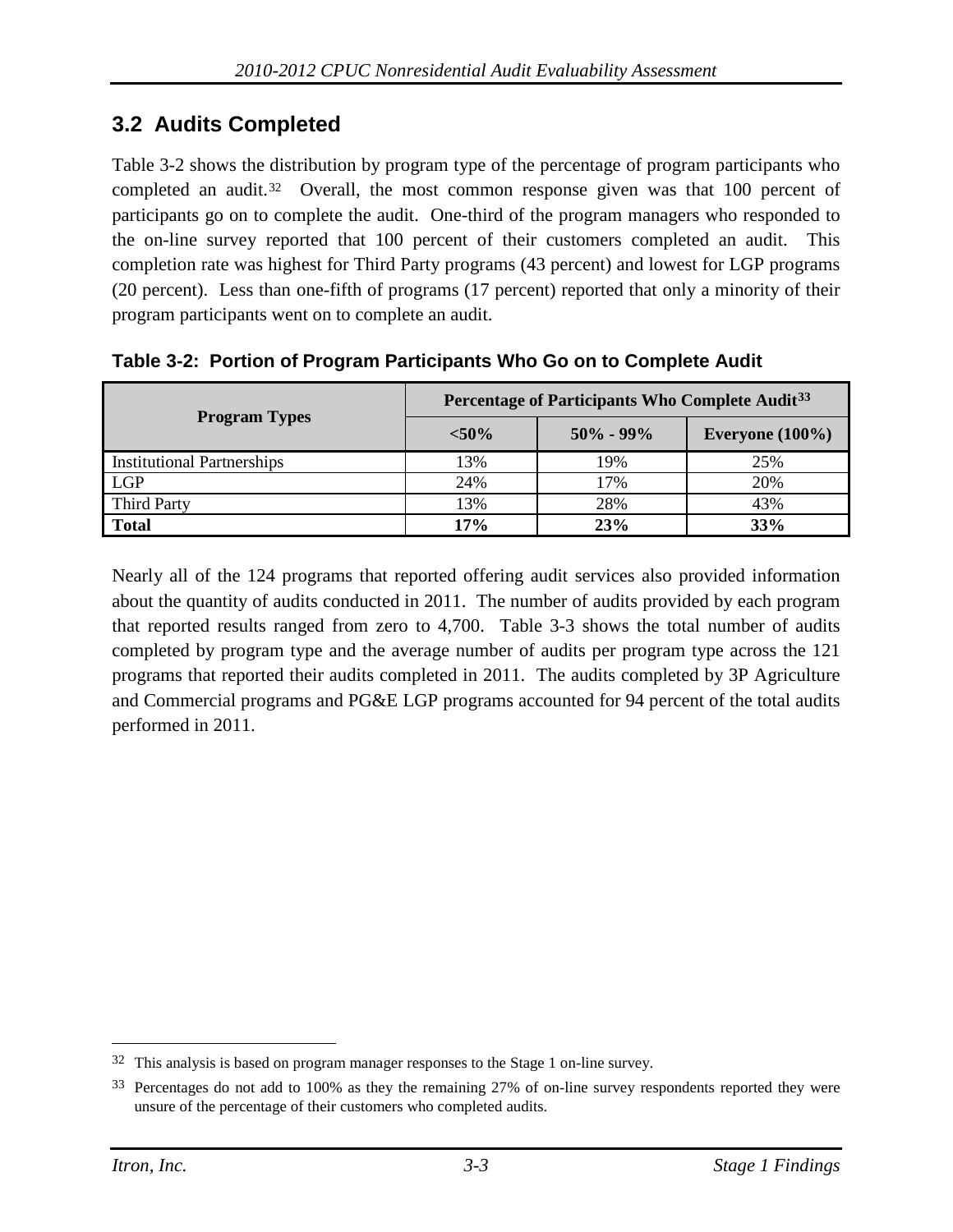## 3.2 Audits Completed

Table 3-2 shows the distribution by program type of the percentage of program participants who completed an audit.[32] Overall, the most common response given was that 100 percent of participants go on to complete the audit. One-third of the program managers who responded to the on-line survey reported that 100 percent of their customers completed an audit. This completion rate was highest for Third Party programs (43 percent) and lowest for LGP programs (20 percent). Less than one-fifth of programs (17 percent) reported that only a minority of their program participants went on to complete an audit.

**Table 3-2: Portion of Program Participants Who Go on to Complete Audit**

| Program Types | Percentage of Participants Who Complete Audit[33] | | |
|---|---|---|---|
| | **<50%** | **50% - 99%** | **Everyone (100%)** |
| Institutional Partnerships | 13% | 19% | 25% |
| LGP | 24% | 17% | 20% |
| Third Party | 13% | 28% | 43% |
| **Total** | **17%** | **23%** | **33%** |

Nearly all of the 124 programs that reported offering audit services also provided information about the quantity of audits conducted in 2011. The number of audits provided by each program that reported results ranged from zero to 4,700. Table 3-3 shows the total number of audits completed by program type and the average number of audits per program type across the 121 programs that reported their audits completed in 2011. The audits completed by 3P Agriculture and Commercial programs and PG&E LGP programs accounted for 94 percent of the total audits performed in 2011.

---

[32] This analysis is based on program manager responses to the Stage 1 on-line survey.

[33] Percentages do not add to 100% as they the remaining 27% of on-line survey respondents reported they were unsure of the percentage of their customers who completed audits.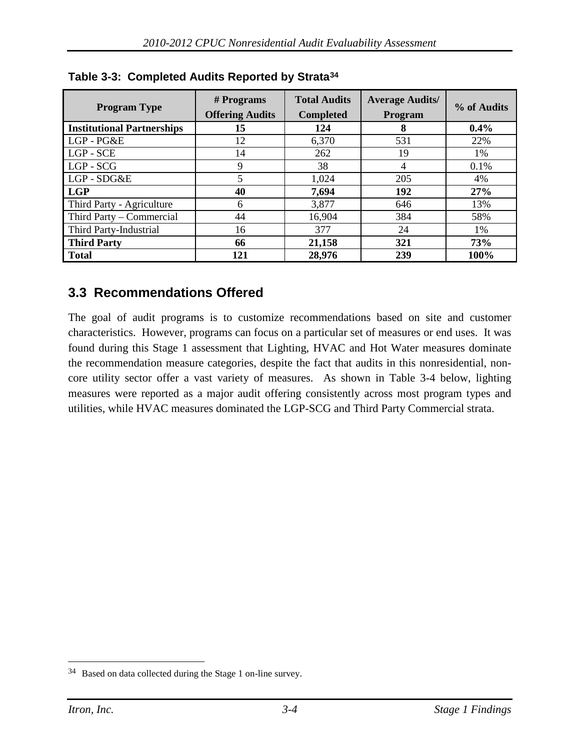**Table 3-3: Completed Audits Reported by Strata[34]**

| Program Type | # Programs Offering Audits | Total Audits Completed | Average Audits/ Program | % of Audits |
|---|---|---|---|---|
| **Institutional Partnerships** | **15** | **124** | **8** | **0.4%** |
| LGP - PG&E | 12 | 6,370 | 531 | 22% |
| LGP - SCE | 14 | 262 | 19 | 1% |
| LGP - SCG | 9 | 38 | 4 | 0.1% |
| LGP - SDG&E | 5 | 1,024 | 205 | 4% |
| **LGP** | **40** | **7,694** | **192** | **27%** |
| Third Party - Agriculture | 6 | 3,877 | 646 | 13% |
| Third Party – Commercial | 44 | 16,904 | 384 | 58% |
| Third Party-Industrial | 16 | 377 | 24 | 1% |
| **Third Party** | **66** | **21,158** | **321** | **73%** |
| **Total** | **121** | **28,976** | **239** | **100%** |

## 3.3 Recommendations Offered

The goal of audit programs is to customize recommendations based on site and customer characteristics. However, programs can focus on a particular set of measures or end uses. It was found during this Stage 1 assessment that Lighting, HVAC and Hot Water measures dominate the recommendation measure categories, despite the fact that audits in this nonresidential, non-core utility sector offer a vast variety of measures. As shown in Table 3-4 below, lighting measures were reported as a major audit offering consistently across most program types and utilities, while HVAC measures dominated the LGP-SCG and Third Party Commercial strata.

[34] Based on data collected during the Stage 1 on-line survey.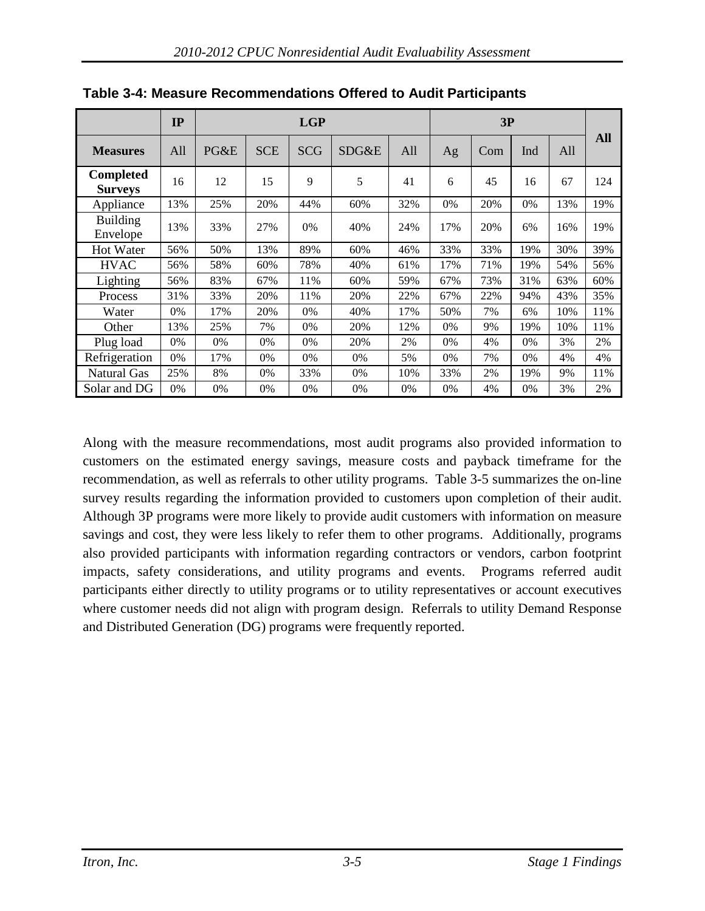**Table 3-4: Measure Recommendations Offered to Audit Participants**

| | IP | LGP | | | | | 3P | | | | All |
|---|---|---|---|---|---|---|---|---|---|---|---|
| **Measures** | All | PG&E | SCE | SCG | SDG&E | All | Ag | Com | Ind | All | |
| **Completed Surveys** | 16 | 12 | 15 | 9 | 5 | 41 | 6 | 45 | 16 | 67 | 124 |
| Appliance | 13% | 25% | 20% | 44% | 60% | 32% | 0% | 20% | 0% | 13% | 19% |
| Building Envelope | 13% | 33% | 27% | 0% | 40% | 24% | 17% | 20% | 6% | 16% | 19% |
| Hot Water | 56% | 50% | 13% | 89% | 60% | 46% | 33% | 33% | 19% | 30% | 39% |
| HVAC | 56% | 58% | 60% | 78% | 40% | 61% | 17% | 71% | 19% | 54% | 56% |
| Lighting | 56% | 83% | 67% | 11% | 60% | 59% | 67% | 73% | 31% | 63% | 60% |
| Process | 31% | 33% | 20% | 11% | 20% | 22% | 67% | 22% | 94% | 43% | 35% |
| Water | 0% | 17% | 20% | 0% | 40% | 17% | 50% | 7% | 6% | 10% | 11% |
| Other | 13% | 25% | 7% | 0% | 20% | 12% | 0% | 9% | 19% | 10% | 11% |
| Plug load | 0% | 0% | 0% | 0% | 20% | 2% | 0% | 4% | 0% | 3% | 2% |
| Refrigeration | 0% | 17% | 0% | 0% | 0% | 5% | 0% | 7% | 0% | 4% | 4% |
| Natural Gas | 25% | 8% | 0% | 33% | 0% | 10% | 33% | 2% | 19% | 9% | 11% |
| Solar and DG | 0% | 0% | 0% | 0% | 0% | 0% | 0% | 4% | 0% | 3% | 2% |

Along with the measure recommendations, most audit programs also provided information to customers on the estimated energy savings, measure costs and payback timeframe for the recommendation, as well as referrals to other utility programs. Table 3-5 summarizes the on-line survey results regarding the information provided to customers upon completion of their audit. Although 3P programs were more likely to provide audit customers with information on measure savings and cost, they were less likely to refer them to other programs. Additionally, programs also provided participants with information regarding contractors or vendors, carbon footprint impacts, safety considerations, and utility programs and events. Programs referred audit participants either directly to utility programs or to utility representatives or account executives where customer needs did not align with program design. Referrals to utility Demand Response and Distributed Generation (DG) programs were frequently reported.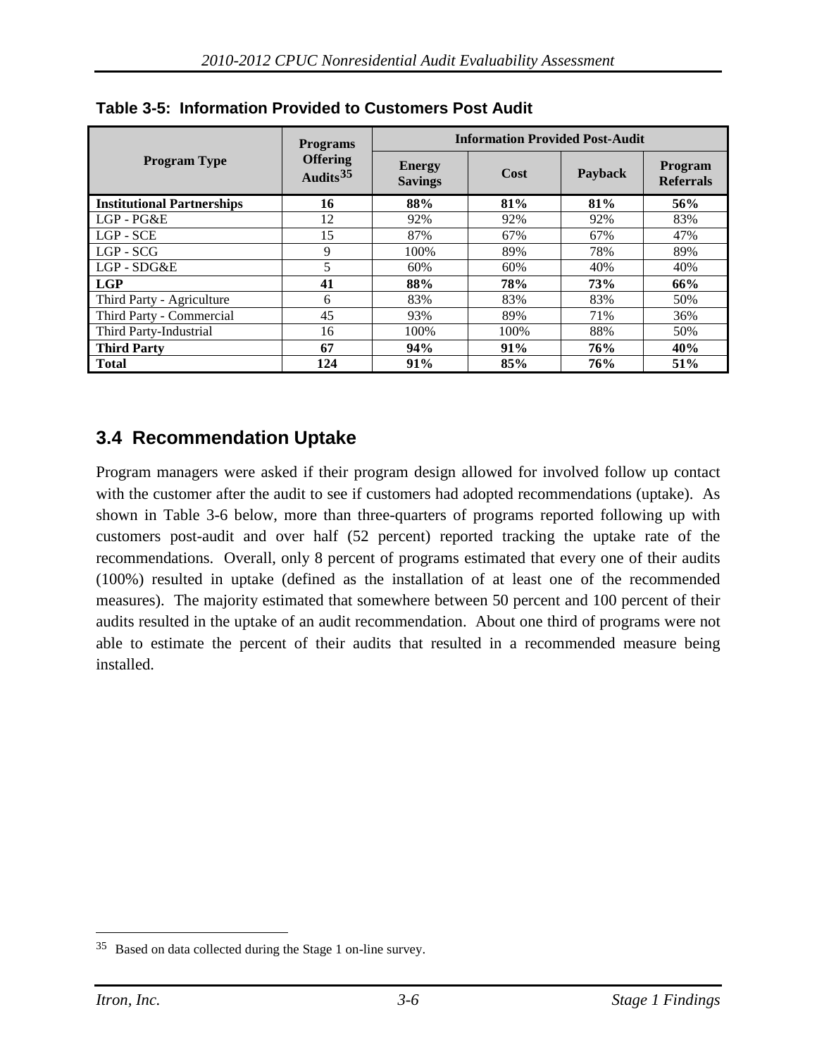**Table 3-5: Information Provided to Customers Post Audit**

| Program Type | Programs Offering Audits[35] | Information Provided Post-Audit | | | |
|---|---|---|---|---|---|
| | | Energy Savings | Cost | Payback | Program Referrals |
| **Institutional Partnerships** | **16** | **88%** | **81%** | **81%** | **56%** |
| LGP - PG&E | 12 | 92% | 92% | 92% | 83% |
| LGP - SCE | 15 | 87% | 67% | 67% | 47% |
| LGP - SCG | 9 | 100% | 89% | 78% | 89% |
| LGP - SDG&E | 5 | 60% | 60% | 40% | 40% |
| **LGP** | **41** | **88%** | **78%** | **73%** | **66%** |
| Third Party - Agriculture | 6 | 83% | 83% | 83% | 50% |
| Third Party - Commercial | 45 | 93% | 89% | 71% | 36% |
| Third Party-Industrial | 16 | 100% | 100% | 88% | 50% |
| **Third Party** | **67** | **94%** | **91%** | **76%** | **40%** |
| **Total** | **124** | **91%** | **85%** | **76%** | **51%** |

## 3.4 Recommendation Uptake

Program managers were asked if their program design allowed for involved follow up contact with the customer after the audit to see if customers had adopted recommendations (uptake). As shown in Table 3-6 below, more than three-quarters of programs reported following up with customers post-audit and over half (52 percent) reported tracking the uptake rate of the recommendations. Overall, only 8 percent of programs estimated that every one of their audits (100%) resulted in uptake (defined as the installation of at least one of the recommended measures). The majority estimated that somewhere between 50 percent and 100 percent of their audits resulted in the uptake of an audit recommendation. About one third of programs were not able to estimate the percent of their audits that resulted in a recommended measure being installed.

[35] Based on data collected during the Stage 1 on-line survey.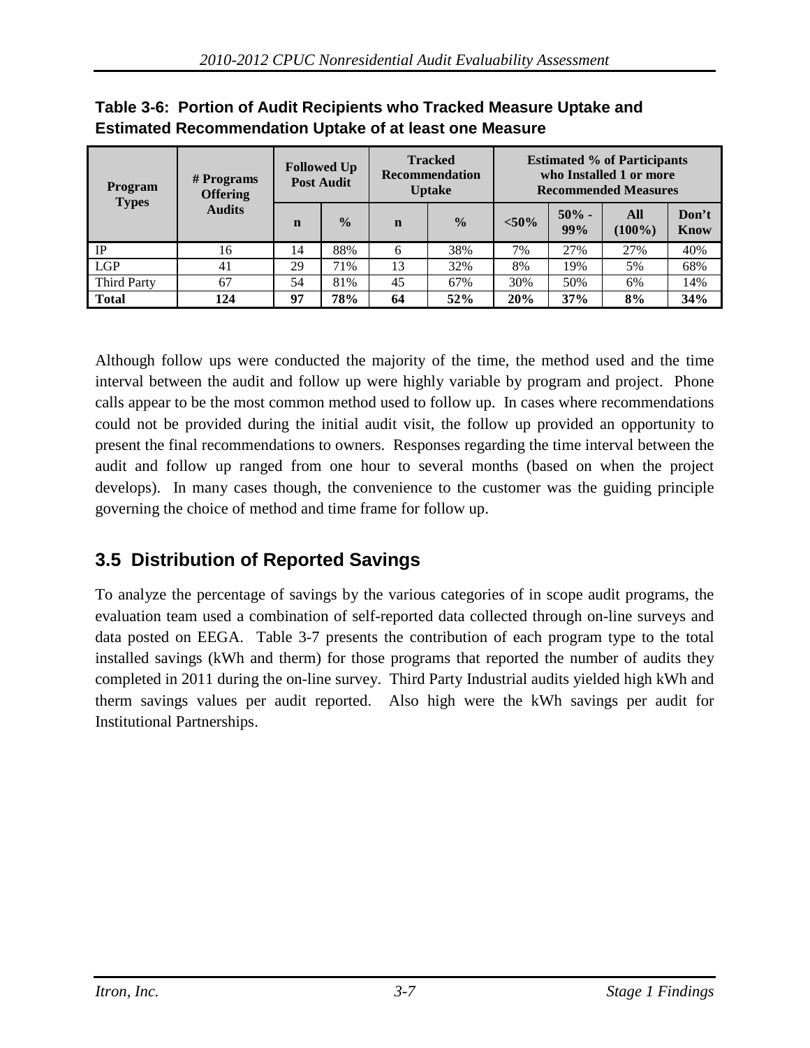**Table 3-6: Portion of Audit Recipients who Tracked Measure Uptake and Estimated Recommendation Uptake of at least one Measure**

| Program Types | # Programs Offering Audits | Followed Up Post Audit | | Tracked Recommendation Uptake | | Estimated % of Participants who Installed 1 or more Recommended Measures | | | |
|---|---|---|---|---|---|---|---|---|---|
| | | n | % | n | % | <50% | 50% - 99% | All (100%) | Don't Know |
| IP | 16 | 14 | 88% | 6 | 38% | 7% | 27% | 27% | 40% |
| LGP | 41 | 29 | 71% | 13 | 32% | 8% | 19% | 5% | 68% |
| Third Party | 67 | 54 | 81% | 45 | 67% | 30% | 50% | 6% | 14% |
| **Total** | **124** | **97** | **78%** | **64** | **52%** | **20%** | **37%** | **8%** | **34%** |

Although follow ups were conducted the majority of the time, the method used and the time interval between the audit and follow up were highly variable by program and project. Phone calls appear to be the most common method used to follow up. In cases where recommendations could not be provided during the initial audit visit, the follow up provided an opportunity to present the final recommendations to owners. Responses regarding the time interval between the audit and follow up ranged from one hour to several months (based on when the project develops). In many cases though, the convenience to the customer was the guiding principle governing the choice of method and time frame for follow up.

## 3.5 Distribution of Reported Savings

To analyze the percentage of savings by the various categories of in scope audit programs, the evaluation team used a combination of self-reported data collected through on-line surveys and data posted on EEGA. Table 3-7 presents the contribution of each program type to the total installed savings (kWh and therm) for those programs that reported the number of audits they completed in 2011 during the on-line survey. Third Party Industrial audits yielded high kWh and therm savings values per audit reported. Also high were the kWh savings per audit for Institutional Partnerships.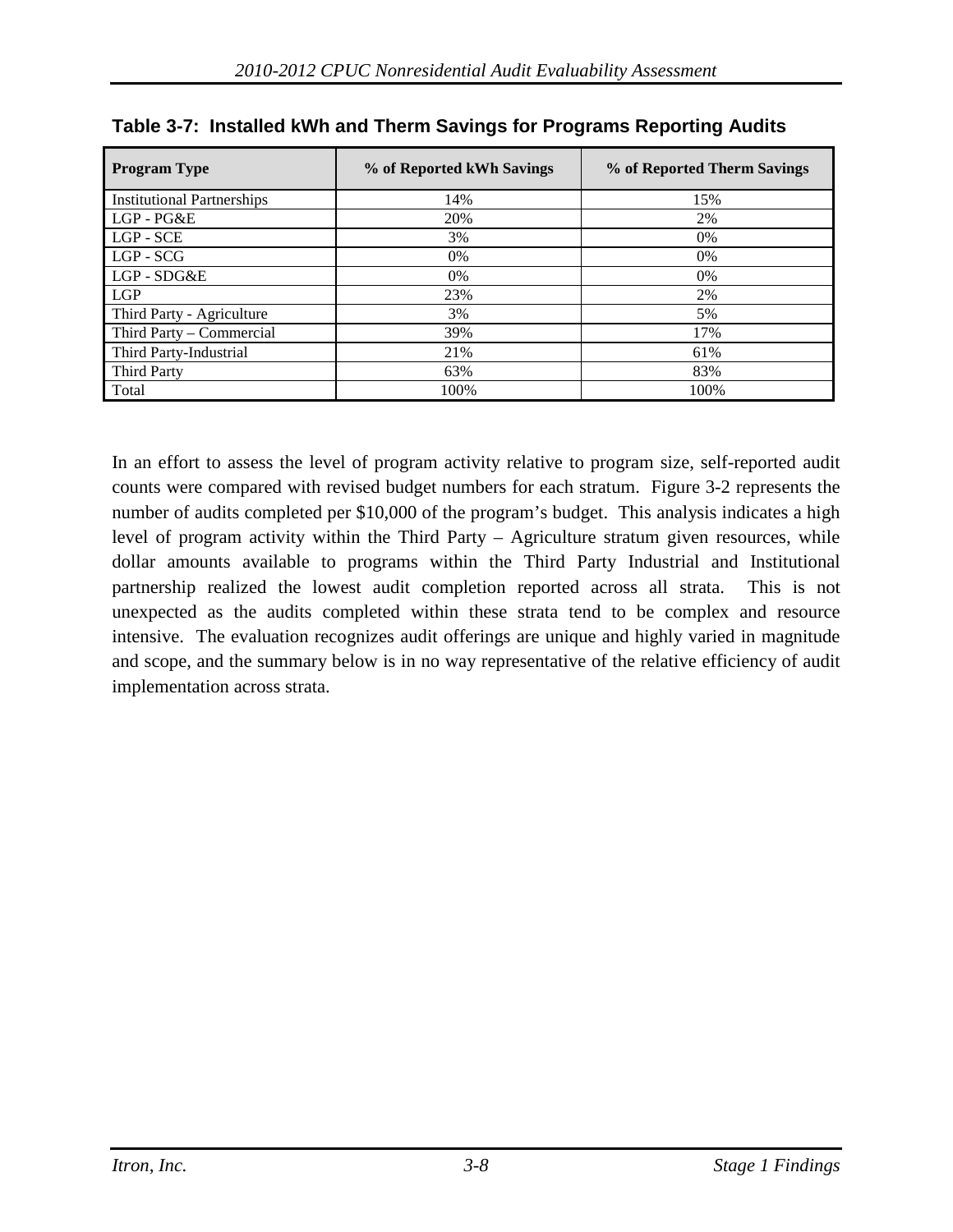**Table 3-7: Installed kWh and Therm Savings for Programs Reporting Audits**

| Program Type | % of Reported kWh Savings | % of Reported Therm Savings |
|---|---|---|
| Institutional Partnerships | 14% | 15% |
| LGP - PG&E | 20% | 2% |
| LGP - SCE | 3% | 0% |
| LGP - SCG | 0% | 0% |
| LGP - SDG&E | 0% | 0% |
| LGP | 23% | 2% |
| Third Party - Agriculture | 3% | 5% |
| Third Party – Commercial | 39% | 17% |
| Third Party-Industrial | 21% | 61% |
| Third Party | 63% | 83% |
| Total | 100% | 100% |

In an effort to assess the level of program activity relative to program size, self-reported audit counts were compared with revised budget numbers for each stratum. Figure 3-2 represents the number of audits completed per $10,000 of the program's budget. This analysis indicates a high level of program activity within the Third Party – Agriculture stratum given resources, while dollar amounts available to programs within the Third Party Industrial and Institutional partnership realized the lowest audit completion reported across all strata. This is not unexpected as the audits completed within these strata tend to be complex and resource intensive. The evaluation recognizes audit offerings are unique and highly varied in magnitude and scope, and the summary below is in no way representative of the relative efficiency of audit implementation across strata.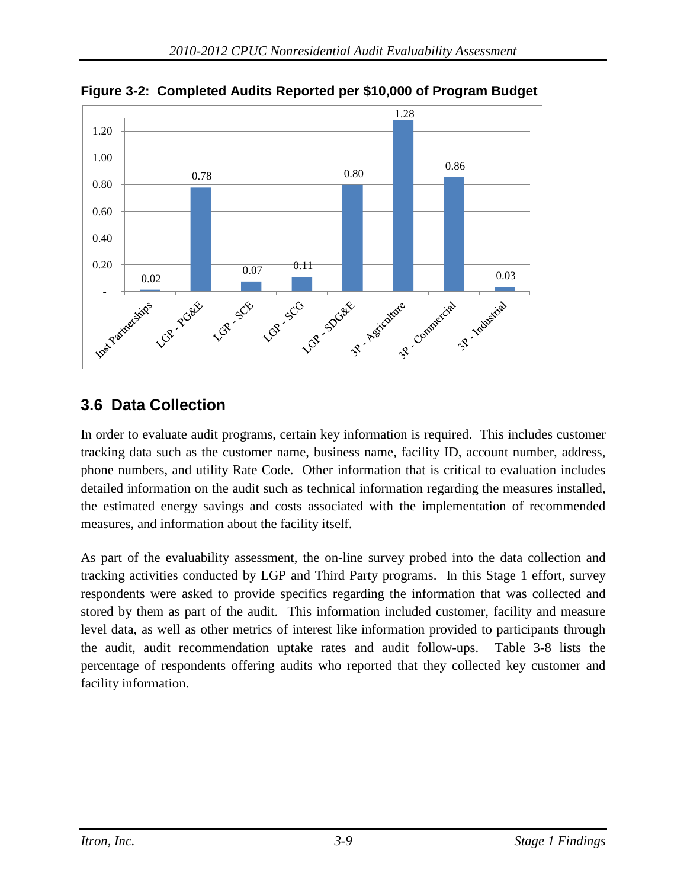**Figure 3-2: Completed Audits Reported per $10,000 of Program Budget**

| Program | Completed Audits per $10,000 |
|---|---|
| Inst Partnerships | 0.02 |
| LGP - PG&E | 0.78 |
| LGP - SCE | 0.07 |
| LGP - SCG | 0.11 |
| LGP - SDG&E | 0.80 |
| 3P - Agriculture | 1.28 |
| 3P - Commercial | 0.86 |
| 3P - Industrial | 0.03 |

## 3.6 Data Collection

In order to evaluate audit programs, certain key information is required. This includes customer tracking data such as the customer name, business name, facility ID, account number, address, phone numbers, and utility Rate Code. Other information that is critical to evaluation includes detailed information on the audit such as technical information regarding the measures installed, the estimated energy savings and costs associated with the implementation of recommended measures, and information about the facility itself.

As part of the evaluability assessment, the on-line survey probed into the data collection and tracking activities conducted by LGP and Third Party programs. In this Stage 1 effort, survey respondents were asked to provide specifics regarding the information that was collected and stored by them as part of the audit. This information included customer, facility and measure level data, as well as other metrics of interest like information provided to participants through the audit, audit recommendation uptake rates and audit follow-ups. Table 3-8 lists the percentage of respondents offering audits who reported that they collected key customer and facility information.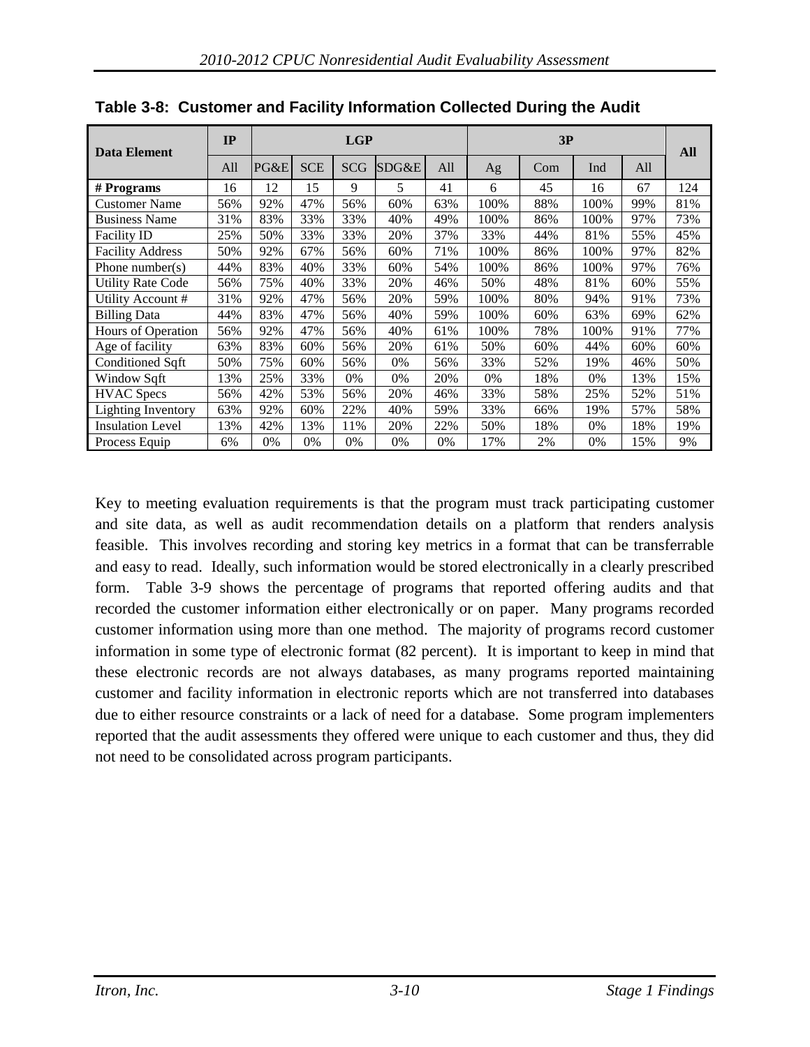**Table 3-8: Customer and Facility Information Collected During the Audit**

| Data Element | IP | LGP | | | | | 3P | | | | All |
|---|---|---|---|---|---|---|---|---|---|---|---|
| | All | PG&E | SCE | SCG | SDG&E | All | Ag | Com | Ind | All | |
| **# Programs** | 16 | 12 | 15 | 9 | 5 | 41 | 6 | 45 | 16 | 67 | 124 |
| Customer Name | 56% | 92% | 47% | 56% | 60% | 63% | 100% | 88% | 100% | 99% | 81% |
| Business Name | 31% | 83% | 33% | 33% | 40% | 49% | 100% | 86% | 100% | 97% | 73% |
| Facility ID | 25% | 50% | 33% | 33% | 20% | 37% | 33% | 44% | 81% | 55% | 45% |
| Facility Address | 50% | 92% | 67% | 56% | 60% | 71% | 100% | 86% | 100% | 97% | 82% |
| Phone number(s) | 44% | 83% | 40% | 33% | 60% | 54% | 100% | 86% | 100% | 97% | 76% |
| Utility Rate Code | 56% | 75% | 40% | 33% | 20% | 46% | 50% | 48% | 81% | 60% | 55% |
| Utility Account # | 31% | 92% | 47% | 56% | 20% | 59% | 100% | 80% | 94% | 91% | 73% |
| Billing Data | 44% | 83% | 47% | 56% | 40% | 59% | 100% | 60% | 63% | 69% | 62% |
| Hours of Operation | 56% | 92% | 47% | 56% | 40% | 61% | 100% | 78% | 100% | 91% | 77% |
| Age of facility | 63% | 83% | 60% | 56% | 20% | 61% | 50% | 60% | 44% | 60% | 60% |
| Conditioned Sqft | 50% | 75% | 60% | 56% | 0% | 56% | 33% | 52% | 19% | 46% | 50% |
| Window Sqft | 13% | 25% | 33% | 0% | 0% | 20% | 0% | 18% | 0% | 13% | 15% |
| HVAC Specs | 56% | 42% | 53% | 56% | 20% | 46% | 33% | 58% | 25% | 52% | 51% |
| Lighting Inventory | 63% | 92% | 60% | 22% | 40% | 59% | 33% | 66% | 19% | 57% | 58% |
| Insulation Level | 13% | 42% | 13% | 11% | 20% | 22% | 50% | 18% | 0% | 18% | 19% |
| Process Equip | 6% | 0% | 0% | 0% | 0% | 0% | 17% | 2% | 0% | 15% | 9% |

Key to meeting evaluation requirements is that the program must track participating customer and site data, as well as audit recommendation details on a platform that renders analysis feasible. This involves recording and storing key metrics in a format that can be transferrable and easy to read. Ideally, such information would be stored electronically in a clearly prescribed form. Table 3-9 shows the percentage of programs that reported offering audits and that recorded the customer information either electronically or on paper. Many programs recorded customer information using more than one method. The majority of programs record customer information in some type of electronic format (82 percent). It is important to keep in mind that these electronic records are not always databases, as many programs reported maintaining customer and facility information in electronic reports which are not transferred into databases due to either resource constraints or a lack of need for a database. Some program implementers reported that the audit assessments they offered were unique to each customer and thus, they did not need to be consolidated across program participants.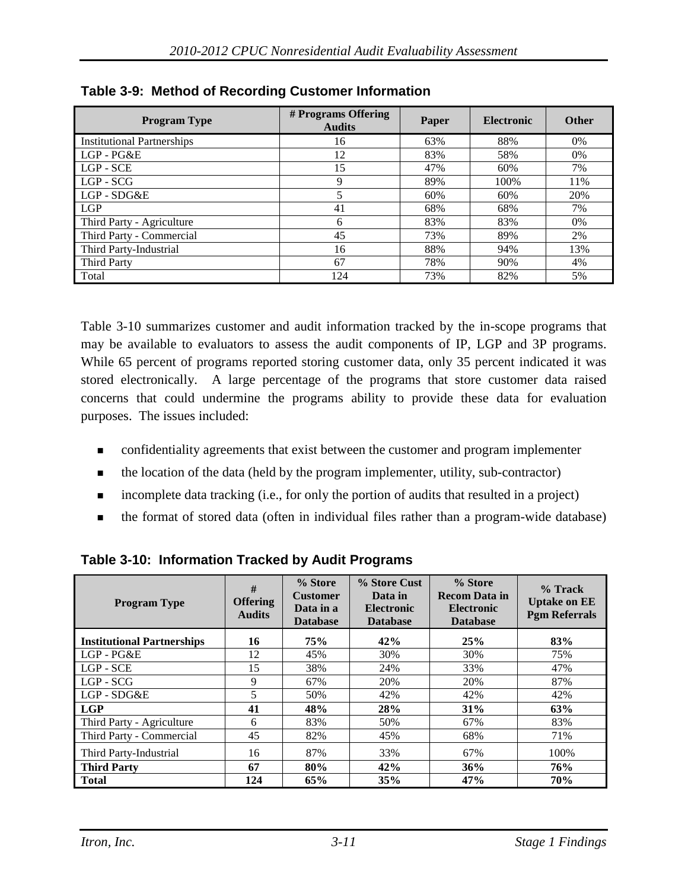**Table 3-9: Method of Recording Customer Information**

| Program Type | # Programs Offering Audits | Paper | Electronic | Other |
|---|---|---|---|---|
| Institutional Partnerships | 16 | 63% | 88% | 0% |
| LGP - PG&E | 12 | 83% | 58% | 0% |
| LGP - SCE | 15 | 47% | 60% | 7% |
| LGP - SCG | 9 | 89% | 100% | 11% |
| LGP - SDG&E | 5 | 60% | 60% | 20% |
| LGP | 41 | 68% | 68% | 7% |
| Third Party - Agriculture | 6 | 83% | 83% | 0% |
| Third Party - Commercial | 45 | 73% | 89% | 2% |
| Third Party-Industrial | 16 | 88% | 94% | 13% |
| Third Party | 67 | 78% | 90% | 4% |
| Total | 124 | 73% | 82% | 5% |

Table 3-10 summarizes customer and audit information tracked by the in-scope programs that may be available to evaluators to assess the audit components of IP, LGP and 3P programs. While 65 percent of programs reported storing customer data, only 35 percent indicated it was stored electronically. A large percentage of the programs that store customer data raised concerns that could undermine the programs ability to provide these data for evaluation purposes. The issues included:

- confidentiality agreements that exist between the customer and program implementer
- the location of the data (held by the program implementer, utility, sub-contractor)
- incomplete data tracking (i.e., for only the portion of audits that resulted in a project)
- the format of stored data (often in individual files rather than a program-wide database)

**Table 3-10: Information Tracked by Audit Programs**

| Program Type | # Offering Audits | % Store Customer Data in a Database | % Store Cust Data in Electronic Database | % Store Recom Data in Electronic Database | % Track Uptake on EE Pgm Referrals |
|---|---|---|---|---|---|
| **Institutional Partnerships** | **16** | **75%** | **42%** | **25%** | **83%** |
| LGP - PG&E | 12 | 45% | 30% | 30% | 75% |
| LGP - SCE | 15 | 38% | 24% | 33% | 47% |
| LGP - SCG | 9 | 67% | 20% | 20% | 87% |
| LGP - SDG&E | 5 | 50% | 42% | 42% | 42% |
| **LGP** | **41** | **48%** | **28%** | **31%** | **63%** |
| Third Party - Agriculture | 6 | 83% | 50% | 67% | 83% |
| Third Party - Commercial | 45 | 82% | 45% | 68% | 71% |
| Third Party-Industrial | 16 | 87% | 33% | 67% | 100% |
| **Third Party** | **67** | **80%** | **42%** | **36%** | **76%** |
| **Total** | **124** | **65%** | **35%** | **47%** | **70%** |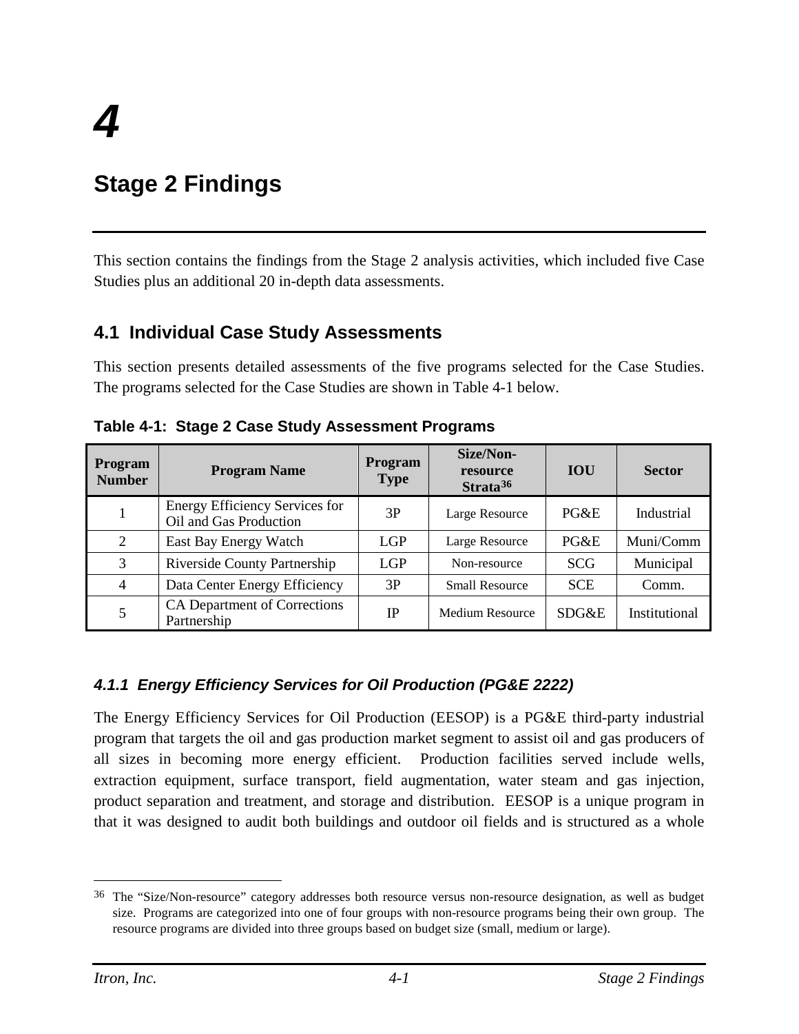# 4

# Stage 2 Findings

This section contains the findings from the Stage 2 analysis activities, which included five Case Studies plus an additional 20 in-depth data assessments.

## 4.1 Individual Case Study Assessments

This section presents detailed assessments of the five programs selected for the Case Studies. The programs selected for the Case Studies are shown in Table 4-1 below.

**Table 4-1: Stage 2 Case Study Assessment Programs**

| Program Number | Program Name | Program Type | Size/Non-resource Strata[36] | IOU | Sector |
|---|---|---|---|---|---|
| 1 | Energy Efficiency Services for Oil and Gas Production | 3P | Large Resource | PG&E | Industrial |
| 2 | East Bay Energy Watch | LGP | Large Resource | PG&E | Muni/Comm |
| 3 | Riverside County Partnership | LGP | Non-resource | SCG | Municipal |
| 4 | Data Center Energy Efficiency | 3P | Small Resource | SCE | Comm. |
| 5 | CA Department of Corrections Partnership | IP | Medium Resource | SDG&E | Institutional |

### *4.1.1 Energy Efficiency Services for Oil Production (PG&E 2222)*

The Energy Efficiency Services for Oil Production (EESOP) is a PG&E third-party industrial program that targets the oil and gas production market segment to assist oil and gas producers of all sizes in becoming more energy efficient. Production facilities served include wells, extraction equipment, surface transport, field augmentation, water steam and gas injection, product separation and treatment, and storage and distribution. EESOP is a unique program in that it was designed to audit both buildings and outdoor oil fields and is structured as a whole

---

[36] The "Size/Non-resource" category addresses both resource versus non-resource designation, as well as budget size. Programs are categorized into one of four groups with non-resource programs being their own group. The resource programs are divided into three groups based on budget size (small, medium or large).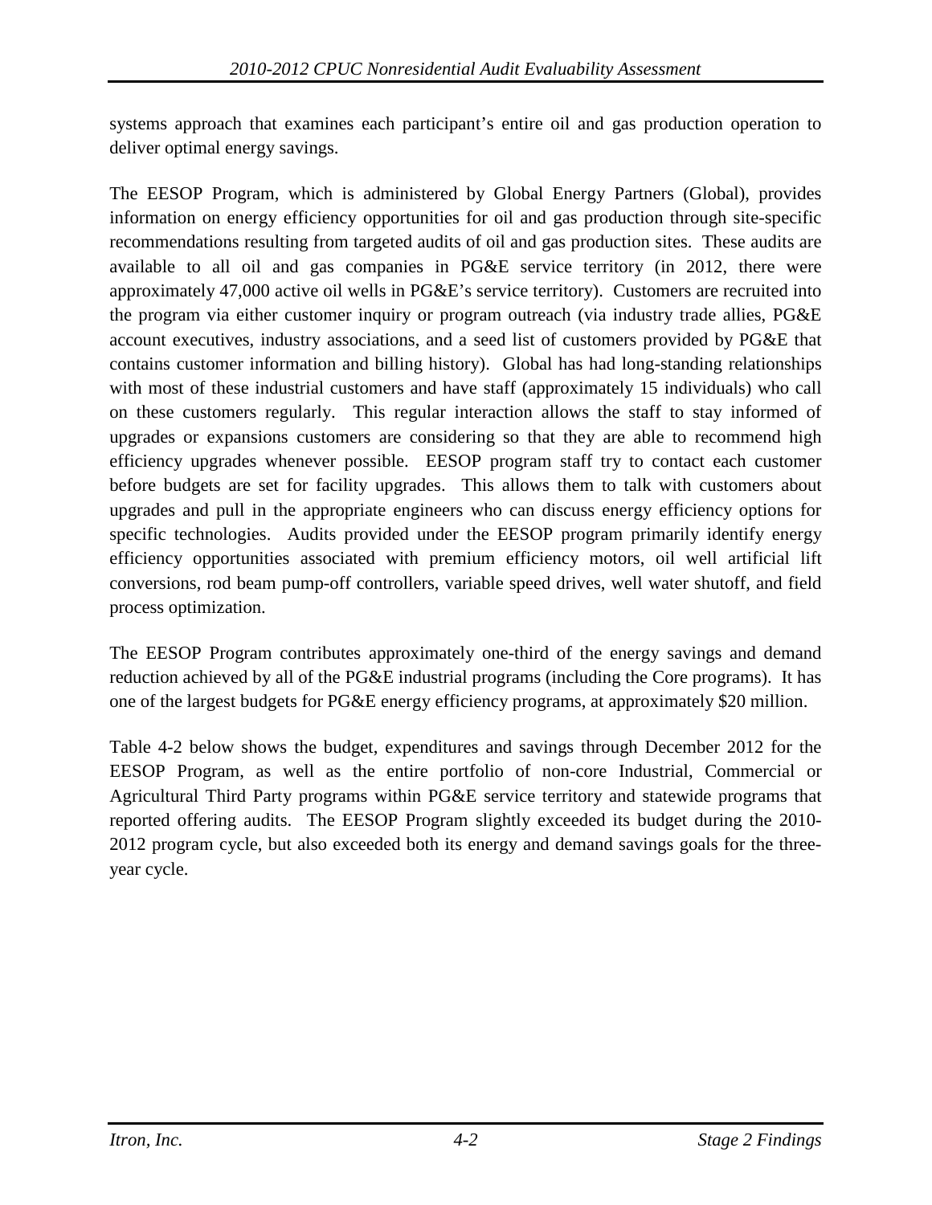systems approach that examines each participant's entire oil and gas production operation to deliver optimal energy savings.

The EESOP Program, which is administered by Global Energy Partners (Global), provides information on energy efficiency opportunities for oil and gas production through site-specific recommendations resulting from targeted audits of oil and gas production sites. These audits are available to all oil and gas companies in PG&E service territory (in 2012, there were approximately 47,000 active oil wells in PG&E's service territory). Customers are recruited into the program via either customer inquiry or program outreach (via industry trade allies, PG&E account executives, industry associations, and a seed list of customers provided by PG&E that contains customer information and billing history). Global has had long-standing relationships with most of these industrial customers and have staff (approximately 15 individuals) who call on these customers regularly. This regular interaction allows the staff to stay informed of upgrades or expansions customers are considering so that they are able to recommend high efficiency upgrades whenever possible. EESOP program staff try to contact each customer before budgets are set for facility upgrades. This allows them to talk with customers about upgrades and pull in the appropriate engineers who can discuss energy efficiency options for specific technologies. Audits provided under the EESOP program primarily identify energy efficiency opportunities associated with premium efficiency motors, oil well artificial lift conversions, rod beam pump-off controllers, variable speed drives, well water shutoff, and field process optimization.

The EESOP Program contributes approximately one-third of the energy savings and demand reduction achieved by all of the PG&E industrial programs (including the Core programs). It has one of the largest budgets for PG&E energy efficiency programs, at approximately $20 million.

Table 4-2 below shows the budget, expenditures and savings through December 2012 for the EESOP Program, as well as the entire portfolio of non-core Industrial, Commercial or Agricultural Third Party programs within PG&E service territory and statewide programs that reported offering audits. The EESOP Program slightly exceeded its budget during the 2010-2012 program cycle, but also exceeded both its energy and demand savings goals for the three-year cycle.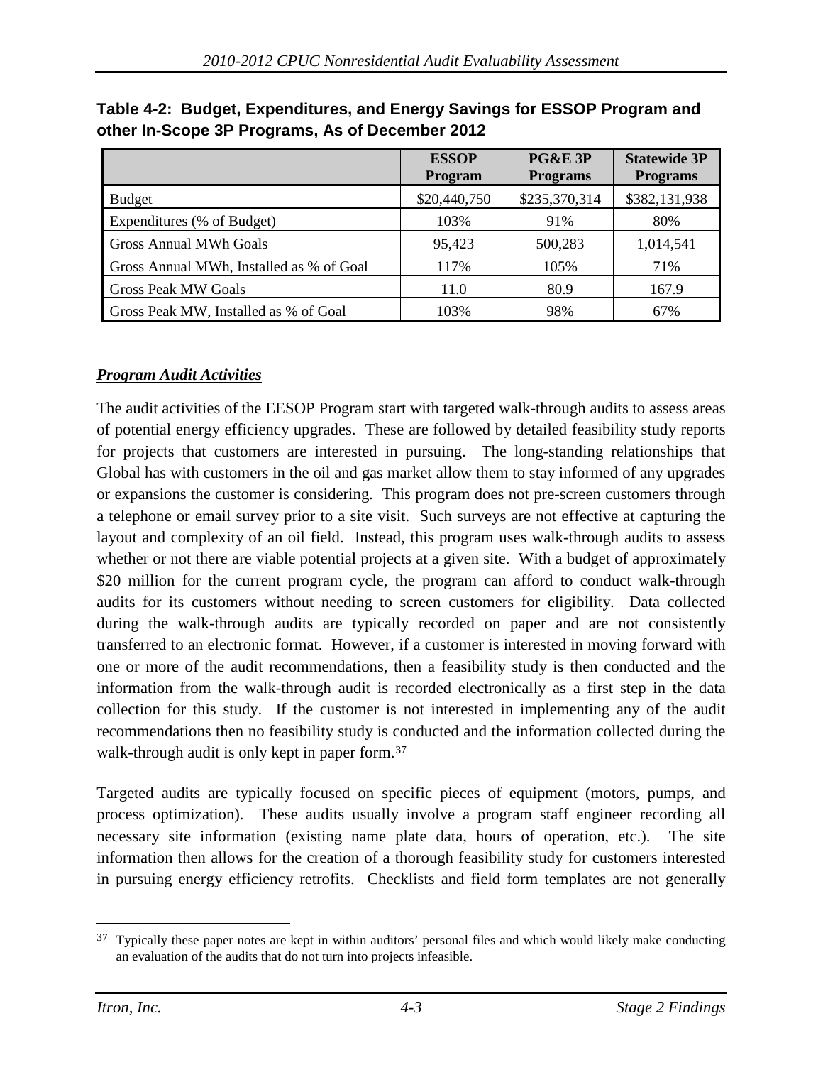**Table 4-2: Budget, Expenditures, and Energy Savings for ESSOP Program and other In-Scope 3P Programs, As of December 2012**

| | ESSOP Program | PG&E 3P Programs | Statewide 3P Programs |
|---|---|---|---|
| Budget | \$20,440,750 | \$235,370,314 | \$382,131,938 |
| Expenditures (% of Budget) | 103% | 91% | 80% |
| Gross Annual MWh Goals | 95,423 | 500,283 | 1,014,541 |
| Gross Annual MWh, Installed as % of Goal | 117% | 105% | 71% |
| Gross Peak MW Goals | 11.0 | 80.9 | 167.9 |
| Gross Peak MW, Installed as % of Goal | 103% | 98% | 67% |

***Program Audit Activities***

The audit activities of the EESOP Program start with targeted walk-through audits to assess areas of potential energy efficiency upgrades. These are followed by detailed feasibility study reports for projects that customers are interested in pursuing. The long-standing relationships that Global has with customers in the oil and gas market allow them to stay informed of any upgrades or expansions the customer is considering. This program does not pre-screen customers through a telephone or email survey prior to a site visit. Such surveys are not effective at capturing the layout and complexity of an oil field. Instead, this program uses walk-through audits to assess whether or not there are viable potential projects at a given site. With a budget of approximately \$20 million for the current program cycle, the program can afford to conduct walk-through audits for its customers without needing to screen customers for eligibility. Data collected during the walk-through audits are typically recorded on paper and are not consistently transferred to an electronic format. However, if a customer is interested in moving forward with one or more of the audit recommendations, then a feasibility study is then conducted and the information from the walk-through audit is recorded electronically as a first step in the data collection for this study. If the customer is not interested in implementing any of the audit recommendations then no feasibility study is conducted and the information collected during the walk-through audit is only kept in paper form.[37]

Targeted audits are typically focused on specific pieces of equipment (motors, pumps, and process optimization). These audits usually involve a program staff engineer recording all necessary site information (existing name plate data, hours of operation, etc.). The site information then allows for the creation of a thorough feasibility study for customers interested in pursuing energy efficiency retrofits. Checklists and field form templates are not generally

[37] Typically these paper notes are kept in within auditors' personal files and which would likely make conducting an evaluation of the audits that do not turn into projects infeasible.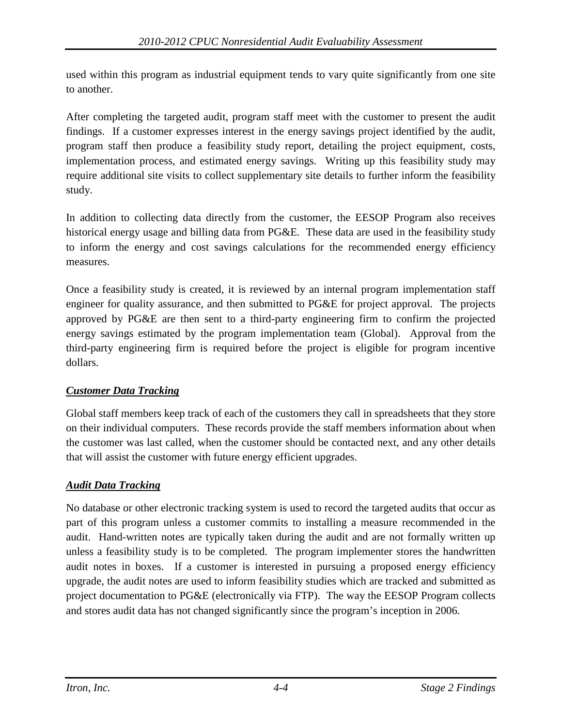used within this program as industrial equipment tends to vary quite significantly from one site to another.

After completing the targeted audit, program staff meet with the customer to present the audit findings. If a customer expresses interest in the energy savings project identified by the audit, program staff then produce a feasibility study report, detailing the project equipment, costs, implementation process, and estimated energy savings. Writing up this feasibility study may require additional site visits to collect supplementary site details to further inform the feasibility study.

In addition to collecting data directly from the customer, the EESOP Program also receives historical energy usage and billing data from PG&E. These data are used in the feasibility study to inform the energy and cost savings calculations for the recommended energy efficiency measures.

Once a feasibility study is created, it is reviewed by an internal program implementation staff engineer for quality assurance, and then submitted to PG&E for project approval. The projects approved by PG&E are then sent to a third-party engineering firm to confirm the projected energy savings estimated by the program implementation team (Global). Approval from the third-party engineering firm is required before the project is eligible for program incentive dollars.

***Customer Data Tracking***

Global staff members keep track of each of the customers they call in spreadsheets that they store on their individual computers. These records provide the staff members information about when the customer was last called, when the customer should be contacted next, and any other details that will assist the customer with future energy efficient upgrades.

***Audit Data Tracking***

No database or other electronic tracking system is used to record the targeted audits that occur as part of this program unless a customer commits to installing a measure recommended in the audit. Hand-written notes are typically taken during the audit and are not formally written up unless a feasibility study is to be completed. The program implementer stores the handwritten audit notes in boxes. If a customer is interested in pursuing a proposed energy efficiency upgrade, the audit notes are used to inform feasibility studies which are tracked and submitted as project documentation to PG&E (electronically via FTP). The way the EESOP Program collects and stores audit data has not changed significantly since the program's inception in 2006.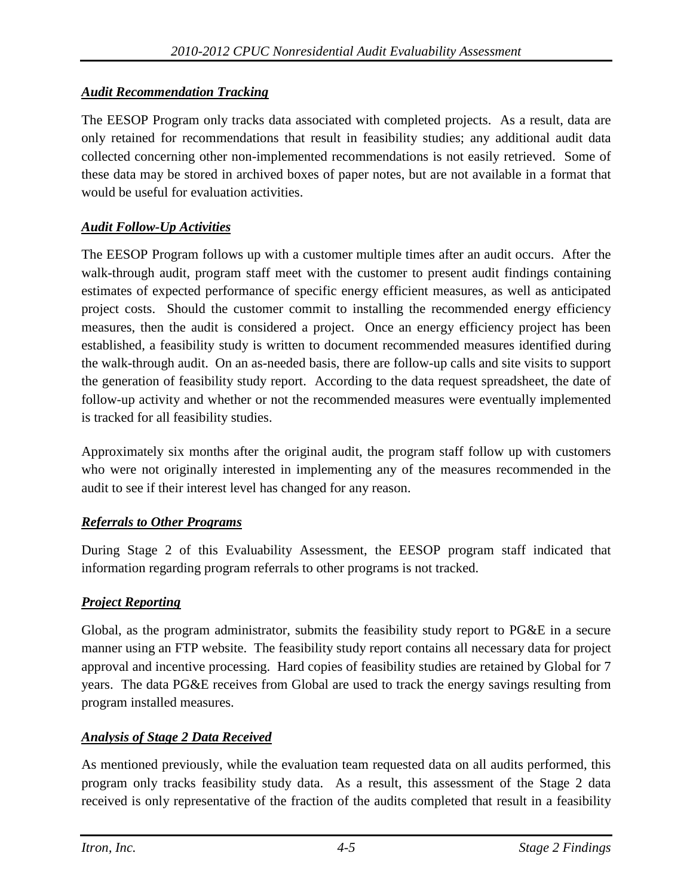### ***Audit Recommendation Tracking***

The EESOP Program only tracks data associated with completed projects. As a result, data are only retained for recommendations that result in feasibility studies; any additional audit data collected concerning other non-implemented recommendations is not easily retrieved. Some of these data may be stored in archived boxes of paper notes, but are not available in a format that would be useful for evaluation activities.

### ***Audit Follow-Up Activities***

The EESOP Program follows up with a customer multiple times after an audit occurs. After the walk-through audit, program staff meet with the customer to present audit findings containing estimates of expected performance of specific energy efficient measures, as well as anticipated project costs. Should the customer commit to installing the recommended energy efficiency measures, then the audit is considered a project. Once an energy efficiency project has been established, a feasibility study is written to document recommended measures identified during the walk-through audit. On an as-needed basis, there are follow-up calls and site visits to support the generation of feasibility study report. According to the data request spreadsheet, the date of follow-up activity and whether or not the recommended measures were eventually implemented is tracked for all feasibility studies.

Approximately six months after the original audit, the program staff follow up with customers who were not originally interested in implementing any of the measures recommended in the audit to see if their interest level has changed for any reason.

### ***Referrals to Other Programs***

During Stage 2 of this Evaluability Assessment, the EESOP program staff indicated that information regarding program referrals to other programs is not tracked.

### ***Project Reporting***

Global, as the program administrator, submits the feasibility study report to PG&E in a secure manner using an FTP website. The feasibility study report contains all necessary data for project approval and incentive processing. Hard copies of feasibility studies are retained by Global for 7 years. The data PG&E receives from Global are used to track the energy savings resulting from program installed measures.

### ***Analysis of Stage 2 Data Received***

As mentioned previously, while the evaluation team requested data on all audits performed, this program only tracks feasibility study data. As a result, this assessment of the Stage 2 data received is only representative of the fraction of the audits completed that result in a feasibility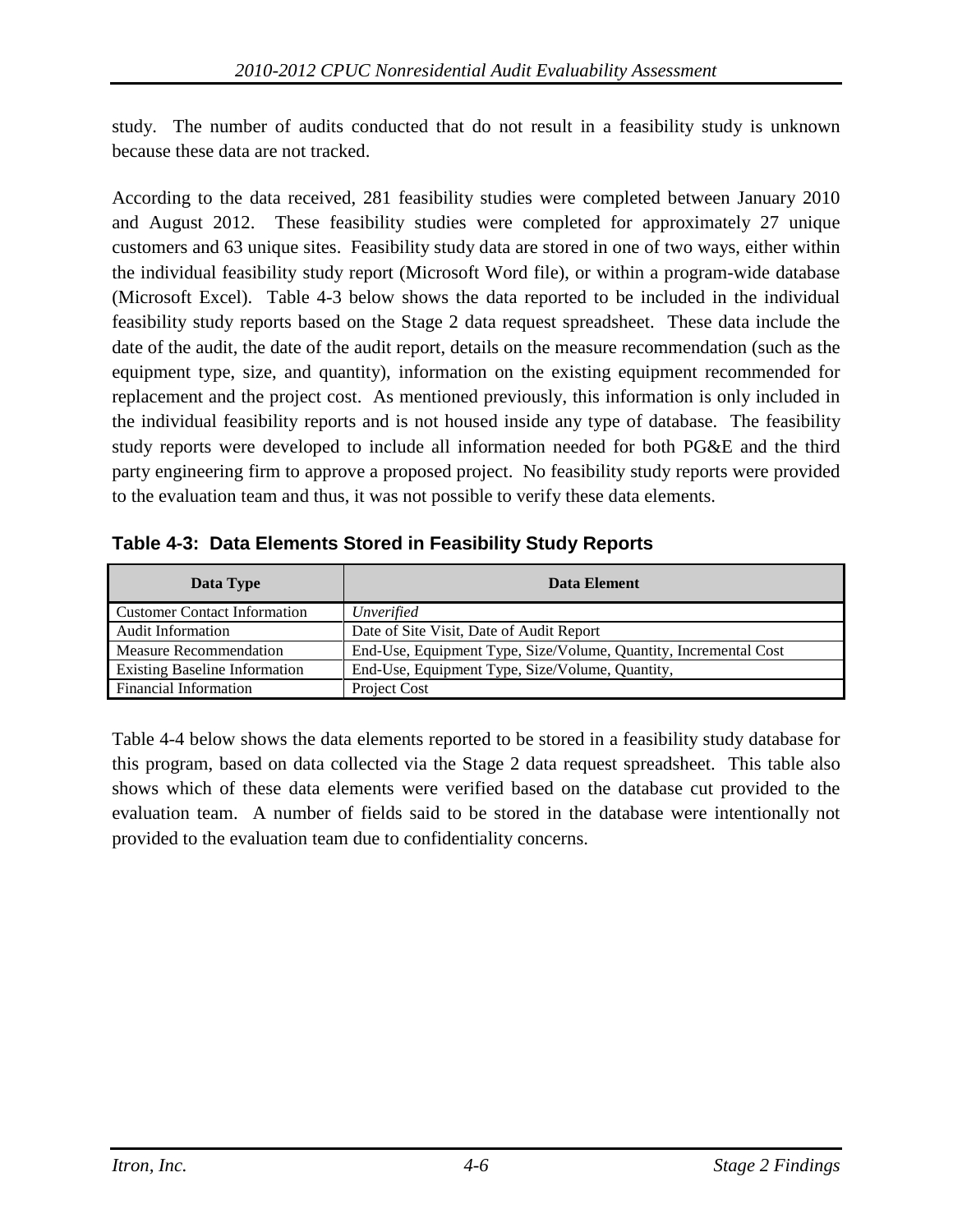study. The number of audits conducted that do not result in a feasibility study is unknown because these data are not tracked.

According to the data received, 281 feasibility studies were completed between January 2010 and August 2012. These feasibility studies were completed for approximately 27 unique customers and 63 unique sites. Feasibility study data are stored in one of two ways, either within the individual feasibility study report (Microsoft Word file), or within a program-wide database (Microsoft Excel). Table 4-3 below shows the data reported to be included in the individual feasibility study reports based on the Stage 2 data request spreadsheet. These data include the date of the audit, the date of the audit report, details on the measure recommendation (such as the equipment type, size, and quantity), information on the existing equipment recommended for replacement and the project cost. As mentioned previously, this information is only included in the individual feasibility reports and is not housed inside any type of database. The feasibility study reports were developed to include all information needed for both PG&E and the third party engineering firm to approve a proposed project. No feasibility study reports were provided to the evaluation team and thus, it was not possible to verify these data elements.

**Table 4-3: Data Elements Stored in Feasibility Study Reports**

| Data Type | Data Element |
|---|---|
| Customer Contact Information | *Unverified* |
| Audit Information | Date of Site Visit, Date of Audit Report |
| Measure Recommendation | End-Use, Equipment Type, Size/Volume, Quantity, Incremental Cost |
| Existing Baseline Information | End-Use, Equipment Type, Size/Volume, Quantity, |
| Financial Information | Project Cost |

Table 4-4 below shows the data elements reported to be stored in a feasibility study database for this program, based on data collected via the Stage 2 data request spreadsheet. This table also shows which of these data elements were verified based on the database cut provided to the evaluation team. A number of fields said to be stored in the database were intentionally not provided to the evaluation team due to confidentiality concerns.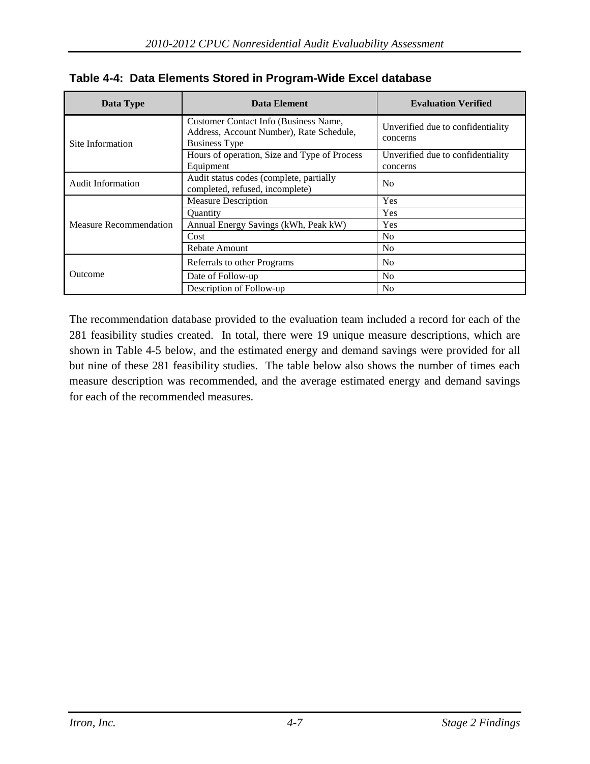**Table 4-4: Data Elements Stored in Program-Wide Excel database**

| Data Type | Data Element | Evaluation Verified |
|---|---|---|
| Site Information | Customer Contact Info (Business Name, Address, Account Number), Rate Schedule, Business Type | Unverified due to confidentiality concerns |
| | Hours of operation, Size and Type of Process Equipment | Unverified due to confidentiality concerns |
| Audit Information | Audit status codes (complete, partially completed, refused, incomplete) | No |
| Measure Recommendation | Measure Description | Yes |
| | Quantity | Yes |
| | Annual Energy Savings (kWh, Peak kW) | Yes |
| | Cost | No |
| | Rebate Amount | No |
| Outcome | Referrals to other Programs | No |
| | Date of Follow-up | No |
| | Description of Follow-up | No |

The recommendation database provided to the evaluation team included a record for each of the 281 feasibility studies created. In total, there were 19 unique measure descriptions, which are shown in Table 4-5 below, and the estimated energy and demand savings were provided for all but nine of these 281 feasibility studies. The table below also shows the number of times each measure description was recommended, and the average estimated energy and demand savings for each of the recommended measures.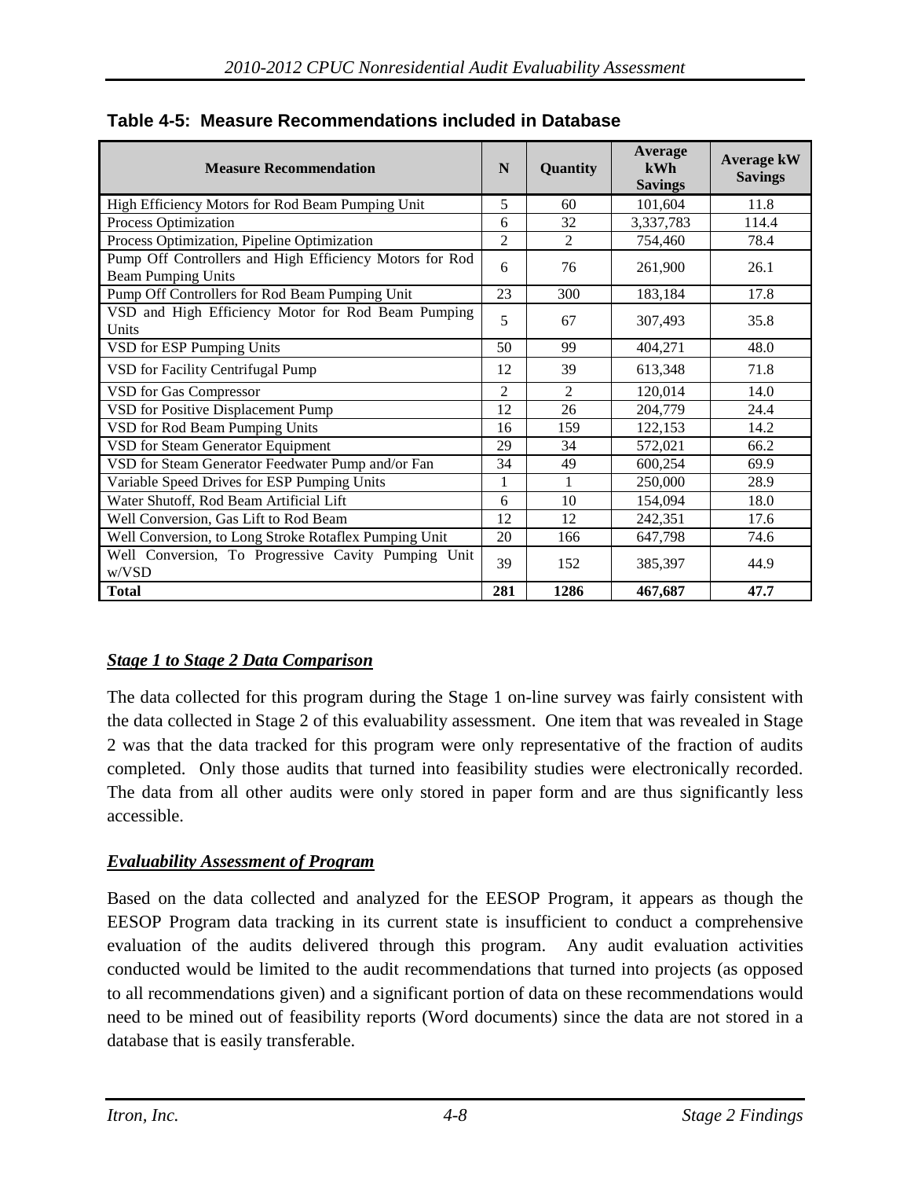**Table 4-5: Measure Recommendations included in Database**

| Measure Recommendation | N | Quantity | Average kWh Savings | Average kW Savings |
|---|---|---|---|---|
| High Efficiency Motors for Rod Beam Pumping Unit | 5 | 60 | 101,604 | 11.8 |
| Process Optimization | 6 | 32 | 3,337,783 | 114.4 |
| Process Optimization, Pipeline Optimization | 2 | 2 | 754,460 | 78.4 |
| Pump Off Controllers and High Efficiency Motors for Rod Beam Pumping Units | 6 | 76 | 261,900 | 26.1 |
| Pump Off Controllers for Rod Beam Pumping Unit | 23 | 300 | 183,184 | 17.8 |
| VSD and High Efficiency Motor for Rod Beam Pumping Units | 5 | 67 | 307,493 | 35.8 |
| VSD for ESP Pumping Units | 50 | 99 | 404,271 | 48.0 |
| VSD for Facility Centrifugal Pump | 12 | 39 | 613,348 | 71.8 |
| VSD for Gas Compressor | 2 | 2 | 120,014 | 14.0 |
| VSD for Positive Displacement Pump | 12 | 26 | 204,779 | 24.4 |
| VSD for Rod Beam Pumping Units | 16 | 159 | 122,153 | 14.2 |
| VSD for Steam Generator Equipment | 29 | 34 | 572,021 | 66.2 |
| VSD for Steam Generator Feedwater Pump and/or Fan | 34 | 49 | 600,254 | 69.9 |
| Variable Speed Drives for ESP Pumping Units | 1 | 1 | 250,000 | 28.9 |
| Water Shutoff, Rod Beam Artificial Lift | 6 | 10 | 154,094 | 18.0 |
| Well Conversion, Gas Lift to Rod Beam | 12 | 12 | 242,351 | 17.6 |
| Well Conversion, to Long Stroke Rotaflex Pumping Unit | 20 | 166 | 647,798 | 74.6 |
| Well Conversion, To Progressive Cavity Pumping Unit w/VSD | 39 | 152 | 385,397 | 44.9 |
| **Total** | **281** | **1286** | **467,687** | **47.7** |

### *Stage 1 to Stage 2 Data Comparison*

The data collected for this program during the Stage 1 on-line survey was fairly consistent with the data collected in Stage 2 of this evaluability assessment. One item that was revealed in Stage 2 was that the data tracked for this program were only representative of the fraction of audits completed. Only those audits that turned into feasibility studies were electronically recorded. The data from all other audits were only stored in paper form and are thus significantly less accessible.

### *Evaluability Assessment of Program*

Based on the data collected and analyzed for the EESOP Program, it appears as though the EESOP Program data tracking in its current state is insufficient to conduct a comprehensive evaluation of the audits delivered through this program. Any audit evaluation activities conducted would be limited to the audit recommendations that turned into projects (as opposed to all recommendations given) and a significant portion of data on these recommendations would need to be mined out of feasibility reports (Word documents) since the data are not stored in a database that is easily transferable.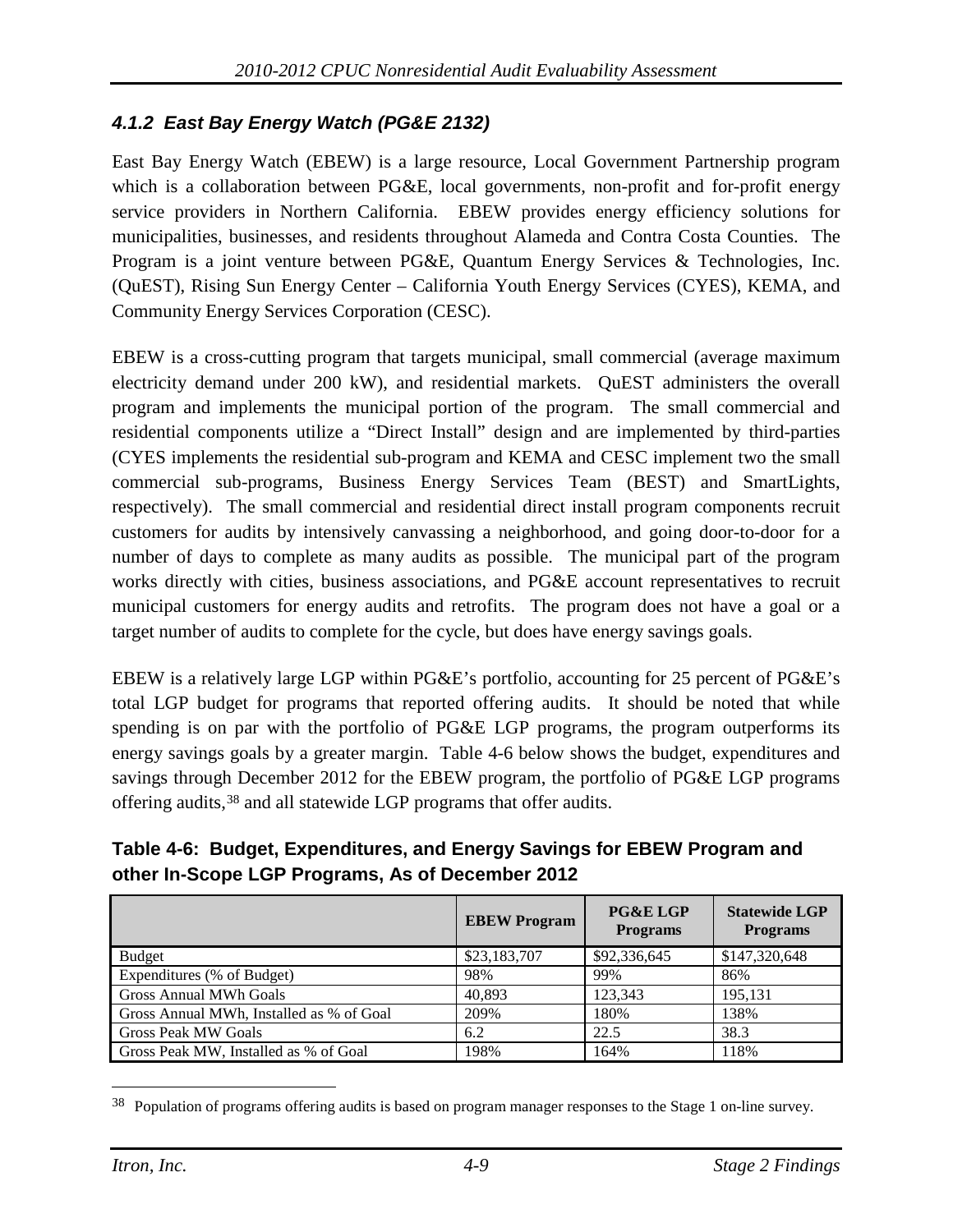#### *4.1.2 East Bay Energy Watch (PG&E 2132)*

East Bay Energy Watch (EBEW) is a large resource, Local Government Partnership program which is a collaboration between PG&E, local governments, non-profit and for-profit energy service providers in Northern California. EBEW provides energy efficiency solutions for municipalities, businesses, and residents throughout Alameda and Contra Costa Counties. The Program is a joint venture between PG&E, Quantum Energy Services & Technologies, Inc. (QuEST), Rising Sun Energy Center – California Youth Energy Services (CYES), KEMA, and Community Energy Services Corporation (CESC).

EBEW is a cross-cutting program that targets municipal, small commercial (average maximum electricity demand under 200 kW), and residential markets. QuEST administers the overall program and implements the municipal portion of the program. The small commercial and residential components utilize a "Direct Install" design and are implemented by third-parties (CYES implements the residential sub-program and KEMA and CESC implement two the small commercial sub-programs, Business Energy Services Team (BEST) and SmartLights, respectively). The small commercial and residential direct install program components recruit customers for audits by intensively canvassing a neighborhood, and going door-to-door for a number of days to complete as many audits as possible. The municipal part of the program works directly with cities, business associations, and PG&E account representatives to recruit municipal customers for energy audits and retrofits. The program does not have a goal or a target number of audits to complete for the cycle, but does have energy savings goals.

EBEW is a relatively large LGP within PG&E's portfolio, accounting for 25 percent of PG&E's total LGP budget for programs that reported offering audits. It should be noted that while spending is on par with the portfolio of PG&E LGP programs, the program outperforms its energy savings goals by a greater margin. Table 4-6 below shows the budget, expenditures and savings through December 2012 for the EBEW program, the portfolio of PG&E LGP programs offering audits,[38] and all statewide LGP programs that offer audits.

**Table 4-6: Budget, Expenditures, and Energy Savings for EBEW Program and other In-Scope LGP Programs, As of December 2012**

| | EBEW Program | PG&E LGP Programs | Statewide LGP Programs |
|---|---|---|---|
| Budget | $23,183,707 | $92,336,645 | $147,320,648 |
| Expenditures (% of Budget) | 98% | 99% | 86% |
| Gross Annual MWh Goals | 40,893 | 123,343 | 195,131 |
| Gross Annual MWh, Installed as % of Goal | 209% | 180% | 138% |
| Gross Peak MW Goals | 6.2 | 22.5 | 38.3 |
| Gross Peak MW, Installed as % of Goal | 198% | 164% | 118% |

[38] Population of programs offering audits is based on program manager responses to the Stage 1 on-line survey.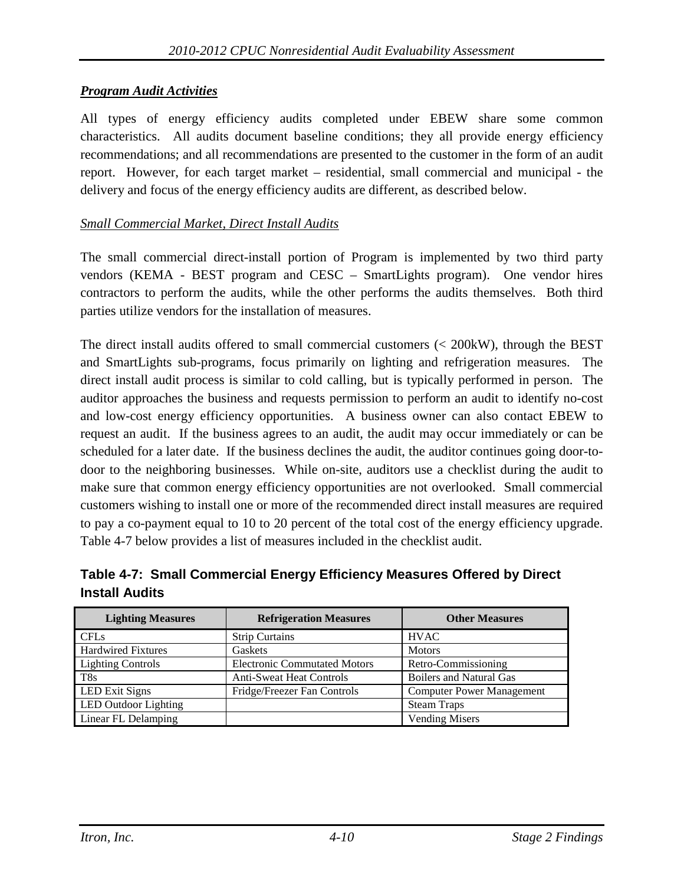***Program Audit Activities***

All types of energy efficiency audits completed under EBEW share some common characteristics. All audits document baseline conditions; they all provide energy efficiency recommendations; and all recommendations are presented to the customer in the form of an audit report. However, for each target market – residential, small commercial and municipal - the delivery and focus of the energy efficiency audits are different, as described below.

*Small Commercial Market, Direct Install Audits*

The small commercial direct-install portion of Program is implemented by two third party vendors (KEMA - BEST program and CESC – SmartLights program). One vendor hires contractors to perform the audits, while the other performs the audits themselves. Both third parties utilize vendors for the installation of measures.

The direct install audits offered to small commercial customers (< 200kW), through the BEST and SmartLights sub-programs, focus primarily on lighting and refrigeration measures. The direct install audit process is similar to cold calling, but is typically performed in person. The auditor approaches the business and requests permission to perform an audit to identify no-cost and low-cost energy efficiency opportunities. A business owner can also contact EBEW to request an audit. If the business agrees to an audit, the audit may occur immediately or can be scheduled for a later date. If the business declines the audit, the auditor continues going door-to-door to the neighboring businesses. While on-site, auditors use a checklist during the audit to make sure that common energy efficiency opportunities are not overlooked. Small commercial customers wishing to install one or more of the recommended direct install measures are required to pay a co-payment equal to 10 to 20 percent of the total cost of the energy efficiency upgrade. Table 4-7 below provides a list of measures included in the checklist audit.

**Table 4-7: Small Commercial Energy Efficiency Measures Offered by Direct Install Audits**

| Lighting Measures | Refrigeration Measures | Other Measures |
|---|---|---|
| CFLs | Strip Curtains | HVAC |
| Hardwired Fixtures | Gaskets | Motors |
| Lighting Controls | Electronic Commutated Motors | Retro-Commissioning |
| T8s | Anti-Sweat Heat Controls | Boilers and Natural Gas |
| LED Exit Signs | Fridge/Freezer Fan Controls | Computer Power Management |
| LED Outdoor Lighting | | Steam Traps |
| Linear FL Delamping | | Vending Misers |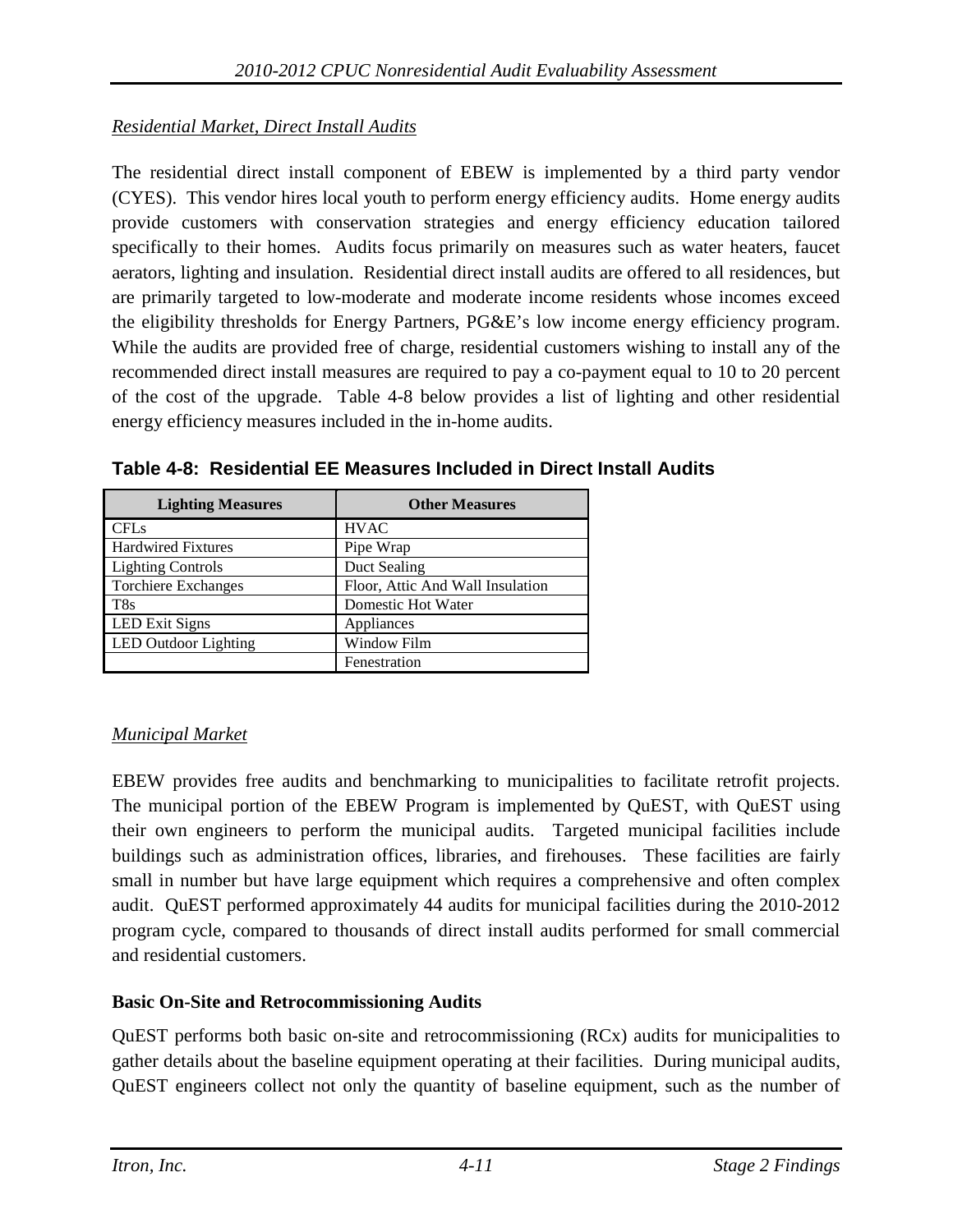*Residential Market, Direct Install Audits*

The residential direct install component of EBEW is implemented by a third party vendor (CYES). This vendor hires local youth to perform energy efficiency audits. Home energy audits provide customers with conservation strategies and energy efficiency education tailored specifically to their homes. Audits focus primarily on measures such as water heaters, faucet aerators, lighting and insulation. Residential direct install audits are offered to all residences, but are primarily targeted to low-moderate and moderate income residents whose incomes exceed the eligibility thresholds for Energy Partners, PG&E's low income energy efficiency program. While the audits are provided free of charge, residential customers wishing to install any of the recommended direct install measures are required to pay a co-payment equal to 10 to 20 percent of the cost of the upgrade. Table 4-8 below provides a list of lighting and other residential energy efficiency measures included in the in-home audits.

**Table 4-8: Residential EE Measures Included in Direct Install Audits**

| Lighting Measures | Other Measures |
|---|---|
| CFLs | HVAC |
| Hardwired Fixtures | Pipe Wrap |
| Lighting Controls | Duct Sealing |
| Torchiere Exchanges | Floor, Attic And Wall Insulation |
| T8s | Domestic Hot Water |
| LED Exit Signs | Appliances |
| LED Outdoor Lighting | Window Film |
| | Fenestration |

*Municipal Market*

EBEW provides free audits and benchmarking to municipalities to facilitate retrofit projects. The municipal portion of the EBEW Program is implemented by QuEST, with QuEST using their own engineers to perform the municipal audits. Targeted municipal facilities include buildings such as administration offices, libraries, and firehouses. These facilities are fairly small in number but have large equipment which requires a comprehensive and often complex audit. QuEST performed approximately 44 audits for municipal facilities during the 2010-2012 program cycle, compared to thousands of direct install audits performed for small commercial and residential customers.

**Basic On-Site and Retrocommissioning Audits**

QuEST performs both basic on-site and retrocommissioning (RCx) audits for municipalities to gather details about the baseline equipment operating at their facilities. During municipal audits, QuEST engineers collect not only the quantity of baseline equipment, such as the number of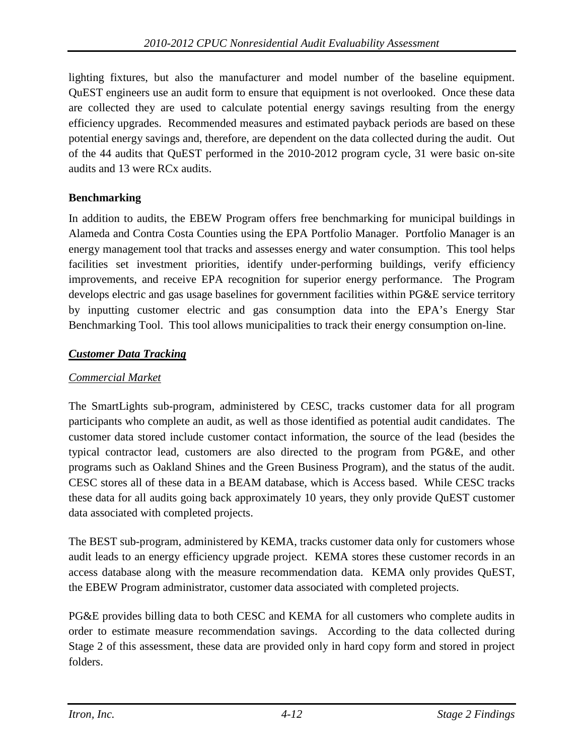lighting fixtures, but also the manufacturer and model number of the baseline equipment. QuEST engineers use an audit form to ensure that equipment is not overlooked. Once these data are collected they are used to calculate potential energy savings resulting from the energy efficiency upgrades. Recommended measures and estimated payback periods are based on these potential energy savings and, therefore, are dependent on the data collected during the audit. Out of the 44 audits that QuEST performed in the 2010-2012 program cycle, 31 were basic on-site audits and 13 were RCx audits.

**Benchmarking**

In addition to audits, the EBEW Program offers free benchmarking for municipal buildings in Alameda and Contra Costa Counties using the EPA Portfolio Manager. Portfolio Manager is an energy management tool that tracks and assesses energy and water consumption. This tool helps facilities set investment priorities, identify under-performing buildings, verify efficiency improvements, and receive EPA recognition for superior energy performance. The Program develops electric and gas usage baselines for government facilities within PG&E service territory by inputting customer electric and gas consumption data into the EPA's Energy Star Benchmarking Tool. This tool allows municipalities to track their energy consumption on-line.

***Customer Data Tracking***

*Commercial Market*

The SmartLights sub-program, administered by CESC, tracks customer data for all program participants who complete an audit, as well as those identified as potential audit candidates. The customer data stored include customer contact information, the source of the lead (besides the typical contractor lead, customers are also directed to the program from PG&E, and other programs such as Oakland Shines and the Green Business Program), and the status of the audit. CESC stores all of these data in a BEAM database, which is Access based. While CESC tracks these data for all audits going back approximately 10 years, they only provide QuEST customer data associated with completed projects.

The BEST sub-program, administered by KEMA, tracks customer data only for customers whose audit leads to an energy efficiency upgrade project. KEMA stores these customer records in an access database along with the measure recommendation data. KEMA only provides QuEST, the EBEW Program administrator, customer data associated with completed projects.

PG&E provides billing data to both CESC and KEMA for all customers who complete audits in order to estimate measure recommendation savings. According to the data collected during Stage 2 of this assessment, these data are provided only in hard copy form and stored in project folders.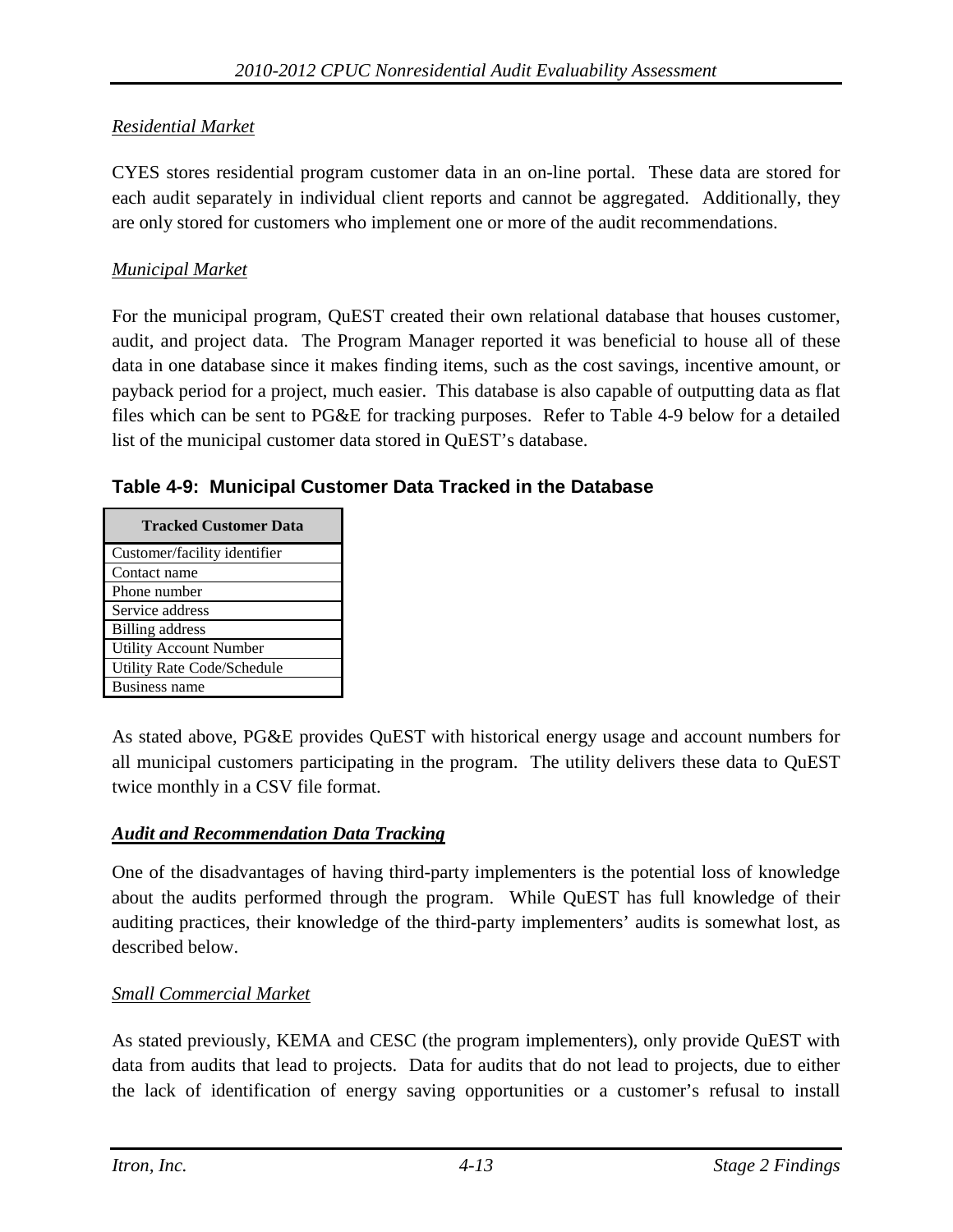*Residential Market*

CYES stores residential program customer data in an on-line portal. These data are stored for each audit separately in individual client reports and cannot be aggregated. Additionally, they are only stored for customers who implement one or more of the audit recommendations.

*Municipal Market*

For the municipal program, QuEST created their own relational database that houses customer, audit, and project data. The Program Manager reported it was beneficial to house all of these data in one database since it makes finding items, such as the cost savings, incentive amount, or payback period for a project, much easier. This database is also capable of outputting data as flat files which can be sent to PG&E for tracking purposes. Refer to Table 4-9 below for a detailed list of the municipal customer data stored in QuEST's database.

**Table 4-9: Municipal Customer Data Tracked in the Database**

| Tracked Customer Data |
|---|
| Customer/facility identifier |
| Contact name |
| Phone number |
| Service address |
| Billing address |
| Utility Account Number |
| Utility Rate Code/Schedule |
| Business name |

As stated above, PG&E provides QuEST with historical energy usage and account numbers for all municipal customers participating in the program. The utility delivers these data to QuEST twice monthly in a CSV file format.

***Audit and Recommendation Data Tracking***

One of the disadvantages of having third-party implementers is the potential loss of knowledge about the audits performed through the program. While QuEST has full knowledge of their auditing practices, their knowledge of the third-party implementers' audits is somewhat lost, as described below.

*Small Commercial Market*

As stated previously, KEMA and CESC (the program implementers), only provide QuEST with data from audits that lead to projects. Data for audits that do not lead to projects, due to either the lack of identification of energy saving opportunities or a customer's refusal to install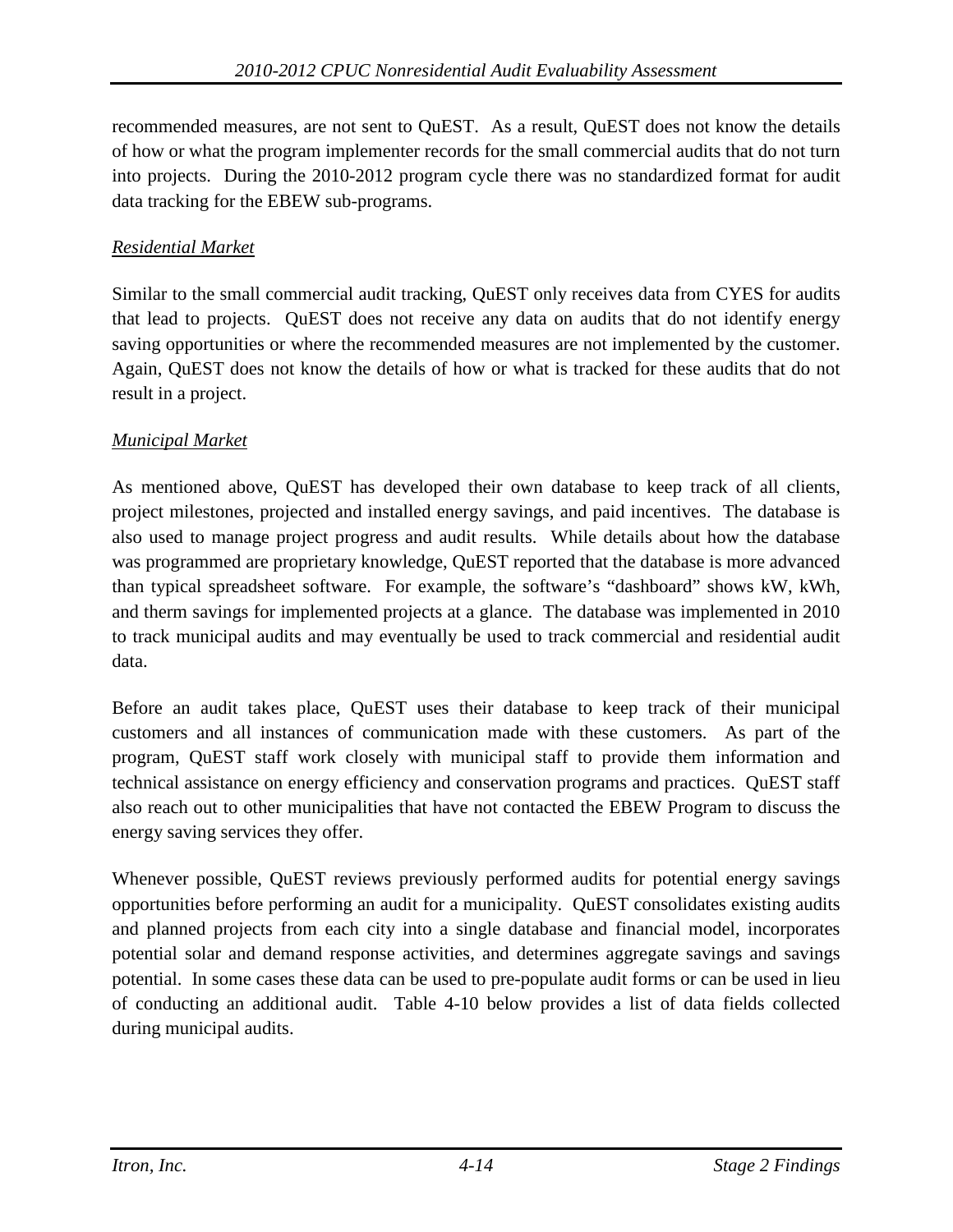recommended measures, are not sent to QuEST. As a result, QuEST does not know the details of how or what the program implementer records for the small commercial audits that do not turn into projects. During the 2010-2012 program cycle there was no standardized format for audit data tracking for the EBEW sub-programs.

*Residential Market*

Similar to the small commercial audit tracking, QuEST only receives data from CYES for audits that lead to projects. QuEST does not receive any data on audits that do not identify energy saving opportunities or where the recommended measures are not implemented by the customer. Again, QuEST does not know the details of how or what is tracked for these audits that do not result in a project.

*Municipal Market*

As mentioned above, QuEST has developed their own database to keep track of all clients, project milestones, projected and installed energy savings, and paid incentives. The database is also used to manage project progress and audit results. While details about how the database was programmed are proprietary knowledge, QuEST reported that the database is more advanced than typical spreadsheet software. For example, the software's "dashboard" shows kW, kWh, and therm savings for implemented projects at a glance. The database was implemented in 2010 to track municipal audits and may eventually be used to track commercial and residential audit data.

Before an audit takes place, QuEST uses their database to keep track of their municipal customers and all instances of communication made with these customers. As part of the program, QuEST staff work closely with municipal staff to provide them information and technical assistance on energy efficiency and conservation programs and practices. QuEST staff also reach out to other municipalities that have not contacted the EBEW Program to discuss the energy saving services they offer.

Whenever possible, QuEST reviews previously performed audits for potential energy savings opportunities before performing an audit for a municipality. QuEST consolidates existing audits and planned projects from each city into a single database and financial model, incorporates potential solar and demand response activities, and determines aggregate savings and savings potential. In some cases these data can be used to pre-populate audit forms or can be used in lieu of conducting an additional audit. Table 4-10 below provides a list of data fields collected during municipal audits.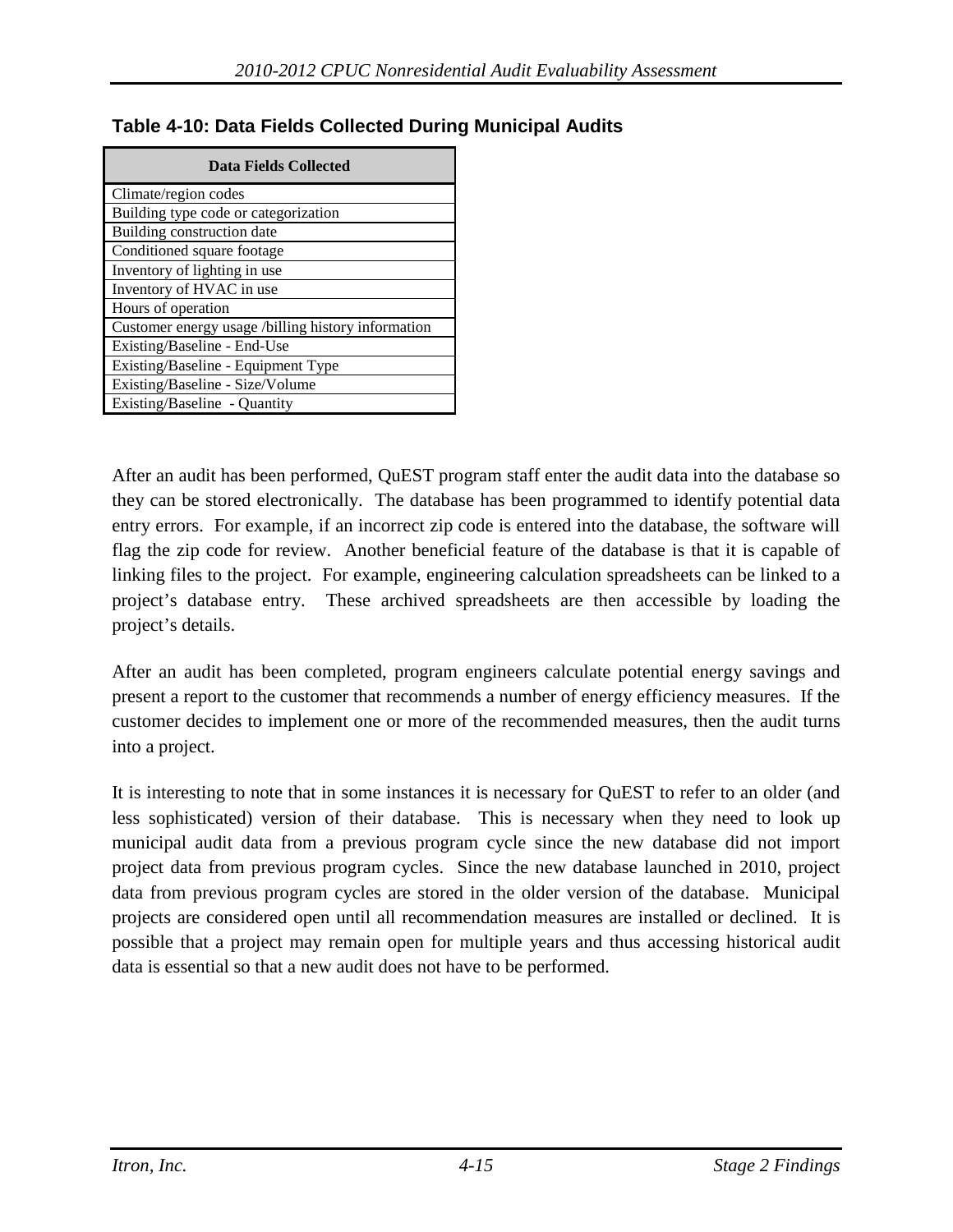**Table 4-10: Data Fields Collected During Municipal Audits**

| Data Fields Collected |
|---|
| Climate/region codes |
| Building type code or categorization |
| Building construction date |
| Conditioned square footage |
| Inventory of lighting in use |
| Inventory of HVAC in use |
| Hours of operation |
| Customer energy usage /billing history information |
| Existing/Baseline - End-Use |
| Existing/Baseline - Equipment Type |
| Existing/Baseline - Size/Volume |
| Existing/Baseline - Quantity |

After an audit has been performed, QuEST program staff enter the audit data into the database so they can be stored electronically. The database has been programmed to identify potential data entry errors. For example, if an incorrect zip code is entered into the database, the software will flag the zip code for review. Another beneficial feature of the database is that it is capable of linking files to the project. For example, engineering calculation spreadsheets can be linked to a project's database entry. These archived spreadsheets are then accessible by loading the project's details.

After an audit has been completed, program engineers calculate potential energy savings and present a report to the customer that recommends a number of energy efficiency measures. If the customer decides to implement one or more of the recommended measures, then the audit turns into a project.

It is interesting to note that in some instances it is necessary for QuEST to refer to an older (and less sophisticated) version of their database. This is necessary when they need to look up municipal audit data from a previous program cycle since the new database did not import project data from previous program cycles. Since the new database launched in 2010, project data from previous program cycles are stored in the older version of the database. Municipal projects are considered open until all recommendation measures are installed or declined. It is possible that a project may remain open for multiple years and thus accessing historical audit data is essential so that a new audit does not have to be performed.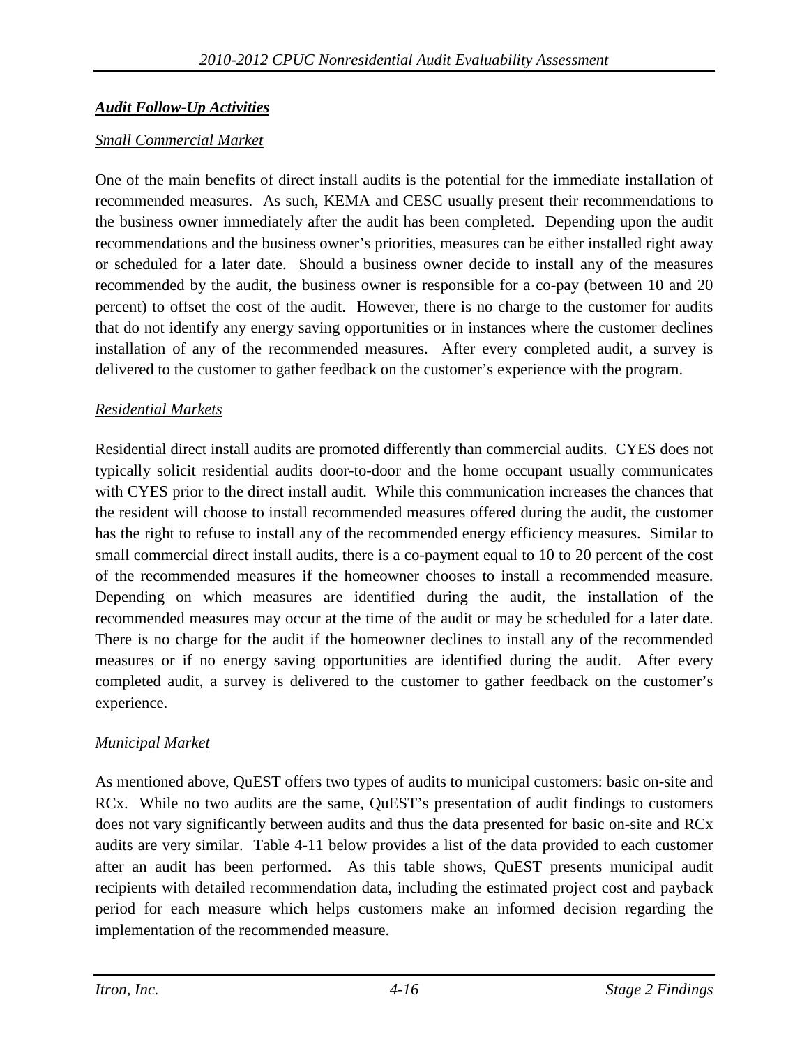### ***Audit Follow-Up Activities***

*Small Commercial Market*

One of the main benefits of direct install audits is the potential for the immediate installation of recommended measures. As such, KEMA and CESC usually present their recommendations to the business owner immediately after the audit has been completed. Depending upon the audit recommendations and the business owner's priorities, measures can be either installed right away or scheduled for a later date. Should a business owner decide to install any of the measures recommended by the audit, the business owner is responsible for a co-pay (between 10 and 20 percent) to offset the cost of the audit. However, there is no charge to the customer for audits that do not identify any energy saving opportunities or in instances where the customer declines installation of any of the recommended measures. After every completed audit, a survey is delivered to the customer to gather feedback on the customer's experience with the program.

*Residential Markets*

Residential direct install audits are promoted differently than commercial audits. CYES does not typically solicit residential audits door-to-door and the home occupant usually communicates with CYES prior to the direct install audit. While this communication increases the chances that the resident will choose to install recommended measures offered during the audit, the customer has the right to refuse to install any of the recommended energy efficiency measures. Similar to small commercial direct install audits, there is a co-payment equal to 10 to 20 percent of the cost of the recommended measures if the homeowner chooses to install a recommended measure. Depending on which measures are identified during the audit, the installation of the recommended measures may occur at the time of the audit or may be scheduled for a later date. There is no charge for the audit if the homeowner declines to install any of the recommended measures or if no energy saving opportunities are identified during the audit. After every completed audit, a survey is delivered to the customer to gather feedback on the customer's experience.

*Municipal Market*

As mentioned above, QuEST offers two types of audits to municipal customers: basic on-site and RCx. While no two audits are the same, QuEST's presentation of audit findings to customers does not vary significantly between audits and thus the data presented for basic on-site and RCx audits are very similar. Table 4-11 below provides a list of the data provided to each customer after an audit has been performed. As this table shows, QuEST presents municipal audit recipients with detailed recommendation data, including the estimated project cost and payback period for each measure which helps customers make an informed decision regarding the implementation of the recommended measure.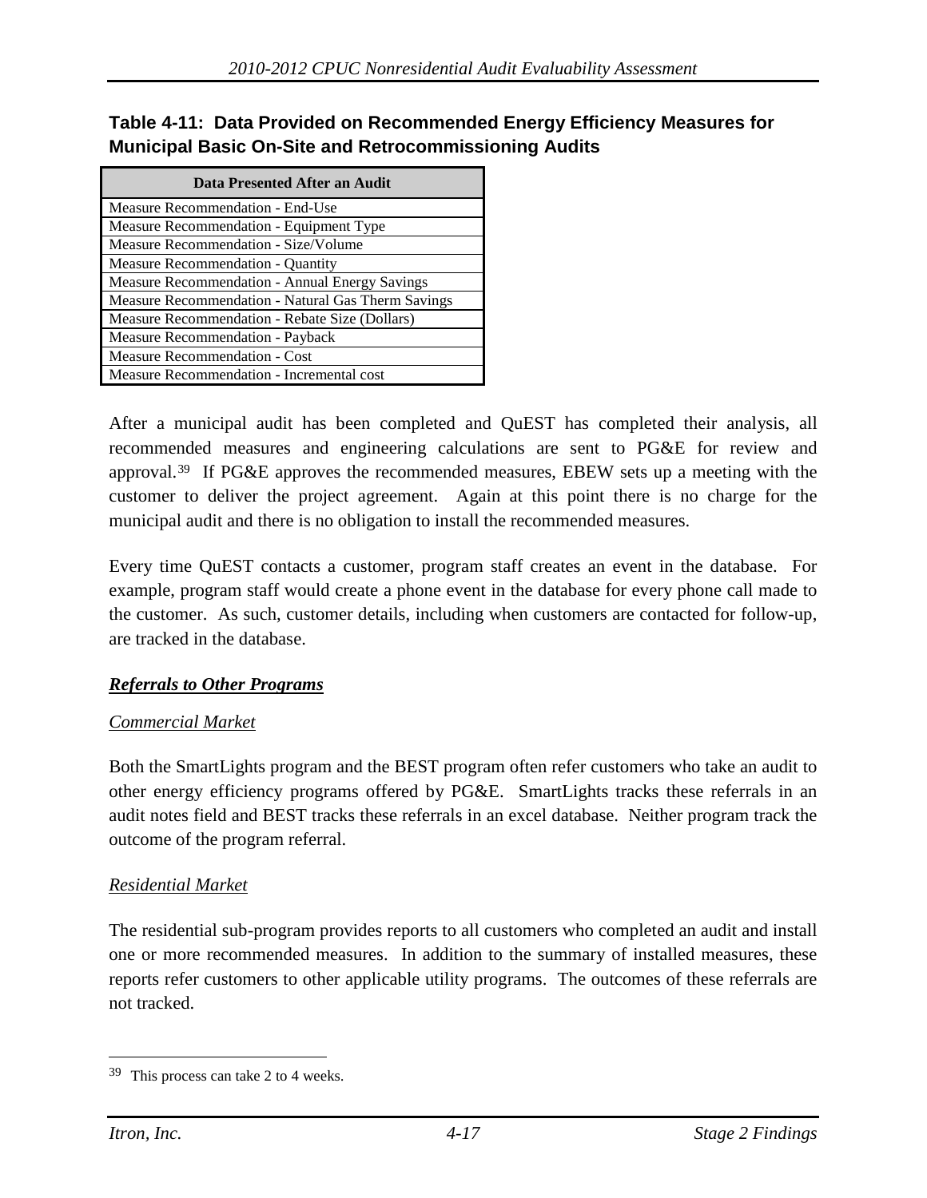**Table 4-11: Data Provided on Recommended Energy Efficiency Measures for Municipal Basic On-Site and Retrocommissioning Audits**

| Data Presented After an Audit |
|---|
| Measure Recommendation - End-Use |
| Measure Recommendation - Equipment Type |
| Measure Recommendation - Size/Volume |
| Measure Recommendation - Quantity |
| Measure Recommendation - Annual Energy Savings |
| Measure Recommendation - Natural Gas Therm Savings |
| Measure Recommendation - Rebate Size (Dollars) |
| Measure Recommendation - Payback |
| Measure Recommendation - Cost |
| Measure Recommendation - Incremental cost |

After a municipal audit has been completed and QuEST has completed their analysis, all recommended measures and engineering calculations are sent to PG&E for review and approval.[39] If PG&E approves the recommended measures, EBEW sets up a meeting with the customer to deliver the project agreement. Again at this point there is no charge for the municipal audit and there is no obligation to install the recommended measures.

Every time QuEST contacts a customer, program staff creates an event in the database. For example, program staff would create a phone event in the database for every phone call made to the customer. As such, customer details, including when customers are contacted for follow-up, are tracked in the database.

***Referrals to Other Programs***

*Commercial Market*

Both the SmartLights program and the BEST program often refer customers who take an audit to other energy efficiency programs offered by PG&E. SmartLights tracks these referrals in an audit notes field and BEST tracks these referrals in an excel database. Neither program track the outcome of the program referral.

*Residential Market*

The residential sub-program provides reports to all customers who completed an audit and install one or more recommended measures. In addition to the summary of installed measures, these reports refer customers to other applicable utility programs. The outcomes of these referrals are not tracked.

[39] This process can take 2 to 4 weeks.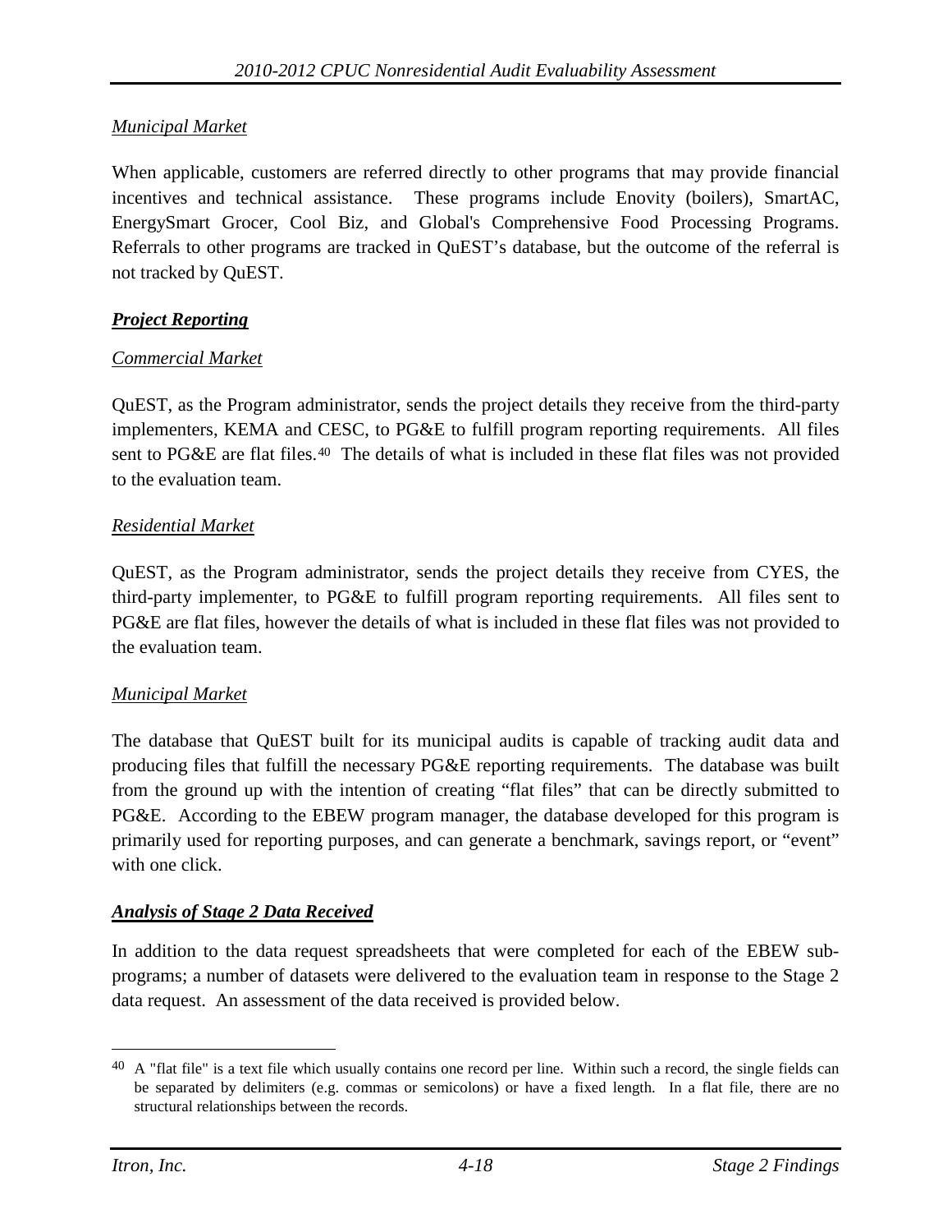*Municipal Market*

When applicable, customers are referred directly to other programs that may provide financial incentives and technical assistance. These programs include Enovity (boilers), SmartAC, EnergySmart Grocer, Cool Biz, and Global's Comprehensive Food Processing Programs. Referrals to other programs are tracked in QuEST's database, but the outcome of the referral is not tracked by QuEST.

***Project Reporting***

*Commercial Market*

QuEST, as the Program administrator, sends the project details they receive from the third-party implementers, KEMA and CESC, to PG&E to fulfill program reporting requirements. All files sent to PG&E are flat files.[40] The details of what is included in these flat files was not provided to the evaluation team.

*Residential Market*

QuEST, as the Program administrator, sends the project details they receive from CYES, the third-party implementer, to PG&E to fulfill program reporting requirements. All files sent to PG&E are flat files, however the details of what is included in these flat files was not provided to the evaluation team.

*Municipal Market*

The database that QuEST built for its municipal audits is capable of tracking audit data and producing files that fulfill the necessary PG&E reporting requirements. The database was built from the ground up with the intention of creating "flat files" that can be directly submitted to PG&E. According to the EBEW program manager, the database developed for this program is primarily used for reporting purposes, and can generate a benchmark, savings report, or "event" with one click.

***Analysis of Stage 2 Data Received***

In addition to the data request spreadsheets that were completed for each of the EBEW sub-programs; a number of datasets were delivered to the evaluation team in response to the Stage 2 data request. An assessment of the data received is provided below.

---

[40] A "flat file" is a text file which usually contains one record per line. Within such a record, the single fields can be separated by delimiters (e.g. commas or semicolons) or have a fixed length. In a flat file, there are no structural relationships between the records.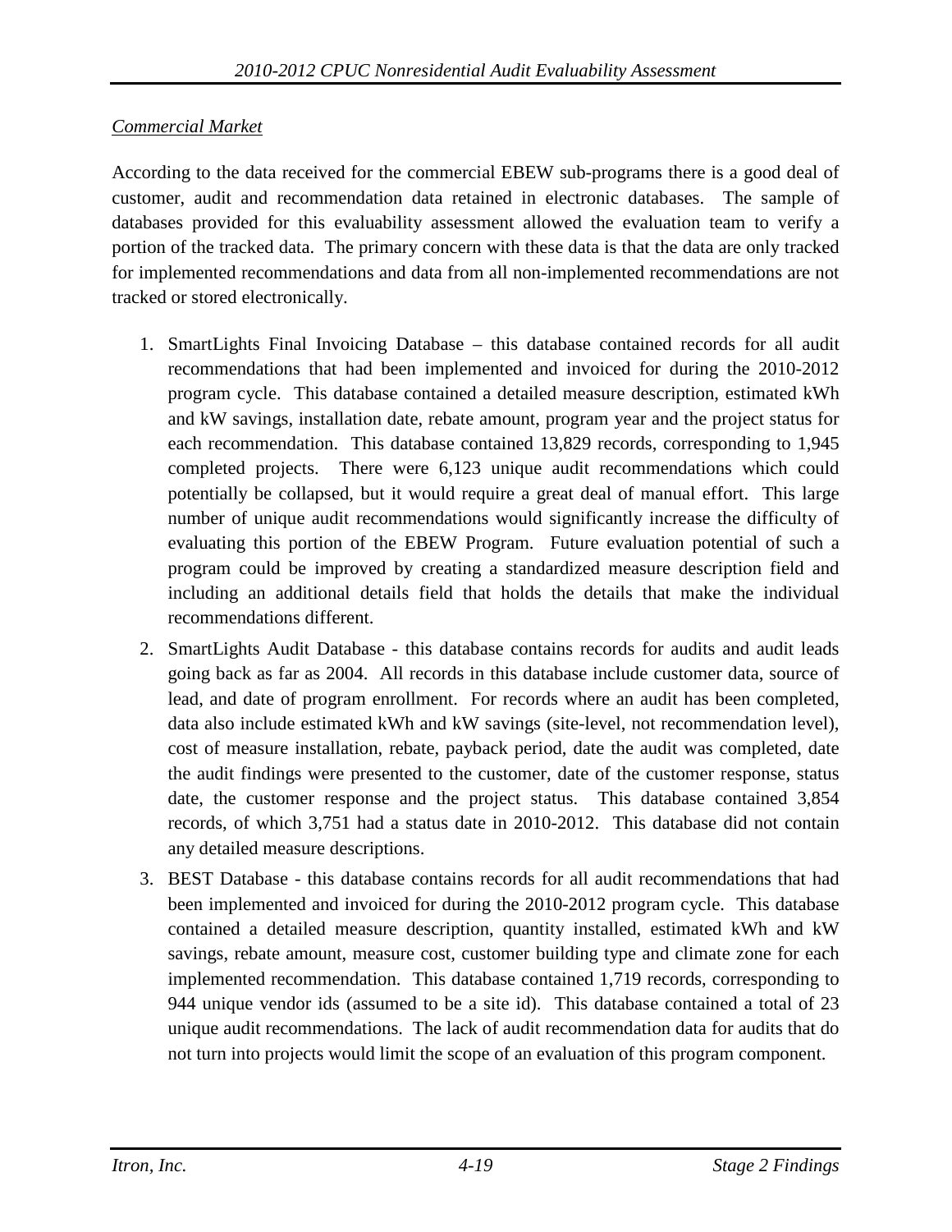*Commercial Market*

According to the data received for the commercial EBEW sub-programs there is a good deal of customer, audit and recommendation data retained in electronic databases. The sample of databases provided for this evaluability assessment allowed the evaluation team to verify a portion of the tracked data. The primary concern with these data is that the data are only tracked for implemented recommendations and data from all non-implemented recommendations are not tracked or stored electronically.

1. SmartLights Final Invoicing Database – this database contained records for all audit recommendations that had been implemented and invoiced for during the 2010-2012 program cycle. This database contained a detailed measure description, estimated kWh and kW savings, installation date, rebate amount, program year and the project status for each recommendation. This database contained 13,829 records, corresponding to 1,945 completed projects. There were 6,123 unique audit recommendations which could potentially be collapsed, but it would require a great deal of manual effort. This large number of unique audit recommendations would significantly increase the difficulty of evaluating this portion of the EBEW Program. Future evaluation potential of such a program could be improved by creating a standardized measure description field and including an additional details field that holds the details that make the individual recommendations different.
2. SmartLights Audit Database - this database contains records for audits and audit leads going back as far as 2004. All records in this database include customer data, source of lead, and date of program enrollment. For records where an audit has been completed, data also include estimated kWh and kW savings (site-level, not recommendation level), cost of measure installation, rebate, payback period, date the audit was completed, date the audit findings were presented to the customer, date of the customer response, status date, the customer response and the project status. This database contained 3,854 records, of which 3,751 had a status date in 2010-2012. This database did not contain any detailed measure descriptions.
3. BEST Database - this database contains records for all audit recommendations that had been implemented and invoiced for during the 2010-2012 program cycle. This database contained a detailed measure description, quantity installed, estimated kWh and kW savings, rebate amount, measure cost, customer building type and climate zone for each implemented recommendation. This database contained 1,719 records, corresponding to 944 unique vendor ids (assumed to be a site id). This database contained a total of 23 unique audit recommendations. The lack of audit recommendation data for audits that do not turn into projects would limit the scope of an evaluation of this program component.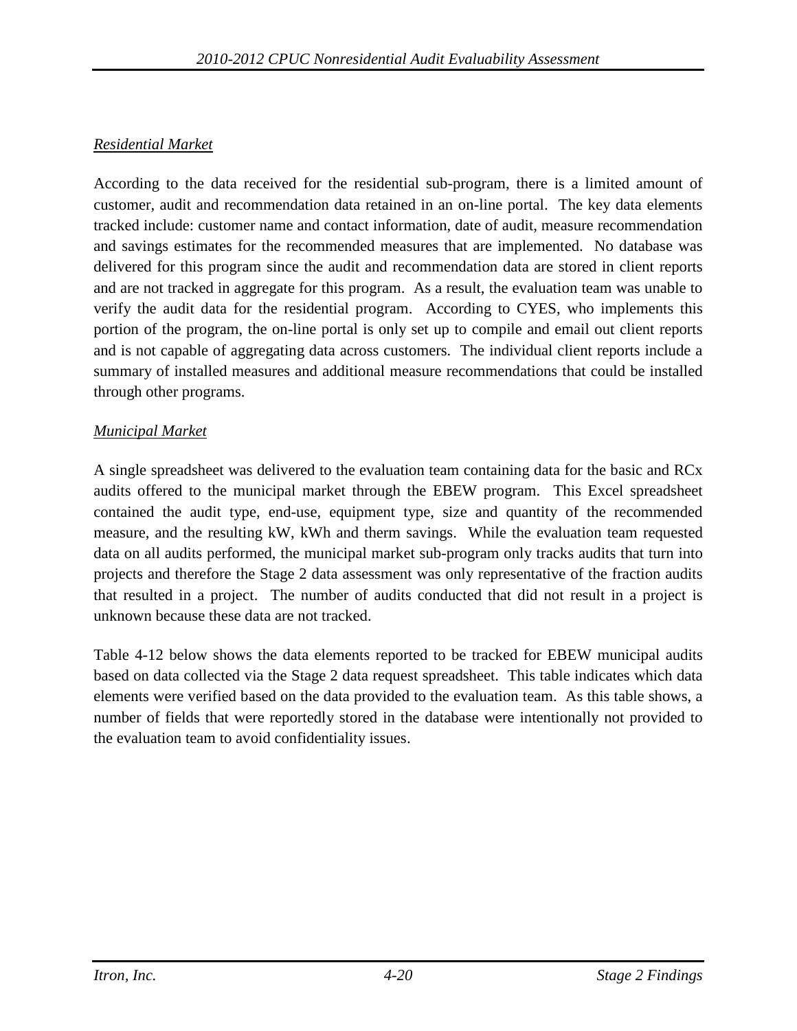*Residential Market*

According to the data received for the residential sub-program, there is a limited amount of customer, audit and recommendation data retained in an on-line portal. The key data elements tracked include: customer name and contact information, date of audit, measure recommendation and savings estimates for the recommended measures that are implemented. No database was delivered for this program since the audit and recommendation data are stored in client reports and are not tracked in aggregate for this program. As a result, the evaluation team was unable to verify the audit data for the residential program. According to CYES, who implements this portion of the program, the on-line portal is only set up to compile and email out client reports and is not capable of aggregating data across customers. The individual client reports include a summary of installed measures and additional measure recommendations that could be installed through other programs.

*Municipal Market*

A single spreadsheet was delivered to the evaluation team containing data for the basic and RCx audits offered to the municipal market through the EBEW program. This Excel spreadsheet contained the audit type, end-use, equipment type, size and quantity of the recommended measure, and the resulting kW, kWh and therm savings. While the evaluation team requested data on all audits performed, the municipal market sub-program only tracks audits that turn into projects and therefore the Stage 2 data assessment was only representative of the fraction audits that resulted in a project. The number of audits conducted that did not result in a project is unknown because these data are not tracked.

Table 4-12 below shows the data elements reported to be tracked for EBEW municipal audits based on data collected via the Stage 2 data request spreadsheet. This table indicates which data elements were verified based on the data provided to the evaluation team. As this table shows, a number of fields that were reportedly stored in the database were intentionally not provided to the evaluation team to avoid confidentiality issues.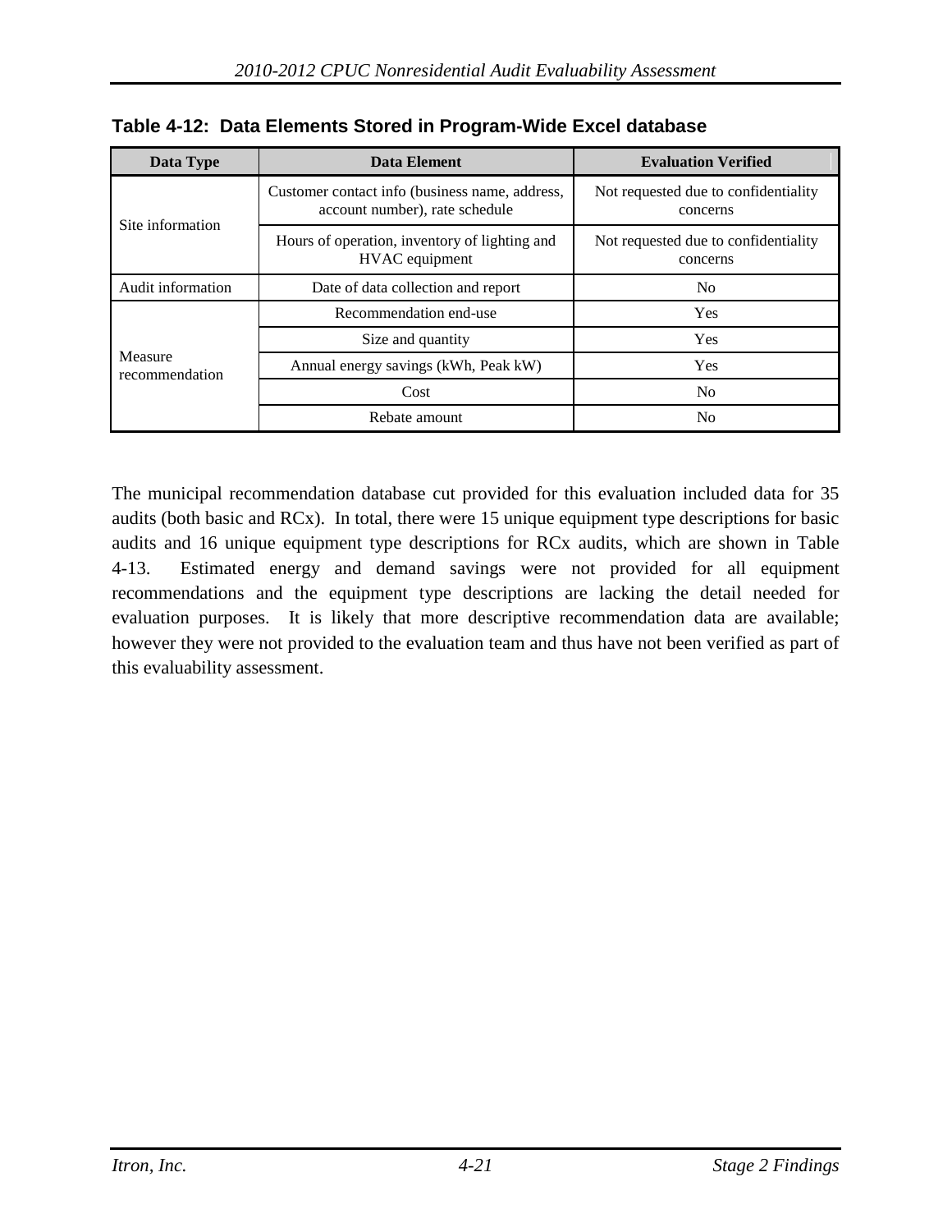**Table 4-12: Data Elements Stored in Program-Wide Excel database**

| Data Type | Data Element | Evaluation Verified |
|---|---|---|
| Site information | Customer contact info (business name, address, account number), rate schedule | Not requested due to confidentiality concerns |
| | Hours of operation, inventory of lighting and HVAC equipment | Not requested due to confidentiality concerns |
| Audit information | Date of data collection and report | No |
| Measure recommendation | Recommendation end-use | Yes |
| | Size and quantity | Yes |
| | Annual energy savings (kWh, Peak kW) | Yes |
| | Cost | No |
| | Rebate amount | No |

The municipal recommendation database cut provided for this evaluation included data for 35 audits (both basic and RCx). In total, there were 15 unique equipment type descriptions for basic audits and 16 unique equipment type descriptions for RCx audits, which are shown in Table 4-13. Estimated energy and demand savings were not provided for all equipment recommendations and the equipment type descriptions are lacking the detail needed for evaluation purposes. It is likely that more descriptive recommendation data are available; however they were not provided to the evaluation team and thus have not been verified as part of this evaluability assessment.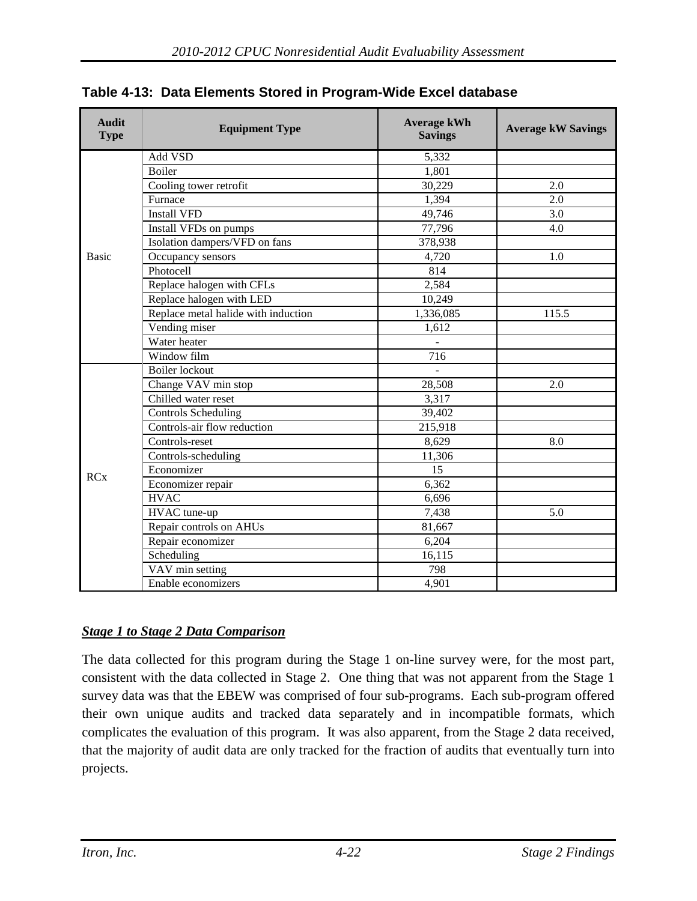**Table 4-13: Data Elements Stored in Program-Wide Excel database**

| Audit Type | Equipment Type | Average kWh Savings | Average kW Savings |
|---|---|---|---|
| Basic | Add VSD | 5,332 | |
| | Boiler | 1,801 | |
| | Cooling tower retrofit | 30,229 | 2.0 |
| | Furnace | 1,394 | 2.0 |
| | Install VFD | 49,746 | 3.0 |
| | Install VFDs on pumps | 77,796 | 4.0 |
| | Isolation dampers/VFD on fans | 378,938 | |
| | Occupancy sensors | 4,720 | 1.0 |
| | Photocell | 814 | |
| | Replace halogen with CFLs | 2,584 | |
| | Replace halogen with LED | 10,249 | |
| | Replace metal halide with induction | 1,336,085 | 115.5 |
| | Vending miser | 1,612 | |
| | Water heater | - | |
| | Window film | 716 | |
| RCx | Boiler lockout | - | |
| | Change VAV min stop | 28,508 | 2.0 |
| | Chilled water reset | 3,317 | |
| | Controls Scheduling | 39,402 | |
| | Controls-air flow reduction | 215,918 | |
| | Controls-reset | 8,629 | 8.0 |
| | Controls-scheduling | 11,306 | |
| | Economizer | 15 | |
| | Economizer repair | 6,362 | |
| | HVAC | 6,696 | |
| | HVAC tune-up | 7,438 | 5.0 |
| | Repair controls on AHUs | 81,667 | |
| | Repair economizer | 6,204 | |
| | Scheduling | 16,115 | |
| | VAV min setting | 798 | |
| | Enable economizers | 4,901 | |

***Stage 1 to Stage 2 Data Comparison***

The data collected for this program during the Stage 1 on-line survey were, for the most part, consistent with the data collected in Stage 2. One thing that was not apparent from the Stage 1 survey data was that the EBEW was comprised of four sub-programs. Each sub-program offered their own unique audits and tracked data separately and in incompatible formats, which complicates the evaluation of this program. It was also apparent, from the Stage 2 data received, that the majority of audit data are only tracked for the fraction of audits that eventually turn into projects.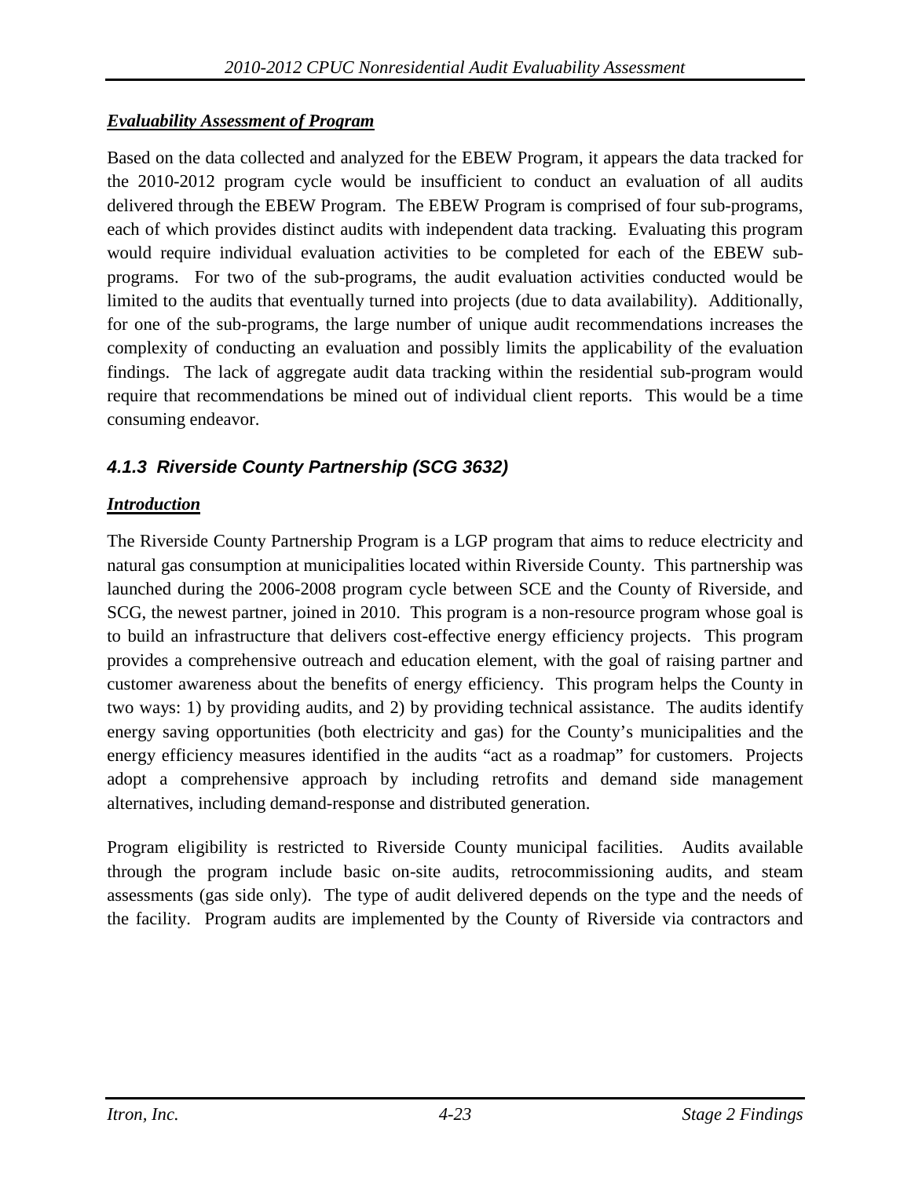***Evaluability Assessment of Program***

Based on the data collected and analyzed for the EBEW Program, it appears the data tracked for the 2010-2012 program cycle would be insufficient to conduct an evaluation of all audits delivered through the EBEW Program. The EBEW Program is comprised of four sub-programs, each of which provides distinct audits with independent data tracking. Evaluating this program would require individual evaluation activities to be completed for each of the EBEW sub-programs. For two of the sub-programs, the audit evaluation activities conducted would be limited to the audits that eventually turned into projects (due to data availability). Additionally, for one of the sub-programs, the large number of unique audit recommendations increases the complexity of conducting an evaluation and possibly limits the applicability of the evaluation findings. The lack of aggregate audit data tracking within the residential sub-program would require that recommendations be mined out of individual client reports. This would be a time consuming endeavor.

### *4.1.3 Riverside County Partnership (SCG 3632)*

***Introduction***

The Riverside County Partnership Program is a LGP program that aims to reduce electricity and natural gas consumption at municipalities located within Riverside County. This partnership was launched during the 2006-2008 program cycle between SCE and the County of Riverside, and SCG, the newest partner, joined in 2010. This program is a non-resource program whose goal is to build an infrastructure that delivers cost-effective energy efficiency projects. This program provides a comprehensive outreach and education element, with the goal of raising partner and customer awareness about the benefits of energy efficiency. This program helps the County in two ways: 1) by providing audits, and 2) by providing technical assistance. The audits identify energy saving opportunities (both electricity and gas) for the County's municipalities and the energy efficiency measures identified in the audits "act as a roadmap" for customers. Projects adopt a comprehensive approach by including retrofits and demand side management alternatives, including demand-response and distributed generation.

Program eligibility is restricted to Riverside County municipal facilities. Audits available through the program include basic on-site audits, retrocommissioning audits, and steam assessments (gas side only). The type of audit delivered depends on the type and the needs of the facility. Program audits are implemented by the County of Riverside via contractors and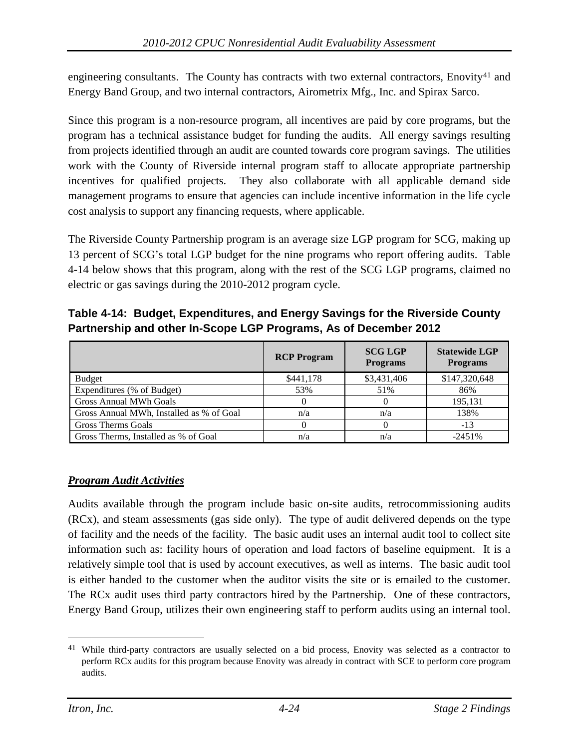engineering consultants. The County has contracts with two external contractors, Enovity[41] and Energy Band Group, and two internal contractors, Airometrix Mfg., Inc. and Spirax Sarco.

Since this program is a non-resource program, all incentives are paid by core programs, but the program has a technical assistance budget for funding the audits. All energy savings resulting from projects identified through an audit are counted towards core program savings. The utilities work with the County of Riverside internal program staff to allocate appropriate partnership incentives for qualified projects. They also collaborate with all applicable demand side management programs to ensure that agencies can include incentive information in the life cycle cost analysis to support any financing requests, where applicable.

The Riverside County Partnership program is an average size LGP program for SCG, making up 13 percent of SCG's total LGP budget for the nine programs who report offering audits. Table 4-14 below shows that this program, along with the rest of the SCG LGP programs, claimed no electric or gas savings during the 2010-2012 program cycle.

**Table 4-14: Budget, Expenditures, and Energy Savings for the Riverside County Partnership and other In-Scope LGP Programs, As of December 2012**

| | RCP Program | SCG LGP Programs | Statewide LGP Programs |
|---|---|---|---|
| Budget | \$441,178 | \$3,431,406 | \$147,320,648 |
| Expenditures (% of Budget) | 53% | 51% | 86% |
| Gross Annual MWh Goals | 0 | 0 | 195,131 |
| Gross Annual MWh, Installed as % of Goal | n/a | n/a | 138% |
| Gross Therms Goals | 0 | 0 | -13 |
| Gross Therms, Installed as % of Goal | n/a | n/a | -2451% |

***Program Audit Activities***

Audits available through the program include basic on-site audits, retrocommissioning audits (RCx), and steam assessments (gas side only). The type of audit delivered depends on the type of facility and the needs of the facility. The basic audit uses an internal audit tool to collect site information such as: facility hours of operation and load factors of baseline equipment. It is a relatively simple tool that is used by account executives, as well as interns. The basic audit tool is either handed to the customer when the auditor visits the site or is emailed to the customer. The RCx audit uses third party contractors hired by the Partnership. One of these contractors, Energy Band Group, utilizes their own engineering staff to perform audits using an internal tool.

[41] While third-party contractors are usually selected on a bid process, Enovity was selected as a contractor to perform RCx audits for this program because Enovity was already in contract with SCE to perform core program audits.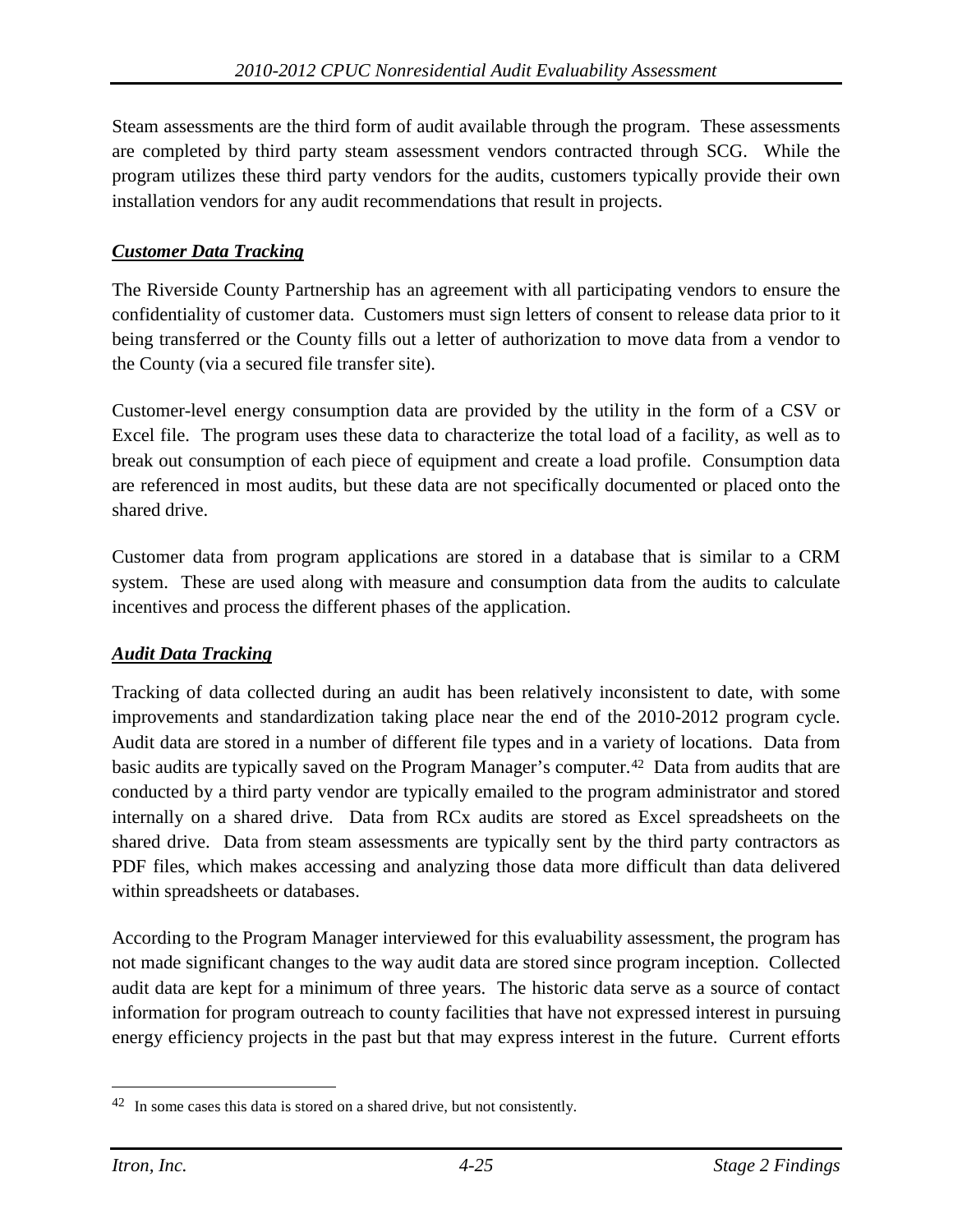Steam assessments are the third form of audit available through the program. These assessments are completed by third party steam assessment vendors contracted through SCG. While the program utilizes these third party vendors for the audits, customers typically provide their own installation vendors for any audit recommendations that result in projects.

### ***Customer Data Tracking***

The Riverside County Partnership has an agreement with all participating vendors to ensure the confidentiality of customer data. Customers must sign letters of consent to release data prior to it being transferred or the County fills out a letter of authorization to move data from a vendor to the County (via a secured file transfer site).

Customer-level energy consumption data are provided by the utility in the form of a CSV or Excel file. The program uses these data to characterize the total load of a facility, as well as to break out consumption of each piece of equipment and create a load profile. Consumption data are referenced in most audits, but these data are not specifically documented or placed onto the shared drive.

Customer data from program applications are stored in a database that is similar to a CRM system. These are used along with measure and consumption data from the audits to calculate incentives and process the different phases of the application.

### ***Audit Data Tracking***

Tracking of data collected during an audit has been relatively inconsistent to date, with some improvements and standardization taking place near the end of the 2010-2012 program cycle. Audit data are stored in a number of different file types and in a variety of locations. Data from basic audits are typically saved on the Program Manager's computer.[42] Data from audits that are conducted by a third party vendor are typically emailed to the program administrator and stored internally on a shared drive. Data from RCx audits are stored as Excel spreadsheets on the shared drive. Data from steam assessments are typically sent by the third party contractors as PDF files, which makes accessing and analyzing those data more difficult than data delivered within spreadsheets or databases.

According to the Program Manager interviewed for this evaluability assessment, the program has not made significant changes to the way audit data are stored since program inception. Collected audit data are kept for a minimum of three years. The historic data serve as a source of contact information for program outreach to county facilities that have not expressed interest in pursuing energy efficiency projects in the past but that may express interest in the future. Current efforts

[42] In some cases this data is stored on a shared drive, but not consistently.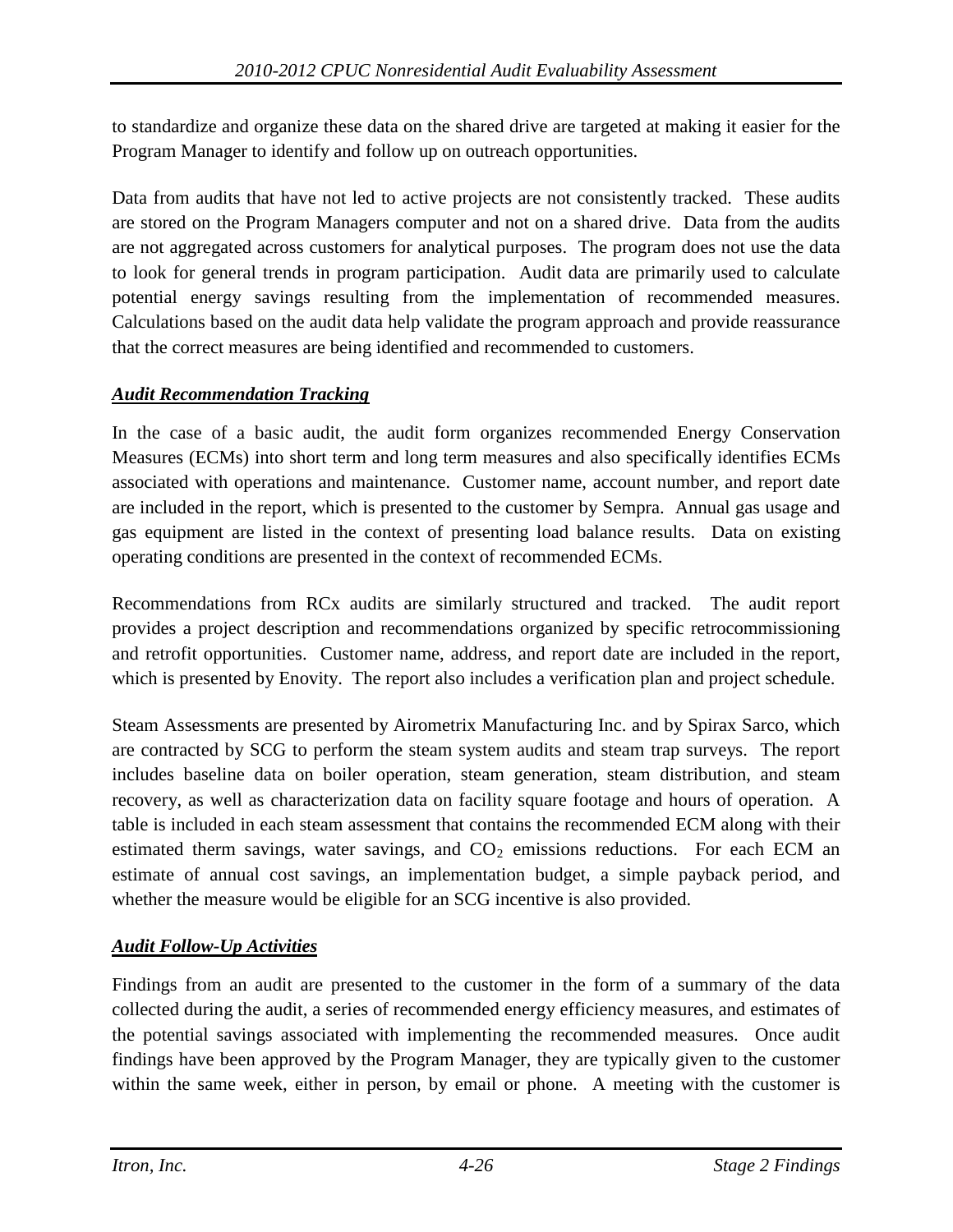to standardize and organize these data on the shared drive are targeted at making it easier for the Program Manager to identify and follow up on outreach opportunities.

Data from audits that have not led to active projects are not consistently tracked. These audits are stored on the Program Managers computer and not on a shared drive. Data from the audits are not aggregated across customers for analytical purposes. The program does not use the data to look for general trends in program participation. Audit data are primarily used to calculate potential energy savings resulting from the implementation of recommended measures. Calculations based on the audit data help validate the program approach and provide reassurance that the correct measures are being identified and recommended to customers.

### ***Audit Recommendation Tracking***

In the case of a basic audit, the audit form organizes recommended Energy Conservation Measures (ECMs) into short term and long term measures and also specifically identifies ECMs associated with operations and maintenance. Customer name, account number, and report date are included in the report, which is presented to the customer by Sempra. Annual gas usage and gas equipment are listed in the context of presenting load balance results. Data on existing operating conditions are presented in the context of recommended ECMs.

Recommendations from RCx audits are similarly structured and tracked. The audit report provides a project description and recommendations organized by specific retrocommissioning and retrofit opportunities. Customer name, address, and report date are included in the report, which is presented by Enovity. The report also includes a verification plan and project schedule.

Steam Assessments are presented by Airometrix Manufacturing Inc. and by Spirax Sarco, which are contracted by SCG to perform the steam system audits and steam trap surveys. The report includes baseline data on boiler operation, steam generation, steam distribution, and steam recovery, as well as characterization data on facility square footage and hours of operation. A table is included in each steam assessment that contains the recommended ECM along with their estimated therm savings, water savings, and $CO_2$ emissions reductions. For each ECM an estimate of annual cost savings, an implementation budget, a simple payback period, and whether the measure would be eligible for an SCG incentive is also provided.

### ***Audit Follow-Up Activities***

Findings from an audit are presented to the customer in the form of a summary of the data collected during the audit, a series of recommended energy efficiency measures, and estimates of the potential savings associated with implementing the recommended measures. Once audit findings have been approved by the Program Manager, they are typically given to the customer within the same week, either in person, by email or phone. A meeting with the customer is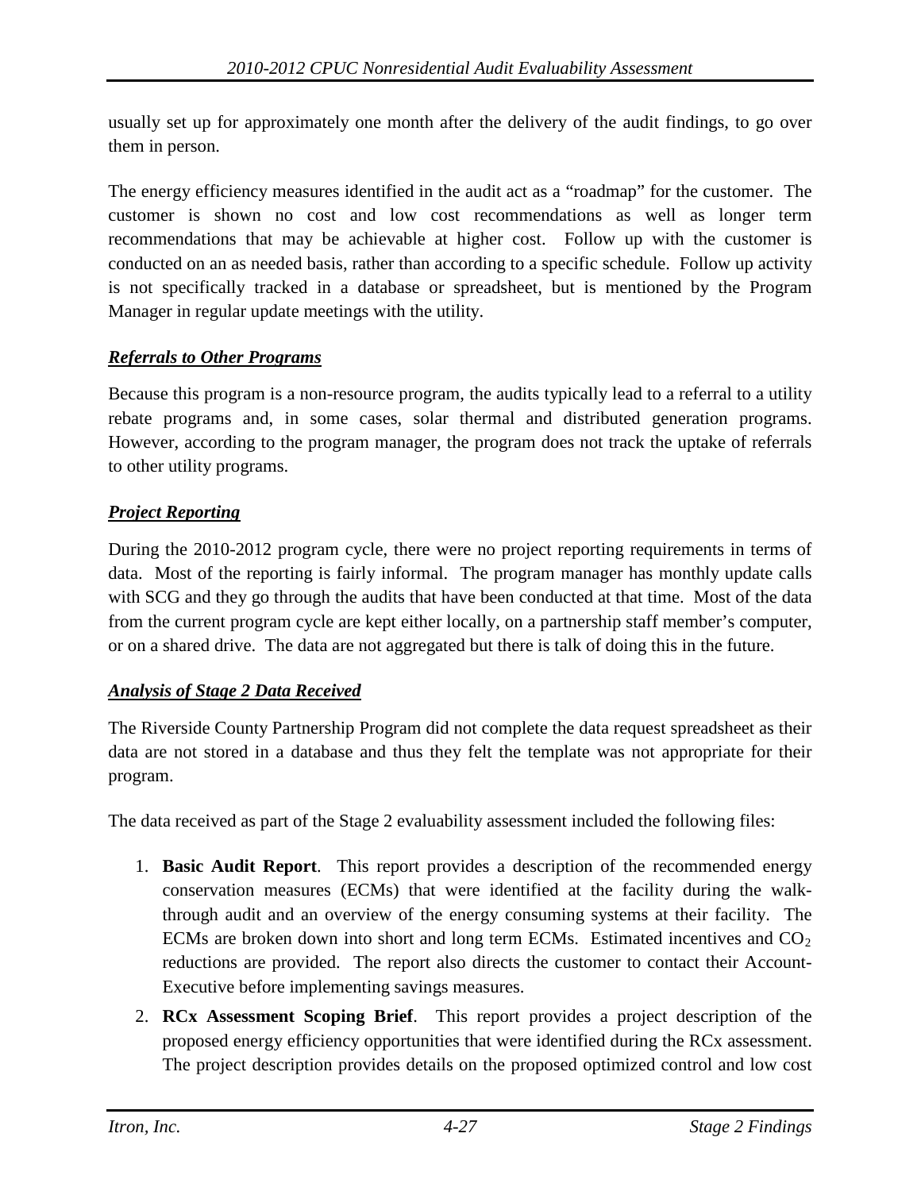usually set up for approximately one month after the delivery of the audit findings, to go over them in person.

The energy efficiency measures identified in the audit act as a "roadmap" for the customer. The customer is shown no cost and low cost recommendations as well as longer term recommendations that may be achievable at higher cost. Follow up with the customer is conducted on an as needed basis, rather than according to a specific schedule. Follow up activity is not specifically tracked in a database or spreadsheet, but is mentioned by the Program Manager in regular update meetings with the utility.

***Referrals to Other Programs***

Because this program is a non-resource program, the audits typically lead to a referral to a utility rebate programs and, in some cases, solar thermal and distributed generation programs. However, according to the program manager, the program does not track the uptake of referrals to other utility programs.

***Project Reporting***

During the 2010-2012 program cycle, there were no project reporting requirements in terms of data. Most of the reporting is fairly informal. The program manager has monthly update calls with SCG and they go through the audits that have been conducted at that time. Most of the data from the current program cycle are kept either locally, on a partnership staff member's computer, or on a shared drive. The data are not aggregated but there is talk of doing this in the future.

***Analysis of Stage 2 Data Received***

The Riverside County Partnership Program did not complete the data request spreadsheet as their data are not stored in a database and thus they felt the template was not appropriate for their program.

The data received as part of the Stage 2 evaluability assessment included the following files:

1. **Basic Audit Report**. This report provides a description of the recommended energy conservation measures (ECMs) that were identified at the facility during the walk-through audit and an overview of the energy consuming systems at their facility. The ECMs are broken down into short and long term ECMs. Estimated incentives and $CO_2$ reductions are provided. The report also directs the customer to contact their Account-Executive before implementing savings measures.
2. **RCx Assessment Scoping Brief**. This report provides a project description of the proposed energy efficiency opportunities that were identified during the RCx assessment. The project description provides details on the proposed optimized control and low cost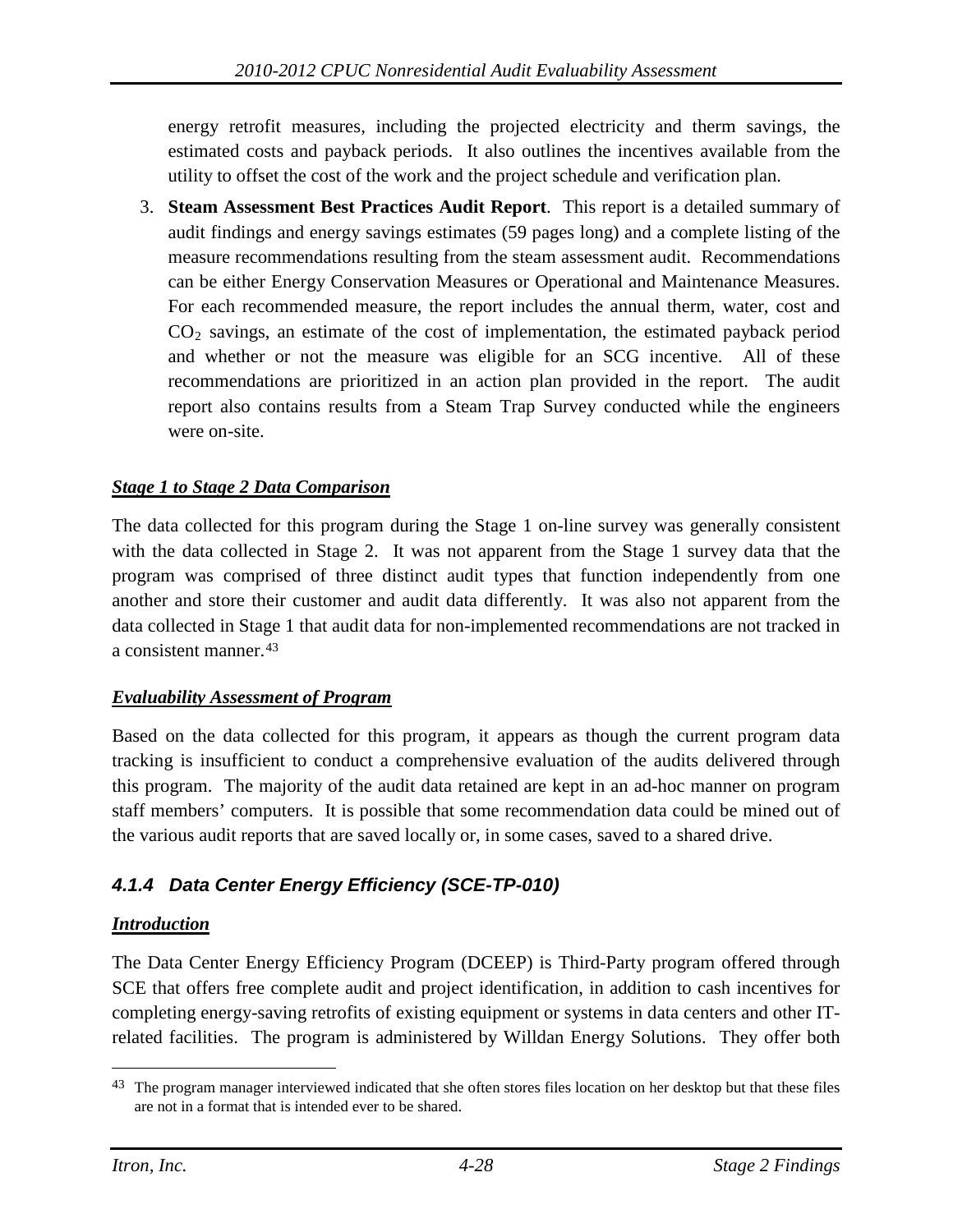energy retrofit measures, including the projected electricity and therm savings, the estimated costs and payback periods. It also outlines the incentives available from the utility to offset the cost of the work and the project schedule and verification plan.

3. **Steam Assessment Best Practices Audit Report**. This report is a detailed summary of audit findings and energy savings estimates (59 pages long) and a complete listing of the measure recommendations resulting from the steam assessment audit. Recommendations can be either Energy Conservation Measures or Operational and Maintenance Measures. For each recommended measure, the report includes the annual therm, water, cost and $CO_2$ savings, an estimate of the cost of implementation, the estimated payback period and whether or not the measure was eligible for an SCG incentive. All of these recommendations are prioritized in an action plan provided in the report. The audit report also contains results from a Steam Trap Survey conducted while the engineers were on-site.

***Stage 1 to Stage 2 Data Comparison***

The data collected for this program during the Stage 1 on-line survey was generally consistent with the data collected in Stage 2. It was not apparent from the Stage 1 survey data that the program was comprised of three distinct audit types that function independently from one another and store their customer and audit data differently. It was also not apparent from the data collected in Stage 1 that audit data for non-implemented recommendations are not tracked in a consistent manner.[43]

***Evaluability Assessment of Program***

Based on the data collected for this program, it appears as though the current program data tracking is insufficient to conduct a comprehensive evaluation of the audits delivered through this program. The majority of the audit data retained are kept in an ad-hoc manner on program staff members' computers. It is possible that some recommendation data could be mined out of the various audit reports that are saved locally or, in some cases, saved to a shared drive.

### *4.1.4 Data Center Energy Efficiency (SCE-TP-010)*

***Introduction***

The Data Center Energy Efficiency Program (DCEEP) is Third-Party program offered through SCE that offers free complete audit and project identification, in addition to cash incentives for completing energy-saving retrofits of existing equipment or systems in data centers and other IT-related facilities. The program is administered by Willdan Energy Solutions. They offer both

[43] The program manager interviewed indicated that she often stores files location on her desktop but that these files are not in a format that is intended ever to be shared.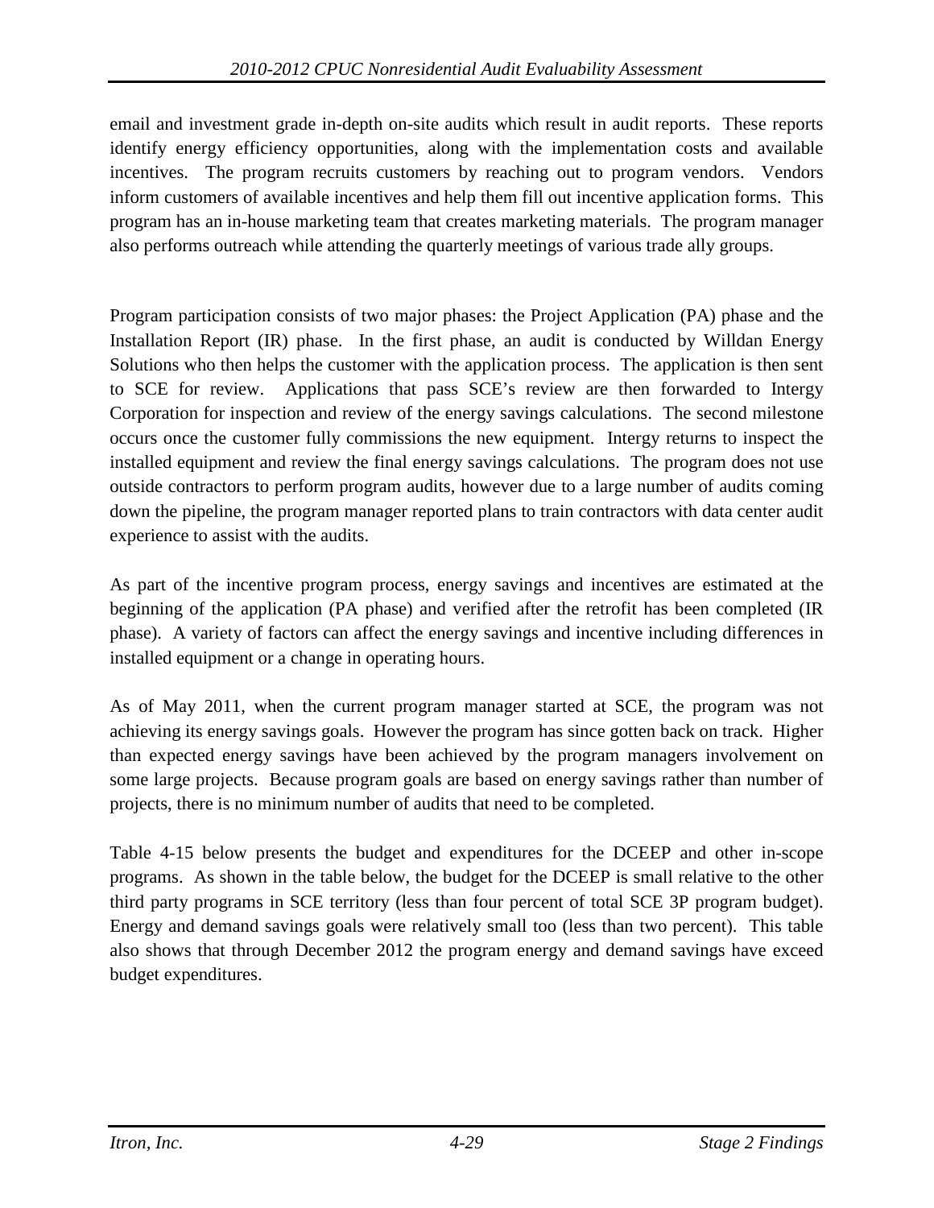email and investment grade in-depth on-site audits which result in audit reports. These reports identify energy efficiency opportunities, along with the implementation costs and available incentives. The program recruits customers by reaching out to program vendors. Vendors inform customers of available incentives and help them fill out incentive application forms. This program has an in-house marketing team that creates marketing materials. The program manager also performs outreach while attending the quarterly meetings of various trade ally groups.

Program participation consists of two major phases: the Project Application (PA) phase and the Installation Report (IR) phase. In the first phase, an audit is conducted by Willdan Energy Solutions who then helps the customer with the application process. The application is then sent to SCE for review. Applications that pass SCE's review are then forwarded to Intergy Corporation for inspection and review of the energy savings calculations. The second milestone occurs once the customer fully commissions the new equipment. Intergy returns to inspect the installed equipment and review the final energy savings calculations. The program does not use outside contractors to perform program audits, however due to a large number of audits coming down the pipeline, the program manager reported plans to train contractors with data center audit experience to assist with the audits.

As part of the incentive program process, energy savings and incentives are estimated at the beginning of the application (PA phase) and verified after the retrofit has been completed (IR phase). A variety of factors can affect the energy savings and incentive including differences in installed equipment or a change in operating hours.

As of May 2011, when the current program manager started at SCE, the program was not achieving its energy savings goals. However the program has since gotten back on track. Higher than expected energy savings have been achieved by the program managers involvement on some large projects. Because program goals are based on energy savings rather than number of projects, there is no minimum number of audits that need to be completed.

Table 4-15 below presents the budget and expenditures for the DCEEP and other in-scope programs. As shown in the table below, the budget for the DCEEP is small relative to the other third party programs in SCE territory (less than four percent of total SCE 3P program budget). Energy and demand savings goals were relatively small too (less than two percent). This table also shows that through December 2012 the program energy and demand savings have exceed budget expenditures.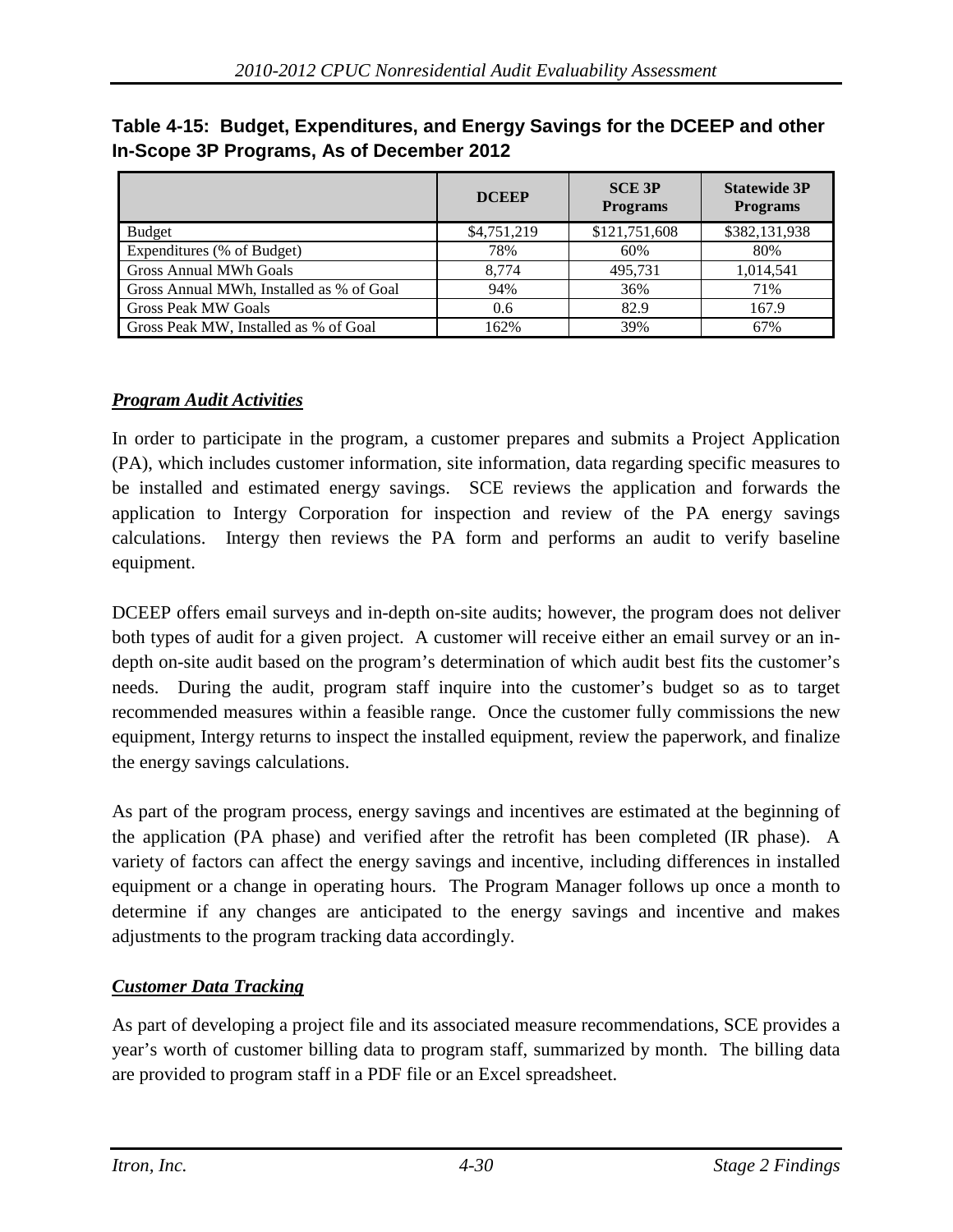**Table 4-15: Budget, Expenditures, and Energy Savings for the DCEEP and other In-Scope 3P Programs, As of December 2012**

| | DCEEP | SCE 3P Programs | Statewide 3P Programs |
|---|---|---|---|
| Budget | $4,751,219 | $121,751,608 | $382,131,938 |
| Expenditures (% of Budget) | 78% | 60% | 80% |
| Gross Annual MWh Goals | 8,774 | 495,731 | 1,014,541 |
| Gross Annual MWh, Installed as % of Goal | 94% | 36% | 71% |
| Gross Peak MW Goals | 0.6 | 82.9 | 167.9 |
| Gross Peak MW, Installed as % of Goal | 162% | 39% | 67% |

***Program Audit Activities***

In order to participate in the program, a customer prepares and submits a Project Application (PA), which includes customer information, site information, data regarding specific measures to be installed and estimated energy savings. SCE reviews the application and forwards the application to Intergy Corporation for inspection and review of the PA energy savings calculations. Intergy then reviews the PA form and performs an audit to verify baseline equipment.

DCEEP offers email surveys and in-depth on-site audits; however, the program does not deliver both types of audit for a given project. A customer will receive either an email survey or an in-depth on-site audit based on the program's determination of which audit best fits the customer's needs. During the audit, program staff inquire into the customer's budget so as to target recommended measures within a feasible range. Once the customer fully commissions the new equipment, Intergy returns to inspect the installed equipment, review the paperwork, and finalize the energy savings calculations.

As part of the program process, energy savings and incentives are estimated at the beginning of the application (PA phase) and verified after the retrofit has been completed (IR phase). A variety of factors can affect the energy savings and incentive, including differences in installed equipment or a change in operating hours. The Program Manager follows up once a month to determine if any changes are anticipated to the energy savings and incentive and makes adjustments to the program tracking data accordingly.

***Customer Data Tracking***

As part of developing a project file and its associated measure recommendations, SCE provides a year's worth of customer billing data to program staff, summarized by month. The billing data are provided to program staff in a PDF file or an Excel spreadsheet.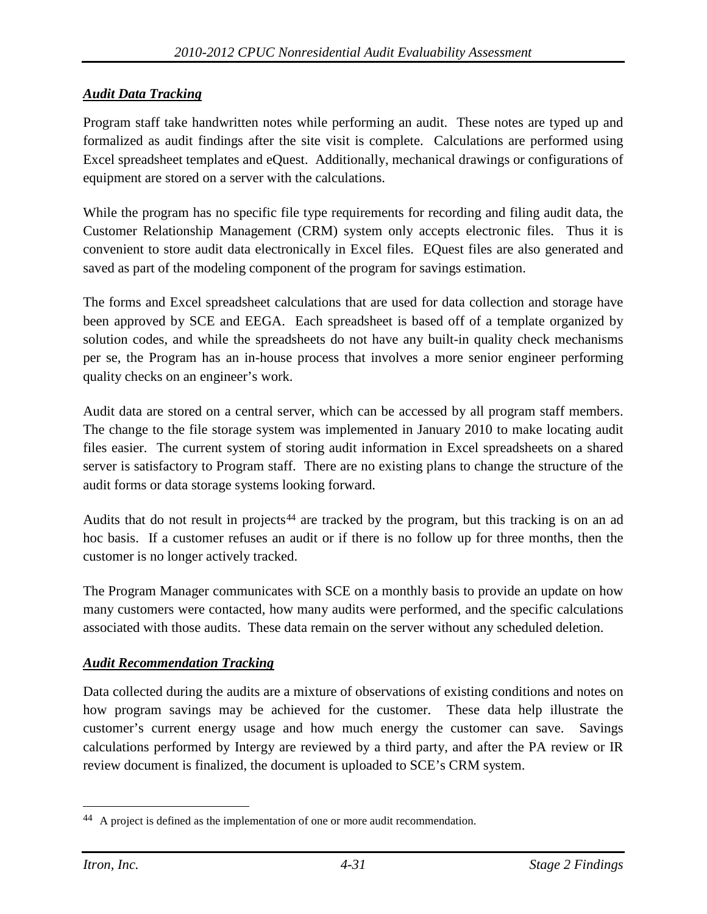### ***Audit Data Tracking***

Program staff take handwritten notes while performing an audit. These notes are typed up and formalized as audit findings after the site visit is complete. Calculations are performed using Excel spreadsheet templates and eQuest. Additionally, mechanical drawings or configurations of equipment are stored on a server with the calculations.

While the program has no specific file type requirements for recording and filing audit data, the Customer Relationship Management (CRM) system only accepts electronic files. Thus it is convenient to store audit data electronically in Excel files. EQuest files are also generated and saved as part of the modeling component of the program for savings estimation.

The forms and Excel spreadsheet calculations that are used for data collection and storage have been approved by SCE and EEGA. Each spreadsheet is based off of a template organized by solution codes, and while the spreadsheets do not have any built-in quality check mechanisms per se, the Program has an in-house process that involves a more senior engineer performing quality checks on an engineer's work.

Audit data are stored on a central server, which can be accessed by all program staff members. The change to the file storage system was implemented in January 2010 to make locating audit files easier. The current system of storing audit information in Excel spreadsheets on a shared server is satisfactory to Program staff. There are no existing plans to change the structure of the audit forms or data storage systems looking forward.

Audits that do not result in projects[44] are tracked by the program, but this tracking is on an ad hoc basis. If a customer refuses an audit or if there is no follow up for three months, then the customer is no longer actively tracked.

The Program Manager communicates with SCE on a monthly basis to provide an update on how many customers were contacted, how many audits were performed, and the specific calculations associated with those audits. These data remain on the server without any scheduled deletion.

### ***Audit Recommendation Tracking***

Data collected during the audits are a mixture of observations of existing conditions and notes on how program savings may be achieved for the customer. These data help illustrate the customer's current energy usage and how much energy the customer can save. Savings calculations performed by Intergy are reviewed by a third party, and after the PA review or IR review document is finalized, the document is uploaded to SCE's CRM system.

---

[44] A project is defined as the implementation of one or more audit recommendation.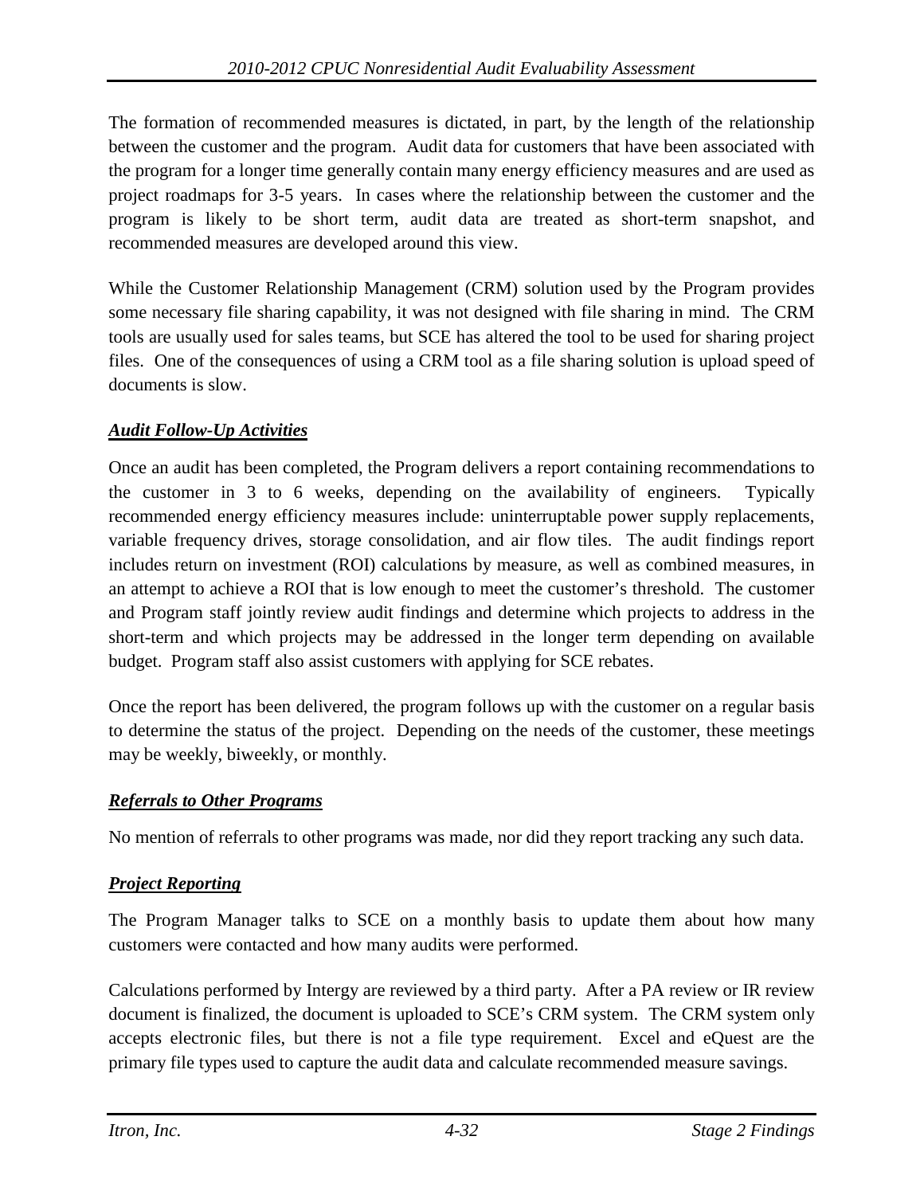The formation of recommended measures is dictated, in part, by the length of the relationship between the customer and the program. Audit data for customers that have been associated with the program for a longer time generally contain many energy efficiency measures and are used as project roadmaps for 3-5 years. In cases where the relationship between the customer and the program is likely to be short term, audit data are treated as short-term snapshot, and recommended measures are developed around this view.

While the Customer Relationship Management (CRM) solution used by the Program provides some necessary file sharing capability, it was not designed with file sharing in mind. The CRM tools are usually used for sales teams, but SCE has altered the tool to be used for sharing project files. One of the consequences of using a CRM tool as a file sharing solution is upload speed of documents is slow.

***Audit Follow-Up Activities***

Once an audit has been completed, the Program delivers a report containing recommendations to the customer in 3 to 6 weeks, depending on the availability of engineers. Typically recommended energy efficiency measures include: uninterruptable power supply replacements, variable frequency drives, storage consolidation, and air flow tiles. The audit findings report includes return on investment (ROI) calculations by measure, as well as combined measures, in an attempt to achieve a ROI that is low enough to meet the customer's threshold. The customer and Program staff jointly review audit findings and determine which projects to address in the short-term and which projects may be addressed in the longer term depending on available budget. Program staff also assist customers with applying for SCE rebates.

Once the report has been delivered, the program follows up with the customer on a regular basis to determine the status of the project. Depending on the needs of the customer, these meetings may be weekly, biweekly, or monthly.

***Referrals to Other Programs***

No mention of referrals to other programs was made, nor did they report tracking any such data.

***Project Reporting***

The Program Manager talks to SCE on a monthly basis to update them about how many customers were contacted and how many audits were performed.

Calculations performed by Intergy are reviewed by a third party. After a PA review or IR review document is finalized, the document is uploaded to SCE's CRM system. The CRM system only accepts electronic files, but there is not a file type requirement. Excel and eQuest are the primary file types used to capture the audit data and calculate recommended measure savings.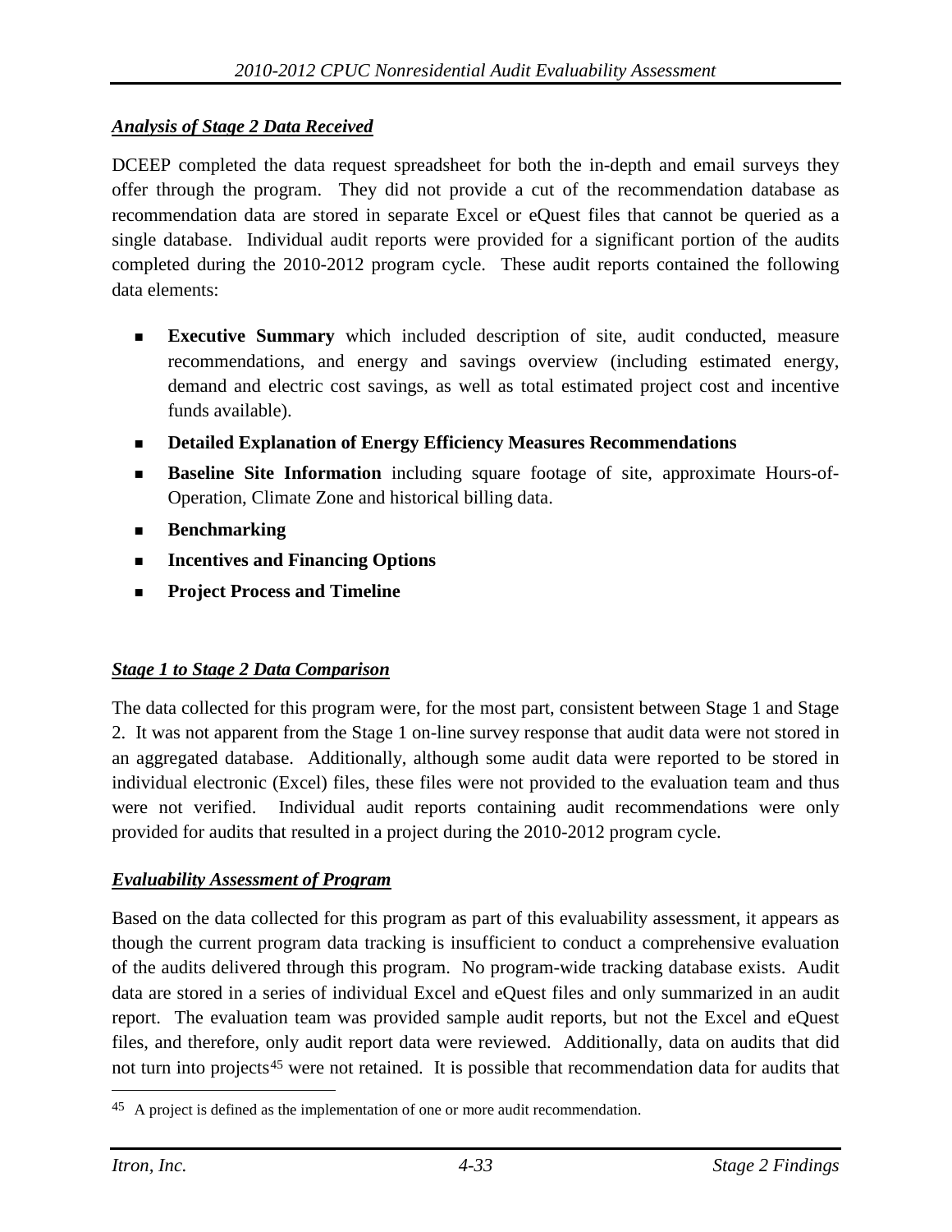### ***Analysis of Stage 2 Data Received***

DCEEP completed the data request spreadsheet for both the in-depth and email surveys they offer through the program. They did not provide a cut of the recommendation database as recommendation data are stored in separate Excel or eQuest files that cannot be queried as a single database. Individual audit reports were provided for a significant portion of the audits completed during the 2010-2012 program cycle. These audit reports contained the following data elements:

- **Executive Summary** which included description of site, audit conducted, measure recommendations, and energy and savings overview (including estimated energy, demand and electric cost savings, as well as total estimated project cost and incentive funds available).
- **Detailed Explanation of Energy Efficiency Measures Recommendations**
- **Baseline Site Information** including square footage of site, approximate Hours-of-Operation, Climate Zone and historical billing data.
- **Benchmarking**
- **Incentives and Financing Options**
- **Project Process and Timeline**

### ***Stage 1 to Stage 2 Data Comparison***

The data collected for this program were, for the most part, consistent between Stage 1 and Stage 2. It was not apparent from the Stage 1 on-line survey response that audit data were not stored in an aggregated database. Additionally, although some audit data were reported to be stored in individual electronic (Excel) files, these files were not provided to the evaluation team and thus were not verified. Individual audit reports containing audit recommendations were only provided for audits that resulted in a project during the 2010-2012 program cycle.

### ***Evaluability Assessment of Program***

Based on the data collected for this program as part of this evaluability assessment, it appears as though the current program data tracking is insufficient to conduct a comprehensive evaluation of the audits delivered through this program. No program-wide tracking database exists. Audit data are stored in a series of individual Excel and eQuest files and only summarized in an audit report. The evaluation team was provided sample audit reports, but not the Excel and eQuest files, and therefore, only audit report data were reviewed. Additionally, data on audits that did not turn into projects[45] were not retained. It is possible that recommendation data for audits that

[45] A project is defined as the implementation of one or more audit recommendation.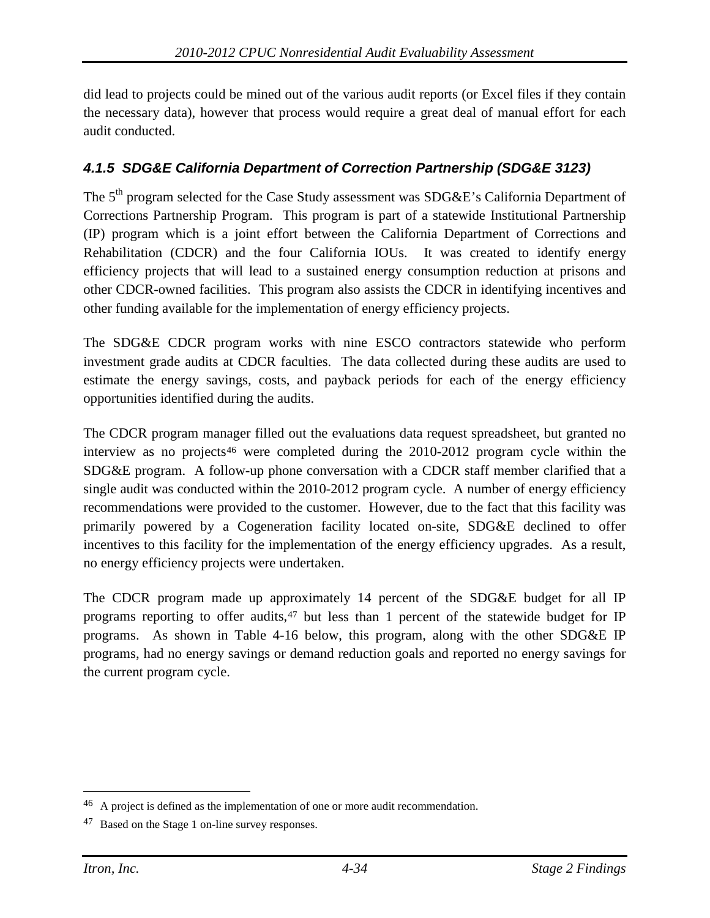did lead to projects could be mined out of the various audit reports (or Excel files if they contain the necessary data), however that process would require a great deal of manual effort for each audit conducted.

### *4.1.5 SDG&E California Department of Correction Partnership (SDG&E 3123)*

The 5th program selected for the Case Study assessment was SDG&E's California Department of Corrections Partnership Program. This program is part of a statewide Institutional Partnership (IP) program which is a joint effort between the California Department of Corrections and Rehabilitation (CDCR) and the four California IOUs. It was created to identify energy efficiency projects that will lead to a sustained energy consumption reduction at prisons and other CDCR-owned facilities. This program also assists the CDCR in identifying incentives and other funding available for the implementation of energy efficiency projects.

The SDG&E CDCR program works with nine ESCO contractors statewide who perform investment grade audits at CDCR faculties. The data collected during these audits are used to estimate the energy savings, costs, and payback periods for each of the energy efficiency opportunities identified during the audits.

The CDCR program manager filled out the evaluations data request spreadsheet, but granted no interview as no projects[46] were completed during the 2010-2012 program cycle within the SDG&E program. A follow-up phone conversation with a CDCR staff member clarified that a single audit was conducted within the 2010-2012 program cycle. A number of energy efficiency recommendations were provided to the customer. However, due to the fact that this facility was primarily powered by a Cogeneration facility located on-site, SDG&E declined to offer incentives to this facility for the implementation of the energy efficiency upgrades. As a result, no energy efficiency projects were undertaken.

The CDCR program made up approximately 14 percent of the SDG&E budget for all IP programs reporting to offer audits,[47] but less than 1 percent of the statewide budget for IP programs. As shown in Table 4-16 below, this program, along with the other SDG&E IP programs, had no energy savings or demand reduction goals and reported no energy savings for the current program cycle.

---

[46] A project is defined as the implementation of one or more audit recommendation.

[47] Based on the Stage 1 on-line survey responses.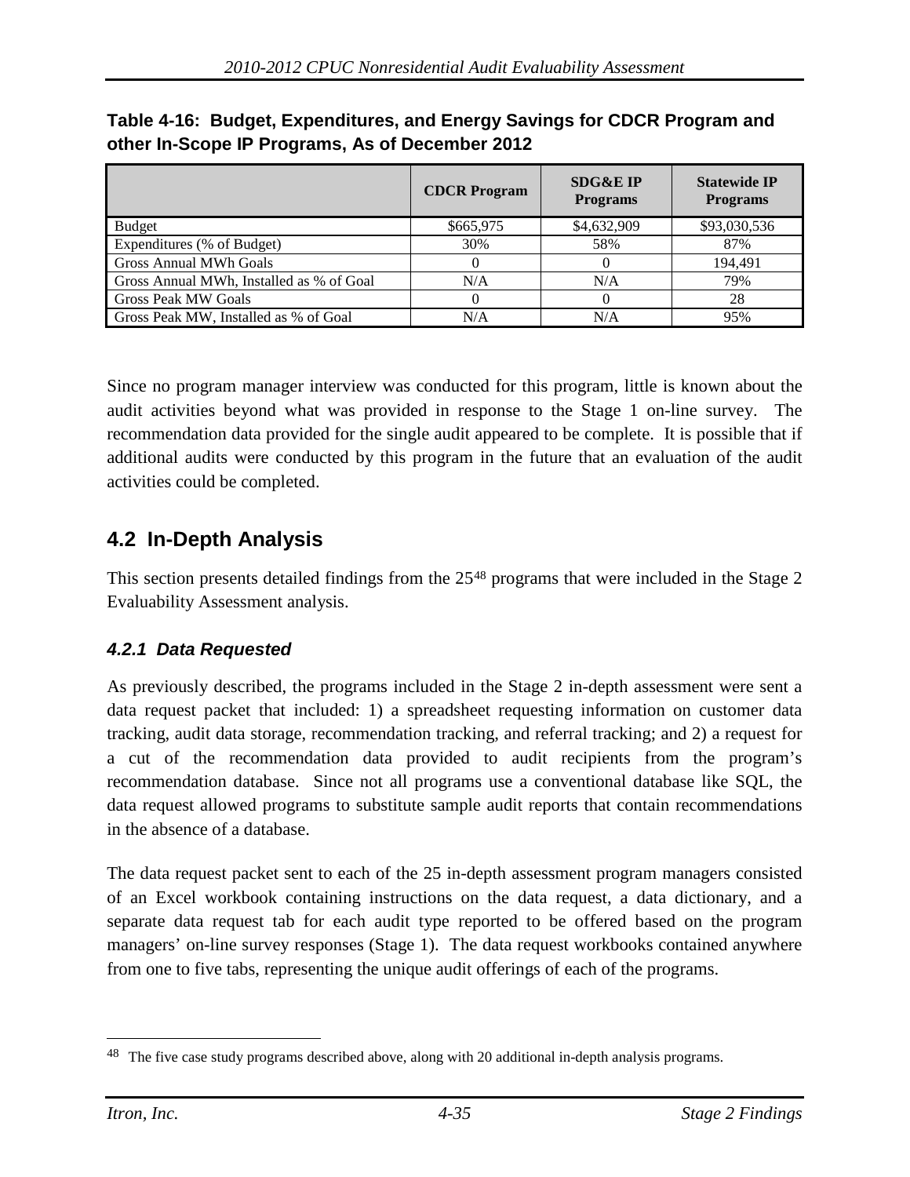**Table 4-16: Budget, Expenditures, and Energy Savings for CDCR Program and other In-Scope IP Programs, As of December 2012**

| | CDCR Program | SDG&E IP Programs | Statewide IP Programs |
|---|---|---|---|
| Budget | $665,975 | $4,632,909 | $93,030,536 |
| Expenditures (% of Budget) | 30% | 58% | 87% |
| Gross Annual MWh Goals | 0 | 0 | 194,491 |
| Gross Annual MWh, Installed as % of Goal | N/A | N/A | 79% |
| Gross Peak MW Goals | 0 | 0 | 28 |
| Gross Peak MW, Installed as % of Goal | N/A | N/A | 95% |

Since no program manager interview was conducted for this program, little is known about the audit activities beyond what was provided in response to the Stage 1 on-line survey. The recommendation data provided for the single audit appeared to be complete. It is possible that if additional audits were conducted by this program in the future that an evaluation of the audit activities could be completed.

## 4.2 In-Depth Analysis

This section presents detailed findings from the 25[48] programs that were included in the Stage 2 Evaluability Assessment analysis.

### *4.2.1 Data Requested*

As previously described, the programs included in the Stage 2 in-depth assessment were sent a data request packet that included: 1) a spreadsheet requesting information on customer data tracking, audit data storage, recommendation tracking, and referral tracking; and 2) a request for a cut of the recommendation data provided to audit recipients from the program's recommendation database. Since not all programs use a conventional database like SQL, the data request allowed programs to substitute sample audit reports that contain recommendations in the absence of a database.

The data request packet sent to each of the 25 in-depth assessment program managers consisted of an Excel workbook containing instructions on the data request, a data dictionary, and a separate data request tab for each audit type reported to be offered based on the program managers' on-line survey responses (Stage 1). The data request workbooks contained anywhere from one to five tabs, representing the unique audit offerings of each of the programs.

[48] The five case study programs described above, along with 20 additional in-depth analysis programs.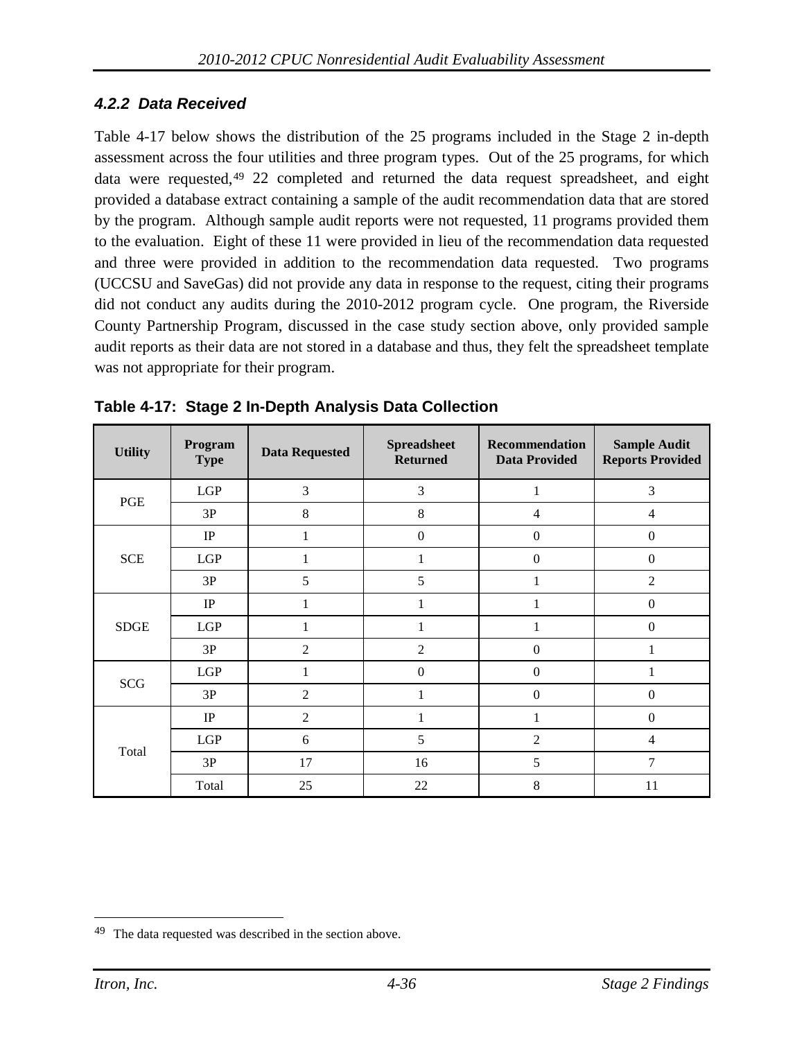### 4.2.2 Data Received

Table 4-17 below shows the distribution of the 25 programs included in the Stage 2 in-depth assessment across the four utilities and three program types. Out of the 25 programs, for which data were requested,[49] 22 completed and returned the data request spreadsheet, and eight provided a database extract containing a sample of the audit recommendation data that are stored by the program. Although sample audit reports were not requested, 11 programs provided them to the evaluation. Eight of these 11 were provided in lieu of the recommendation data requested and three were provided in addition to the recommendation data requested. Two programs (UCCSU and SaveGas) did not provide any data in response to the request, citing their programs did not conduct any audits during the 2010-2012 program cycle. One program, the Riverside County Partnership Program, discussed in the case study section above, only provided sample audit reports as their data are not stored in a database and thus, they felt the spreadsheet template was not appropriate for their program.

**Table 4-17: Stage 2 In-Depth Analysis Data Collection**

| Utility | Program Type | Data Requested | Spreadsheet Returned | Recommendation Data Provided | Sample Audit Reports Provided |
|---|---|---|---|---|---|
| PGE | LGP | 3 | 3 | 1 | 3 |
| | 3P | 8 | 8 | 4 | 4 |
| SCE | IP | 1 | 0 | 0 | 0 |
| | LGP | 1 | 1 | 0 | 0 |
| | 3P | 5 | 5 | 1 | 2 |
| SDGE | IP | 1 | 1 | 1 | 0 |
| | LGP | 1 | 1 | 1 | 0 |
| | 3P | 2 | 2 | 0 | 1 |
| SCG | LGP | 1 | 0 | 0 | 1 |
| | 3P | 2 | 1 | 0 | 0 |
| Total | IP | 2 | 1 | 1 | 0 |
| | LGP | 6 | 5 | 2 | 4 |
| | 3P | 17 | 16 | 5 | 7 |
| | Total | 25 | 22 | 8 | 11 |

[49] The data requested was described in the section above.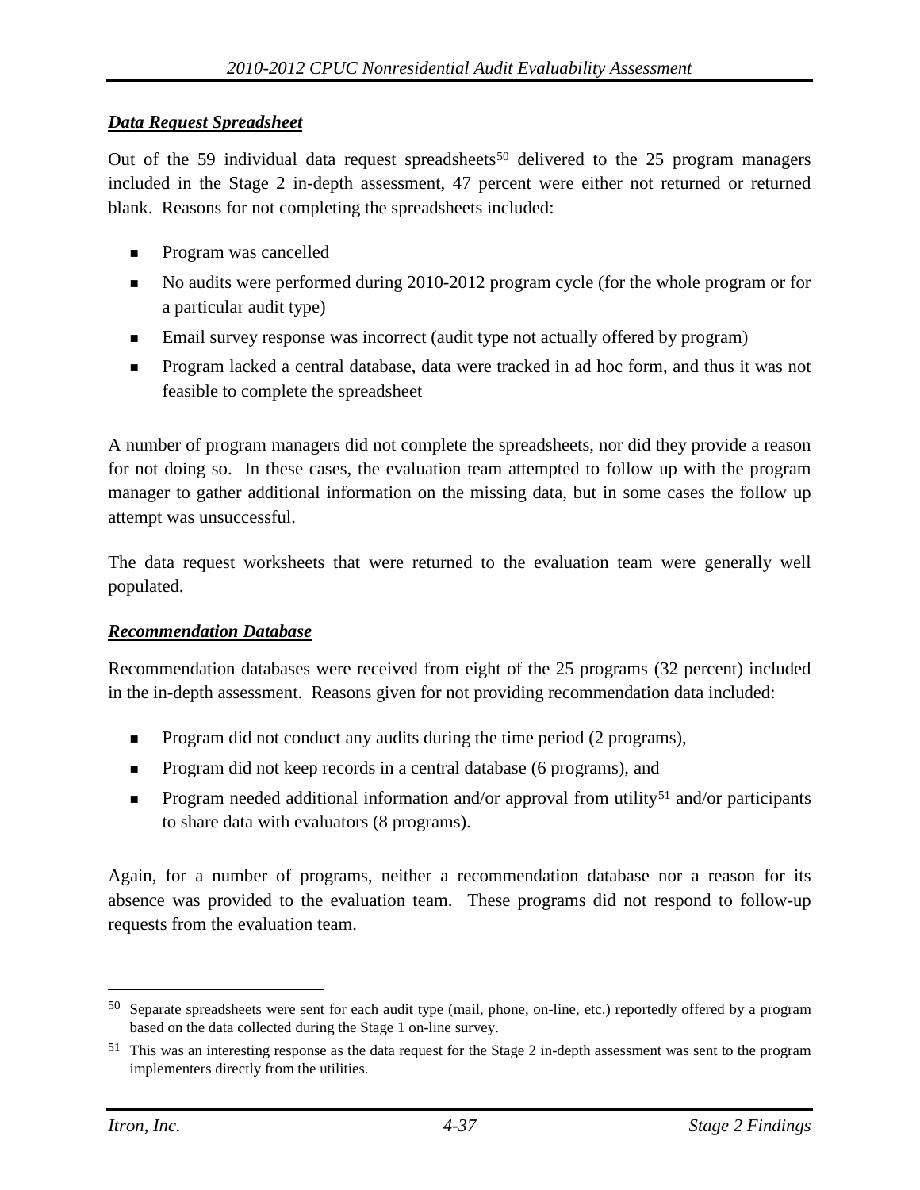### ***Data Request Spreadsheet***

Out of the 59 individual data request spreadsheets[50] delivered to the 25 program managers included in the Stage 2 in-depth assessment, 47 percent were either not returned or returned blank. Reasons for not completing the spreadsheets included:

- Program was cancelled
- No audits were performed during 2010-2012 program cycle (for the whole program or for a particular audit type)
- Email survey response was incorrect (audit type not actually offered by program)
- Program lacked a central database, data were tracked in ad hoc form, and thus it was not feasible to complete the spreadsheet

A number of program managers did not complete the spreadsheets, nor did they provide a reason for not doing so. In these cases, the evaluation team attempted to follow up with the program manager to gather additional information on the missing data, but in some cases the follow up attempt was unsuccessful.

The data request worksheets that were returned to the evaluation team were generally well populated.

### ***Recommendation Database***

Recommendation databases were received from eight of the 25 programs (32 percent) included in the in-depth assessment. Reasons given for not providing recommendation data included:

- Program did not conduct any audits during the time period (2 programs),
- Program did not keep records in a central database (6 programs), and
- Program needed additional information and/or approval from utility[51] and/or participants to share data with evaluators (8 programs).

Again, for a number of programs, neither a recommendation database nor a reason for its absence was provided to the evaluation team. These programs did not respond to follow-up requests from the evaluation team.

---

[50] Separate spreadsheets were sent for each audit type (mail, phone, on-line, etc.) reportedly offered by a program based on the data collected during the Stage 1 on-line survey.

[51] This was an interesting response as the data request for the Stage 2 in-depth assessment was sent to the program implementers directly from the utilities.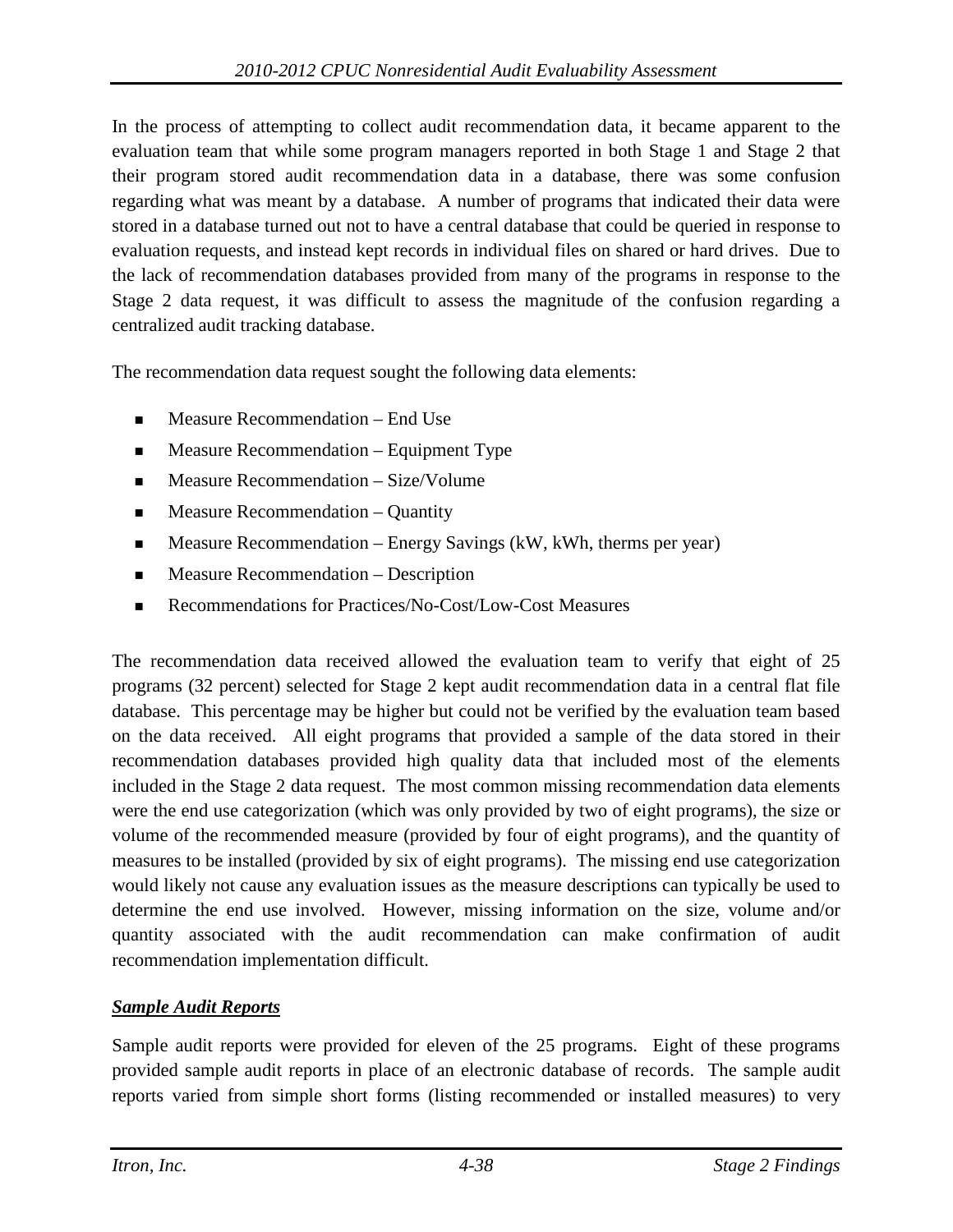In the process of attempting to collect audit recommendation data, it became apparent to the evaluation team that while some program managers reported in both Stage 1 and Stage 2 that their program stored audit recommendation data in a database, there was some confusion regarding what was meant by a database. A number of programs that indicated their data were stored in a database turned out not to have a central database that could be queried in response to evaluation requests, and instead kept records in individual files on shared or hard drives. Due to the lack of recommendation databases provided from many of the programs in response to the Stage 2 data request, it was difficult to assess the magnitude of the confusion regarding a centralized audit tracking database.

The recommendation data request sought the following data elements:

- Measure Recommendation – End Use
- Measure Recommendation – Equipment Type
- Measure Recommendation – Size/Volume
- Measure Recommendation – Quantity
- Measure Recommendation – Energy Savings (kW, kWh, therms per year)
- Measure Recommendation – Description
- Recommendations for Practices/No-Cost/Low-Cost Measures

The recommendation data received allowed the evaluation team to verify that eight of 25 programs (32 percent) selected for Stage 2 kept audit recommendation data in a central flat file database. This percentage may be higher but could not be verified by the evaluation team based on the data received. All eight programs that provided a sample of the data stored in their recommendation databases provided high quality data that included most of the elements included in the Stage 2 data request. The most common missing recommendation data elements were the end use categorization (which was only provided by two of eight programs), the size or volume of the recommended measure (provided by four of eight programs), and the quantity of measures to be installed (provided by six of eight programs). The missing end use categorization would likely not cause any evaluation issues as the measure descriptions can typically be used to determine the end use involved. However, missing information on the size, volume and/or quantity associated with the audit recommendation can make confirmation of audit recommendation implementation difficult.

***Sample Audit Reports***

Sample audit reports were provided for eleven of the 25 programs. Eight of these programs provided sample audit reports in place of an electronic database of records. The sample audit reports varied from simple short forms (listing recommended or installed measures) to very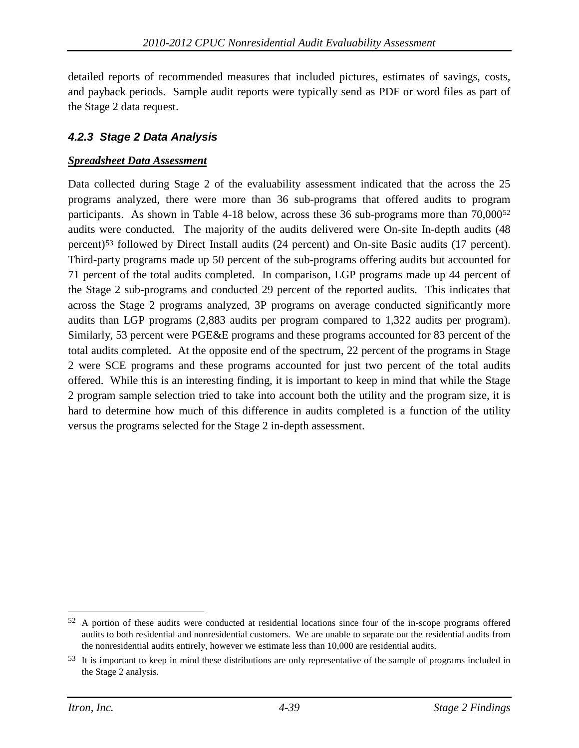detailed reports of recommended measures that included pictures, estimates of savings, costs, and payback periods. Sample audit reports were typically send as PDF or word files as part of the Stage 2 data request.

### *4.2.3 Stage 2 Data Analysis*

***Spreadsheet Data Assessment***

Data collected during Stage 2 of the evaluability assessment indicated that the across the 25 programs analyzed, there were more than 36 sub-programs that offered audits to program participants. As shown in Table 4-18 below, across these 36 sub-programs more than 70,000[52] audits were conducted. The majority of the audits delivered were On-site In-depth audits (48 percent)[53] followed by Direct Install audits (24 percent) and On-site Basic audits (17 percent). Third-party programs made up 50 percent of the sub-programs offering audits but accounted for 71 percent of the total audits completed. In comparison, LGP programs made up 44 percent of the Stage 2 sub-programs and conducted 29 percent of the reported audits. This indicates that across the Stage 2 programs analyzed, 3P programs on average conducted significantly more audits than LGP programs (2,883 audits per program compared to 1,322 audits per program). Similarly, 53 percent were PGE&E programs and these programs accounted for 83 percent of the total audits completed. At the opposite end of the spectrum, 22 percent of the programs in Stage 2 were SCE programs and these programs accounted for just two percent of the total audits offered. While this is an interesting finding, it is important to keep in mind that while the Stage 2 program sample selection tried to take into account both the utility and the program size, it is hard to determine how much of this difference in audits completed is a function of the utility versus the programs selected for the Stage 2 in-depth assessment.

---

[52] A portion of these audits were conducted at residential locations since four of the in-scope programs offered audits to both residential and nonresidential customers. We are unable to separate out the residential audits from the nonresidential audits entirely, however we estimate less than 10,000 are residential audits.

[53] It is important to keep in mind these distributions are only representative of the sample of programs included in the Stage 2 analysis.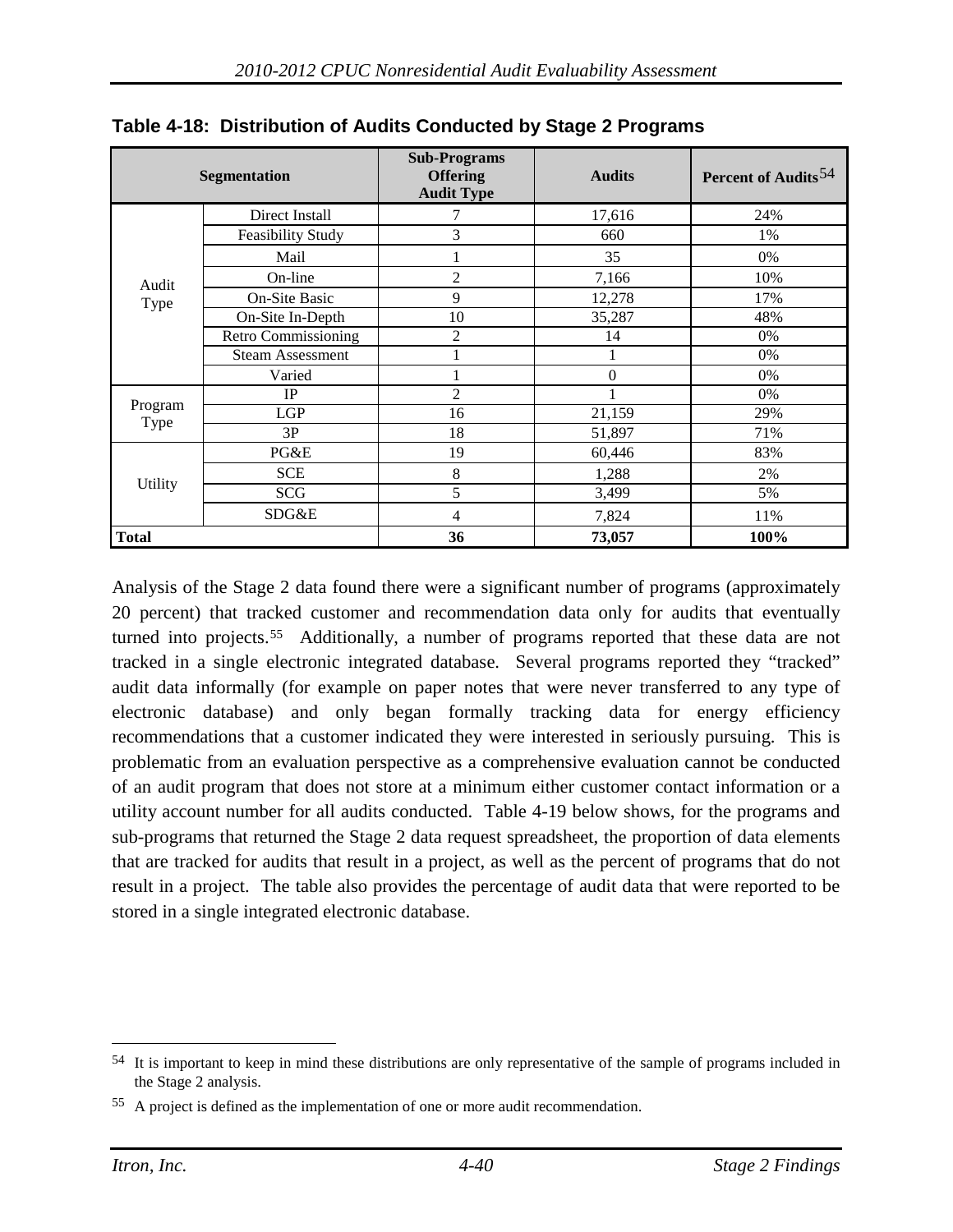**Table 4-18: Distribution of Audits Conducted by Stage 2 Programs**

| Segmentation | | Sub-Programs Offering Audit Type | Audits | Percent of Audits[54] |
|---|---|---|---|---|
| Audit Type | Direct Install | 7 | 17,616 | 24% |
| | Feasibility Study | 3 | 660 | 1% |
| | Mail | 1 | 35 | 0% |
| | On-line | 2 | 7,166 | 10% |
| | On-Site Basic | 9 | 12,278 | 17% |
| | On-Site In-Depth | 10 | 35,287 | 48% |
| | Retro Commissioning | 2 | 14 | 0% |
| | Steam Assessment | 1 | 1 | 0% |
| | Varied | 1 | 0 | 0% |
| Program Type | IP | 2 | 1 | 0% |
| | LGP | 16 | 21,159 | 29% |
| | 3P | 18 | 51,897 | 71% |
| Utility | PG&E | 19 | 60,446 | 83% |
| | SCE | 8 | 1,288 | 2% |
| | SCG | 5 | 3,499 | 5% |
| | SDG&E | 4 | 7,824 | 11% |
| **Total** | | **36** | **73,057** | **100%** |

Analysis of the Stage 2 data found there were a significant number of programs (approximately 20 percent) that tracked customer and recommendation data only for audits that eventually turned into projects.[55] Additionally, a number of programs reported that these data are not tracked in a single electronic integrated database. Several programs reported they "tracked" audit data informally (for example on paper notes that were never transferred to any type of electronic database) and only began formally tracking data for energy efficiency recommendations that a customer indicated they were interested in seriously pursuing. This is problematic from an evaluation perspective as a comprehensive evaluation cannot be conducted of an audit program that does not store at a minimum either customer contact information or a utility account number for all audits conducted. Table 4-19 below shows, for the programs and sub-programs that returned the Stage 2 data request spreadsheet, the proportion of data elements that are tracked for audits that result in a project, as well as the percent of programs that do not result in a project. The table also provides the percentage of audit data that were reported to be stored in a single integrated electronic database.

---

[54] It is important to keep in mind these distributions are only representative of the sample of programs included in the Stage 2 analysis.

[55] A project is defined as the implementation of one or more audit recommendation.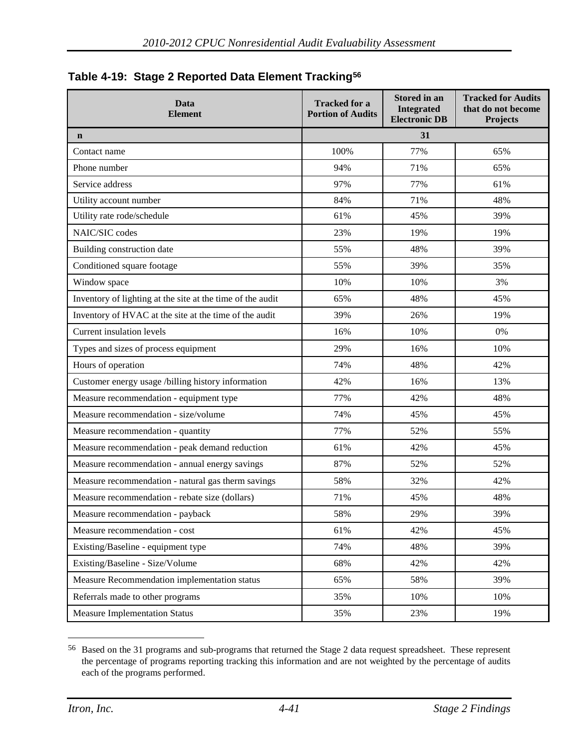**Table 4-19: Stage 2 Reported Data Element Tracking[56]**

| Data Element | Tracked for a Portion of Audits | Stored in an Integrated Electronic DB | Tracked for Audits that do not become Projects |
|---|---|---|---|
| **n** | **31** | | |
| Contact name | 100% | 77% | 65% |
| Phone number | 94% | 71% | 65% |
| Service address | 97% | 77% | 61% |
| Utility account number | 84% | 71% | 48% |
| Utility rate rode/schedule | 61% | 45% | 39% |
| NAIC/SIC codes | 23% | 19% | 19% |
| Building construction date | 55% | 48% | 39% |
| Conditioned square footage | 55% | 39% | 35% |
| Window space | 10% | 10% | 3% |
| Inventory of lighting at the site at the time of the audit | 65% | 48% | 45% |
| Inventory of HVAC at the site at the time of the audit | 39% | 26% | 19% |
| Current insulation levels | 16% | 10% | 0% |
| Types and sizes of process equipment | 29% | 16% | 10% |
| Hours of operation | 74% | 48% | 42% |
| Customer energy usage /billing history information | 42% | 16% | 13% |
| Measure recommendation - equipment type | 77% | 42% | 48% |
| Measure recommendation - size/volume | 74% | 45% | 45% |
| Measure recommendation - quantity | 77% | 52% | 55% |
| Measure recommendation - peak demand reduction | 61% | 42% | 45% |
| Measure recommendation - annual energy savings | 87% | 52% | 52% |
| Measure recommendation - natural gas therm savings | 58% | 32% | 42% |
| Measure recommendation - rebate size (dollars) | 71% | 45% | 48% |
| Measure recommendation - payback | 58% | 29% | 39% |
| Measure recommendation - cost | 61% | 42% | 45% |
| Existing/Baseline - equipment type | 74% | 48% | 39% |
| Existing/Baseline - Size/Volume | 68% | 42% | 42% |
| Measure Recommendation implementation status | 65% | 58% | 39% |
| Referrals made to other programs | 35% | 10% | 10% |
| Measure Implementation Status | 35% | 23% | 19% |

[56] Based on the 31 programs and sub-programs that returned the Stage 2 data request spreadsheet. These represent the percentage of programs reporting tracking this information and are not weighted by the percentage of audits each of the programs performed.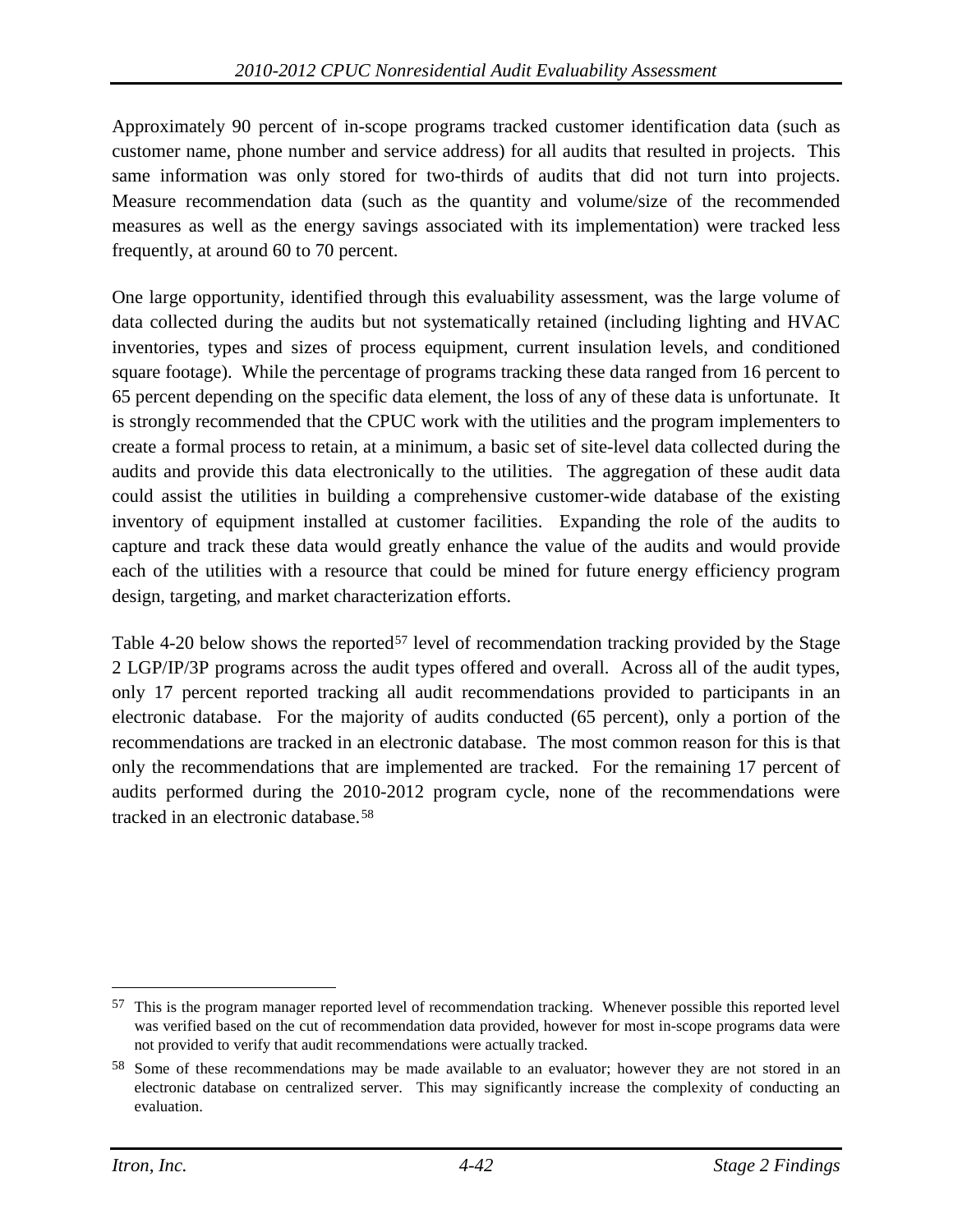Approximately 90 percent of in-scope programs tracked customer identification data (such as customer name, phone number and service address) for all audits that resulted in projects. This same information was only stored for two-thirds of audits that did not turn into projects. Measure recommendation data (such as the quantity and volume/size of the recommended measures as well as the energy savings associated with its implementation) were tracked less frequently, at around 60 to 70 percent.

One large opportunity, identified through this evaluability assessment, was the large volume of data collected during the audits but not systematically retained (including lighting and HVAC inventories, types and sizes of process equipment, current insulation levels, and conditioned square footage). While the percentage of programs tracking these data ranged from 16 percent to 65 percent depending on the specific data element, the loss of any of these data is unfortunate. It is strongly recommended that the CPUC work with the utilities and the program implementers to create a formal process to retain, at a minimum, a basic set of site-level data collected during the audits and provide this data electronically to the utilities. The aggregation of these audit data could assist the utilities in building a comprehensive customer-wide database of the existing inventory of equipment installed at customer facilities. Expanding the role of the audits to capture and track these data would greatly enhance the value of the audits and would provide each of the utilities with a resource that could be mined for future energy efficiency program design, targeting, and market characterization efforts.

Table 4-20 below shows the reported[57] level of recommendation tracking provided by the Stage 2 LGP/IP/3P programs across the audit types offered and overall. Across all of the audit types, only 17 percent reported tracking all audit recommendations provided to participants in an electronic database. For the majority of audits conducted (65 percent), only a portion of the recommendations are tracked in an electronic database. The most common reason for this is that only the recommendations that are implemented are tracked. For the remaining 17 percent of audits performed during the 2010-2012 program cycle, none of the recommendations were tracked in an electronic database.[58]

---

[57] This is the program manager reported level of recommendation tracking. Whenever possible this reported level was verified based on the cut of recommendation data provided, however for most in-scope programs data were not provided to verify that audit recommendations were actually tracked.

[58] Some of these recommendations may be made available to an evaluator; however they are not stored in an electronic database on centralized server. This may significantly increase the complexity of conducting an evaluation.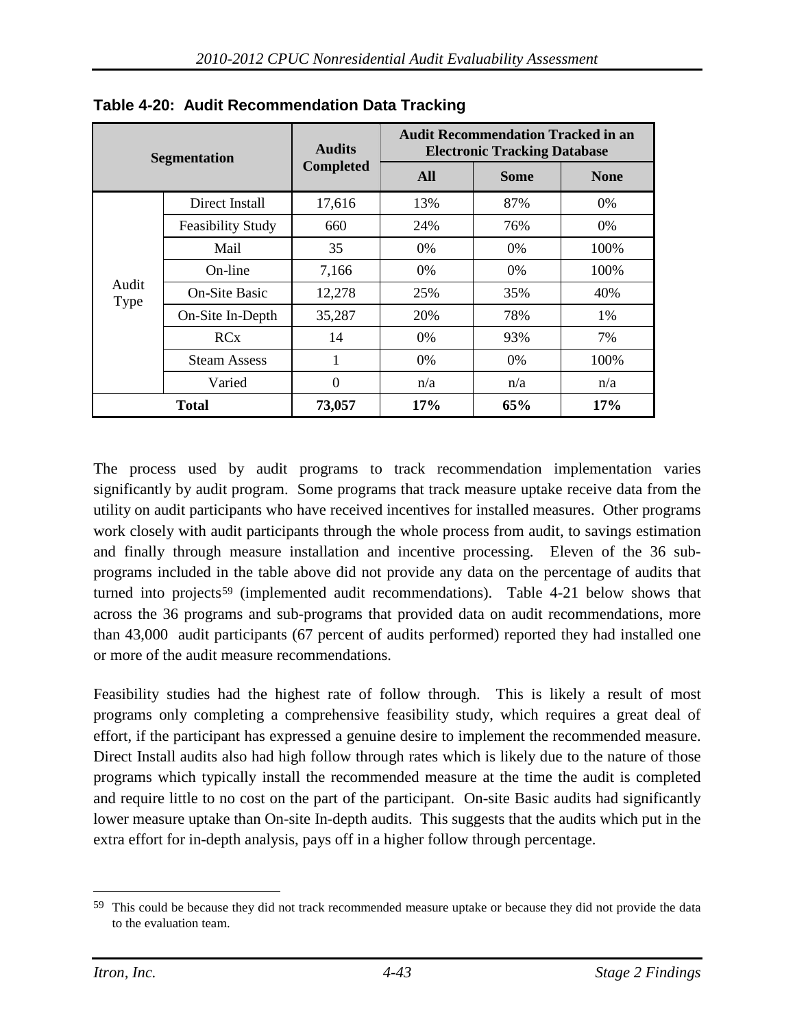**Table 4-20: Audit Recommendation Data Tracking**

| Segmentation | | Audits Completed | Audit Recommendation Tracked in an Electronic Tracking Database | | |
|---|---|---|---|---|---|
| | | | All | Some | None |
| Audit Type | Direct Install | 17,616 | 13% | 87% | 0% |
| | Feasibility Study | 660 | 24% | 76% | 0% |
| | Mail | 35 | 0% | 0% | 100% |
| | On-line | 7,166 | 0% | 0% | 100% |
| | On-Site Basic | 12,278 | 25% | 35% | 40% |
| | On-Site In-Depth | 35,287 | 20% | 78% | 1% |
| | RCx | 14 | 0% | 93% | 7% |
| | Steam Assess | 1 | 0% | 0% | 100% |
| | Varied | 0 | n/a | n/a | n/a |
| **Total** | | **73,057** | **17%** | **65%** | **17%** |

The process used by audit programs to track recommendation implementation varies significantly by audit program. Some programs that track measure uptake receive data from the utility on audit participants who have received incentives for installed measures. Other programs work closely with audit participants through the whole process from audit, to savings estimation and finally through measure installation and incentive processing. Eleven of the 36 sub-programs included in the table above did not provide any data on the percentage of audits that turned into projects[59] (implemented audit recommendations). Table 4-21 below shows that across the 36 programs and sub-programs that provided data on audit recommendations, more than 43,000 audit participants (67 percent of audits performed) reported they had installed one or more of the audit measure recommendations.

Feasibility studies had the highest rate of follow through. This is likely a result of most programs only completing a comprehensive feasibility study, which requires a great deal of effort, if the participant has expressed a genuine desire to implement the recommended measure. Direct Install audits also had high follow through rates which is likely due to the nature of those programs which typically install the recommended measure at the time the audit is completed and require little to no cost on the part of the participant. On-site Basic audits had significantly lower measure uptake than On-site In-depth audits. This suggests that the audits which put in the extra effort for in-depth analysis, pays off in a higher follow through percentage.

---

[59] This could be because they did not track recommended measure uptake or because they did not provide the data to the evaluation team.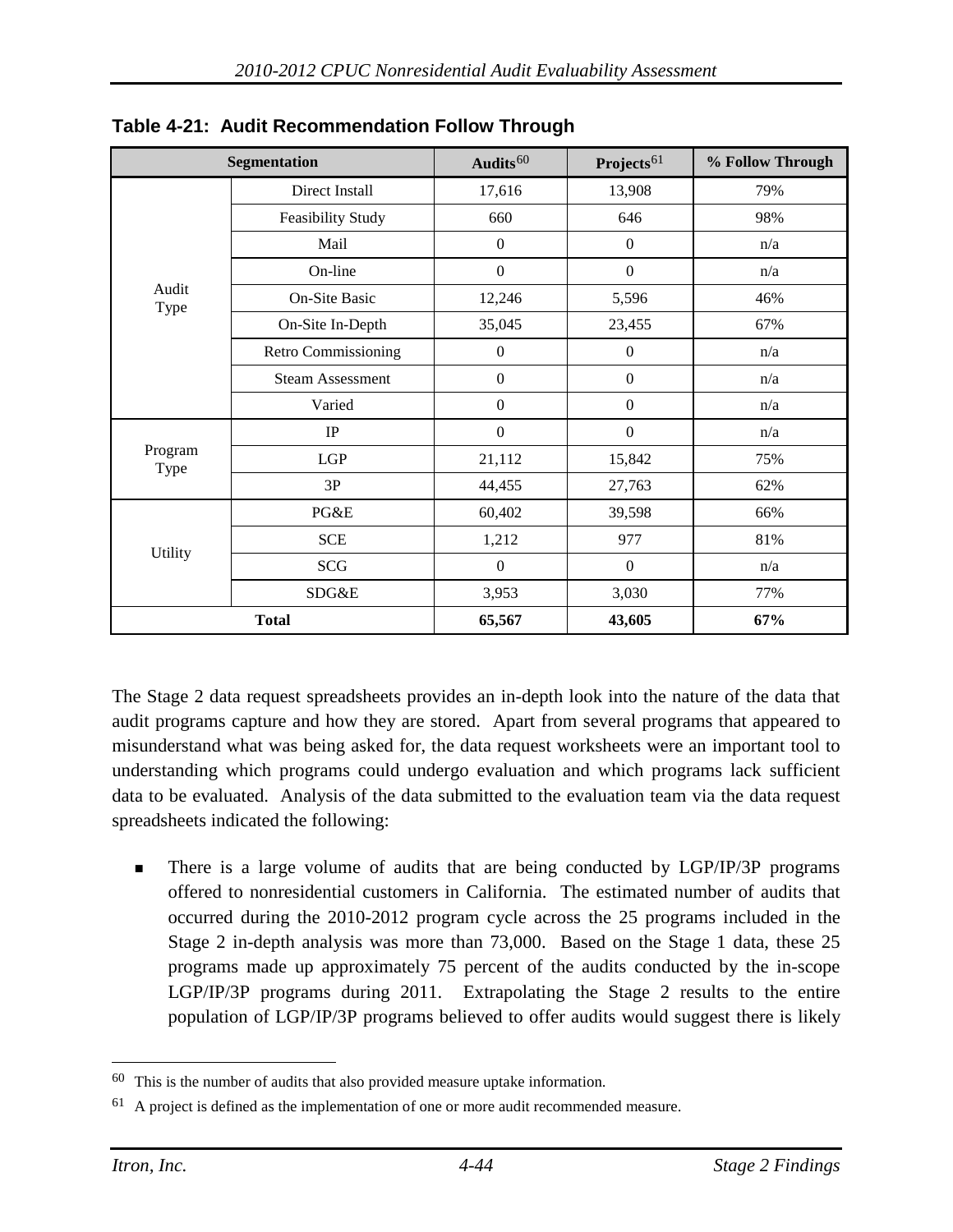**Table 4-21: Audit Recommendation Follow Through**

| Segmentation | | Audits[60] | Projects[61] | % Follow Through |
|---|---|---|---|---|
| Audit Type | Direct Install | 17,616 | 13,908 | 79% |
| | Feasibility Study | 660 | 646 | 98% |
| | Mail | 0 | 0 | n/a |
| | On-line | 0 | 0 | n/a |
| | On-Site Basic | 12,246 | 5,596 | 46% |
| | On-Site In-Depth | 35,045 | 23,455 | 67% |
| | Retro Commissioning | 0 | 0 | n/a |
| | Steam Assessment | 0 | 0 | n/a |
| | Varied | 0 | 0 | n/a |
| Program Type | IP | 0 | 0 | n/a |
| | LGP | 21,112 | 15,842 | 75% |
| | 3P | 44,455 | 27,763 | 62% |
| Utility | PG&E | 60,402 | 39,598 | 66% |
| | SCE | 1,212 | 977 | 81% |
| | SCG | 0 | 0 | n/a |
| | SDG&E | 3,953 | 3,030 | 77% |
| **Total** | | **65,567** | **43,605** | **67%** |

The Stage 2 data request spreadsheets provides an in-depth look into the nature of the data that audit programs capture and how they are stored. Apart from several programs that appeared to misunderstand what was being asked for, the data request worksheets were an important tool to understanding which programs could undergo evaluation and which programs lack sufficient data to be evaluated. Analysis of the data submitted to the evaluation team via the data request spreadsheets indicated the following:

- There is a large volume of audits that are being conducted by LGP/IP/3P programs offered to nonresidential customers in California. The estimated number of audits that occurred during the 2010-2012 program cycle across the 25 programs included in the Stage 2 in-depth analysis was more than 73,000. Based on the Stage 1 data, these 25 programs made up approximately 75 percent of the audits conducted by the in-scope LGP/IP/3P programs during 2011. Extrapolating the Stage 2 results to the entire population of LGP/IP/3P programs believed to offer audits would suggest there is likely

[60] This is the number of audits that also provided measure uptake information.

[61] A project is defined as the implementation of one or more audit recommended measure.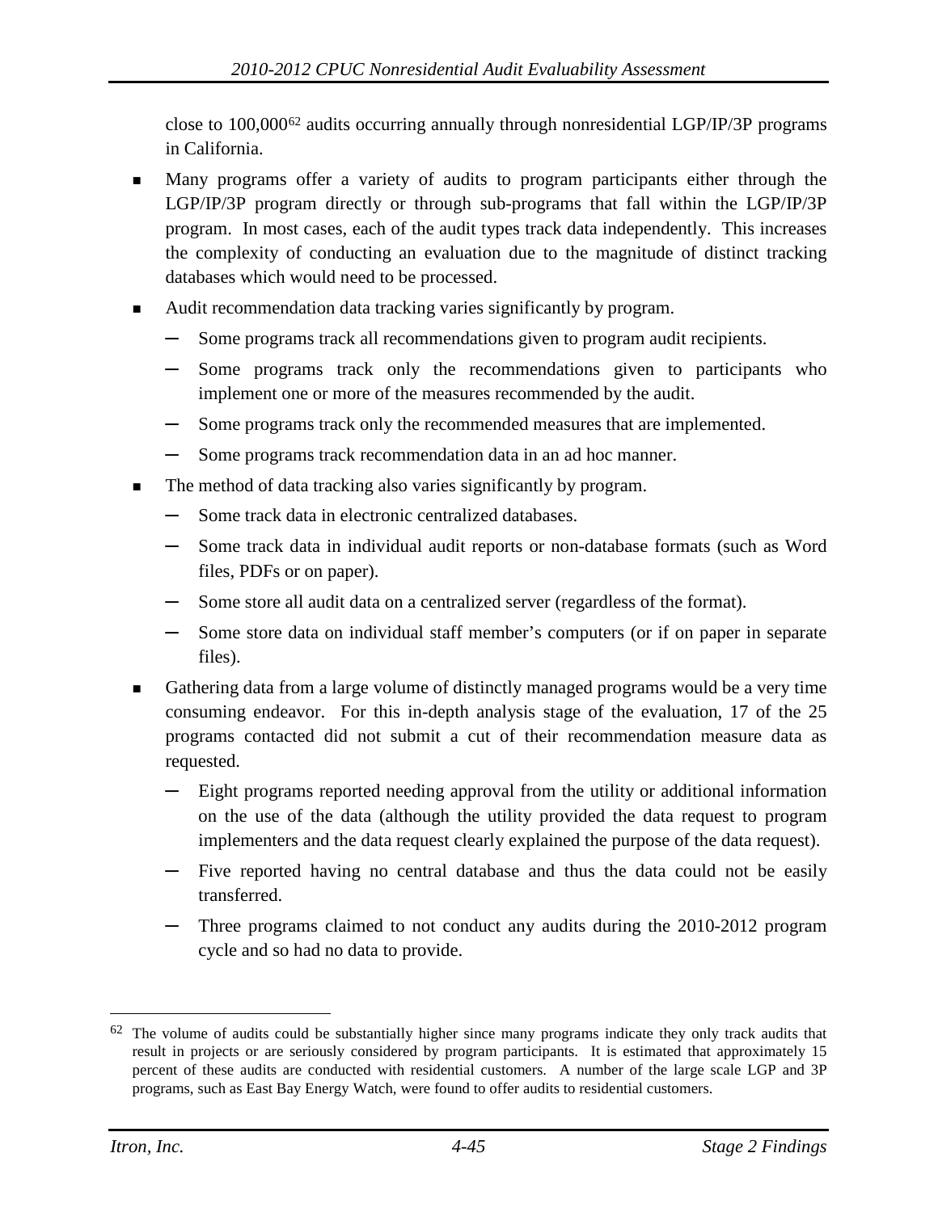close to 100,000[62] audits occurring annually through nonresidential LGP/IP/3P programs in California.

- Many programs offer a variety of audits to program participants either through the LGP/IP/3P program directly or through sub-programs that fall within the LGP/IP/3P program. In most cases, each of the audit types track data independently. This increases the complexity of conducting an evaluation due to the magnitude of distinct tracking databases which would need to be processed.
- Audit recommendation data tracking varies significantly by program.
  - Some programs track all recommendations given to program audit recipients.
  - Some programs track only the recommendations given to participants who implement one or more of the measures recommended by the audit.
  - Some programs track only the recommended measures that are implemented.
  - Some programs track recommendation data in an ad hoc manner.
- The method of data tracking also varies significantly by program.
  - Some track data in electronic centralized databases.
  - Some track data in individual audit reports or non-database formats (such as Word files, PDFs or on paper).
  - Some store all audit data on a centralized server (regardless of the format).
  - Some store data on individual staff member's computers (or if on paper in separate files).
- Gathering data from a large volume of distinctly managed programs would be a very time consuming endeavor. For this in-depth analysis stage of the evaluation, 17 of the 25 programs contacted did not submit a cut of their recommendation measure data as requested.
  - Eight programs reported needing approval from the utility or additional information on the use of the data (although the utility provided the data request to program implementers and the data request clearly explained the purpose of the data request).
  - Five reported having no central database and thus the data could not be easily transferred.
  - Three programs claimed to not conduct any audits during the 2010-2012 program cycle and so had no data to provide.

---

[62] The volume of audits could be substantially higher since many programs indicate they only track audits that result in projects or are seriously considered by program participants. It is estimated that approximately 15 percent of these audits are conducted with residential customers. A number of the large scale LGP and 3P programs, such as East Bay Energy Watch, were found to offer audits to residential customers.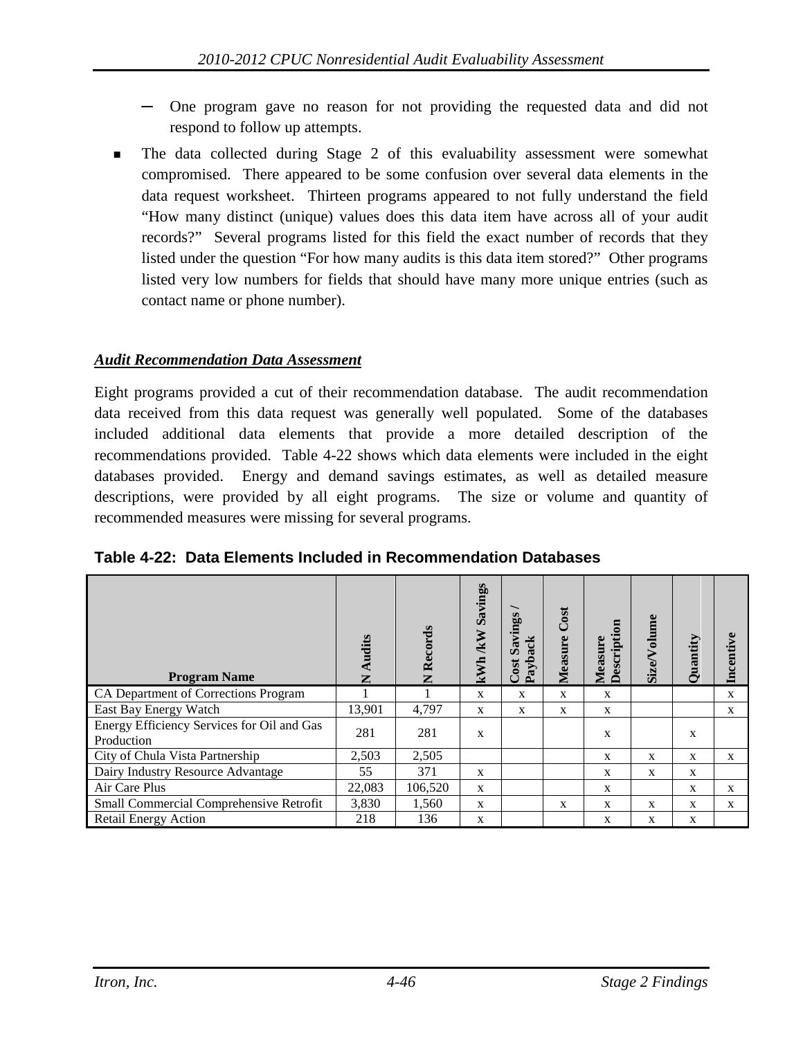- One program gave no reason for not providing the requested data and did not respond to follow up attempts.

- The data collected during Stage 2 of this evaluability assessment were somewhat compromised. There appeared to be some confusion over several data elements in the data request worksheet. Thirteen programs appeared to not fully understand the field "How many distinct (unique) values does this data item have across all of your audit records?" Several programs listed for this field the exact number of records that they listed under the question "For how many audits is this data item stored?" Other programs listed very low numbers for fields that should have many more unique entries (such as contact name or phone number).

### *Audit Recommendation Data Assessment*

Eight programs provided a cut of their recommendation database. The audit recommendation data received from this data request was generally well populated. Some of the databases included additional data elements that provide a more detailed description of the recommendations provided. Table 4-22 shows which data elements were included in the eight databases provided. Energy and demand savings estimates, as well as detailed measure descriptions, were provided by all eight programs. The size or volume and quantity of recommended measures were missing for several programs.

**Table 4-22: Data Elements Included in Recommendation Databases**

| Program Name | N Audits | N Records | kWh /kW Savings | Cost Savings / Payback | Measure Cost | Measure Description | Size/Volume | Quantity | Incentive |
|---|---|---|---|---|---|---|---|---|---|
| CA Department of Corrections Program | 1 | 1 | x | x | x | x | | | x |
| East Bay Energy Watch | 13,901 | 4,797 | x | x | x | x | | | x |
| Energy Efficiency Services for Oil and Gas Production | 281 | 281 | x | | | x | | x | |
| City of Chula Vista Partnership | 2,503 | 2,505 | | | | x | x | x | x |
| Dairy Industry Resource Advantage | 55 | 371 | x | | | x | x | x | |
| Air Care Plus | 22,083 | 106,520 | x | | | x | | x | x |
| Small Commercial Comprehensive Retrofit | 3,830 | 1,560 | x | | x | x | x | x | x |
| Retail Energy Action | 218 | 136 | x | | | x | x | x | |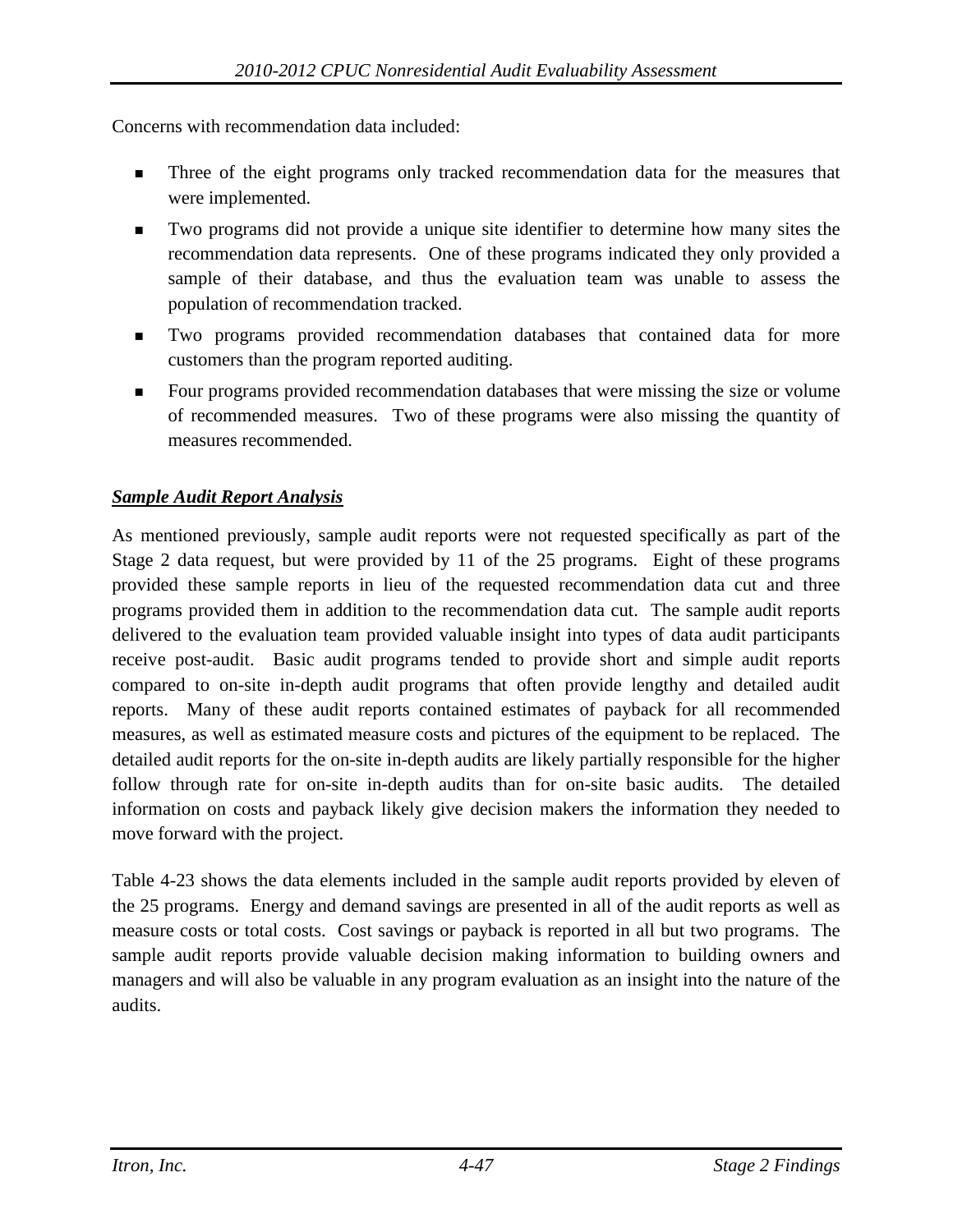Concerns with recommendation data included:

- Three of the eight programs only tracked recommendation data for the measures that were implemented.
- Two programs did not provide a unique site identifier to determine how many sites the recommendation data represents. One of these programs indicated they only provided a sample of their database, and thus the evaluation team was unable to assess the population of recommendation tracked.
- Two programs provided recommendation databases that contained data for more customers than the program reported auditing.
- Four programs provided recommendation databases that were missing the size or volume of recommended measures. Two of these programs were also missing the quantity of measures recommended.

***Sample Audit Report Analysis***

As mentioned previously, sample audit reports were not requested specifically as part of the Stage 2 data request, but were provided by 11 of the 25 programs. Eight of these programs provided these sample reports in lieu of the requested recommendation data cut and three programs provided them in addition to the recommendation data cut. The sample audit reports delivered to the evaluation team provided valuable insight into types of data audit participants receive post-audit. Basic audit programs tended to provide short and simple audit reports compared to on-site in-depth audit programs that often provide lengthy and detailed audit reports. Many of these audit reports contained estimates of payback for all recommended measures, as well as estimated measure costs and pictures of the equipment to be replaced. The detailed audit reports for the on-site in-depth audits are likely partially responsible for the higher follow through rate for on-site in-depth audits than for on-site basic audits. The detailed information on costs and payback likely give decision makers the information they needed to move forward with the project.

Table 4-23 shows the data elements included in the sample audit reports provided by eleven of the 25 programs. Energy and demand savings are presented in all of the audit reports as well as measure costs or total costs. Cost savings or payback is reported in all but two programs. The sample audit reports provide valuable decision making information to building owners and managers and will also be valuable in any program evaluation as an insight into the nature of the audits.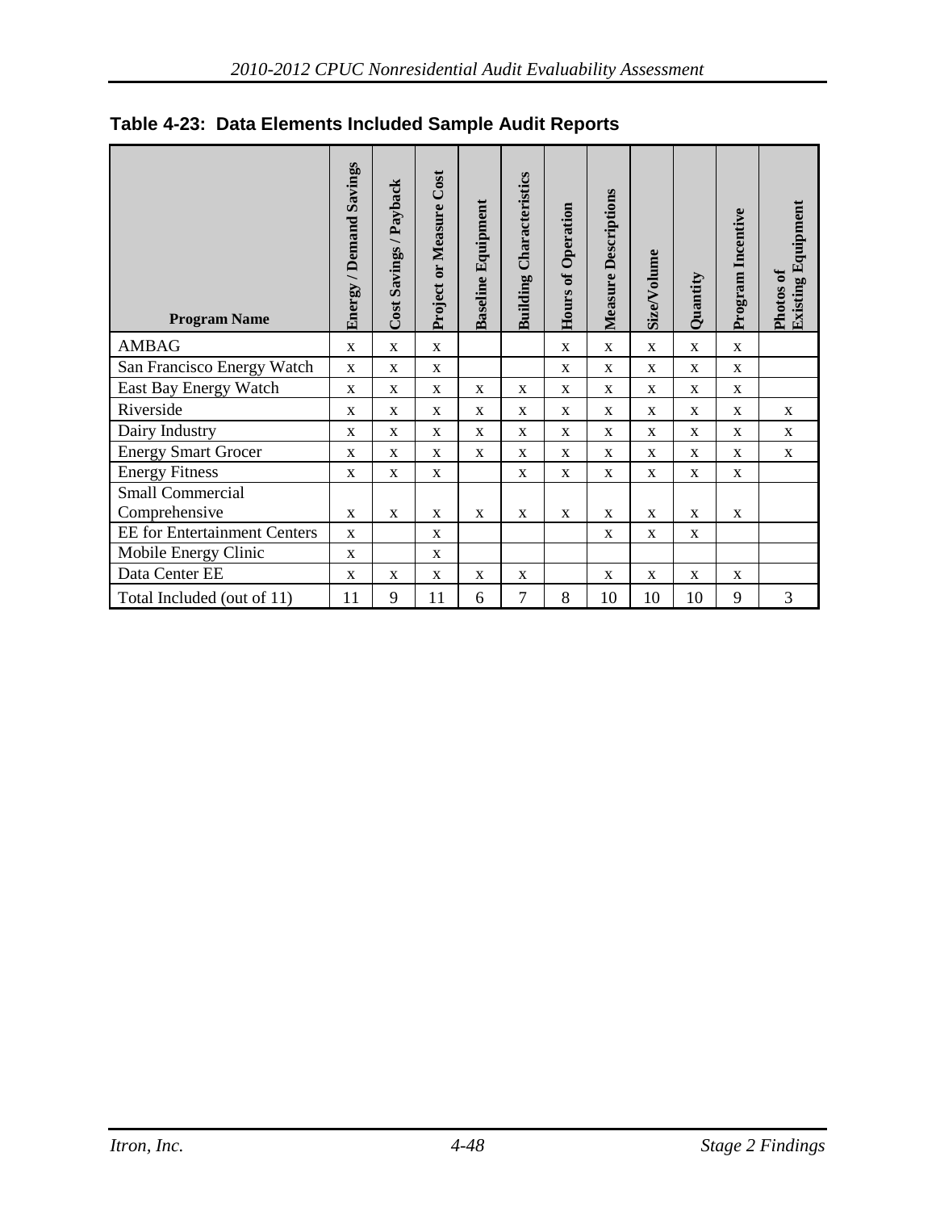**Table 4-23: Data Elements Included Sample Audit Reports**

| Program Name | Energy / Demand Savings | Cost Savings / Payback | Project or Measure Cost | Baseline Equipment | Building Characteristics | Hours of Operation | Measure Descriptions | Size/Volume | Quantity | Program Incentive | Photos of Existing Equipment |
|---|---|---|---|---|---|---|---|---|---|---|---|
| AMBAG | x | x | x | | | x | x | x | x | x | |
| San Francisco Energy Watch | x | x | x | | | x | x | x | x | x | |
| East Bay Energy Watch | x | x | x | x | x | x | x | x | x | x | |
| Riverside | x | x | x | x | x | x | x | x | x | x | x |
| Dairy Industry | x | x | x | x | x | x | x | x | x | x | x |
| Energy Smart Grocer | x | x | x | x | x | x | x | x | x | x | x |
| Energy Fitness | x | x | x | | x | x | x | x | x | x | |
| Small Commercial Comprehensive | x | x | x | x | x | x | x | x | x | x | |
| EE for Entertainment Centers | x | | x | | | | x | x | x | | |
| Mobile Energy Clinic | x | | x | | | | | | | | |
| Data Center EE | x | x | x | x | x | | x | x | x | x | |
| Total Included (out of 11) | 11 | 9 | 11 | 6 | 7 | 8 | 10 | 10 | 10 | 9 | 3 |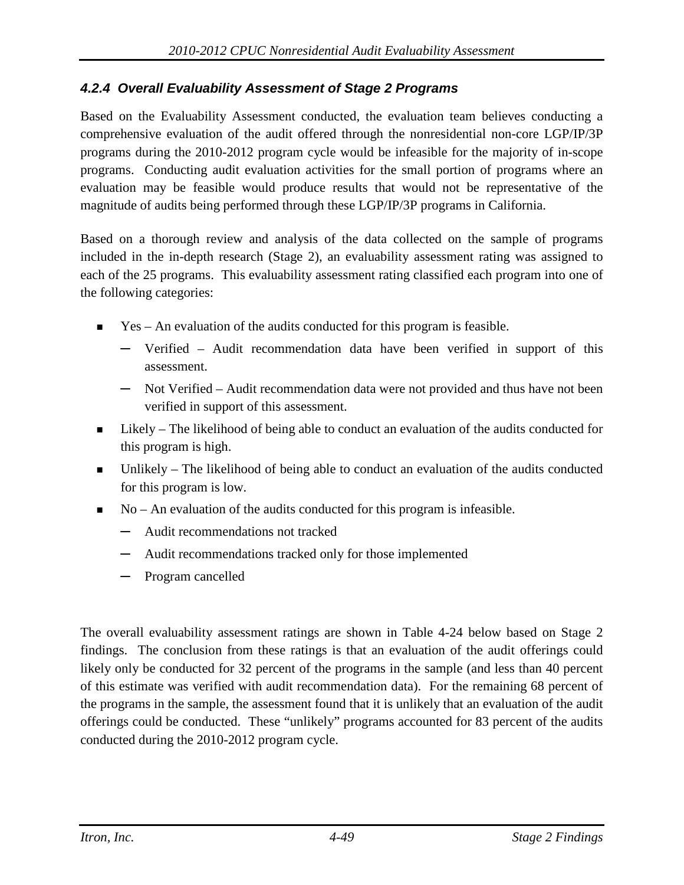### *4.2.4 Overall Evaluability Assessment of Stage 2 Programs*

Based on the Evaluability Assessment conducted, the evaluation team believes conducting a comprehensive evaluation of the audit offered through the nonresidential non-core LGP/IP/3P programs during the 2010-2012 program cycle would be infeasible for the majority of in-scope programs. Conducting audit evaluation activities for the small portion of programs where an evaluation may be feasible would produce results that would not be representative of the magnitude of audits being performed through these LGP/IP/3P programs in California.

Based on a thorough review and analysis of the data collected on the sample of programs included in the in-depth research (Stage 2), an evaluability assessment rating was assigned to each of the 25 programs. This evaluability assessment rating classified each program into one of the following categories:

- Yes – An evaluation of the audits conducted for this program is feasible.
  - Verified – Audit recommendation data have been verified in support of this assessment.
  - Not Verified – Audit recommendation data were not provided and thus have not been verified in support of this assessment.
- Likely – The likelihood of being able to conduct an evaluation of the audits conducted for this program is high.
- Unlikely – The likelihood of being able to conduct an evaluation of the audits conducted for this program is low.
- No – An evaluation of the audits conducted for this program is infeasible.
  - Audit recommendations not tracked
  - Audit recommendations tracked only for those implemented
  - Program cancelled

The overall evaluability assessment ratings are shown in Table 4-24 below based on Stage 2 findings. The conclusion from these ratings is that an evaluation of the audit offerings could likely only be conducted for 32 percent of the programs in the sample (and less than 40 percent of this estimate was verified with audit recommendation data). For the remaining 68 percent of the programs in the sample, the assessment found that it is unlikely that an evaluation of the audit offerings could be conducted. These "unlikely" programs accounted for 83 percent of the audits conducted during the 2010-2012 program cycle.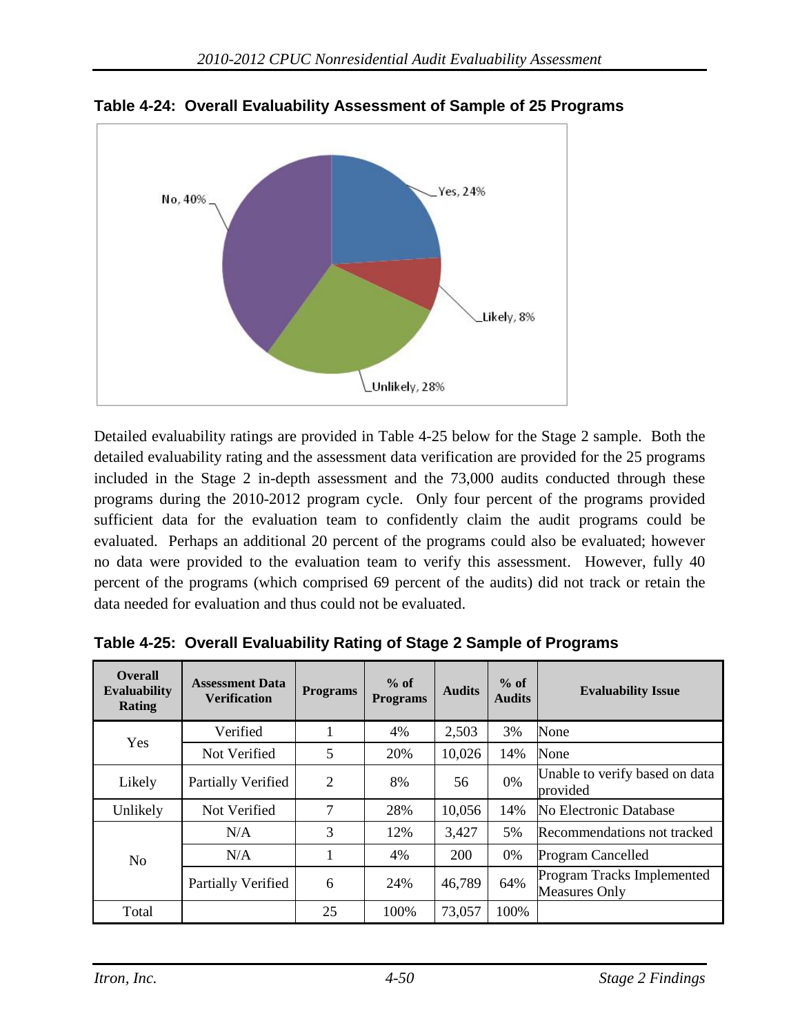**Table 4-24: Overall Evaluability Assessment of Sample of 25 Programs**

Detailed evaluability ratings are provided in Table 4-25 below for the Stage 2 sample. Both the detailed evaluability rating and the assessment data verification are provided for the 25 programs included in the Stage 2 in-depth assessment and the 73,000 audits conducted through these programs during the 2010-2012 program cycle. Only four percent of the programs provided sufficient data for the evaluation team to confidently claim the audit programs could be evaluated. Perhaps an additional 20 percent of the programs could also be evaluated; however no data were provided to the evaluation team to verify this assessment. However, fully 40 percent of the programs (which comprised 69 percent of the audits) did not track or retain the data needed for evaluation and thus could not be evaluated.

**Table 4-25: Overall Evaluability Rating of Stage 2 Sample of Programs**

| Overall Evaluability Rating | Assessment Data Verification | Programs | % of Programs | Audits | % of Audits | Evaluability Issue |
|---|---|---|---|---|---|---|
| Yes | Verified | 1 | 4% | 2,503 | 3% | None |
| | Not Verified | 5 | 20% | 10,026 | 14% | None |
| Likely | Partially Verified | 2 | 8% | 56 | 0% | Unable to verify based on data provided |
| Unlikely | Not Verified | 7 | 28% | 10,056 | 14% | No Electronic Database |
| No | N/A | 3 | 12% | 3,427 | 5% | Recommendations not tracked |
| | N/A | 1 | 4% | 200 | 0% | Program Cancelled |
| | Partially Verified | 6 | 24% | 46,789 | 64% | Program Tracks Implemented Measures Only |
| Total | | 25 | 100% | 73,057 | 100% | |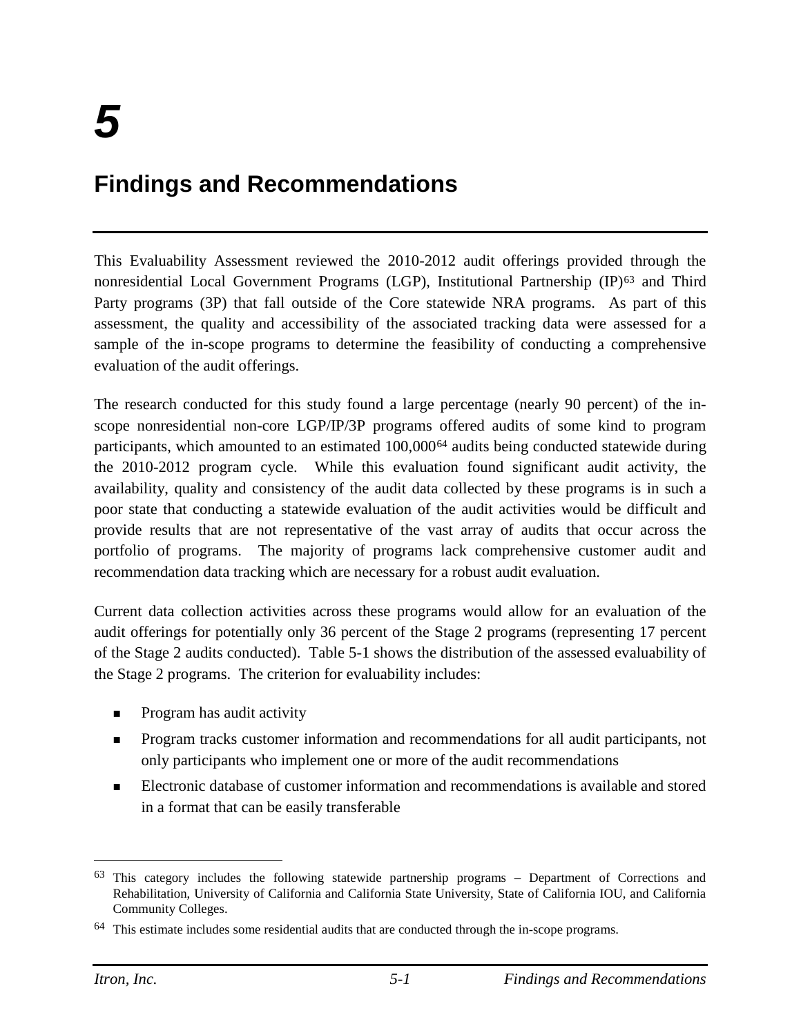# 5

# Findings and Recommendations

This Evaluability Assessment reviewed the 2010-2012 audit offerings provided through the nonresidential Local Government Programs (LGP), Institutional Partnership (IP)[63] and Third Party programs (3P) that fall outside of the Core statewide NRA programs. As part of this assessment, the quality and accessibility of the associated tracking data were assessed for a sample of the in-scope programs to determine the feasibility of conducting a comprehensive evaluation of the audit offerings.

The research conducted for this study found a large percentage (nearly 90 percent) of the in-scope nonresidential non-core LGP/IP/3P programs offered audits of some kind to program participants, which amounted to an estimated 100,000[64] audits being conducted statewide during the 2010-2012 program cycle. While this evaluation found significant audit activity, the availability, quality and consistency of the audit data collected by these programs is in such a poor state that conducting a statewide evaluation of the audit activities would be difficult and provide results that are not representative of the vast array of audits that occur across the portfolio of programs. The majority of programs lack comprehensive customer audit and recommendation data tracking which are necessary for a robust audit evaluation.

Current data collection activities across these programs would allow for an evaluation of the audit offerings for potentially only 36 percent of the Stage 2 programs (representing 17 percent of the Stage 2 audits conducted). Table 5-1 shows the distribution of the assessed evaluability of the Stage 2 programs. The criterion for evaluability includes:

- Program has audit activity
- Program tracks customer information and recommendations for all audit participants, not only participants who implement one or more of the audit recommendations
- Electronic database of customer information and recommendations is available and stored in a format that can be easily transferable

---

[63] This category includes the following statewide partnership programs – Department of Corrections and Rehabilitation, University of California and California State University, State of California IOU, and California Community Colleges.

[64] This estimate includes some residential audits that are conducted through the in-scope programs.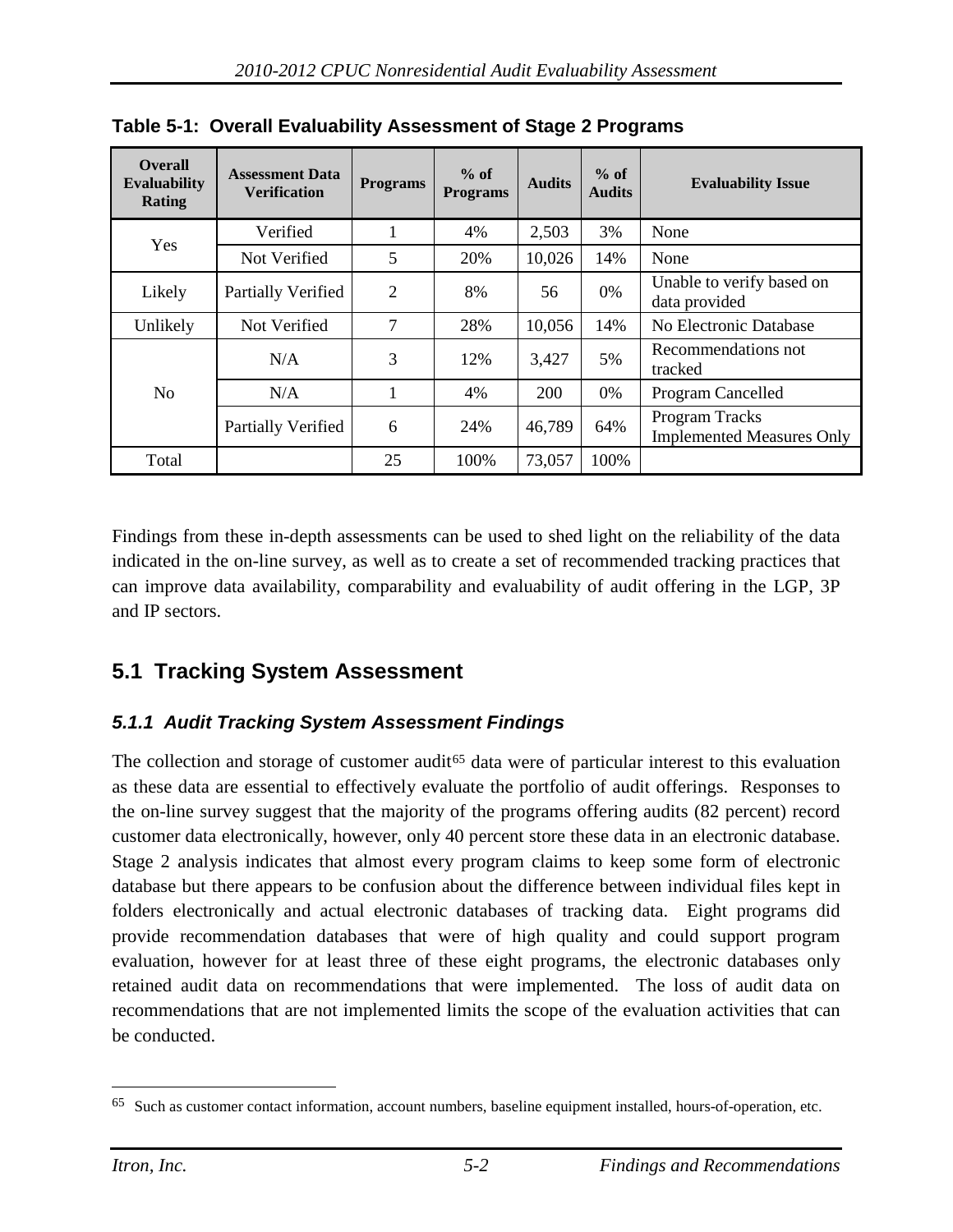**Table 5-1: Overall Evaluability Assessment of Stage 2 Programs**

| Overall Evaluability Rating | Assessment Data Verification | Programs | % of Programs | Audits | % of Audits | Evaluability Issue |
|---|---|---|---|---|---|---|
| Yes | Verified | 1 | 4% | 2,503 | 3% | None |
| | Not Verified | 5 | 20% | 10,026 | 14% | None |
| Likely | Partially Verified | 2 | 8% | 56 | 0% | Unable to verify based on data provided |
| Unlikely | Not Verified | 7 | 28% | 10,056 | 14% | No Electronic Database |
| No | N/A | 3 | 12% | 3,427 | 5% | Recommendations not tracked |
| | N/A | 1 | 4% | 200 | 0% | Program Cancelled |
| | Partially Verified | 6 | 24% | 46,789 | 64% | Program Tracks Implemented Measures Only |
| Total | | 25 | 100% | 73,057 | 100% | |

Findings from these in-depth assessments can be used to shed light on the reliability of the data indicated in the on-line survey, as well as to create a set of recommended tracking practices that can improve data availability, comparability and evaluability of audit offering in the LGP, 3P and IP sectors.

## 5.1 Tracking System Assessment

### *5.1.1 Audit Tracking System Assessment Findings*

The collection and storage of customer audit[65] data were of particular interest to this evaluation as these data are essential to effectively evaluate the portfolio of audit offerings. Responses to the on-line survey suggest that the majority of the programs offering audits (82 percent) record customer data electronically, however, only 40 percent store these data in an electronic database. Stage 2 analysis indicates that almost every program claims to keep some form of electronic database but there appears to be confusion about the difference between individual files kept in folders electronically and actual electronic databases of tracking data. Eight programs did provide recommendation databases that were of high quality and could support program evaluation, however for at least three of these eight programs, the electronic databases only retained audit data on recommendations that were implemented. The loss of audit data on recommendations that are not implemented limits the scope of the evaluation activities that can be conducted.

[65] Such as customer contact information, account numbers, baseline equipment installed, hours-of-operation, etc.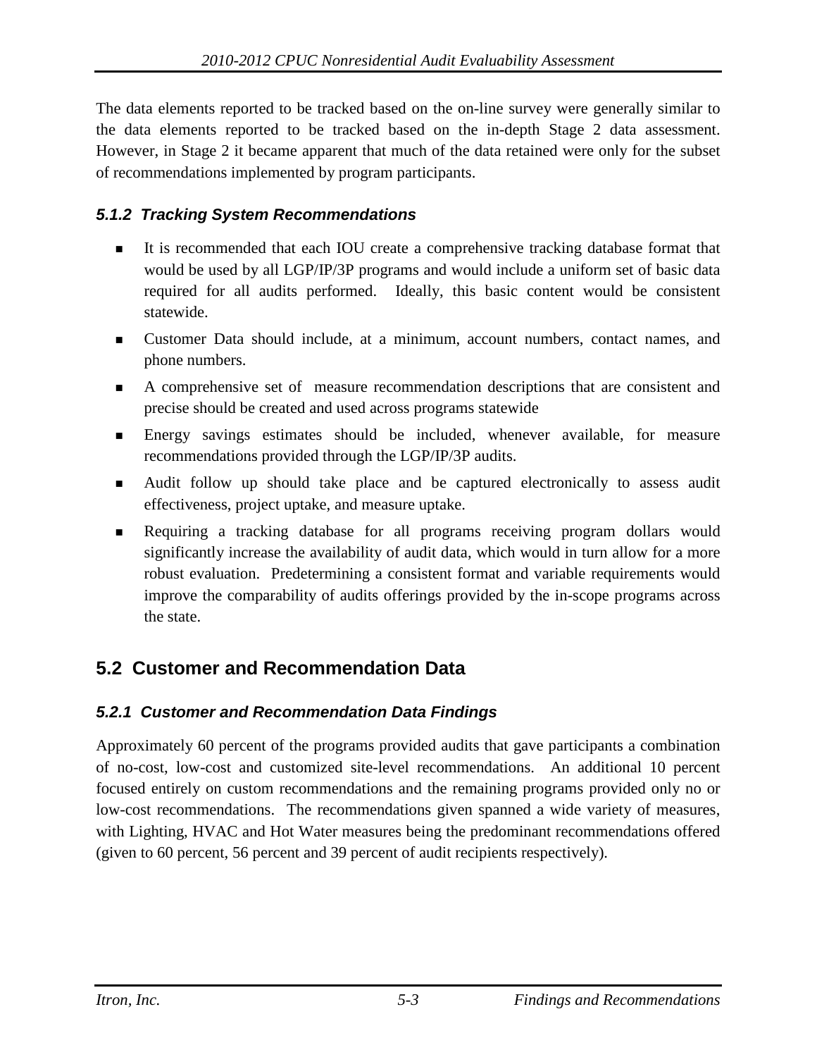The data elements reported to be tracked based on the on-line survey were generally similar to the data elements reported to be tracked based on the in-depth Stage 2 data assessment. However, in Stage 2 it became apparent that much of the data retained were only for the subset of recommendations implemented by program participants.

### *5.1.2 Tracking System Recommendations*

- It is recommended that each IOU create a comprehensive tracking database format that would be used by all LGP/IP/3P programs and would include a uniform set of basic data required for all audits performed. Ideally, this basic content would be consistent statewide.
- Customer Data should include, at a minimum, account numbers, contact names, and phone numbers.
- A comprehensive set of measure recommendation descriptions that are consistent and precise should be created and used across programs statewide
- Energy savings estimates should be included, whenever available, for measure recommendations provided through the LGP/IP/3P audits.
- Audit follow up should take place and be captured electronically to assess audit effectiveness, project uptake, and measure uptake.
- Requiring a tracking database for all programs receiving program dollars would significantly increase the availability of audit data, which would in turn allow for a more robust evaluation. Predetermining a consistent format and variable requirements would improve the comparability of audits offerings provided by the in-scope programs across the state.

## 5.2 Customer and Recommendation Data

### *5.2.1 Customer and Recommendation Data Findings*

Approximately 60 percent of the programs provided audits that gave participants a combination of no-cost, low-cost and customized site-level recommendations. An additional 10 percent focused entirely on custom recommendations and the remaining programs provided only no or low-cost recommendations. The recommendations given spanned a wide variety of measures, with Lighting, HVAC and Hot Water measures being the predominant recommendations offered (given to 60 percent, 56 percent and 39 percent of audit recipients respectively).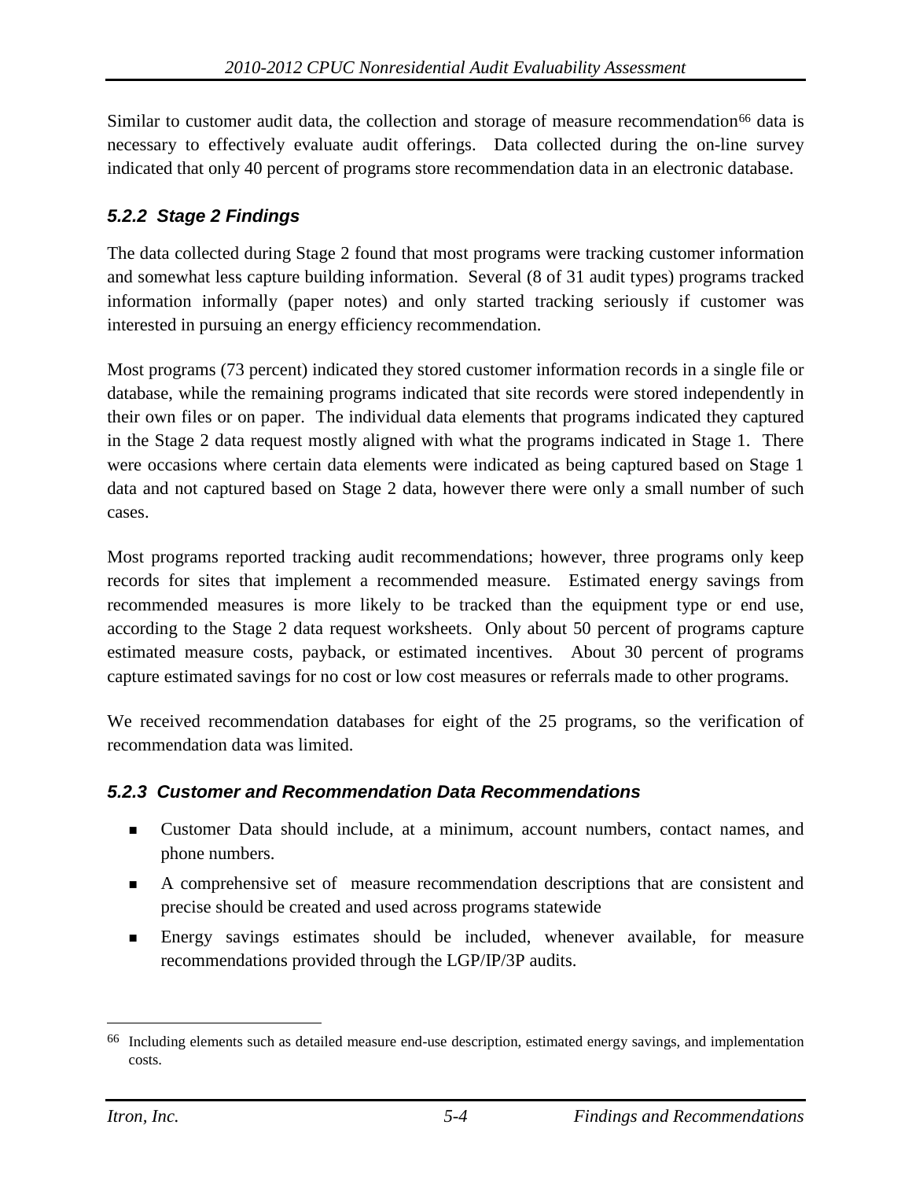Similar to customer audit data, the collection and storage of measure recommendation[66] data is necessary to effectively evaluate audit offerings. Data collected during the on-line survey indicated that only 40 percent of programs store recommendation data in an electronic database.

### *5.2.2 Stage 2 Findings*

The data collected during Stage 2 found that most programs were tracking customer information and somewhat less capture building information. Several (8 of 31 audit types) programs tracked information informally (paper notes) and only started tracking seriously if customer was interested in pursuing an energy efficiency recommendation.

Most programs (73 percent) indicated they stored customer information records in a single file or database, while the remaining programs indicated that site records were stored independently in their own files or on paper. The individual data elements that programs indicated they captured in the Stage 2 data request mostly aligned with what the programs indicated in Stage 1. There were occasions where certain data elements were indicated as being captured based on Stage 1 data and not captured based on Stage 2 data, however there were only a small number of such cases.

Most programs reported tracking audit recommendations; however, three programs only keep records for sites that implement a recommended measure. Estimated energy savings from recommended measures is more likely to be tracked than the equipment type or end use, according to the Stage 2 data request worksheets. Only about 50 percent of programs capture estimated measure costs, payback, or estimated incentives. About 30 percent of programs capture estimated savings for no cost or low cost measures or referrals made to other programs.

We received recommendation databases for eight of the 25 programs, so the verification of recommendation data was limited.

### *5.2.3 Customer and Recommendation Data Recommendations*

- Customer Data should include, at a minimum, account numbers, contact names, and phone numbers.
- A comprehensive set of measure recommendation descriptions that are consistent and precise should be created and used across programs statewide
- Energy savings estimates should be included, whenever available, for measure recommendations provided through the LGP/IP/3P audits.

---

[66] Including elements such as detailed measure end-use description, estimated energy savings, and implementation costs.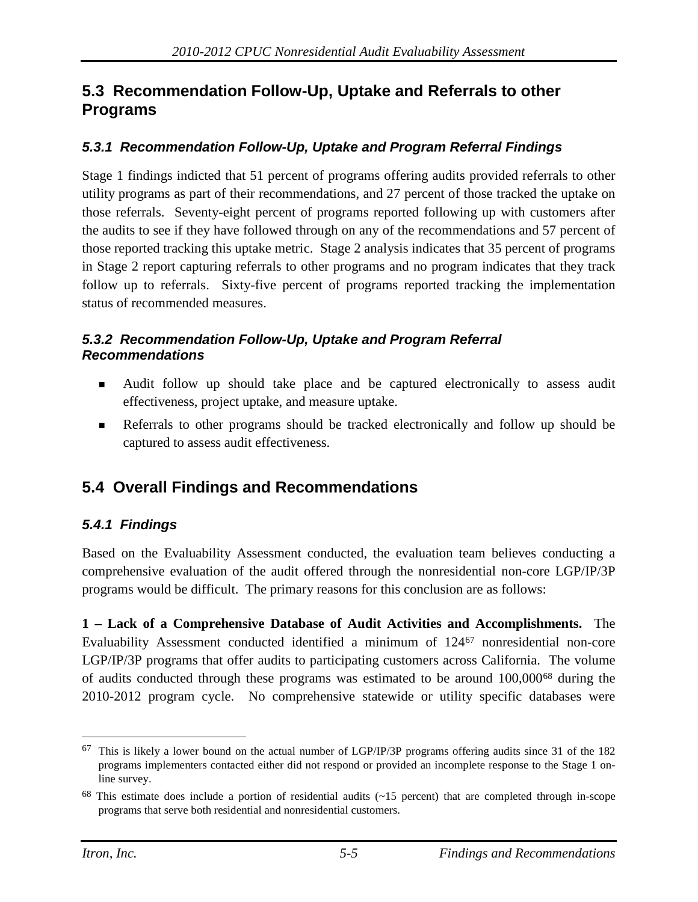## 5.3 Recommendation Follow-Up, Uptake and Referrals to other Programs

### *5.3.1 Recommendation Follow-Up, Uptake and Program Referral Findings*

Stage 1 findings indicted that 51 percent of programs offering audits provided referrals to other utility programs as part of their recommendations, and 27 percent of those tracked the uptake on those referrals. Seventy-eight percent of programs reported following up with customers after the audits to see if they have followed through on any of the recommendations and 57 percent of those reported tracking this uptake metric. Stage 2 analysis indicates that 35 percent of programs in Stage 2 report capturing referrals to other programs and no program indicates that they track follow up to referrals. Sixty-five percent of programs reported tracking the implementation status of recommended measures.

### *5.3.2 Recommendation Follow-Up, Uptake and Program Referral Recommendations*

- Audit follow up should take place and be captured electronically to assess audit effectiveness, project uptake, and measure uptake.
- Referrals to other programs should be tracked electronically and follow up should be captured to assess audit effectiveness.

## 5.4 Overall Findings and Recommendations

### *5.4.1 Findings*

Based on the Evaluability Assessment conducted, the evaluation team believes conducting a comprehensive evaluation of the audit offered through the nonresidential non-core LGP/IP/3P programs would be difficult. The primary reasons for this conclusion are as follows:

**1 – Lack of a Comprehensive Database of Audit Activities and Accomplishments.** The Evaluability Assessment conducted identified a minimum of 124[67] nonresidential non-core LGP/IP/3P programs that offer audits to participating customers across California. The volume of audits conducted through these programs was estimated to be around 100,000[68] during the 2010-2012 program cycle. No comprehensive statewide or utility specific databases were

---

[67] This is likely a lower bound on the actual number of LGP/IP/3P programs offering audits since 31 of the 182 programs implementers contacted either did not respond or provided an incomplete response to the Stage 1 on-line survey.

[68] This estimate does include a portion of residential audits (~15 percent) that are completed through in-scope programs that serve both residential and nonresidential customers.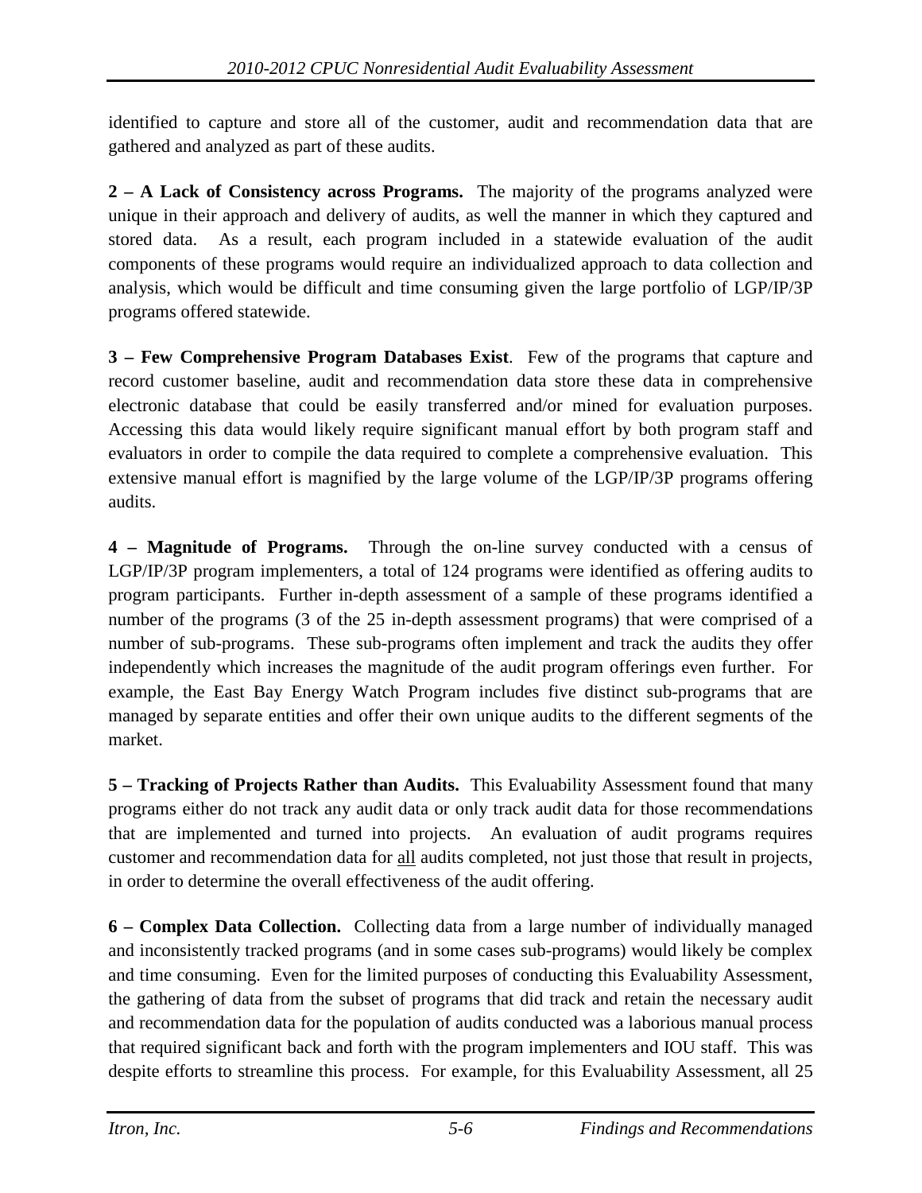identified to capture and store all of the customer, audit and recommendation data that are gathered and analyzed as part of these audits.

**2 – A Lack of Consistency across Programs.** The majority of the programs analyzed were unique in their approach and delivery of audits, as well the manner in which they captured and stored data. As a result, each program included in a statewide evaluation of the audit components of these programs would require an individualized approach to data collection and analysis, which would be difficult and time consuming given the large portfolio of LGP/IP/3P programs offered statewide.

**3 – Few Comprehensive Program Databases Exist**. Few of the programs that capture and record customer baseline, audit and recommendation data store these data in comprehensive electronic database that could be easily transferred and/or mined for evaluation purposes. Accessing this data would likely require significant manual effort by both program staff and evaluators in order to compile the data required to complete a comprehensive evaluation. This extensive manual effort is magnified by the large volume of the LGP/IP/3P programs offering audits.

**4 – Magnitude of Programs.** Through the on-line survey conducted with a census of LGP/IP/3P program implementers, a total of 124 programs were identified as offering audits to program participants. Further in-depth assessment of a sample of these programs identified a number of the programs (3 of the 25 in-depth assessment programs) that were comprised of a number of sub-programs. These sub-programs often implement and track the audits they offer independently which increases the magnitude of the audit program offerings even further. For example, the East Bay Energy Watch Program includes five distinct sub-programs that are managed by separate entities and offer their own unique audits to the different segments of the market.

**5 – Tracking of Projects Rather than Audits.** This Evaluability Assessment found that many programs either do not track any audit data or only track audit data for those recommendations that are implemented and turned into projects. An evaluation of audit programs requires customer and recommendation data for <u>all</u> audits completed, not just those that result in projects, in order to determine the overall effectiveness of the audit offering.

**6 – Complex Data Collection.** Collecting data from a large number of individually managed and inconsistently tracked programs (and in some cases sub-programs) would likely be complex and time consuming. Even for the limited purposes of conducting this Evaluability Assessment, the gathering of data from the subset of programs that did track and retain the necessary audit and recommendation data for the population of audits conducted was a laborious manual process that required significant back and forth with the program implementers and IOU staff. This was despite efforts to streamline this process. For example, for this Evaluability Assessment, all 25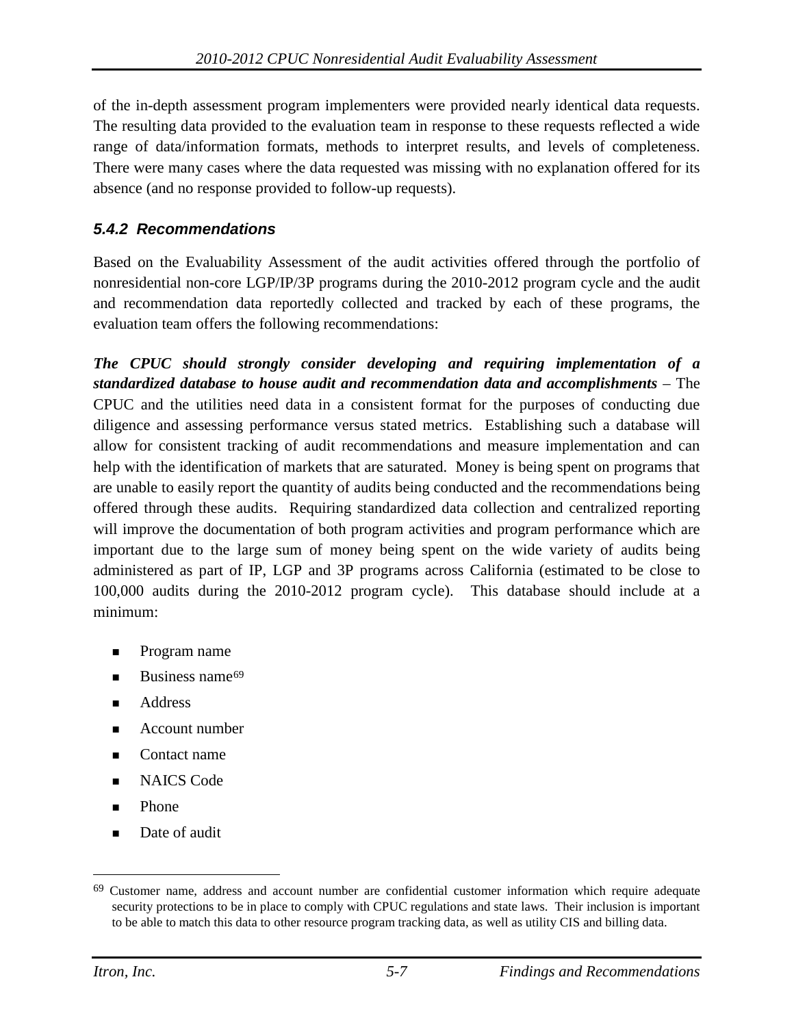of the in-depth assessment program implementers were provided nearly identical data requests. The resulting data provided to the evaluation team in response to these requests reflected a wide range of data/information formats, methods to interpret results, and levels of completeness. There were many cases where the data requested was missing with no explanation offered for its absence (and no response provided to follow-up requests).

### *5.4.2 Recommendations*

Based on the Evaluability Assessment of the audit activities offered through the portfolio of nonresidential non-core LGP/IP/3P programs during the 2010-2012 program cycle and the audit and recommendation data reportedly collected and tracked by each of these programs, the evaluation team offers the following recommendations:

***The CPUC should strongly consider developing and requiring implementation of a standardized database to house audit and recommendation data and accomplishments*** – The CPUC and the utilities need data in a consistent format for the purposes of conducting due diligence and assessing performance versus stated metrics. Establishing such a database will allow for consistent tracking of audit recommendations and measure implementation and can help with the identification of markets that are saturated. Money is being spent on programs that are unable to easily report the quantity of audits being conducted and the recommendations being offered through these audits. Requiring standardized data collection and centralized reporting will improve the documentation of both program activities and program performance which are important due to the large sum of money being spent on the wide variety of audits being administered as part of IP, LGP and 3P programs across California (estimated to be close to 100,000 audits during the 2010-2012 program cycle). This database should include at a minimum:

- Program name
- Business name[69]
- Address
- Account number
- Contact name
- NAICS Code
- Phone
- Date of audit

[69] Customer name, address and account number are confidential customer information which require adequate security protections to be in place to comply with CPUC regulations and state laws. Their inclusion is important to be able to match this data to other resource program tracking data, as well as utility CIS and billing data.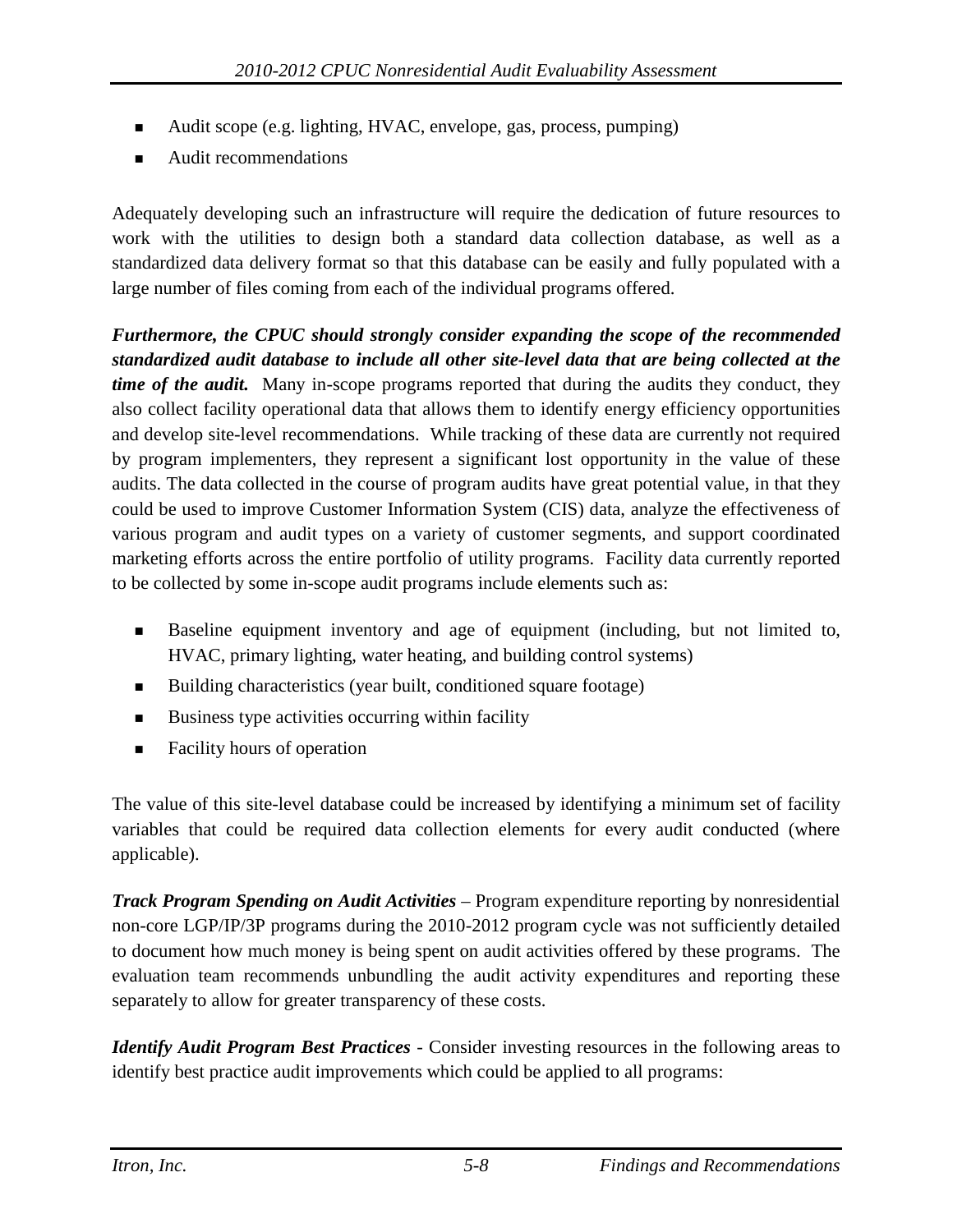- Audit scope (e.g. lighting, HVAC, envelope, gas, process, pumping)
- Audit recommendations

Adequately developing such an infrastructure will require the dedication of future resources to work with the utilities to design both a standard data collection database, as well as a standardized data delivery format so that this database can be easily and fully populated with a large number of files coming from each of the individual programs offered.

***Furthermore, the CPUC should strongly consider expanding the scope of the recommended standardized audit database to include all other site-level data that are being collected at the time of the audit.*** Many in-scope programs reported that during the audits they conduct, they also collect facility operational data that allows them to identify energy efficiency opportunities and develop site-level recommendations. While tracking of these data are currently not required by program implementers, they represent a significant lost opportunity in the value of these audits. The data collected in the course of program audits have great potential value, in that they could be used to improve Customer Information System (CIS) data, analyze the effectiveness of various program and audit types on a variety of customer segments, and support coordinated marketing efforts across the entire portfolio of utility programs. Facility data currently reported to be collected by some in-scope audit programs include elements such as:

- Baseline equipment inventory and age of equipment (including, but not limited to, HVAC, primary lighting, water heating, and building control systems)
- Building characteristics (year built, conditioned square footage)
- Business type activities occurring within facility
- Facility hours of operation

The value of this site-level database could be increased by identifying a minimum set of facility variables that could be required data collection elements for every audit conducted (where applicable).

***Track Program Spending on Audit Activities*** – Program expenditure reporting by nonresidential non-core LGP/IP/3P programs during the 2010-2012 program cycle was not sufficiently detailed to document how much money is being spent on audit activities offered by these programs. The evaluation team recommends unbundling the audit activity expenditures and reporting these separately to allow for greater transparency of these costs.

***Identify Audit Program Best Practices*** - Consider investing resources in the following areas to identify best practice audit improvements which could be applied to all programs: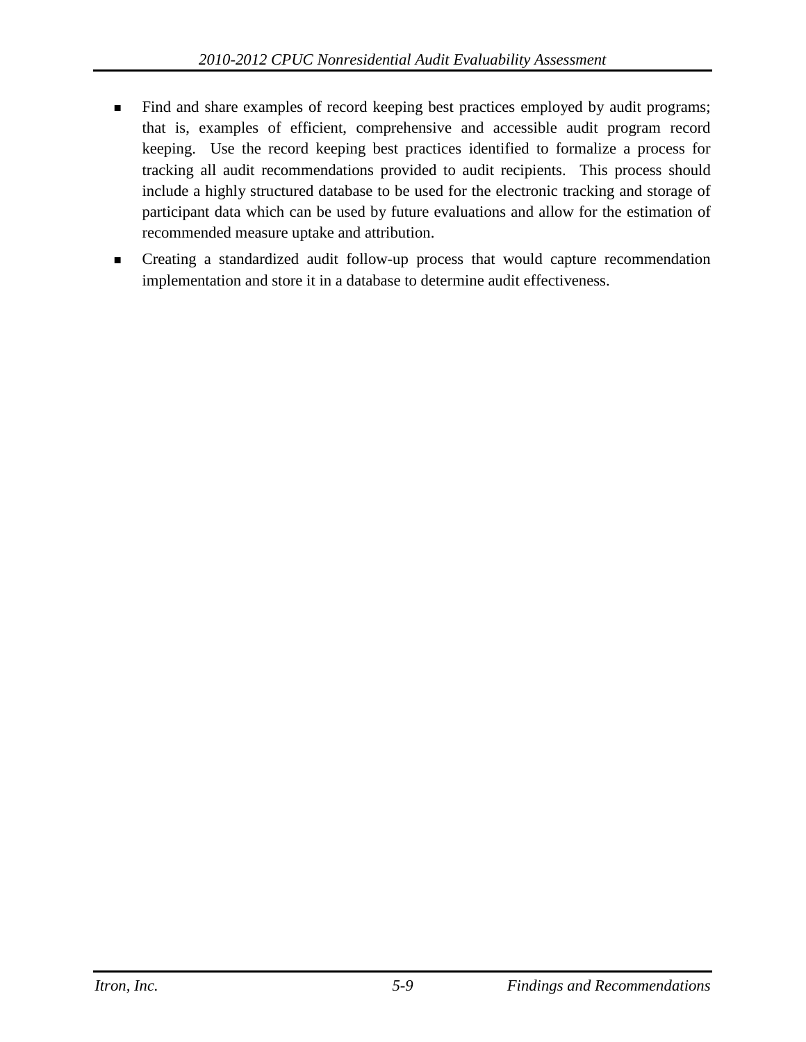- Find and share examples of record keeping best practices employed by audit programs; that is, examples of efficient, comprehensive and accessible audit program record keeping. Use the record keeping best practices identified to formalize a process for tracking all audit recommendations provided to audit recipients. This process should include a highly structured database to be used for the electronic tracking and storage of participant data which can be used by future evaluations and allow for the estimation of recommended measure uptake and attribution.
- Creating a standardized audit follow-up process that would capture recommendation implementation and store it in a database to determine audit effectiveness.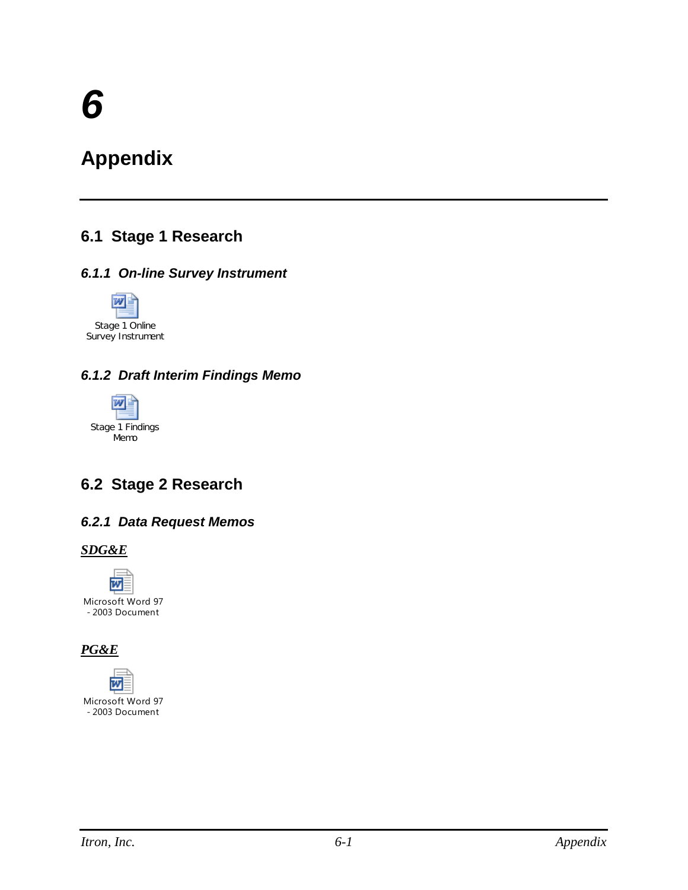# 6

# Appendix

## 6.1 Stage 1 Research

### *6.1.1 On-line Survey Instrument*

Stage 1 Online Survey Instrument

### *6.1.2 Draft Interim Findings Memo*

Stage 1 Findings Memo

## 6.2 Stage 2 Research

### *6.2.1 Data Request Memos*

***SDG&E***

Microsoft Word 97 - 2003 Document

***PG&E***

Microsoft Word 97 - 2003 Document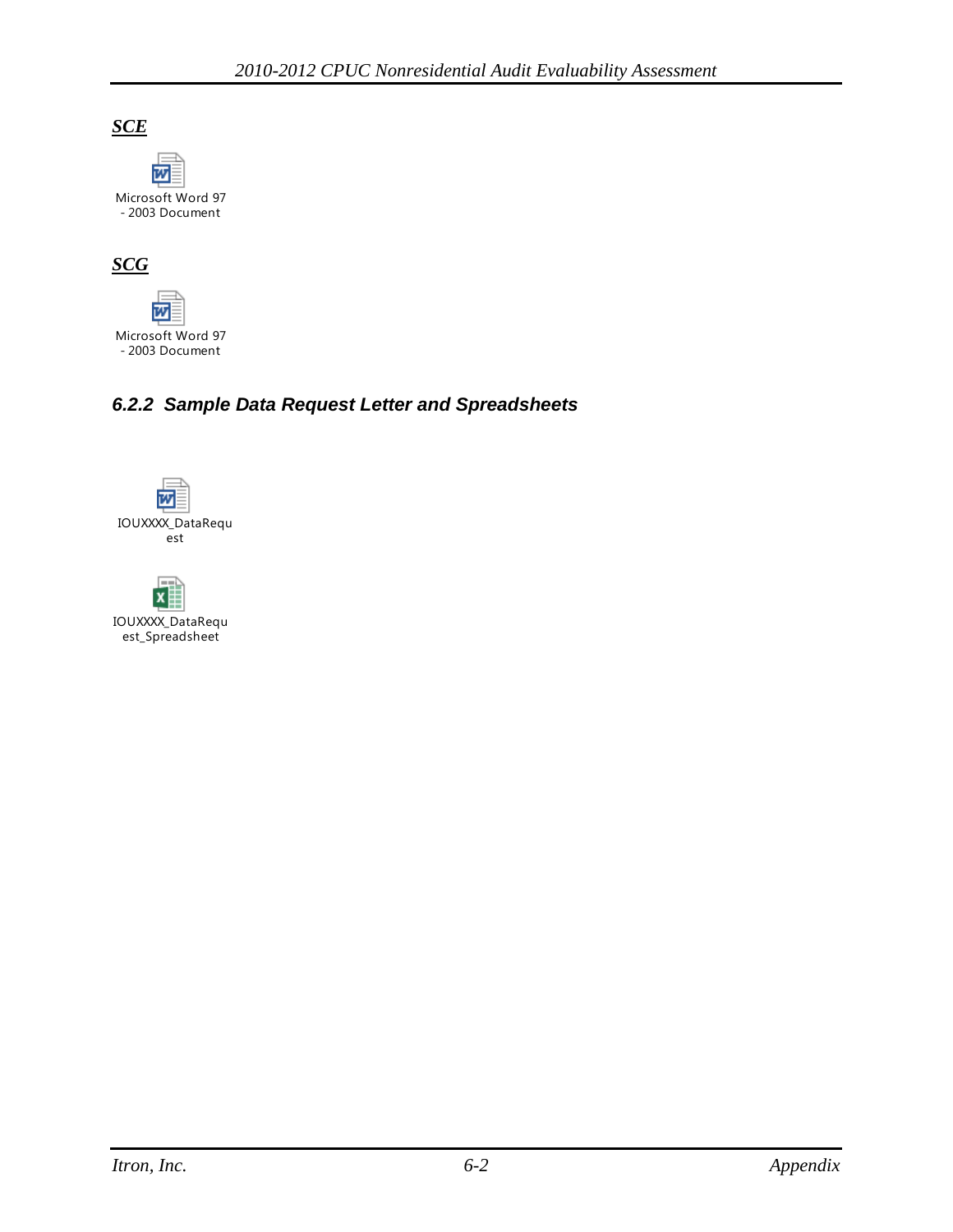***SCE***

Microsoft Word 97 - 2003 Document

***SCG***

Microsoft Word 97 - 2003 Document

### *6.2.2 Sample Data Request Letter and Spreadsheets*

IOUXXXX_DataRequest

IOUXXXX_DataRequest_Spreadsheet